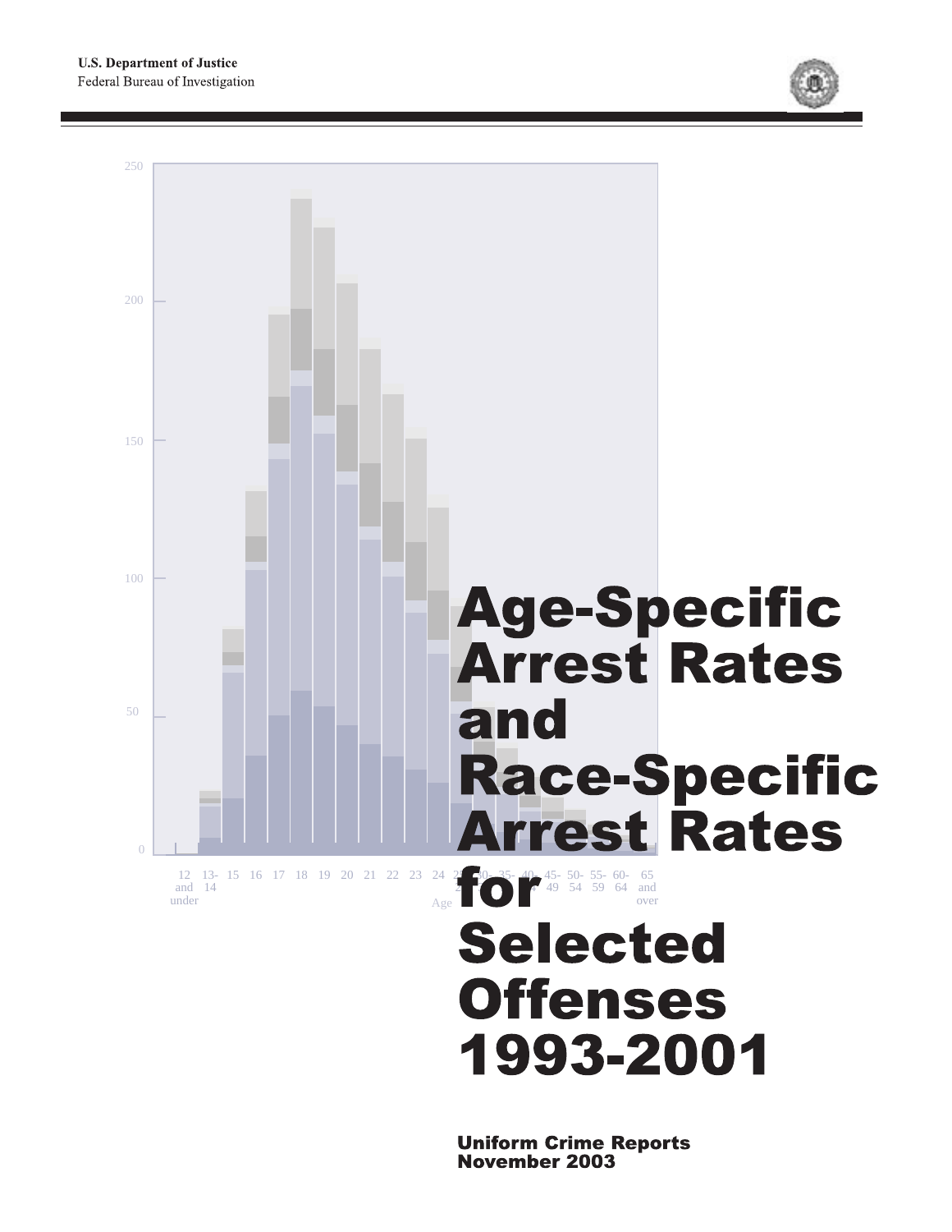U.S. Department of Justice
Federal Bureau of Investigation

# Age-Specific Arrest Rates and Race-Specific Arrest Rates for Selected Offenses 1993-2001

**Uniform Crime Reports**
**November 2003**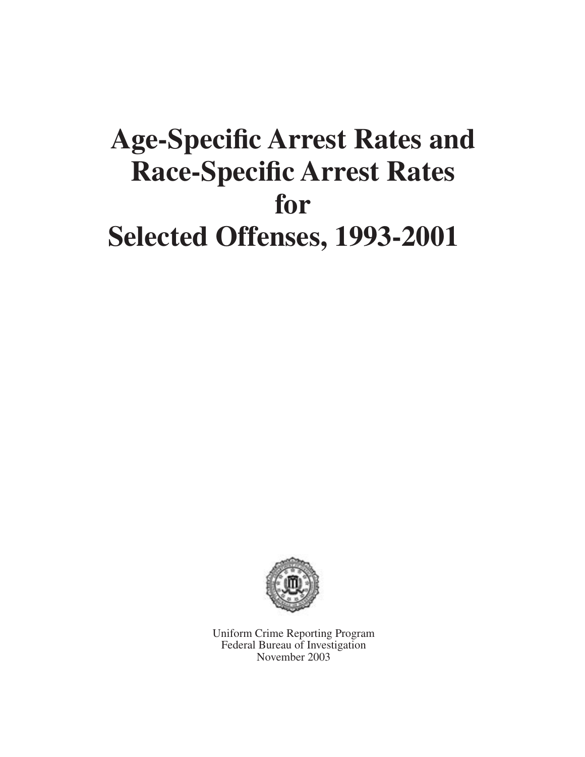# Age-Specific Arrest Rates and Race-Specific Arrest Rates for Selected Offenses, 1993-2001

Uniform Crime Reporting Program
Federal Bureau of Investigation
November 2003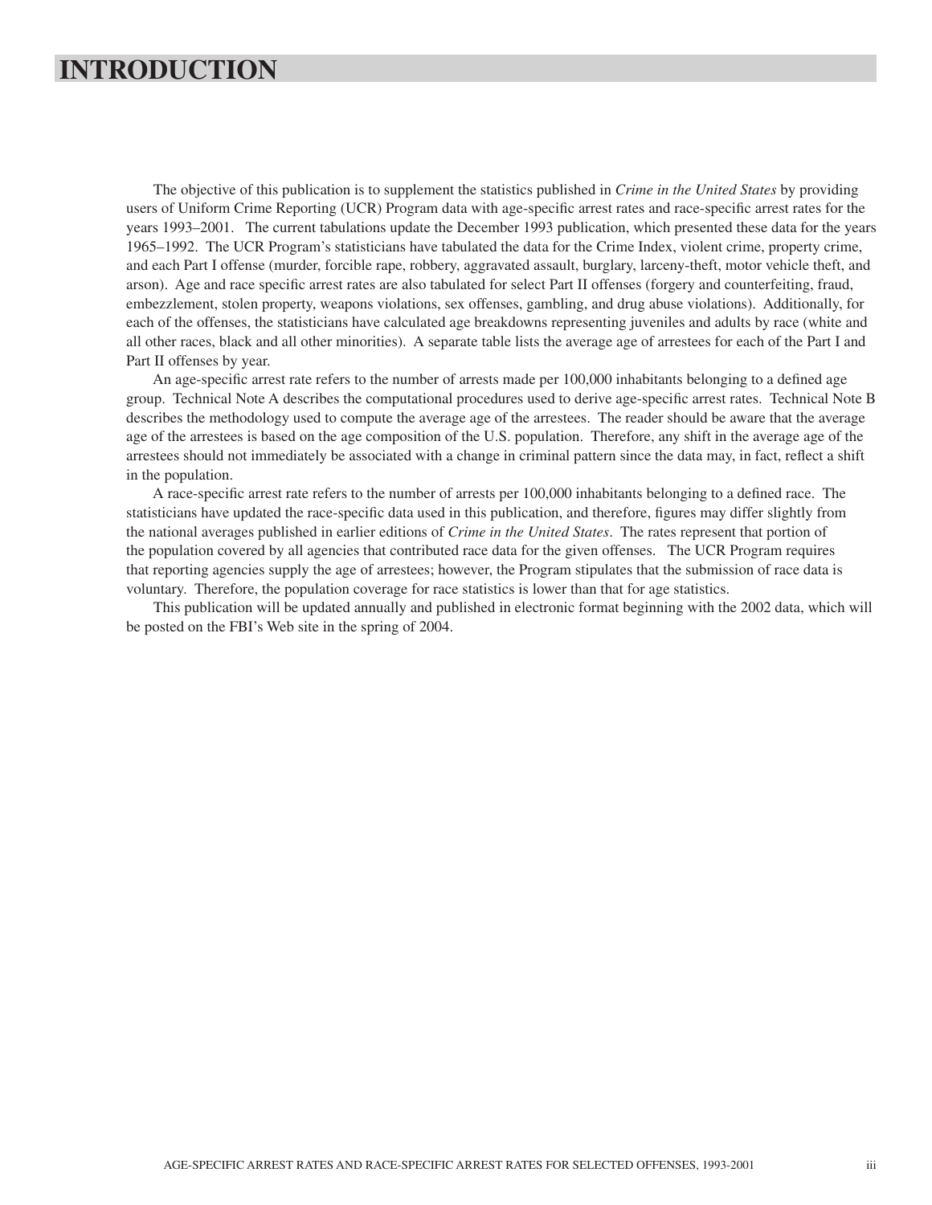# INTRODUCTION

The objective of this publication is to supplement the statistics published in *Crime in the United States* by providing users of Uniform Crime Reporting (UCR) Program data with age-specific arrest rates and race-specific arrest rates for the years 1993–2001. The current tabulations update the December 1993 publication, which presented these data for the years 1965–1992. The UCR Program's statisticians have tabulated the data for the Crime Index, violent crime, property crime, and each Part I offense (murder, forcible rape, robbery, aggravated assault, burglary, larceny-theft, motor vehicle theft, and arson). Age and race specific arrest rates are also tabulated for select Part II offenses (forgery and counterfeiting, fraud, embezzlement, stolen property, weapons violations, sex offenses, gambling, and drug abuse violations). Additionally, for each of the offenses, the statisticians have calculated age breakdowns representing juveniles and adults by race (white and all other races, black and all other minorities). A separate table lists the average age of arrestees for each of the Part I and Part II offenses by year.

An age-specific arrest rate refers to the number of arrests made per 100,000 inhabitants belonging to a defined age group. Technical Note A describes the computational procedures used to derive age-specific arrest rates. Technical Note B describes the methodology used to compute the average age of the arrestees. The reader should be aware that the average age of the arrestees is based on the age composition of the U.S. population. Therefore, any shift in the average age of the arrestees should not immediately be associated with a change in criminal pattern since the data may, in fact, reflect a shift in the population.

A race-specific arrest rate refers to the number of arrests per 100,000 inhabitants belonging to a defined race. The statisticians have updated the race-specific data used in this publication, and therefore, figures may differ slightly from the national averages published in earlier editions of *Crime in the United States*. The rates represent that portion of the population covered by all agencies that contributed race data for the given offenses. The UCR Program requires that reporting agencies supply the age of arrestees; however, the Program stipulates that the submission of race data is voluntary. Therefore, the population coverage for race statistics is lower than that for age statistics.

This publication will be updated annually and published in electronic format beginning with the 2002 data, which will be posted on the FBI's Web site in the spring of 2004.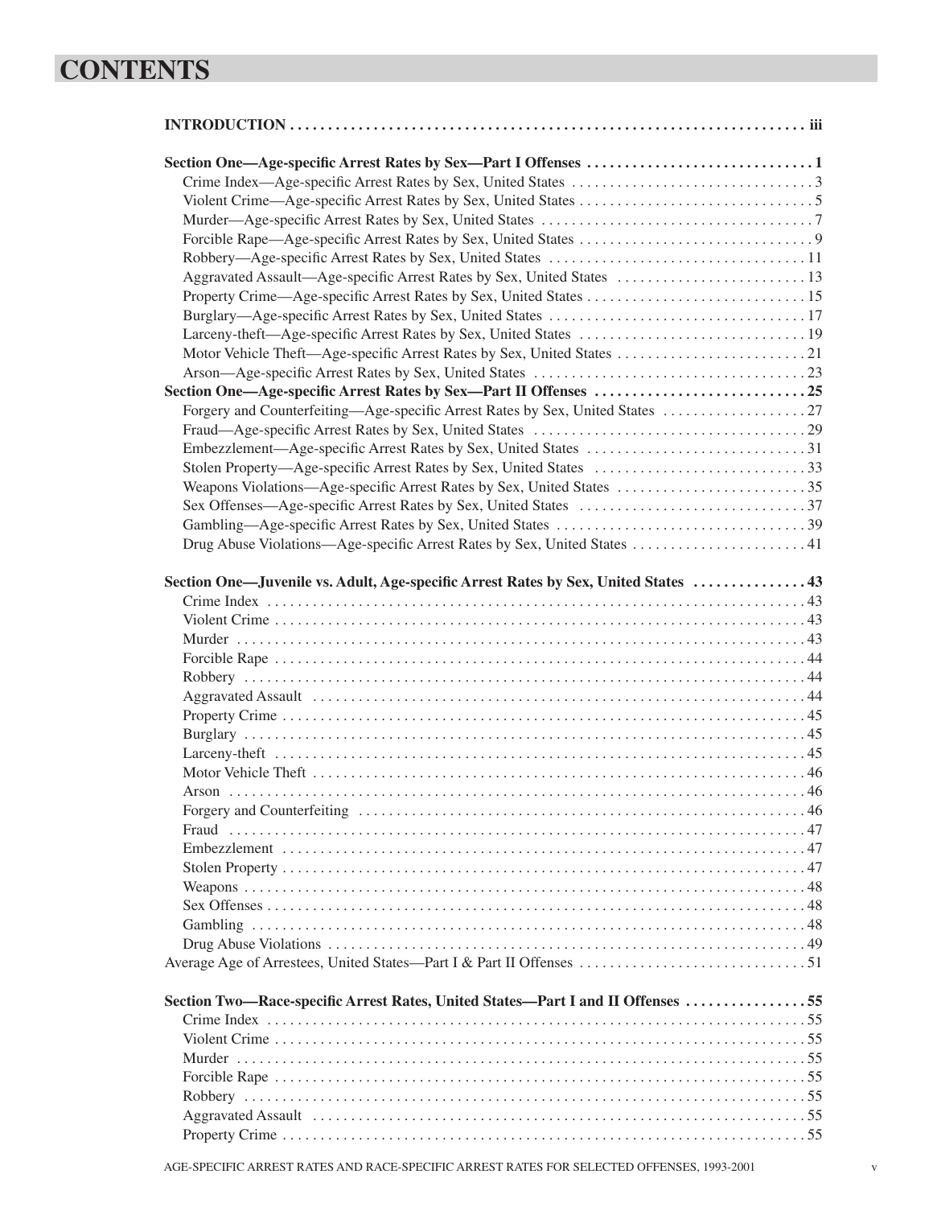# CONTENTS

**INTRODUCTION ... iii**

**Section One—Age-specific Arrest Rates by Sex—Part I Offenses ... 1**

- Crime Index—Age-specific Arrest Rates by Sex, United States ... 3
- Violent Crime—Age-specific Arrest Rates by Sex, United States ... 5
- Murder—Age-specific Arrest Rates by Sex, United States ... 7
- Forcible Rape—Age-specific Arrest Rates by Sex, United States ... 9
- Robbery—Age-specific Arrest Rates by Sex, United States ... 11
- Aggravated Assault—Age-specific Arrest Rates by Sex, United States ... 13
- Property Crime—Age-specific Arrest Rates by Sex, United States ... 15
- Burglary—Age-specific Arrest Rates by Sex, United States ... 17
- Larceny-theft—Age-specific Arrest Rates by Sex, United States ... 19
- Motor Vehicle Theft—Age-specific Arrest Rates by Sex, United States ... 21
- Arson—Age-specific Arrest Rates by Sex, United States ... 23

**Section One—Age-specific Arrest Rates by Sex—Part II Offenses ... 25**

- Forgery and Counterfeiting—Age-specific Arrest Rates by Sex, United States ... 27
- Fraud—Age-specific Arrest Rates by Sex, United States ... 29
- Embezzlement—Age-specific Arrest Rates by Sex, United States ... 31
- Stolen Property—Age-specific Arrest Rates by Sex, United States ... 33
- Weapons Violations—Age-specific Arrest Rates by Sex, United States ... 35
- Sex Offenses—Age-specific Arrest Rates by Sex, United States ... 37
- Gambling—Age-specific Arrest Rates by Sex, United States ... 39
- Drug Abuse Violations—Age-specific Arrest Rates by Sex, United States ... 41

**Section One—Juvenile vs. Adult, Age-specific Arrest Rates by Sex, United States ... 43**

- Crime Index ... 43
- Violent Crime ... 43
- Murder ... 43
- Forcible Rape ... 44
- Robbery ... 44
- Aggravated Assault ... 44
- Property Crime ... 45
- Burglary ... 45
- Larceny-theft ... 45
- Motor Vehicle Theft ... 46
- Arson ... 46
- Forgery and Counterfeiting ... 46
- Fraud ... 47
- Embezzlement ... 47
- Stolen Property ... 47
- Weapons ... 48
- Sex Offenses ... 48
- Gambling ... 48
- Drug Abuse Violations ... 49

Average Age of Arrestees, United States—Part I & Part II Offenses ... 51

**Section Two—Race-specific Arrest Rates, United States—Part I and II Offenses ... 55**

- Crime Index ... 55
- Violent Crime ... 55
- Murder ... 55
- Forcible Rape ... 55
- Robbery ... 55
- Aggravated Assault ... 55
- Property Crime ... 55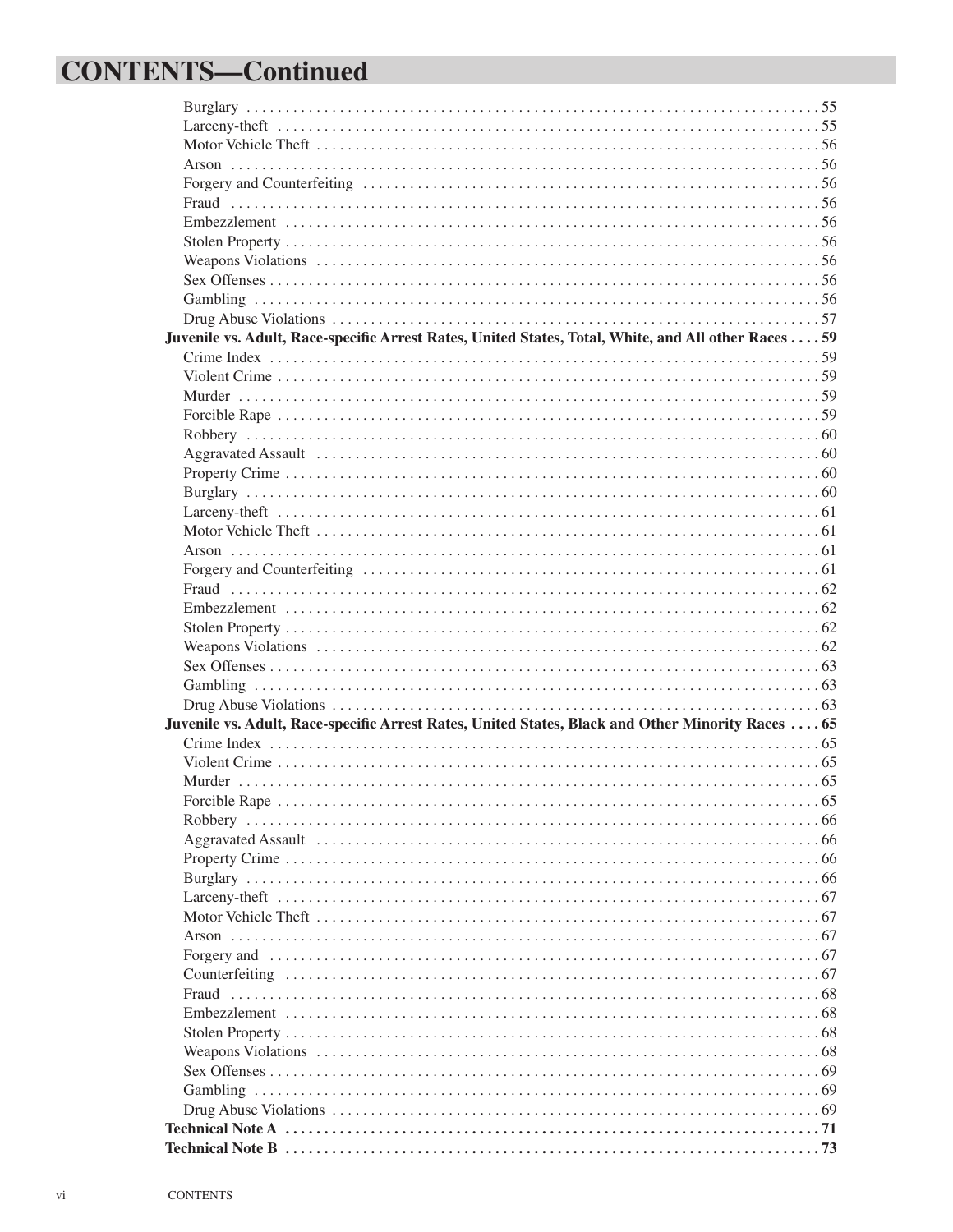# CONTENTS—Continued

- Burglary . . . . . . . . . . . . . . . . . . . . . . . . . . . . . . . . . . . . . . . . . . . . . . . . . . . . . . . . . . . . . . . . . . . . . 55
- Larceny-theft . . . . . . . . . . . . . . . . . . . . . . . . . . . . . . . . . . . . . . . . . . . . . . . . . . . . . . . . . . . . . . . . . . . 55
- Motor Vehicle Theft . . . . . . . . . . . . . . . . . . . . . . . . . . . . . . . . . . . . . . . . . . . . . . . . . . . . . . . . . . . . . . 56
- Arson . . . . . . . . . . . . . . . . . . . . . . . . . . . . . . . . . . . . . . . . . . . . . . . . . . . . . . . . . . . . . . . . . . . . . . . . 56
- Forgery and Counterfeiting . . . . . . . . . . . . . . . . . . . . . . . . . . . . . . . . . . . . . . . . . . . . . . . . . . . . . . . . 56
- Fraud . . . . . . . . . . . . . . . . . . . . . . . . . . . . . . . . . . . . . . . . . . . . . . . . . . . . . . . . . . . . . . . . . . . . . . . . 56
- Embezzlement . . . . . . . . . . . . . . . . . . . . . . . . . . . . . . . . . . . . . . . . . . . . . . . . . . . . . . . . . . . . . . . . . . 56
- Stolen Property . . . . . . . . . . . . . . . . . . . . . . . . . . . . . . . . . . . . . . . . . . . . . . . . . . . . . . . . . . . . . . . . . 56
- Weapons Violations . . . . . . . . . . . . . . . . . . . . . . . . . . . . . . . . . . . . . . . . . . . . . . . . . . . . . . . . . . . . . . 56
- Sex Offenses . . . . . . . . . . . . . . . . . . . . . . . . . . . . . . . . . . . . . . . . . . . . . . . . . . . . . . . . . . . . . . . . . . . 56
- Gambling . . . . . . . . . . . . . . . . . . . . . . . . . . . . . . . . . . . . . . . . . . . . . . . . . . . . . . . . . . . . . . . . . . . . . . 56
- Drug Abuse Violations . . . . . . . . . . . . . . . . . . . . . . . . . . . . . . . . . . . . . . . . . . . . . . . . . . . . . . . . . . . . 57

**Juvenile vs. Adult, Race-specific Arrest Rates, United States, Total, White, and All other Races . . . . 59**

- Crime Index . . . . . . . . . . . . . . . . . . . . . . . . . . . . . . . . . . . . . . . . . . . . . . . . . . . . . . . . . . . . . . . . . . . 59
- Violent Crime . . . . . . . . . . . . . . . . . . . . . . . . . . . . . . . . . . . . . . . . . . . . . . . . . . . . . . . . . . . . . . . . . . 59
- Murder . . . . . . . . . . . . . . . . . . . . . . . . . . . . . . . . . . . . . . . . . . . . . . . . . . . . . . . . . . . . . . . . . . . . . . . 59
- Forcible Rape . . . . . . . . . . . . . . . . . . . . . . . . . . . . . . . . . . . . . . . . . . . . . . . . . . . . . . . . . . . . . . . . . . 59
- Robbery . . . . . . . . . . . . . . . . . . . . . . . . . . . . . . . . . . . . . . . . . . . . . . . . . . . . . . . . . . . . . . . . . . . . . . 60
- Aggravated Assault . . . . . . . . . . . . . . . . . . . . . . . . . . . . . . . . . . . . . . . . . . . . . . . . . . . . . . . . . . . . . . 60
- Property Crime . . . . . . . . . . . . . . . . . . . . . . . . . . . . . . . . . . . . . . . . . . . . . . . . . . . . . . . . . . . . . . . . . 60
- Burglary . . . . . . . . . . . . . . . . . . . . . . . . . . . . . . . . . . . . . . . . . . . . . . . . . . . . . . . . . . . . . . . . . . . . . 60
- Larceny-theft . . . . . . . . . . . . . . . . . . . . . . . . . . . . . . . . . . . . . . . . . . . . . . . . . . . . . . . . . . . . . . . . . . 61
- Motor Vehicle Theft . . . . . . . . . . . . . . . . . . . . . . . . . . . . . . . . . . . . . . . . . . . . . . . . . . . . . . . . . . . . . . 61
- Arson . . . . . . . . . . . . . . . . . . . . . . . . . . . . . . . . . . . . . . . . . . . . . . . . . . . . . . . . . . . . . . . . . . . . . . . . 61
- Forgery and Counterfeiting . . . . . . . . . . . . . . . . . . . . . . . . . . . . . . . . . . . . . . . . . . . . . . . . . . . . . . . . 61
- Fraud . . . . . . . . . . . . . . . . . . . . . . . . . . . . . . . . . . . . . . . . . . . . . . . . . . . . . . . . . . . . . . . . . . . . . . . . 62
- Embezzlement . . . . . . . . . . . . . . . . . . . . . . . . . . . . . . . . . . . . . . . . . . . . . . . . . . . . . . . . . . . . . . . . . . 62
- Stolen Property . . . . . . . . . . . . . . . . . . . . . . . . . . . . . . . . . . . . . . . . . . . . . . . . . . . . . . . . . . . . . . . . . 62
- Weapons Violations . . . . . . . . . . . . . . . . . . . . . . . . . . . . . . . . . . . . . . . . . . . . . . . . . . . . . . . . . . . . . . 62
- Sex Offenses . . . . . . . . . . . . . . . . . . . . . . . . . . . . . . . . . . . . . . . . . . . . . . . . . . . . . . . . . . . . . . . . . . . 63
- Gambling . . . . . . . . . . . . . . . . . . . . . . . . . . . . . . . . . . . . . . . . . . . . . . . . . . . . . . . . . . . . . . . . . . . . . . 63
- Drug Abuse Violations . . . . . . . . . . . . . . . . . . . . . . . . . . . . . . . . . . . . . . . . . . . . . . . . . . . . . . . . . . . . 63

**Juvenile vs. Adult, Race-specific Arrest Rates, United States, Black and Other Minority Races . . . . 65**

- Crime Index . . . . . . . . . . . . . . . . . . . . . . . . . . . . . . . . . . . . . . . . . . . . . . . . . . . . . . . . . . . . . . . . . . . 65
- Violent Crime . . . . . . . . . . . . . . . . . . . . . . . . . . . . . . . . . . . . . . . . . . . . . . . . . . . . . . . . . . . . . . . . . . 65
- Murder . . . . . . . . . . . . . . . . . . . . . . . . . . . . . . . . . . . . . . . . . . . . . . . . . . . . . . . . . . . . . . . . . . . . . . . 65
- Forcible Rape . . . . . . . . . . . . . . . . . . . . . . . . . . . . . . . . . . . . . . . . . . . . . . . . . . . . . . . . . . . . . . . . . . 65
- Robbery . . . . . . . . . . . . . . . . . . . . . . . . . . . . . . . . . . . . . . . . . . . . . . . . . . . . . . . . . . . . . . . . . . . . . . 66
- Aggravated Assault . . . . . . . . . . . . . . . . . . . . . . . . . . . . . . . . . . . . . . . . . . . . . . . . . . . . . . . . . . . . . . 66
- Property Crime . . . . . . . . . . . . . . . . . . . . . . . . . . . . . . . . . . . . . . . . . . . . . . . . . . . . . . . . . . . . . . . . . 66
- Burglary . . . . . . . . . . . . . . . . . . . . . . . . . . . . . . . . . . . . . . . . . . . . . . . . . . . . . . . . . . . . . . . . . . . . . 66
- Larceny-theft . . . . . . . . . . . . . . . . . . . . . . . . . . . . . . . . . . . . . . . . . . . . . . . . . . . . . . . . . . . . . . . . . . 67
- Motor Vehicle Theft . . . . . . . . . . . . . . . . . . . . . . . . . . . . . . . . . . . . . . . . . . . . . . . . . . . . . . . . . . . . . . 67
- Arson . . . . . . . . . . . . . . . . . . . . . . . . . . . . . . . . . . . . . . . . . . . . . . . . . . . . . . . . . . . . . . . . . . . . . . . . 67
- Forgery and . . . . . . . . . . . . . . . . . . . . . . . . . . . . . . . . . . . . . . . . . . . . . . . . . . . . . . . . . . . . . . . . . . . 67
- Counterfeiting . . . . . . . . . . . . . . . . . . . . . . . . . . . . . . . . . . . . . . . . . . . . . . . . . . . . . . . . . . . . . . . . . 67
- Fraud . . . . . . . . . . . . . . . . . . . . . . . . . . . . . . . . . . . . . . . . . . . . . . . . . . . . . . . . . . . . . . . . . . . . . . . . 68
- Embezzlement . . . . . . . . . . . . . . . . . . . . . . . . . . . . . . . . . . . . . . . . . . . . . . . . . . . . . . . . . . . . . . . . . . 68
- Stolen Property . . . . . . . . . . . . . . . . . . . . . . . . . . . . . . . . . . . . . . . . . . . . . . . . . . . . . . . . . . . . . . . . . 68
- Weapons Violations . . . . . . . . . . . . . . . . . . . . . . . . . . . . . . . . . . . . . . . . . . . . . . . . . . . . . . . . . . . . . . 68
- Sex Offenses . . . . . . . . . . . . . . . . . . . . . . . . . . . . . . . . . . . . . . . . . . . . . . . . . . . . . . . . . . . . . . . . . . . 69
- Gambling . . . . . . . . . . . . . . . . . . . . . . . . . . . . . . . . . . . . . . . . . . . . . . . . . . . . . . . . . . . . . . . . . . . . . . 69
- Drug Abuse Violations . . . . . . . . . . . . . . . . . . . . . . . . . . . . . . . . . . . . . . . . . . . . . . . . . . . . . . . . . . . . 69

**Technical Note A . . . . . . . . . . . . . . . . . . . . . . . . . . . . . . . . . . . . . . . . . . . . . . . . . . . . . . . . . . . . . . . . . 71**

**Technical Note B . . . . . . . . . . . . . . . . . . . . . . . . . . . . . . . . . . . . . . . . . . . . . . . . . . . . . . . . . . . . . . . . . 73**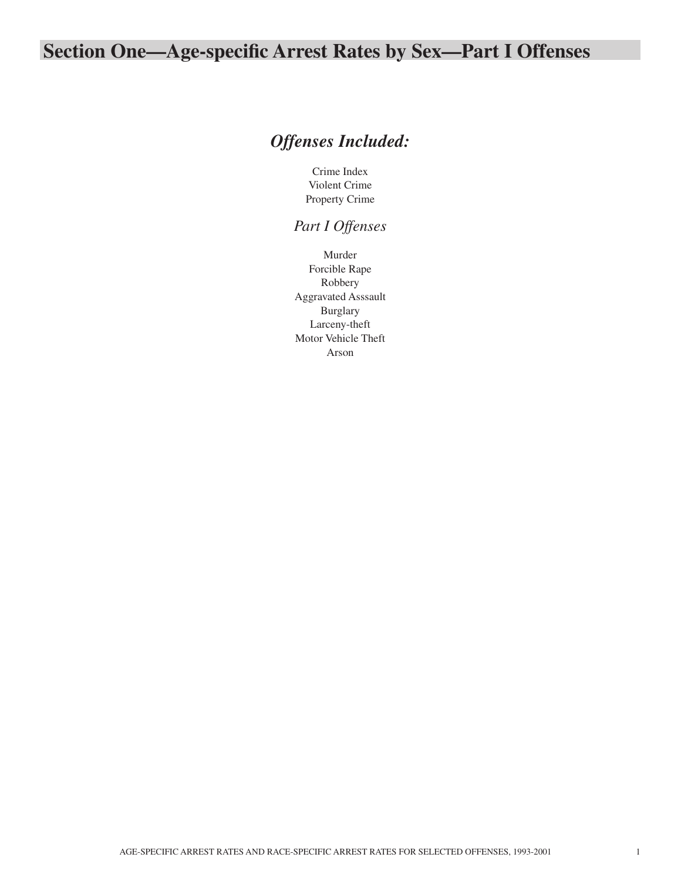# Section One—Age-specific Arrest Rates by Sex—Part I Offenses

## *Offenses Included:*

Crime Index
Violent Crime
Property Crime

### *Part I Offenses*

Murder
Forcible Rape
Robbery
Aggravated Asssault
Burglary
Larceny-theft
Motor Vehicle Theft
Arson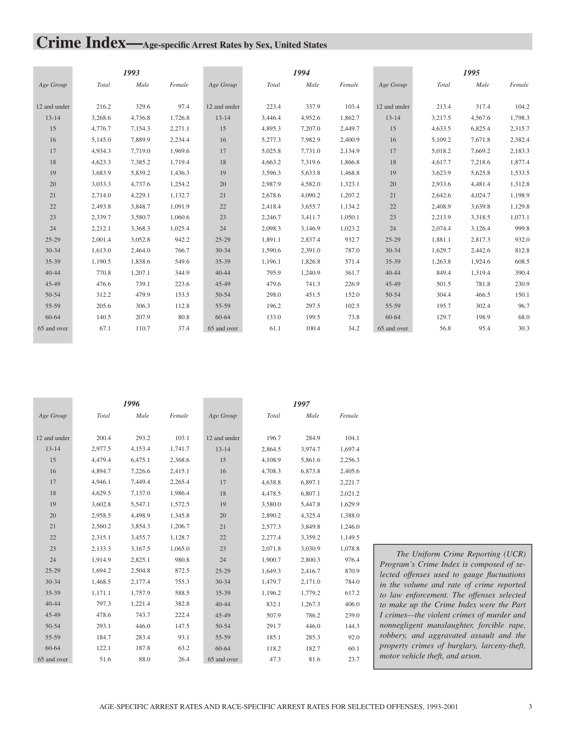# Crime Index—Age-specific Arrest Rates by Sex, United States

| | 1993 | | | 1994 | | | 1995 | | |
|---|---|---|---|---|---|---|---|---|---|
| Age Group | Total | Male | Female | Total | Male | Female | Total | Male | Female |
| 12 and under | 216.2 | 329.6 | 97.4 | 223.4 | 337.9 | 103.4 | 213.4 | 317.4 | 104.2 |
| 13-14 | 3,268.6 | 4,736.8 | 1,726.8 | 3,446.4 | 4,952.6 | 1,862.7 | 3,217.5 | 4,567.6 | 1,798.3 |
| 15 | 4,776.7 | 7,154.3 | 2,271.1 | 4,895.3 | 7,207.0 | 2,449.7 | 4,633.5 | 6,825.4 | 2,315.7 |
| 16 | 5,145.0 | 7,889.9 | 2,234.4 | 5,277.3 | 7,982.9 | 2,400.9 | 5,109.2 | 7,671.8 | 2,382.4 |
| 17 | 4,934.3 | 7,719.0 | 1,969.6 | 5,025.8 | 7,731.0 | 2,134.9 | 5,018.2 | 7,669.2 | 2,183.3 |
| 18 | 4,623.3 | 7,385.2 | 1,719.4 | 4,663.2 | 7,319.6 | 1,866.8 | 4,617.7 | 7,218.6 | 1,877.4 |
| 19 | 3,683.9 | 5,839.2 | 1,436.3 | 3,596.3 | 5,633.8 | 1,468.8 | 3,623.9 | 5,625.8 | 1,533.5 |
| 20 | 3,033.3 | 4,737.6 | 1,254.2 | 2,987.9 | 4,582.0 | 1,323.1 | 2,933.6 | 4,481.4 | 1,312.8 |
| 21 | 2,714.0 | 4,229.1 | 1,132.7 | 2,678.6 | 4,090.2 | 1,207.2 | 2,642.6 | 4,024.7 | 1,198.9 |
| 22 | 2,493.8 | 3,848.7 | 1,091.9 | 2,418.4 | 3,655.7 | 1,134.2 | 2,408.9 | 3,639.8 | 1,129.8 |
| 23 | 2,339.7 | 3,580.7 | 1,060.6 | 2,246.7 | 3,411.7 | 1,050.1 | 2,213.9 | 3,318.5 | 1,073.1 |
| 24 | 2,212.1 | 3,368.3 | 1,025.4 | 2,098.3 | 3,146.9 | 1,023.2 | 2,074.4 | 3,126.4 | 999.8 |
| 25-29 | 2,001.4 | 3,052.8 | 942.2 | 1,891.1 | 2,837.4 | 932.7 | 1,881.1 | 2,817.3 | 932.0 |
| 30-34 | 1,613.0 | 2,464.0 | 766.7 | 1,590.6 | 2,391.0 | 787.0 | 1,629.7 | 2,442.6 | 812.8 |
| 35-39 | 1,190.5 | 1,838.6 | 549.6 | 1,196.1 | 1,826.8 | 571.4 | 1,263.8 | 1,924.6 | 608.5 |
| 40-44 | 770.8 | 1,207.1 | 344.9 | 795.9 | 1,240.9 | 361.7 | 849.4 | 1,319.4 | 390.4 |
| 45-49 | 476.6 | 739.1 | 223.6 | 479.6 | 741.3 | 226.9 | 501.5 | 781.8 | 230.9 |
| 50-54 | 312.2 | 479.9 | 153.5 | 298.0 | 451.5 | 152.0 | 304.4 | 466.5 | 150.1 |
| 55-59 | 205.6 | 306.3 | 112.8 | 196.2 | 297.5 | 102.5 | 195.7 | 302.4 | 96.7 |
| 60-64 | 140.5 | 207.9 | 80.8 | 133.0 | 199.5 | 73.8 | 129.7 | 198.9 | 68.0 |
| 65 and over | 67.1 | 110.7 | 37.4 | 61.1 | 100.4 | 34.2 | 56.8 | 95.4 | 30.3 |

| | 1996 | | | 1997 | | |
|---|---|---|---|---|---|---|
| Age Group | Total | Male | Female | Total | Male | Female |
| 12 and under | 200.4 | 293.2 | 103.1 | 196.7 | 284.9 | 104.1 |
| 13-14 | 2,977.5 | 4,153.4 | 1,741.7 | 2,864.5 | 3,974.7 | 1,697.4 |
| 15 | 4,479.4 | 6,475.1 | 2,368.6 | 4,108.9 | 5,861.6 | 2,256.3 |
| 16 | 4,894.7 | 7,226.6 | 2,415.1 | 4,708.3 | 6,873.8 | 2,405.6 |
| 17 | 4,946.1 | 7,449.4 | 2,265.4 | 4,638.8 | 6,897.1 | 2,221.7 |
| 18 | 4,629.5 | 7,137.0 | 1,986.4 | 4,478.5 | 6,807.1 | 2,021.2 |
| 19 | 3,602.8 | 5,547.1 | 1,572.5 | 3,580.0 | 5,447.8 | 1,629.9 |
| 20 | 2,958.5 | 4,498.9 | 1,345.8 | 2,890.2 | 4,325.4 | 1,388.0 |
| 21 | 2,560.2 | 3,854.3 | 1,206.7 | 2,577.3 | 3,849.8 | 1,246.0 |
| 22 | 2,315.1 | 3,455.7 | 1,128.7 | 2,277.4 | 3,359.2 | 1,149.5 |
| 23 | 2,133.3 | 3,167.5 | 1,065.0 | 2,071.8 | 3,030.9 | 1,078.8 |
| 24 | 1,914.9 | 2,825.1 | 980.8 | 1,900.7 | 2,800.3 | 976.4 |
| 25-29 | 1,694.2 | 2,504.8 | 872.5 | 1,649.3 | 2,416.7 | 870.9 |
| 30-34 | 1,468.5 | 2,177.4 | 755.3 | 1,479.7 | 2,171.0 | 784.0 |
| 35-39 | 1,171.1 | 1,757.9 | 588.5 | 1,196.2 | 1,779.2 | 617.2 |
| 40-44 | 797.3 | 1,221.4 | 382.8 | 832.1 | 1,267.3 | 406.0 |
| 45-49 | 478.6 | 743.7 | 222.4 | 507.9 | 786.2 | 239.0 |
| 50-54 | 293.1 | 446.0 | 147.5 | 291.7 | 446.0 | 144.3 |
| 55-59 | 184.7 | 283.4 | 93.1 | 185.1 | 285.3 | 92.0 |
| 60-64 | 122.1 | 187.8 | 63.2 | 118.2 | 182.7 | 60.1 |
| 65 and over | 51.6 | 88.0 | 26.4 | 47.3 | 81.6 | 23.7 |

*The Uniform Crime Reporting (UCR) Program's Crime Index is composed of selected offenses used to gauge fluctuations in the volume and rate of crime reported to law enforcement. The offenses selected to make up the Crime Index were the Part I crimes—the violent crimes of murder and nonnegligent manslaughter, forcible rape, robbery, and aggravated assault and the property crimes of burglary, larceny-theft, motor vehicle theft, and arson.*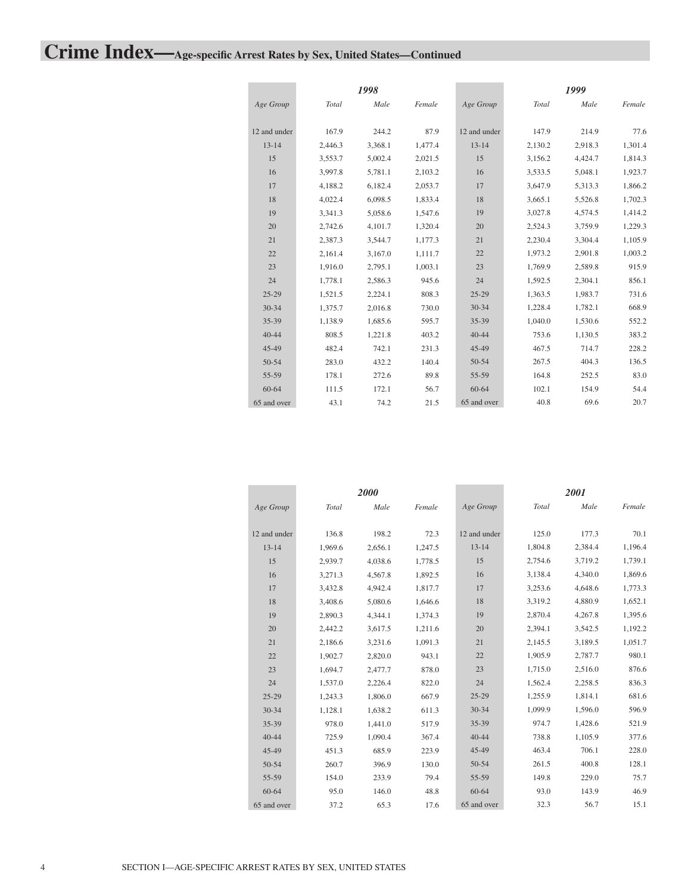# Crime Index—Age-specific Arrest Rates by Sex, United States—Continued

| Age Group | 1998 Total | 1998 Male | 1998 Female | Age Group | 1999 Total | 1999 Male | 1999 Female |
|---|---|---|---|---|---|---|---|
| 12 and under | 167.9 | 244.2 | 87.9 | 12 and under | 147.9 | 214.9 | 77.6 |
| 13-14 | 2,446.3 | 3,368.1 | 1,477.4 | 13-14 | 2,130.2 | 2,918.3 | 1,301.4 |
| 15 | 3,553.7 | 5,002.4 | 2,021.5 | 15 | 3,156.2 | 4,424.7 | 1,814.3 |
| 16 | 3,997.8 | 5,781.1 | 2,103.2 | 16 | 3,533.5 | 5,048.1 | 1,923.7 |
| 17 | 4,188.2 | 6,182.4 | 2,053.7 | 17 | 3,647.9 | 5,313.3 | 1,866.2 |
| 18 | 4,022.4 | 6,098.5 | 1,833.4 | 18 | 3,665.1 | 5,526.8 | 1,702.3 |
| 19 | 3,341.3 | 5,058.6 | 1,547.6 | 19 | 3,027.8 | 4,574.5 | 1,414.2 |
| 20 | 2,742.6 | 4,101.7 | 1,320.4 | 20 | 2,524.3 | 3,759.9 | 1,229.3 |
| 21 | 2,387.3 | 3,544.7 | 1,177.3 | 21 | 2,230.4 | 3,304.4 | 1,105.9 |
| 22 | 2,161.4 | 3,167.0 | 1,111.7 | 22 | 1,973.2 | 2,901.8 | 1,003.2 |
| 23 | 1,916.0 | 2,795.1 | 1,003.1 | 23 | 1,769.9 | 2,589.8 | 915.9 |
| 24 | 1,778.1 | 2,586.3 | 945.6 | 24 | 1,592.5 | 2,304.1 | 856.1 |
| 25-29 | 1,521.5 | 2,224.1 | 808.3 | 25-29 | 1,363.5 | 1,983.7 | 731.6 |
| 30-34 | 1,375.7 | 2,016.8 | 730.0 | 30-34 | 1,228.4 | 1,782.1 | 668.9 |
| 35-39 | 1,138.9 | 1,685.6 | 595.7 | 35-39 | 1,040.0 | 1,530.6 | 552.2 |
| 40-44 | 808.5 | 1,221.8 | 403.2 | 40-44 | 753.6 | 1,130.5 | 383.2 |
| 45-49 | 482.4 | 742.1 | 231.3 | 45-49 | 467.5 | 714.7 | 228.2 |
| 50-54 | 283.0 | 432.2 | 140.4 | 50-54 | 267.5 | 404.3 | 136.5 |
| 55-59 | 178.1 | 272.6 | 89.8 | 55-59 | 164.8 | 252.5 | 83.0 |
| 60-64 | 111.5 | 172.1 | 56.7 | 60-64 | 102.1 | 154.9 | 54.4 |
| 65 and over | 43.1 | 74.2 | 21.5 | 65 and over | 40.8 | 69.6 | 20.7 |

| Age Group | 2000 Total | 2000 Male | 2000 Female | Age Group | 2001 Total | 2001 Male | 2001 Female |
|---|---|---|---|---|---|---|---|
| 12 and under | 136.8 | 198.2 | 72.3 | 12 and under | 125.0 | 177.3 | 70.1 |
| 13-14 | 1,969.6 | 2,656.1 | 1,247.5 | 13-14 | 1,804.8 | 2,384.4 | 1,196.4 |
| 15 | 2,939.7 | 4,038.6 | 1,778.5 | 15 | 2,754.6 | 3,719.2 | 1,739.1 |
| 16 | 3,271.3 | 4,567.8 | 1,892.5 | 16 | 3,138.4 | 4,340.0 | 1,869.6 |
| 17 | 3,432.8 | 4,942.4 | 1,817.7 | 17 | 3,253.6 | 4,648.6 | 1,773.3 |
| 18 | 3,408.6 | 5,080.6 | 1,646.6 | 18 | 3,319.2 | 4,880.9 | 1,652.1 |
| 19 | 2,890.3 | 4,344.1 | 1,374.3 | 19 | 2,870.4 | 4,267.8 | 1,395.6 |
| 20 | 2,442.2 | 3,617.5 | 1,211.6 | 20 | 2,394.1 | 3,542.5 | 1,192.2 |
| 21 | 2,186.6 | 3,231.6 | 1,091.3 | 21 | 2,145.5 | 3,189.5 | 1,051.7 |
| 22 | 1,902.7 | 2,820.0 | 943.1 | 22 | 1,905.9 | 2,787.7 | 980.1 |
| 23 | 1,694.7 | 2,477.7 | 878.0 | 23 | 1,715.0 | 2,516.0 | 876.6 |
| 24 | 1,537.0 | 2,226.4 | 822.0 | 24 | 1,562.4 | 2,258.5 | 836.3 |
| 25-29 | 1,243.3 | 1,806.0 | 667.9 | 25-29 | 1,255.9 | 1,814.1 | 681.6 |
| 30-34 | 1,128.1 | 1,638.2 | 611.3 | 30-34 | 1,099.9 | 1,596.0 | 596.9 |
| 35-39 | 978.0 | 1,441.0 | 517.9 | 35-39 | 974.7 | 1,428.6 | 521.9 |
| 40-44 | 725.9 | 1,090.4 | 367.4 | 40-44 | 738.8 | 1,105.9 | 377.6 |
| 45-49 | 451.3 | 685.9 | 223.9 | 45-49 | 463.4 | 706.1 | 228.0 |
| 50-54 | 260.7 | 396.9 | 130.0 | 50-54 | 261.5 | 400.8 | 128.1 |
| 55-59 | 154.0 | 233.9 | 79.4 | 55-59 | 149.8 | 229.0 | 75.7 |
| 60-64 | 95.0 | 146.0 | 48.8 | 60-64 | 93.0 | 143.9 | 46.9 |
| 65 and over | 37.2 | 65.3 | 17.6 | 65 and over | 32.3 | 56.7 | 15.1 |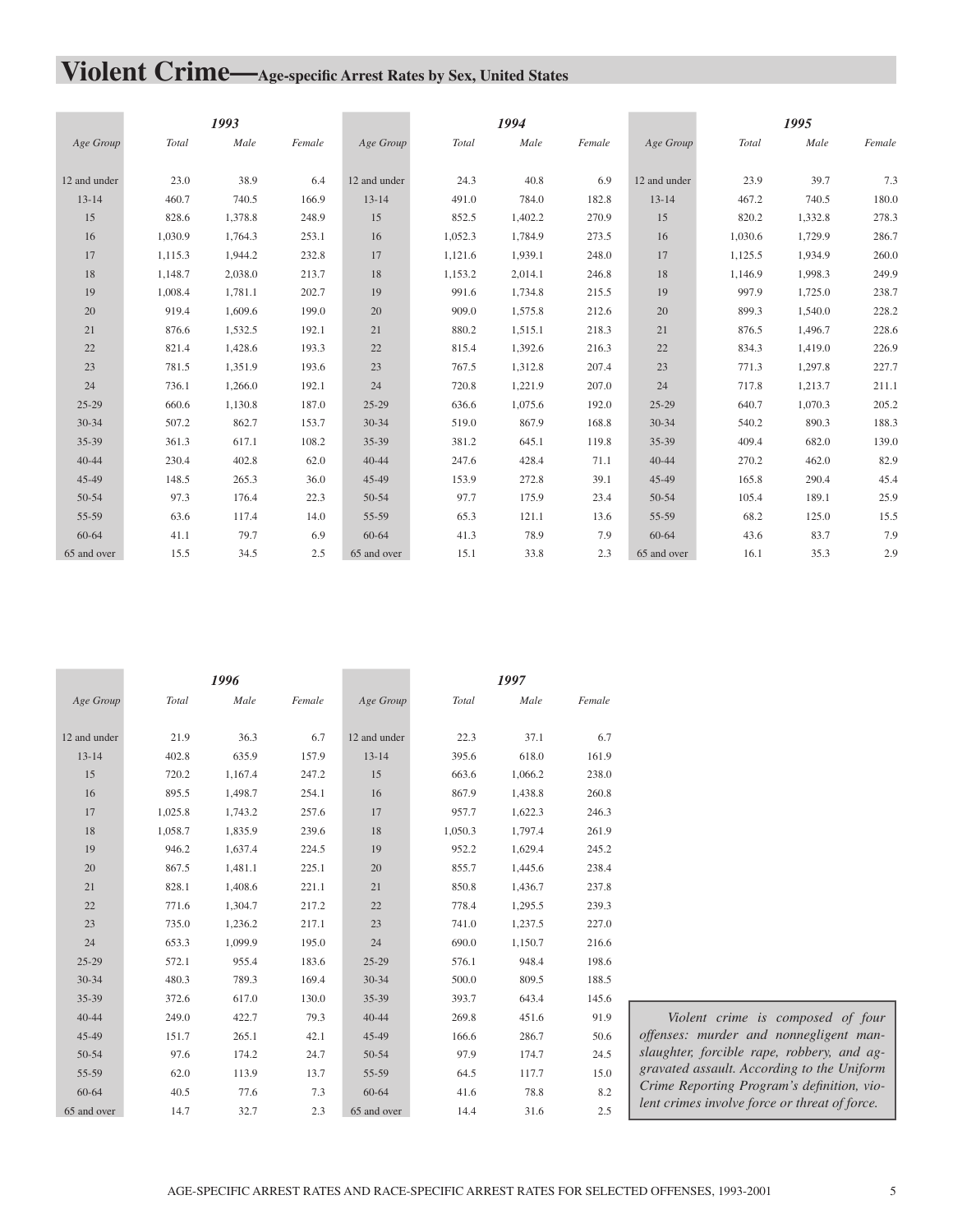# Violent Crime—Age-specific Arrest Rates by Sex, United States

| | 1993 | | | | 1994 | | | | 1995 | | |
|---|---|---|---|---|---|---|---|---|---|---|---|
| *Age Group* | *Total* | *Male* | *Female* | *Age Group* | *Total* | *Male* | *Female* | *Age Group* | *Total* | *Male* | *Female* |
| 12 and under | 23.0 | 38.9 | 6.4 | 12 and under | 24.3 | 40.8 | 6.9 | 12 and under | 23.9 | 39.7 | 7.3 |
| 13-14 | 460.7 | 740.5 | 166.9 | 13-14 | 491.0 | 784.0 | 182.8 | 13-14 | 467.2 | 740.5 | 180.0 |
| 15 | 828.6 | 1,378.8 | 248.9 | 15 | 852.5 | 1,402.2 | 270.9 | 15 | 820.2 | 1,332.8 | 278.3 |
| 16 | 1,030.9 | 1,764.3 | 253.1 | 16 | 1,052.3 | 1,784.9 | 273.5 | 16 | 1,030.6 | 1,729.9 | 286.7 |
| 17 | 1,115.3 | 1,944.2 | 232.8 | 17 | 1,121.6 | 1,939.1 | 248.0 | 17 | 1,125.5 | 1,934.9 | 260.0 |
| 18 | 1,148.7 | 2,038.0 | 213.7 | 18 | 1,153.2 | 2,014.1 | 246.8 | 18 | 1,146.9 | 1,998.3 | 249.9 |
| 19 | 1,008.4 | 1,781.1 | 202.7 | 19 | 991.6 | 1,734.8 | 215.5 | 19 | 997.9 | 1,725.0 | 238.7 |
| 20 | 919.4 | 1,609.6 | 199.0 | 20 | 909.0 | 1,575.8 | 212.6 | 20 | 899.3 | 1,540.0 | 228.2 |
| 21 | 876.6 | 1,532.5 | 192.1 | 21 | 880.2 | 1,515.1 | 218.3 | 21 | 876.5 | 1,496.7 | 228.6 |
| 22 | 821.4 | 1,428.6 | 193.3 | 22 | 815.4 | 1,392.6 | 216.3 | 22 | 834.3 | 1,419.0 | 226.9 |
| 23 | 781.5 | 1,351.9 | 193.6 | 23 | 767.5 | 1,312.8 | 207.4 | 23 | 771.3 | 1,297.8 | 227.7 |
| 24 | 736.1 | 1,266.0 | 192.1 | 24 | 720.8 | 1,221.9 | 207.0 | 24 | 717.8 | 1,213.7 | 211.1 |
| 25-29 | 660.6 | 1,130.8 | 187.0 | 25-29 | 636.6 | 1,075.6 | 192.0 | 25-29 | 640.7 | 1,070.3 | 205.2 |
| 30-34 | 507.2 | 862.7 | 153.7 | 30-34 | 519.0 | 867.9 | 168.8 | 30-34 | 540.2 | 890.3 | 188.3 |
| 35-39 | 361.3 | 617.1 | 108.2 | 35-39 | 381.2 | 645.1 | 119.8 | 35-39 | 409.4 | 682.0 | 139.0 |
| 40-44 | 230.4 | 402.8 | 62.0 | 40-44 | 247.6 | 428.4 | 71.1 | 40-44 | 270.2 | 462.0 | 82.9 |
| 45-49 | 148.5 | 265.3 | 36.0 | 45-49 | 153.9 | 272.8 | 39.1 | 45-49 | 165.8 | 290.4 | 45.4 |
| 50-54 | 97.3 | 176.4 | 22.3 | 50-54 | 97.7 | 175.9 | 23.4 | 50-54 | 105.4 | 189.1 | 25.9 |
| 55-59 | 63.6 | 117.4 | 14.0 | 55-59 | 65.3 | 121.1 | 13.6 | 55-59 | 68.2 | 125.0 | 15.5 |
| 60-64 | 41.1 | 79.7 | 6.9 | 60-64 | 41.3 | 78.9 | 7.9 | 60-64 | 43.6 | 83.7 | 7.9 |
| 65 and over | 15.5 | 34.5 | 2.5 | 65 and over | 15.1 | 33.8 | 2.3 | 65 and over | 16.1 | 35.3 | 2.9 |

| | 1996 | | | | 1997 | | |
|---|---|---|---|---|---|---|---|
| *Age Group* | *Total* | *Male* | *Female* | *Age Group* | *Total* | *Male* | *Female* |
| 12 and under | 21.9 | 36.3 | 6.7 | 12 and under | 22.3 | 37.1 | 6.7 |
| 13-14 | 402.8 | 635.9 | 157.9 | 13-14 | 395.6 | 618.0 | 161.9 |
| 15 | 720.2 | 1,167.4 | 247.2 | 15 | 663.6 | 1,066.2 | 238.0 |
| 16 | 895.5 | 1,498.7 | 254.1 | 16 | 867.9 | 1,438.8 | 260.8 |
| 17 | 1,025.8 | 1,743.2 | 257.6 | 17 | 957.7 | 1,622.3 | 246.3 |
| 18 | 1,058.7 | 1,835.9 | 239.6 | 18 | 1,050.3 | 1,797.4 | 261.9 |
| 19 | 946.2 | 1,637.4 | 224.5 | 19 | 952.2 | 1,629.4 | 245.2 |
| 20 | 867.5 | 1,481.1 | 225.1 | 20 | 855.7 | 1,445.6 | 238.4 |
| 21 | 828.1 | 1,408.6 | 221.1 | 21 | 850.8 | 1,436.7 | 237.8 |
| 22 | 771.6 | 1,304.7 | 217.2 | 22 | 778.4 | 1,295.5 | 239.3 |
| 23 | 735.0 | 1,236.2 | 217.1 | 23 | 741.0 | 1,237.5 | 227.0 |
| 24 | 653.3 | 1,099.9 | 195.0 | 24 | 690.0 | 1,150.7 | 216.6 |
| 25-29 | 572.1 | 955.4 | 183.6 | 25-29 | 576.1 | 948.4 | 198.6 |
| 30-34 | 480.3 | 789.3 | 169.4 | 30-34 | 500.0 | 809.5 | 188.5 |
| 35-39 | 372.6 | 617.0 | 130.0 | 35-39 | 393.7 | 643.4 | 145.6 |
| 40-44 | 249.0 | 422.7 | 79.3 | 40-44 | 269.8 | 451.6 | 91.9 |
| 45-49 | 151.7 | 265.1 | 42.1 | 45-49 | 166.6 | 286.7 | 50.6 |
| 50-54 | 97.6 | 174.2 | 24.7 | 50-54 | 97.9 | 174.7 | 24.5 |
| 55-59 | 62.0 | 113.9 | 13.7 | 55-59 | 64.5 | 117.7 | 15.0 |
| 60-64 | 40.5 | 77.6 | 7.3 | 60-64 | 41.6 | 78.8 | 8.2 |
| 65 and over | 14.7 | 32.7 | 2.3 | 65 and over | 14.4 | 31.6 | 2.5 |

*Violent crime is composed of four offenses: murder and nonnegligent manslaughter, forcible rape, robbery, and aggravated assault. According to the Uniform Crime Reporting Program's definition, violent crimes involve force or threat of force.*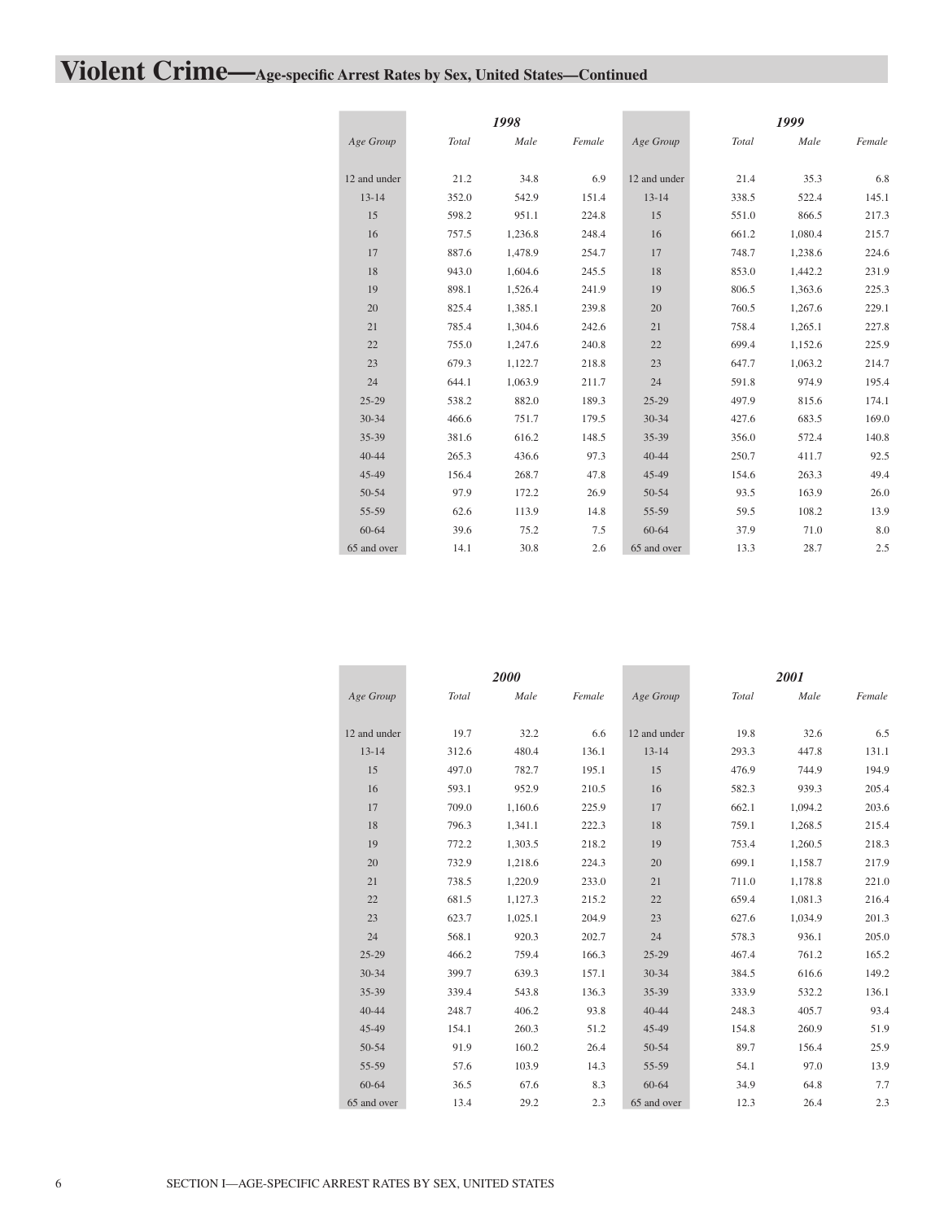# Violent Crime—Age-specific Arrest Rates by Sex, United States—Continued

| Age Group | 1998 Total | 1998 Male | 1998 Female | Age Group | 1999 Total | 1999 Male | 1999 Female |
|---|---|---|---|---|---|---|---|
| 12 and under | 21.2 | 34.8 | 6.9 | 12 and under | 21.4 | 35.3 | 6.8 |
| 13-14 | 352.0 | 542.9 | 151.4 | 13-14 | 338.5 | 522.4 | 145.1 |
| 15 | 598.2 | 951.1 | 224.8 | 15 | 551.0 | 866.5 | 217.3 |
| 16 | 757.5 | 1,236.8 | 248.4 | 16 | 661.2 | 1,080.4 | 215.7 |
| 17 | 887.6 | 1,478.9 | 254.7 | 17 | 748.7 | 1,238.6 | 224.6 |
| 18 | 943.0 | 1,604.6 | 245.5 | 18 | 853.0 | 1,442.2 | 231.9 |
| 19 | 898.1 | 1,526.4 | 241.9 | 19 | 806.5 | 1,363.6 | 225.3 |
| 20 | 825.4 | 1,385.1 | 239.8 | 20 | 760.5 | 1,267.6 | 229.1 |
| 21 | 785.4 | 1,304.6 | 242.6 | 21 | 758.4 | 1,265.1 | 227.8 |
| 22 | 755.0 | 1,247.6 | 240.8 | 22 | 699.4 | 1,152.6 | 225.9 |
| 23 | 679.3 | 1,122.7 | 218.8 | 23 | 647.7 | 1,063.2 | 214.7 |
| 24 | 644.1 | 1,063.9 | 211.7 | 24 | 591.8 | 974.9 | 195.4 |
| 25-29 | 538.2 | 882.0 | 189.3 | 25-29 | 497.9 | 815.6 | 174.1 |
| 30-34 | 466.6 | 751.7 | 179.5 | 30-34 | 427.6 | 683.5 | 169.0 |
| 35-39 | 381.6 | 616.2 | 148.5 | 35-39 | 356.0 | 572.4 | 140.8 |
| 40-44 | 265.3 | 436.6 | 97.3 | 40-44 | 250.7 | 411.7 | 92.5 |
| 45-49 | 156.4 | 268.7 | 47.8 | 45-49 | 154.6 | 263.3 | 49.4 |
| 50-54 | 97.9 | 172.2 | 26.9 | 50-54 | 93.5 | 163.9 | 26.0 |
| 55-59 | 62.6 | 113.9 | 14.8 | 55-59 | 59.5 | 108.2 | 13.9 |
| 60-64 | 39.6 | 75.2 | 7.5 | 60-64 | 37.9 | 71.0 | 8.0 |
| 65 and over | 14.1 | 30.8 | 2.6 | 65 and over | 13.3 | 28.7 | 2.5 |

| Age Group | 2000 Total | 2000 Male | 2000 Female | Age Group | 2001 Total | 2001 Male | 2001 Female |
|---|---|---|---|---|---|---|---|
| 12 and under | 19.7 | 32.2 | 6.6 | 12 and under | 19.8 | 32.6 | 6.5 |
| 13-14 | 312.6 | 480.4 | 136.1 | 13-14 | 293.3 | 447.8 | 131.1 |
| 15 | 497.0 | 782.7 | 195.1 | 15 | 476.9 | 744.9 | 194.9 |
| 16 | 593.1 | 952.9 | 210.5 | 16 | 582.3 | 939.3 | 205.4 |
| 17 | 709.0 | 1,160.6 | 225.9 | 17 | 662.1 | 1,094.2 | 203.6 |
| 18 | 796.3 | 1,341.1 | 222.3 | 18 | 759.1 | 1,268.5 | 215.4 |
| 19 | 772.2 | 1,303.5 | 218.2 | 19 | 753.4 | 1,260.5 | 218.3 |
| 20 | 732.9 | 1,218.6 | 224.3 | 20 | 699.1 | 1,158.7 | 217.9 |
| 21 | 738.5 | 1,220.9 | 233.0 | 21 | 711.0 | 1,178.8 | 221.0 |
| 22 | 681.5 | 1,127.3 | 215.2 | 22 | 659.4 | 1,081.3 | 216.4 |
| 23 | 623.7 | 1,025.1 | 204.9 | 23 | 627.6 | 1,034.9 | 201.3 |
| 24 | 568.1 | 920.3 | 202.7 | 24 | 578.3 | 936.1 | 205.0 |
| 25-29 | 466.2 | 759.4 | 166.3 | 25-29 | 467.4 | 761.2 | 165.2 |
| 30-34 | 399.7 | 639.3 | 157.1 | 30-34 | 384.5 | 616.6 | 149.2 |
| 35-39 | 339.4 | 543.8 | 136.3 | 35-39 | 333.9 | 532.2 | 136.1 |
| 40-44 | 248.7 | 406.2 | 93.8 | 40-44 | 248.3 | 405.7 | 93.4 |
| 45-49 | 154.1 | 260.3 | 51.2 | 45-49 | 154.8 | 260.9 | 51.9 |
| 50-54 | 91.9 | 160.2 | 26.4 | 50-54 | 89.7 | 156.4 | 25.9 |
| 55-59 | 57.6 | 103.9 | 14.3 | 55-59 | 54.1 | 97.0 | 13.9 |
| 60-64 | 36.5 | 67.6 | 8.3 | 60-64 | 34.9 | 64.8 | 7.7 |
| 65 and over | 13.4 | 29.2 | 2.3 | 65 and over | 12.3 | 26.4 | 2.3 |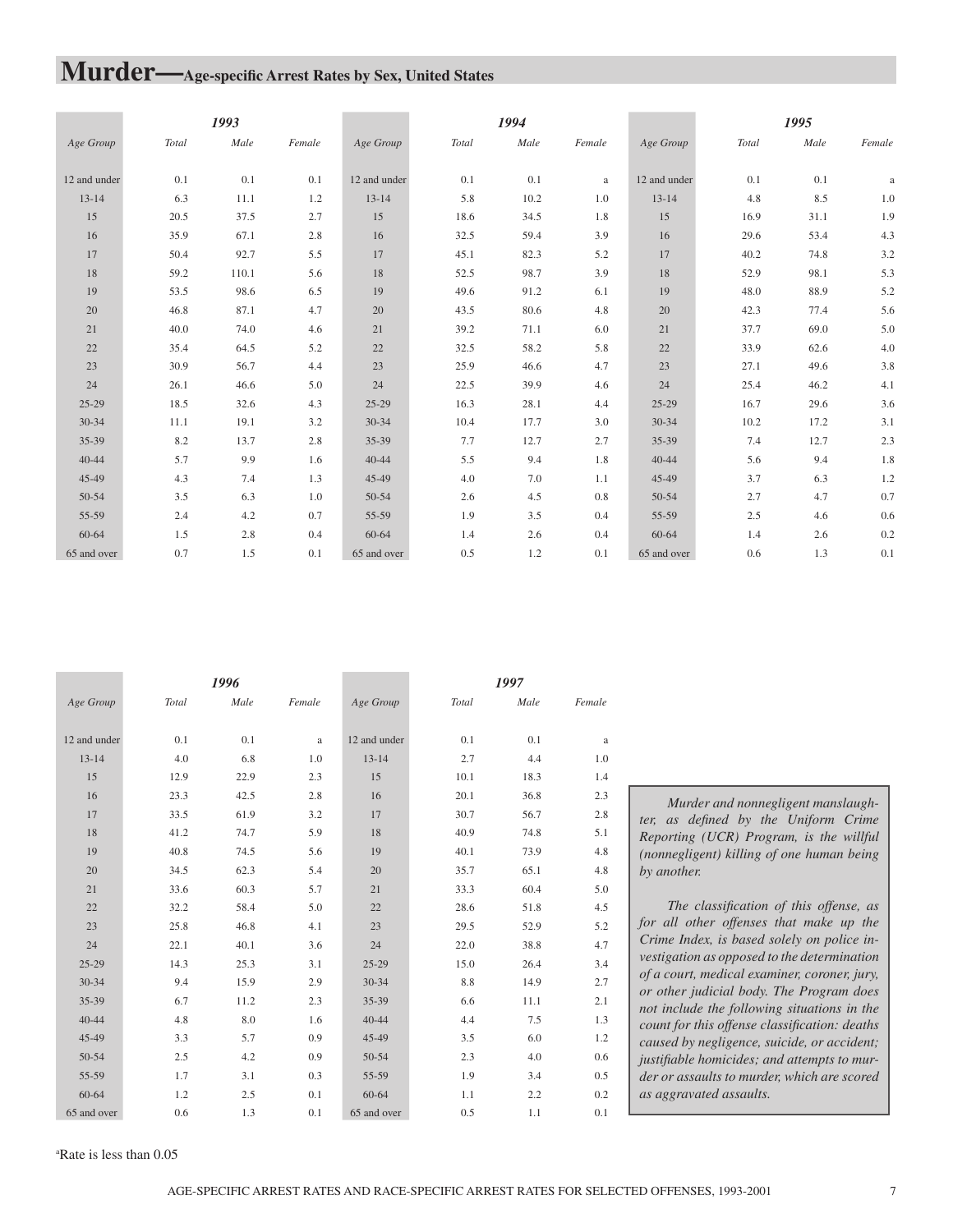# Murder—Age-specific Arrest Rates by Sex, United States

| Age Group | 1993 Total | 1993 Male | 1993 Female | 1994 Total | 1994 Male | 1994 Female | 1995 Total | 1995 Male | 1995 Female |
|---|---|---|---|---|---|---|---|---|---|
| 12 and under | 0.1 | 0.1 | 0.1 | 0.1 | 0.1 | a | 0.1 | 0.1 | a |
| 13-14 | 6.3 | 11.1 | 1.2 | 5.8 | 10.2 | 1.0 | 4.8 | 8.5 | 1.0 |
| 15 | 20.5 | 37.5 | 2.7 | 18.6 | 34.5 | 1.8 | 16.9 | 31.1 | 1.9 |
| 16 | 35.9 | 67.1 | 2.8 | 32.5 | 59.4 | 3.9 | 29.6 | 53.4 | 4.3 |
| 17 | 50.4 | 92.7 | 5.5 | 45.1 | 82.3 | 5.2 | 40.2 | 74.8 | 3.2 |
| 18 | 59.2 | 110.1 | 5.6 | 52.5 | 98.7 | 3.9 | 52.9 | 98.1 | 5.3 |
| 19 | 53.5 | 98.6 | 6.5 | 49.6 | 91.2 | 6.1 | 48.0 | 88.9 | 5.2 |
| 20 | 46.8 | 87.1 | 4.7 | 43.5 | 80.6 | 4.8 | 42.3 | 77.4 | 5.6 |
| 21 | 40.0 | 74.0 | 4.6 | 39.2 | 71.1 | 6.0 | 37.7 | 69.0 | 5.0 |
| 22 | 35.4 | 64.5 | 5.2 | 32.5 | 58.2 | 5.8 | 33.9 | 62.6 | 4.0 |
| 23 | 30.9 | 56.7 | 4.4 | 25.9 | 46.6 | 4.7 | 27.1 | 49.6 | 3.8 |
| 24 | 26.1 | 46.6 | 5.0 | 22.5 | 39.9 | 4.6 | 25.4 | 46.2 | 4.1 |
| 25-29 | 18.5 | 32.6 | 4.3 | 16.3 | 28.1 | 4.4 | 16.7 | 29.6 | 3.6 |
| 30-34 | 11.1 | 19.1 | 3.2 | 10.4 | 17.7 | 3.0 | 10.2 | 17.2 | 3.1 |
| 35-39 | 8.2 | 13.7 | 2.8 | 7.7 | 12.7 | 2.7 | 7.4 | 12.7 | 2.3 |
| 40-44 | 5.7 | 9.9 | 1.6 | 5.5 | 9.4 | 1.8 | 5.6 | 9.4 | 1.8 |
| 45-49 | 4.3 | 7.4 | 1.3 | 4.0 | 7.0 | 1.1 | 3.7 | 6.3 | 1.2 |
| 50-54 | 3.5 | 6.3 | 1.0 | 2.6 | 4.5 | 0.8 | 2.7 | 4.7 | 0.7 |
| 55-59 | 2.4 | 4.2 | 0.7 | 1.9 | 3.5 | 0.4 | 2.5 | 4.6 | 0.6 |
| 60-64 | 1.5 | 2.8 | 0.4 | 1.4 | 2.6 | 0.4 | 1.4 | 2.6 | 0.2 |
| 65 and over | 0.7 | 1.5 | 0.1 | 0.5 | 1.2 | 0.1 | 0.6 | 1.3 | 0.1 |

| Age Group | 1996 Total | 1996 Male | 1996 Female | 1997 Total | 1997 Male | 1997 Female |
|---|---|---|---|---|---|---|
| 12 and under | 0.1 | 0.1 | a | 0.1 | 0.1 | a |
| 13-14 | 4.0 | 6.8 | 1.0 | 2.7 | 4.4 | 1.0 |
| 15 | 12.9 | 22.9 | 2.3 | 10.1 | 18.3 | 1.4 |
| 16 | 23.3 | 42.5 | 2.8 | 20.1 | 36.8 | 2.3 |
| 17 | 33.5 | 61.9 | 3.2 | 30.7 | 56.7 | 2.8 |
| 18 | 41.2 | 74.7 | 5.9 | 40.9 | 74.8 | 5.1 |
| 19 | 40.8 | 74.5 | 5.6 | 40.1 | 73.9 | 4.8 |
| 20 | 34.5 | 62.3 | 5.4 | 35.7 | 65.1 | 4.8 |
| 21 | 33.6 | 60.3 | 5.7 | 33.3 | 60.4 | 5.0 |
| 22 | 32.2 | 58.4 | 5.0 | 28.6 | 51.8 | 4.5 |
| 23 | 25.8 | 46.8 | 4.1 | 29.5 | 52.9 | 5.2 |
| 24 | 22.1 | 40.1 | 3.6 | 22.0 | 38.8 | 4.7 |
| 25-29 | 14.3 | 25.3 | 3.1 | 15.0 | 26.4 | 3.4 |
| 30-34 | 9.4 | 15.9 | 2.9 | 8.8 | 14.9 | 2.7 |
| 35-39 | 6.7 | 11.2 | 2.3 | 6.6 | 11.1 | 2.1 |
| 40-44 | 4.8 | 8.0 | 1.6 | 4.4 | 7.5 | 1.3 |
| 45-49 | 3.3 | 5.7 | 0.9 | 3.5 | 6.0 | 1.2 |
| 50-54 | 2.5 | 4.2 | 0.9 | 2.3 | 4.0 | 0.6 |
| 55-59 | 1.7 | 3.1 | 0.3 | 1.9 | 3.4 | 0.5 |
| 60-64 | 1.2 | 2.5 | 0.1 | 1.1 | 2.2 | 0.2 |
| 65 and over | 0.6 | 1.3 | 0.1 | 0.5 | 1.1 | 0.1 |

*Murder and nonnegligent manslaughter, as defined by the Uniform Crime Reporting (UCR) Program, is the willful (nonnegligent) killing of one human being by another.*

*The classification of this offense, as for all other offenses that make up the Crime Index, is based solely on police investigation as opposed to the determination of a court, medical examiner, coroner, jury, or other judicial body. The Program does not include the following situations in the count for this offense classification: deaths caused by negligence, suicide, or accident; justifiable homicides; and attempts to murder or assaults to murder, which are scored as aggravated assaults.*

[a]Rate is less than 0.05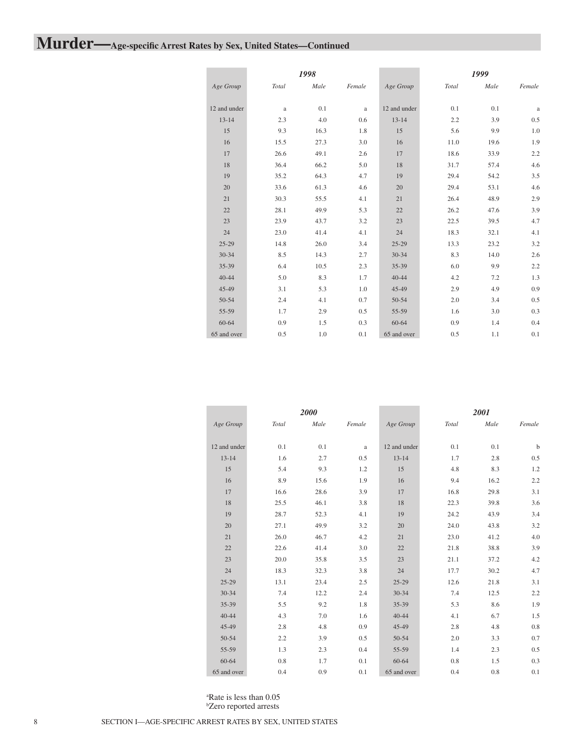# Murder—Age-specific Arrest Rates by Sex, United States—Continued

| | 1998 | | | | 1999 | | |
|---|---|---|---|---|---|---|---|
| *Age Group* | *Total* | *Male* | *Female* | *Age Group* | *Total* | *Male* | *Female* |
| 12 and under | a | 0.1 | a | 12 and under | 0.1 | 0.1 | a |
| 13-14 | 2.3 | 4.0 | 0.6 | 13-14 | 2.2 | 3.9 | 0.5 |
| 15 | 9.3 | 16.3 | 1.8 | 15 | 5.6 | 9.9 | 1.0 |
| 16 | 15.5 | 27.3 | 3.0 | 16 | 11.0 | 19.6 | 1.9 |
| 17 | 26.6 | 49.1 | 2.6 | 17 | 18.6 | 33.9 | 2.2 |
| 18 | 36.4 | 66.2 | 5.0 | 18 | 31.7 | 57.4 | 4.6 |
| 19 | 35.2 | 64.3 | 4.7 | 19 | 29.4 | 54.2 | 3.5 |
| 20 | 33.6 | 61.3 | 4.6 | 20 | 29.4 | 53.1 | 4.6 |
| 21 | 30.3 | 55.5 | 4.1 | 21 | 26.4 | 48.9 | 2.9 |
| 22 | 28.1 | 49.9 | 5.3 | 22 | 26.2 | 47.6 | 3.9 |
| 23 | 23.9 | 43.7 | 3.2 | 23 | 22.5 | 39.5 | 4.7 |
| 24 | 23.0 | 41.4 | 4.1 | 24 | 18.3 | 32.1 | 4.1 |
| 25-29 | 14.8 | 26.0 | 3.4 | 25-29 | 13.3 | 23.2 | 3.2 |
| 30-34 | 8.5 | 14.3 | 2.7 | 30-34 | 8.3 | 14.0 | 2.6 |
| 35-39 | 6.4 | 10.5 | 2.3 | 35-39 | 6.0 | 9.9 | 2.2 |
| 40-44 | 5.0 | 8.3 | 1.7 | 40-44 | 4.2 | 7.2 | 1.3 |
| 45-49 | 3.1 | 5.3 | 1.0 | 45-49 | 2.9 | 4.9 | 0.9 |
| 50-54 | 2.4 | 4.1 | 0.7 | 50-54 | 2.0 | 3.4 | 0.5 |
| 55-59 | 1.7 | 2.9 | 0.5 | 55-59 | 1.6 | 3.0 | 0.3 |
| 60-64 | 0.9 | 1.5 | 0.3 | 60-64 | 0.9 | 1.4 | 0.4 |
| 65 and over | 0.5 | 1.0 | 0.1 | 65 and over | 0.5 | 1.1 | 0.1 |

| | 2000 | | | | 2001 | | |
|---|---|---|---|---|---|---|---|
| *Age Group* | *Total* | *Male* | *Female* | *Age Group* | *Total* | *Male* | *Female* |
| 12 and under | 0.1 | 0.1 | a | 12 and under | 0.1 | 0.1 | b |
| 13-14 | 1.6 | 2.7 | 0.5 | 13-14 | 1.7 | 2.8 | 0.5 |
| 15 | 5.4 | 9.3 | 1.2 | 15 | 4.8 | 8.3 | 1.2 |
| 16 | 8.9 | 15.6 | 1.9 | 16 | 9.4 | 16.2 | 2.2 |
| 17 | 16.6 | 28.6 | 3.9 | 17 | 16.8 | 29.8 | 3.1 |
| 18 | 25.5 | 46.1 | 3.8 | 18 | 22.3 | 39.8 | 3.6 |
| 19 | 28.7 | 52.3 | 4.1 | 19 | 24.2 | 43.9 | 3.4 |
| 20 | 27.1 | 49.9 | 3.2 | 20 | 24.0 | 43.8 | 3.2 |
| 21 | 26.0 | 46.7 | 4.2 | 21 | 23.0 | 41.2 | 4.0 |
| 22 | 22.6 | 41.4 | 3.0 | 22 | 21.8 | 38.8 | 3.9 |
| 23 | 20.0 | 35.8 | 3.5 | 23 | 21.1 | 37.2 | 4.2 |
| 24 | 18.3 | 32.3 | 3.8 | 24 | 17.7 | 30.2 | 4.7 |
| 25-29 | 13.1 | 23.4 | 2.5 | 25-29 | 12.6 | 21.8 | 3.1 |
| 30-34 | 7.4 | 12.2 | 2.4 | 30-34 | 7.4 | 12.5 | 2.2 |
| 35-39 | 5.5 | 9.2 | 1.8 | 35-39 | 5.3 | 8.6 | 1.9 |
| 40-44 | 4.3 | 7.0 | 1.6 | 40-44 | 4.1 | 6.7 | 1.5 |
| 45-49 | 2.8 | 4.8 | 0.9 | 45-49 | 2.8 | 4.8 | 0.8 |
| 50-54 | 2.2 | 3.9 | 0.5 | 50-54 | 2.0 | 3.3 | 0.7 |
| 55-59 | 1.3 | 2.3 | 0.4 | 55-59 | 1.4 | 2.3 | 0.5 |
| 60-64 | 0.8 | 1.7 | 0.1 | 60-64 | 0.8 | 1.5 | 0.3 |
| 65 and over | 0.4 | 0.9 | 0.1 | 65 and over | 0.4 | 0.8 | 0.1 |

[a]Rate is less than 0.05
[b]Zero reported arrests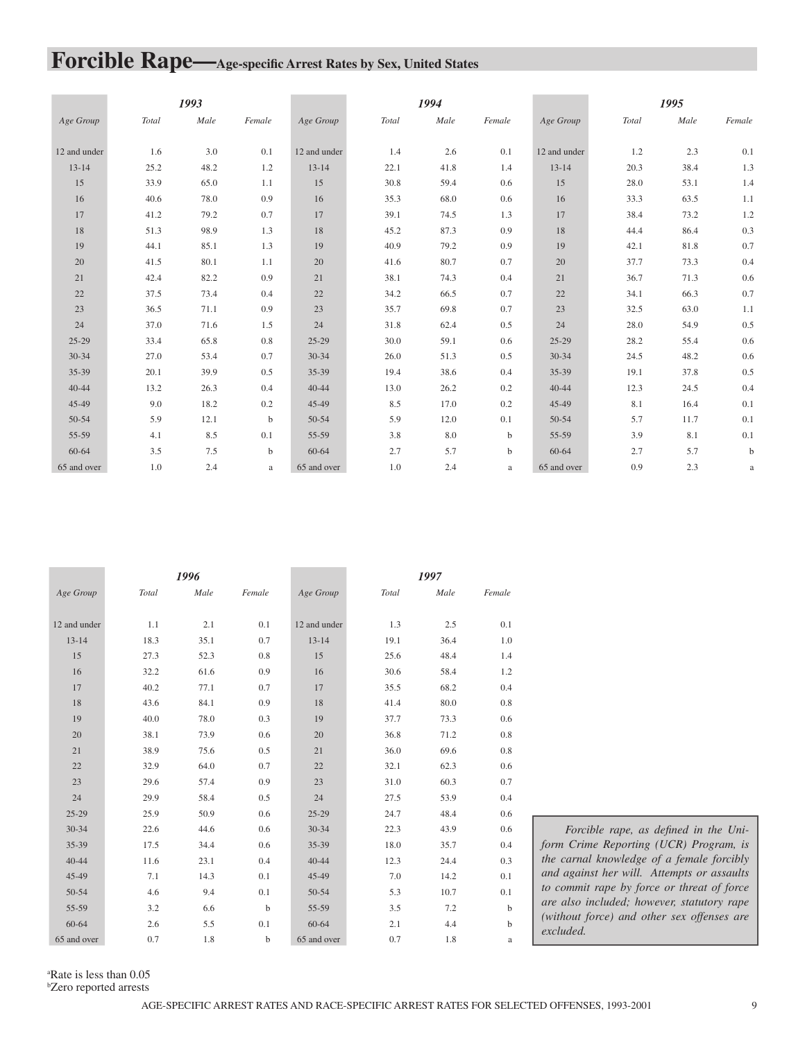# Forcible Rape—Age-specific Arrest Rates by Sex, United States

| | 1993 | | | 1994 | | | 1995 | | |
|---|---|---|---|---|---|---|---|---|---|
| Age Group | Total | Male | Female | Total | Male | Female | Total | Male | Female |
| 12 and under | 1.6 | 3.0 | 0.1 | 1.4 | 2.6 | 0.1 | 1.2 | 2.3 | 0.1 |
| 13-14 | 25.2 | 48.2 | 1.2 | 22.1 | 41.8 | 1.4 | 20.3 | 38.4 | 1.3 |
| 15 | 33.9 | 65.0 | 1.1 | 30.8 | 59.4 | 0.6 | 28.0 | 53.1 | 1.4 |
| 16 | 40.6 | 78.0 | 0.9 | 35.3 | 68.0 | 0.6 | 33.3 | 63.5 | 1.1 |
| 17 | 41.2 | 79.2 | 0.7 | 39.1 | 74.5 | 1.3 | 38.4 | 73.2 | 1.2 |
| 18 | 51.3 | 98.9 | 1.3 | 45.2 | 87.3 | 0.9 | 44.4 | 86.4 | 0.3 |
| 19 | 44.1 | 85.1 | 1.3 | 40.9 | 79.2 | 0.9 | 42.1 | 81.8 | 0.7 |
| 20 | 41.5 | 80.1 | 1.1 | 41.6 | 80.7 | 0.7 | 37.7 | 73.3 | 0.4 |
| 21 | 42.4 | 82.2 | 0.9 | 38.1 | 74.3 | 0.4 | 36.7 | 71.3 | 0.6 |
| 22 | 37.5 | 73.4 | 0.4 | 34.2 | 66.5 | 0.7 | 34.1 | 66.3 | 0.7 |
| 23 | 36.5 | 71.1 | 0.9 | 35.7 | 69.8 | 0.7 | 32.5 | 63.0 | 1.1 |
| 24 | 37.0 | 71.6 | 1.5 | 31.8 | 62.4 | 0.5 | 28.0 | 54.9 | 0.5 |
| 25-29 | 33.4 | 65.8 | 0.8 | 30.0 | 59.1 | 0.6 | 28.2 | 55.4 | 0.6 |
| 30-34 | 27.0 | 53.4 | 0.7 | 26.0 | 51.3 | 0.5 | 24.5 | 48.2 | 0.6 |
| 35-39 | 20.1 | 39.9 | 0.5 | 19.4 | 38.6 | 0.4 | 19.1 | 37.8 | 0.5 |
| 40-44 | 13.2 | 26.3 | 0.4 | 13.0 | 26.2 | 0.2 | 12.3 | 24.5 | 0.4 |
| 45-49 | 9.0 | 18.2 | 0.2 | 8.5 | 17.0 | 0.2 | 8.1 | 16.4 | 0.1 |
| 50-54 | 5.9 | 12.1 | b | 5.9 | 12.0 | 0.1 | 5.7 | 11.7 | 0.1 |
| 55-59 | 4.1 | 8.5 | 0.1 | 3.8 | 8.0 | b | 3.9 | 8.1 | 0.1 |
| 60-64 | 3.5 | 7.5 | b | 2.7 | 5.7 | b | 2.7 | 5.7 | b |
| 65 and over | 1.0 | 2.4 | a | 1.0 | 2.4 | a | 0.9 | 2.3 | a |

| | 1996 | | | 1997 | | |
|---|---|---|---|---|---|---|
| Age Group | Total | Male | Female | Total | Male | Female |
| 12 and under | 1.1 | 2.1 | 0.1 | 1.3 | 2.5 | 0.1 |
| 13-14 | 18.3 | 35.1 | 0.7 | 19.1 | 36.4 | 1.0 |
| 15 | 27.3 | 52.3 | 0.8 | 25.6 | 48.4 | 1.4 |
| 16 | 32.2 | 61.6 | 0.9 | 30.6 | 58.4 | 1.2 |
| 17 | 40.2 | 77.1 | 0.7 | 35.5 | 68.2 | 0.4 |
| 18 | 43.6 | 84.1 | 0.9 | 41.4 | 80.0 | 0.8 |
| 19 | 40.0 | 78.0 | 0.3 | 37.7 | 73.3 | 0.6 |
| 20 | 38.1 | 73.9 | 0.6 | 36.8 | 71.2 | 0.8 |
| 21 | 38.9 | 75.6 | 0.5 | 36.0 | 69.6 | 0.8 |
| 22 | 32.9 | 64.0 | 0.7 | 32.1 | 62.3 | 0.6 |
| 23 | 29.6 | 57.4 | 0.9 | 31.0 | 60.3 | 0.7 |
| 24 | 29.9 | 58.4 | 0.5 | 27.5 | 53.9 | 0.4 |
| 25-29 | 25.9 | 50.9 | 0.6 | 24.7 | 48.4 | 0.6 |
| 30-34 | 22.6 | 44.6 | 0.6 | 22.3 | 43.9 | 0.6 |
| 35-39 | 17.5 | 34.4 | 0.6 | 18.0 | 35.7 | 0.4 |
| 40-44 | 11.6 | 23.1 | 0.4 | 12.3 | 24.4 | 0.3 |
| 45-49 | 7.1 | 14.3 | 0.1 | 7.0 | 14.2 | 0.1 |
| 50-54 | 4.6 | 9.4 | 0.1 | 5.3 | 10.7 | 0.1 |
| 55-59 | 3.2 | 6.6 | b | 3.5 | 7.2 | b |
| 60-64 | 2.6 | 5.5 | 0.1 | 2.1 | 4.4 | b |
| 65 and over | 0.7 | 1.8 | b | 0.7 | 1.8 | a |

*Forcible rape, as defined in the Uniform Crime Reporting (UCR) Program, is the carnal knowledge of a female forcibly and against her will. Attempts or assaults to commit rape by force or threat of force are also included; however, statutory rape (without force) and other sex offenses are excluded.*

[a]Rate is less than 0.05
[b]Zero reported arrests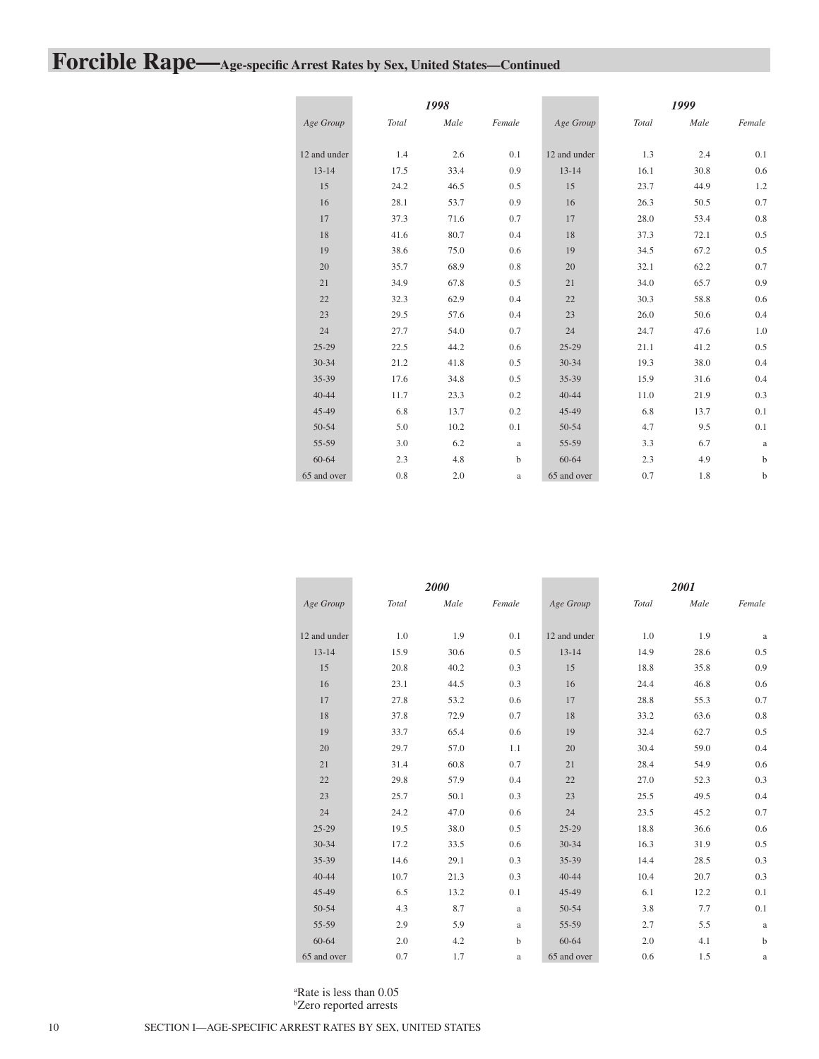# Forcible Rape—Age-specific Arrest Rates by Sex, United States—Continued

| | 1998 | | | | 1999 | | |
|---|---|---|---|---|---|---|---|
| *Age Group* | *Total* | *Male* | *Female* | *Age Group* | *Total* | *Male* | *Female* |
| 12 and under | 1.4 | 2.6 | 0.1 | 12 and under | 1.3 | 2.4 | 0.1 |
| 13-14 | 17.5 | 33.4 | 0.9 | 13-14 | 16.1 | 30.8 | 0.6 |
| 15 | 24.2 | 46.5 | 0.5 | 15 | 23.7 | 44.9 | 1.2 |
| 16 | 28.1 | 53.7 | 0.9 | 16 | 26.3 | 50.5 | 0.7 |
| 17 | 37.3 | 71.6 | 0.7 | 17 | 28.0 | 53.4 | 0.8 |
| 18 | 41.6 | 80.7 | 0.4 | 18 | 37.3 | 72.1 | 0.5 |
| 19 | 38.6 | 75.0 | 0.6 | 19 | 34.5 | 67.2 | 0.5 |
| 20 | 35.7 | 68.9 | 0.8 | 20 | 32.1 | 62.2 | 0.7 |
| 21 | 34.9 | 67.8 | 0.5 | 21 | 34.0 | 65.7 | 0.9 |
| 22 | 32.3 | 62.9 | 0.4 | 22 | 30.3 | 58.8 | 0.6 |
| 23 | 29.5 | 57.6 | 0.4 | 23 | 26.0 | 50.6 | 0.4 |
| 24 | 27.7 | 54.0 | 0.7 | 24 | 24.7 | 47.6 | 1.0 |
| 25-29 | 22.5 | 44.2 | 0.6 | 25-29 | 21.1 | 41.2 | 0.5 |
| 30-34 | 21.2 | 41.8 | 0.5 | 30-34 | 19.3 | 38.0 | 0.4 |
| 35-39 | 17.6 | 34.8 | 0.5 | 35-39 | 15.9 | 31.6 | 0.4 |
| 40-44 | 11.7 | 23.3 | 0.2 | 40-44 | 11.0 | 21.9 | 0.3 |
| 45-49 | 6.8 | 13.7 | 0.2 | 45-49 | 6.8 | 13.7 | 0.1 |
| 50-54 | 5.0 | 10.2 | 0.1 | 50-54 | 4.7 | 9.5 | 0.1 |
| 55-59 | 3.0 | 6.2 | a | 55-59 | 3.3 | 6.7 | a |
| 60-64 | 2.3 | 4.8 | b | 60-64 | 2.3 | 4.9 | b |
| 65 and over | 0.8 | 2.0 | a | 65 and over | 0.7 | 1.8 | b |

| | 2000 | | | | 2001 | | |
|---|---|---|---|---|---|---|---|
| *Age Group* | *Total* | *Male* | *Female* | *Age Group* | *Total* | *Male* | *Female* |
| 12 and under | 1.0 | 1.9 | 0.1 | 12 and under | 1.0 | 1.9 | a |
| 13-14 | 15.9 | 30.6 | 0.5 | 13-14 | 14.9 | 28.6 | 0.5 |
| 15 | 20.8 | 40.2 | 0.3 | 15 | 18.8 | 35.8 | 0.9 |
| 16 | 23.1 | 44.5 | 0.3 | 16 | 24.4 | 46.8 | 0.6 |
| 17 | 27.8 | 53.2 | 0.6 | 17 | 28.8 | 55.3 | 0.7 |
| 18 | 37.8 | 72.9 | 0.7 | 18 | 33.2 | 63.6 | 0.8 |
| 19 | 33.7 | 65.4 | 0.6 | 19 | 32.4 | 62.7 | 0.5 |
| 20 | 29.7 | 57.0 | 1.1 | 20 | 30.4 | 59.0 | 0.4 |
| 21 | 31.4 | 60.8 | 0.7 | 21 | 28.4 | 54.9 | 0.6 |
| 22 | 29.8 | 57.9 | 0.4 | 22 | 27.0 | 52.3 | 0.3 |
| 23 | 25.7 | 50.1 | 0.3 | 23 | 25.5 | 49.5 | 0.4 |
| 24 | 24.2 | 47.0 | 0.6 | 24 | 23.5 | 45.2 | 0.7 |
| 25-29 | 19.5 | 38.0 | 0.5 | 25-29 | 18.8 | 36.6 | 0.6 |
| 30-34 | 17.2 | 33.5 | 0.6 | 30-34 | 16.3 | 31.9 | 0.5 |
| 35-39 | 14.6 | 29.1 | 0.3 | 35-39 | 14.4 | 28.5 | 0.3 |
| 40-44 | 10.7 | 21.3 | 0.3 | 40-44 | 10.4 | 20.7 | 0.3 |
| 45-49 | 6.5 | 13.2 | 0.1 | 45-49 | 6.1 | 12.2 | 0.1 |
| 50-54 | 4.3 | 8.7 | a | 50-54 | 3.8 | 7.7 | 0.1 |
| 55-59 | 2.9 | 5.9 | a | 55-59 | 2.7 | 5.5 | a |
| 60-64 | 2.0 | 4.2 | b | 60-64 | 2.0 | 4.1 | b |
| 65 and over | 0.7 | 1.7 | a | 65 and over | 0.6 | 1.5 | a |

[a]Rate is less than 0.05
[b]Zero reported arrests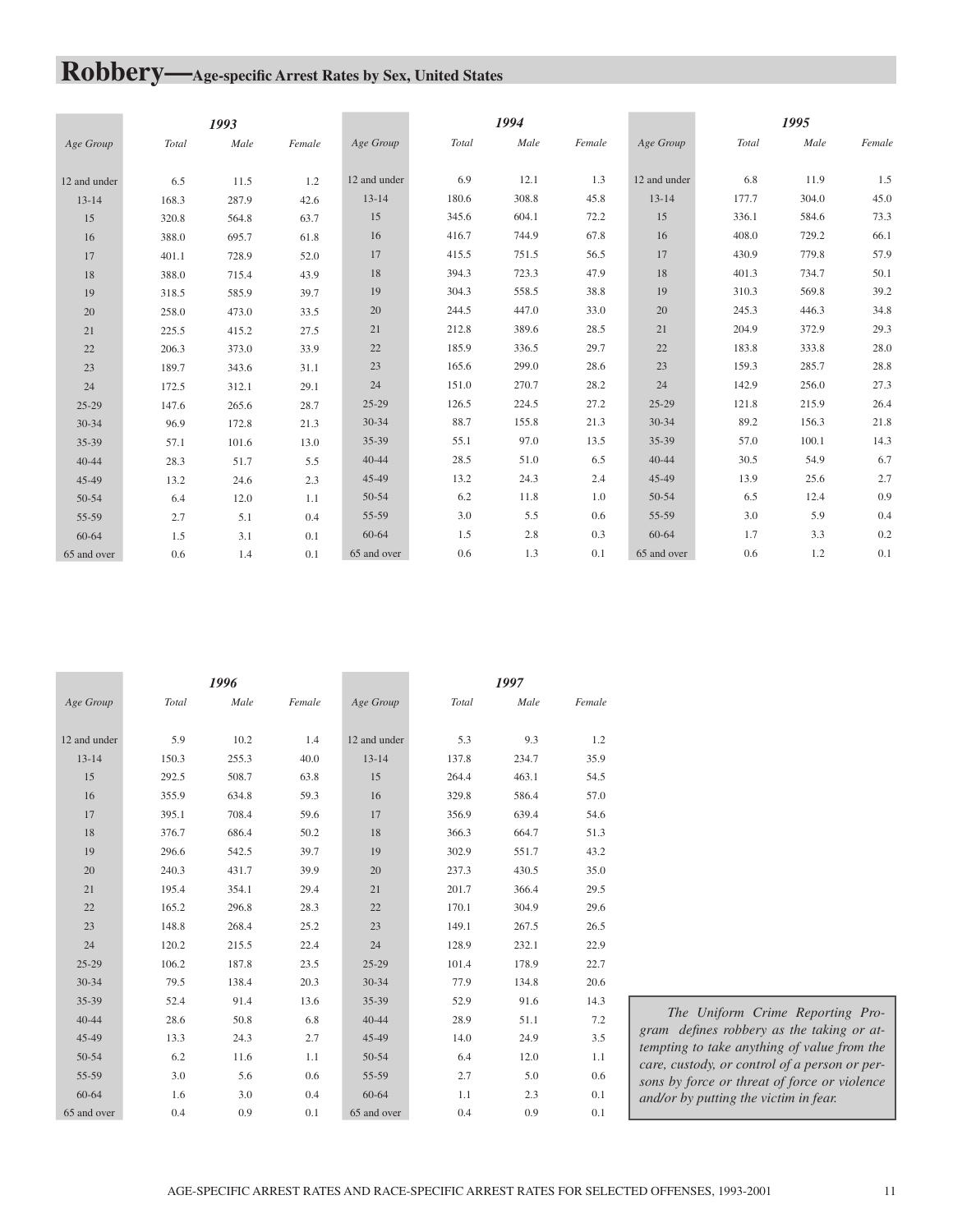# Robbery—Age-specific Arrest Rates by Sex, United States

| Age Group | 1993 Total | 1993 Male | 1993 Female | 1994 Total | 1994 Male | 1994 Female | 1995 Total | 1995 Male | 1995 Female |
|---|---|---|---|---|---|---|---|---|---|
| 12 and under | 6.5 | 11.5 | 1.2 | 6.9 | 12.1 | 1.3 | 6.8 | 11.9 | 1.5 |
| 13-14 | 168.3 | 287.9 | 42.6 | 180.6 | 308.8 | 45.8 | 177.7 | 304.0 | 45.0 |
| 15 | 320.8 | 564.8 | 63.7 | 345.6 | 604.1 | 72.2 | 336.1 | 584.6 | 73.3 |
| 16 | 388.0 | 695.7 | 61.8 | 416.7 | 744.9 | 67.8 | 408.0 | 729.2 | 66.1 |
| 17 | 401.1 | 728.9 | 52.0 | 415.5 | 751.5 | 56.5 | 430.9 | 779.8 | 57.9 |
| 18 | 388.0 | 715.4 | 43.9 | 394.3 | 723.3 | 47.9 | 401.3 | 734.7 | 50.1 |
| 19 | 318.5 | 585.9 | 39.7 | 304.3 | 558.5 | 38.8 | 310.3 | 569.8 | 39.2 |
| 20 | 258.0 | 473.0 | 33.5 | 244.5 | 447.0 | 33.0 | 245.3 | 446.3 | 34.8 |
| 21 | 225.5 | 415.2 | 27.5 | 212.8 | 389.6 | 28.5 | 204.9 | 372.9 | 29.3 |
| 22 | 206.3 | 373.0 | 33.9 | 185.9 | 336.5 | 29.7 | 183.8 | 333.8 | 28.0 |
| 23 | 189.7 | 343.6 | 31.1 | 165.6 | 299.0 | 28.6 | 159.3 | 285.7 | 28.8 |
| 24 | 172.5 | 312.1 | 29.1 | 151.0 | 270.7 | 28.2 | 142.9 | 256.0 | 27.3 |
| 25-29 | 147.6 | 265.6 | 28.7 | 126.5 | 224.5 | 27.2 | 121.8 | 215.9 | 26.4 |
| 30-34 | 96.9 | 172.8 | 21.3 | 88.7 | 155.8 | 21.3 | 89.2 | 156.3 | 21.8 |
| 35-39 | 57.1 | 101.6 | 13.0 | 55.1 | 97.0 | 13.5 | 57.0 | 100.1 | 14.3 |
| 40-44 | 28.3 | 51.7 | 5.5 | 28.5 | 51.0 | 6.5 | 30.5 | 54.9 | 6.7 |
| 45-49 | 13.2 | 24.6 | 2.3 | 13.2 | 24.3 | 2.4 | 13.9 | 25.6 | 2.7 |
| 50-54 | 6.4 | 12.0 | 1.1 | 6.2 | 11.8 | 1.0 | 6.5 | 12.4 | 0.9 |
| 55-59 | 2.7 | 5.1 | 0.4 | 3.0 | 5.5 | 0.6 | 3.0 | 5.9 | 0.4 |
| 60-64 | 1.5 | 3.1 | 0.1 | 1.5 | 2.8 | 0.3 | 1.7 | 3.3 | 0.2 |
| 65 and over | 0.6 | 1.4 | 0.1 | 0.6 | 1.3 | 0.1 | 0.6 | 1.2 | 0.1 |

| Age Group | 1996 Total | 1996 Male | 1996 Female | 1997 Total | 1997 Male | 1997 Female |
|---|---|---|---|---|---|---|
| 12 and under | 5.9 | 10.2 | 1.4 | 5.3 | 9.3 | 1.2 |
| 13-14 | 150.3 | 255.3 | 40.0 | 137.8 | 234.7 | 35.9 |
| 15 | 292.5 | 508.7 | 63.8 | 264.4 | 463.1 | 54.5 |
| 16 | 355.9 | 634.8 | 59.3 | 329.8 | 586.4 | 57.0 |
| 17 | 395.1 | 708.4 | 59.6 | 356.9 | 639.4 | 54.6 |
| 18 | 376.7 | 686.4 | 50.2 | 366.3 | 664.7 | 51.3 |
| 19 | 296.6 | 542.5 | 39.7 | 302.9 | 551.7 | 43.2 |
| 20 | 240.3 | 431.7 | 39.9 | 237.3 | 430.5 | 35.0 |
| 21 | 195.4 | 354.1 | 29.4 | 201.7 | 366.4 | 29.5 |
| 22 | 165.2 | 296.8 | 28.3 | 170.1 | 304.9 | 29.6 |
| 23 | 148.8 | 268.4 | 25.2 | 149.1 | 267.5 | 26.5 |
| 24 | 120.2 | 215.5 | 22.4 | 128.9 | 232.1 | 22.9 |
| 25-29 | 106.2 | 187.8 | 23.5 | 101.4 | 178.9 | 22.7 |
| 30-34 | 79.5 | 138.4 | 20.3 | 77.9 | 134.8 | 20.6 |
| 35-39 | 52.4 | 91.4 | 13.6 | 52.9 | 91.6 | 14.3 |
| 40-44 | 28.6 | 50.8 | 6.8 | 28.9 | 51.1 | 7.2 |
| 45-49 | 13.3 | 24.3 | 2.7 | 14.0 | 24.9 | 3.5 |
| 50-54 | 6.2 | 11.6 | 1.1 | 6.4 | 12.0 | 1.1 |
| 55-59 | 3.0 | 5.6 | 0.6 | 2.7 | 5.0 | 0.6 |
| 60-64 | 1.6 | 3.0 | 0.4 | 1.1 | 2.3 | 0.1 |
| 65 and over | 0.4 | 0.9 | 0.1 | 0.4 | 0.9 | 0.1 |

*The Uniform Crime Reporting Program defines robbery as the taking or attempting to take anything of value from the care, custody, or control of a person or persons by force or threat of force or violence and/or by putting the victim in fear.*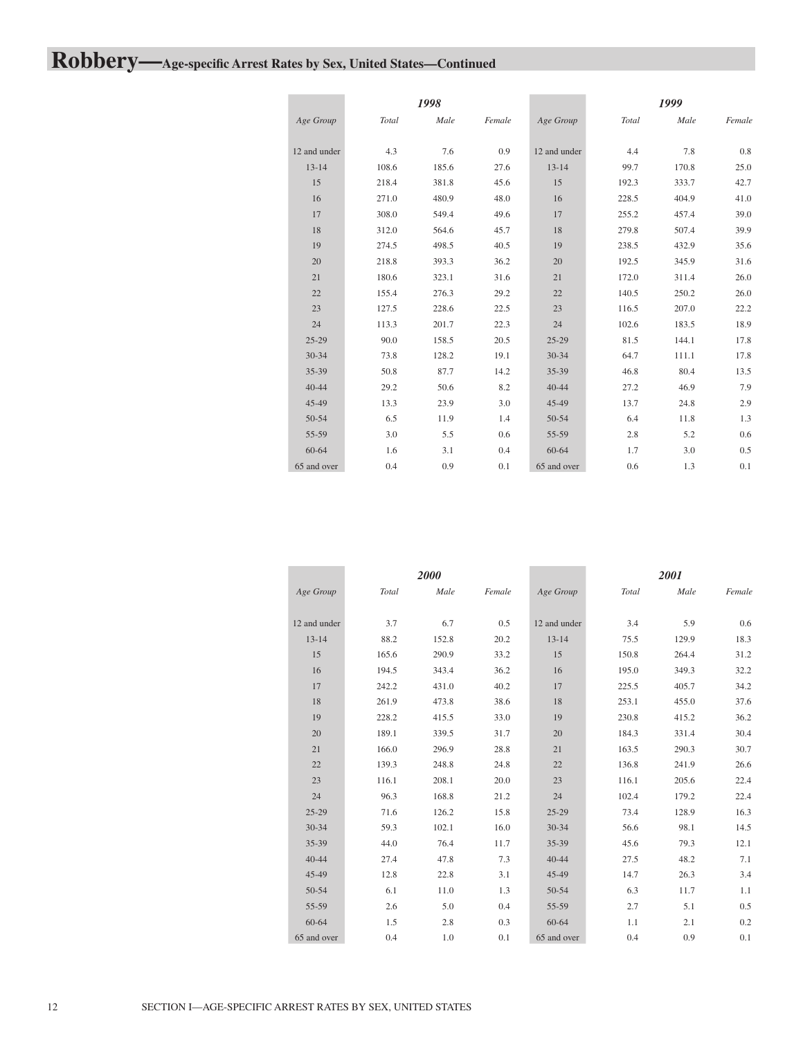# Robbery—Age-specific Arrest Rates by Sex, United States—Continued

| Age Group | 1998 | | | Age Group | 1999 | | |
|---|---|---|---|---|---|---|---|
| | *Total* | *Male* | *Female* | | *Total* | *Male* | *Female* |
| 12 and under | 4.3 | 7.6 | 0.9 | 12 and under | 4.4 | 7.8 | 0.8 |
| 13-14 | 108.6 | 185.6 | 27.6 | 13-14 | 99.7 | 170.8 | 25.0 |
| 15 | 218.4 | 381.8 | 45.6 | 15 | 192.3 | 333.7 | 42.7 |
| 16 | 271.0 | 480.9 | 48.0 | 16 | 228.5 | 404.9 | 41.0 |
| 17 | 308.0 | 549.4 | 49.6 | 17 | 255.2 | 457.4 | 39.0 |
| 18 | 312.0 | 564.6 | 45.7 | 18 | 279.8 | 507.4 | 39.9 |
| 19 | 274.5 | 498.5 | 40.5 | 19 | 238.5 | 432.9 | 35.6 |
| 20 | 218.8 | 393.3 | 36.2 | 20 | 192.5 | 345.9 | 31.6 |
| 21 | 180.6 | 323.1 | 31.6 | 21 | 172.0 | 311.4 | 26.0 |
| 22 | 155.4 | 276.3 | 29.2 | 22 | 140.5 | 250.2 | 26.0 |
| 23 | 127.5 | 228.6 | 22.5 | 23 | 116.5 | 207.0 | 22.2 |
| 24 | 113.3 | 201.7 | 22.3 | 24 | 102.6 | 183.5 | 18.9 |
| 25-29 | 90.0 | 158.5 | 20.5 | 25-29 | 81.5 | 144.1 | 17.8 |
| 30-34 | 73.8 | 128.2 | 19.1 | 30-34 | 64.7 | 111.1 | 17.8 |
| 35-39 | 50.8 | 87.7 | 14.2 | 35-39 | 46.8 | 80.4 | 13.5 |
| 40-44 | 29.2 | 50.6 | 8.2 | 40-44 | 27.2 | 46.9 | 7.9 |
| 45-49 | 13.3 | 23.9 | 3.0 | 45-49 | 13.7 | 24.8 | 2.9 |
| 50-54 | 6.5 | 11.9 | 1.4 | 50-54 | 6.4 | 11.8 | 1.3 |
| 55-59 | 3.0 | 5.5 | 0.6 | 55-59 | 2.8 | 5.2 | 0.6 |
| 60-64 | 1.6 | 3.1 | 0.4 | 60-64 | 1.7 | 3.0 | 0.5 |
| 65 and over | 0.4 | 0.9 | 0.1 | 65 and over | 0.6 | 1.3 | 0.1 |

| Age Group | 2000 | | | Age Group | 2001 | | |
|---|---|---|---|---|---|---|---|
| | *Total* | *Male* | *Female* | | *Total* | *Male* | *Female* |
| 12 and under | 3.7 | 6.7 | 0.5 | 12 and under | 3.4 | 5.9 | 0.6 |
| 13-14 | 88.2 | 152.8 | 20.2 | 13-14 | 75.5 | 129.9 | 18.3 |
| 15 | 165.6 | 290.9 | 33.2 | 15 | 150.8 | 264.4 | 31.2 |
| 16 | 194.5 | 343.4 | 36.2 | 16 | 195.0 | 349.3 | 32.2 |
| 17 | 242.2 | 431.0 | 40.2 | 17 | 225.5 | 405.7 | 34.2 |
| 18 | 261.9 | 473.8 | 38.6 | 18 | 253.1 | 455.0 | 37.6 |
| 19 | 228.2 | 415.5 | 33.0 | 19 | 230.8 | 415.2 | 36.2 |
| 20 | 189.1 | 339.5 | 31.7 | 20 | 184.3 | 331.4 | 30.4 |
| 21 | 166.0 | 296.9 | 28.8 | 21 | 163.5 | 290.3 | 30.7 |
| 22 | 139.3 | 248.8 | 24.8 | 22 | 136.8 | 241.9 | 26.6 |
| 23 | 116.1 | 208.1 | 20.0 | 23 | 116.1 | 205.6 | 22.4 |
| 24 | 96.3 | 168.8 | 21.2 | 24 | 102.4 | 179.2 | 22.4 |
| 25-29 | 71.6 | 126.2 | 15.8 | 25-29 | 73.4 | 128.9 | 16.3 |
| 30-34 | 59.3 | 102.1 | 16.0 | 30-34 | 56.6 | 98.1 | 14.5 |
| 35-39 | 44.0 | 76.4 | 11.7 | 35-39 | 45.6 | 79.3 | 12.1 |
| 40-44 | 27.4 | 47.8 | 7.3 | 40-44 | 27.5 | 48.2 | 7.1 |
| 45-49 | 12.8 | 22.8 | 3.1 | 45-49 | 14.7 | 26.3 | 3.4 |
| 50-54 | 6.1 | 11.0 | 1.3 | 50-54 | 6.3 | 11.7 | 1.1 |
| 55-59 | 2.6 | 5.0 | 0.4 | 55-59 | 2.7 | 5.1 | 0.5 |
| 60-64 | 1.5 | 2.8 | 0.3 | 60-64 | 1.1 | 2.1 | 0.2 |
| 65 and over | 0.4 | 1.0 | 0.1 | 65 and over | 0.4 | 0.9 | 0.1 |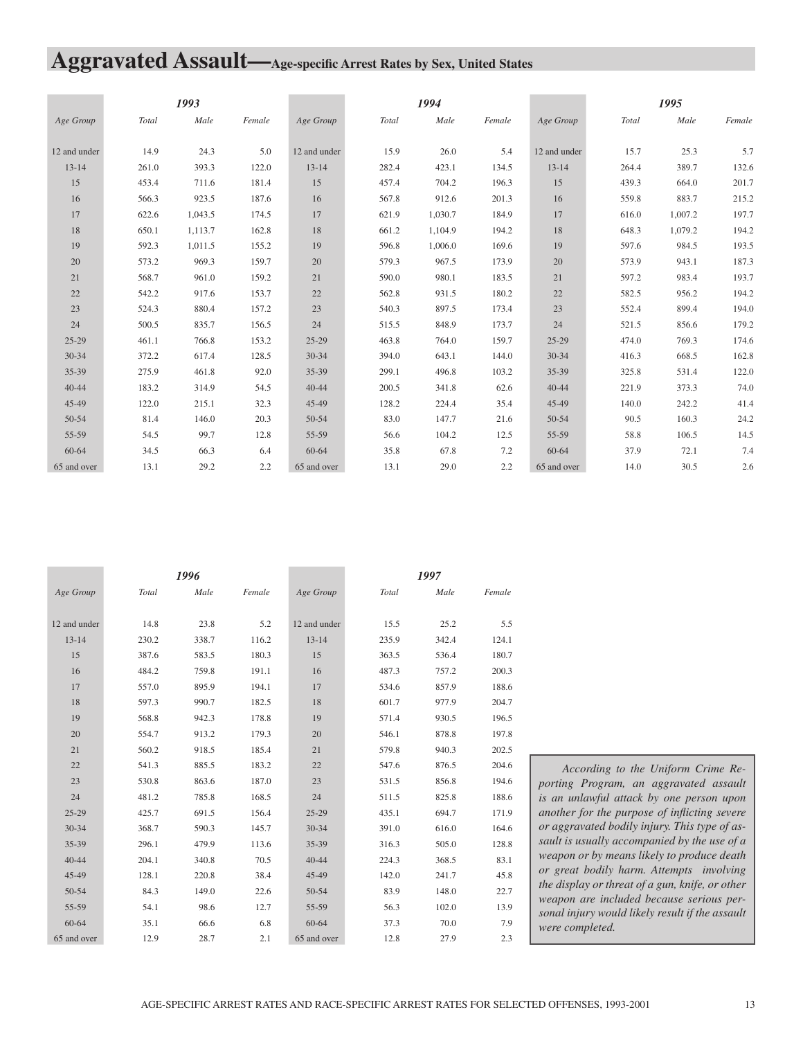# Aggravated Assault—Age-specific Arrest Rates by Sex, United States

| Age Group | 1993 Total | 1993 Male | 1993 Female | 1994 Total | 1994 Male | 1994 Female | 1995 Total | 1995 Male | 1995 Female |
|---|---|---|---|---|---|---|---|---|---|
| 12 and under | 14.9 | 24.3 | 5.0 | 15.9 | 26.0 | 5.4 | 15.7 | 25.3 | 5.7 |
| 13-14 | 261.0 | 393.3 | 122.0 | 282.4 | 423.1 | 134.5 | 264.4 | 389.7 | 132.6 |
| 15 | 453.4 | 711.6 | 181.4 | 457.4 | 704.2 | 196.3 | 439.3 | 664.0 | 201.7 |
| 16 | 566.3 | 923.5 | 187.6 | 567.8 | 912.6 | 201.3 | 559.8 | 883.7 | 215.2 |
| 17 | 622.6 | 1,043.5 | 174.5 | 621.9 | 1,030.7 | 184.9 | 616.0 | 1,007.2 | 197.7 |
| 18 | 650.1 | 1,113.7 | 162.8 | 661.2 | 1,104.9 | 194.2 | 648.3 | 1,079.2 | 194.2 |
| 19 | 592.3 | 1,011.5 | 155.2 | 596.8 | 1,006.0 | 169.6 | 597.6 | 984.5 | 193.5 |
| 20 | 573.2 | 969.3 | 159.7 | 579.3 | 967.5 | 173.9 | 573.9 | 943.1 | 187.3 |
| 21 | 568.7 | 961.0 | 159.2 | 590.0 | 980.1 | 183.5 | 597.2 | 983.7 | 193.7 |
| 22 | 542.2 | 917.6 | 153.7 | 562.8 | 931.5 | 180.2 | 582.5 | 956.2 | 194.2 |
| 23 | 524.3 | 880.4 | 157.2 | 540.3 | 897.5 | 173.4 | 552.4 | 899.4 | 194.0 |
| 24 | 500.5 | 835.7 | 156.5 | 515.5 | 848.9 | 173.7 | 521.5 | 856.6 | 179.2 |
| 25-29 | 461.1 | 766.8 | 153.2 | 463.8 | 764.0 | 159.7 | 474.0 | 769.3 | 174.6 |
| 30-34 | 372.2 | 617.4 | 128.5 | 394.0 | 643.1 | 144.0 | 416.3 | 668.5 | 162.8 |
| 35-39 | 275.9 | 461.8 | 92.0 | 299.1 | 496.8 | 103.2 | 325.8 | 531.4 | 122.0 |
| 40-44 | 183.2 | 314.9 | 54.5 | 200.5 | 341.8 | 62.6 | 221.9 | 373.3 | 74.0 |
| 45-49 | 122.0 | 215.1 | 32.3 | 128.2 | 224.4 | 35.4 | 140.0 | 242.2 | 41.4 |
| 50-54 | 81.4 | 146.0 | 20.3 | 83.0 | 147.7 | 21.6 | 90.5 | 160.3 | 24.2 |
| 55-59 | 54.5 | 99.7 | 12.8 | 56.6 | 104.2 | 12.5 | 58.8 | 106.5 | 14.5 |
| 60-64 | 34.5 | 66.3 | 6.4 | 35.8 | 67.8 | 7.2 | 37.9 | 72.1 | 7.4 |
| 65 and over | 13.1 | 29.2 | 2.2 | 13.1 | 29.0 | 2.2 | 14.0 | 30.5 | 2.6 |

| Age Group | 1996 Total | 1996 Male | 1996 Female | 1997 Total | 1997 Male | 1997 Female |
|---|---|---|---|---|---|---|
| 12 and under | 14.8 | 23.8 | 5.2 | 15.5 | 25.2 | 5.5 |
| 13-14 | 230.2 | 338.7 | 116.2 | 235.9 | 342.4 | 124.1 |
| 15 | 387.6 | 583.5 | 180.3 | 363.5 | 536.4 | 180.7 |
| 16 | 484.2 | 759.8 | 191.1 | 487.3 | 757.2 | 200.3 |
| 17 | 557.0 | 895.9 | 194.1 | 534.6 | 857.9 | 188.6 |
| 18 | 597.3 | 990.7 | 182.5 | 601.7 | 977.9 | 204.7 |
| 19 | 568.8 | 942.3 | 178.8 | 571.4 | 930.5 | 196.5 |
| 20 | 554.7 | 913.2 | 179.3 | 546.1 | 878.8 | 197.8 |
| 21 | 560.2 | 918.5 | 185.4 | 579.8 | 940.3 | 202.5 |
| 22 | 541.3 | 885.5 | 183.2 | 547.6 | 876.5 | 204.6 |
| 23 | 530.8 | 863.6 | 187.0 | 531.5 | 856.8 | 194.6 |
| 24 | 481.2 | 785.8 | 168.5 | 511.5 | 825.8 | 188.6 |
| 25-29 | 425.7 | 691.5 | 156.4 | 435.1 | 694.7 | 171.9 |
| 30-34 | 368.7 | 590.3 | 145.7 | 391.0 | 616.0 | 164.6 |
| 35-39 | 296.1 | 479.9 | 113.6 | 316.3 | 505.0 | 128.8 |
| 40-44 | 204.1 | 340.8 | 70.5 | 224.3 | 368.5 | 83.1 |
| 45-49 | 128.1 | 220.8 | 38.4 | 142.0 | 241.7 | 45.8 |
| 50-54 | 84.3 | 149.0 | 22.6 | 83.9 | 148.0 | 22.7 |
| 55-59 | 54.1 | 98.6 | 12.7 | 56.3 | 102.0 | 13.9 |
| 60-64 | 35.1 | 66.6 | 6.8 | 37.3 | 70.0 | 7.9 |
| 65 and over | 12.9 | 28.7 | 2.1 | 12.8 | 27.9 | 2.3 |

*According to the Uniform Crime Reporting Program, an aggravated assault is an unlawful attack by one person upon another for the purpose of inflicting severe or aggravated bodily injury. This type of assault is usually accompanied by the use of a weapon or by means likely to produce death or great bodily harm. Attempts involving the display or threat of a gun, knife, or other weapon are included because serious personal injury would likely result if the assault were completed.*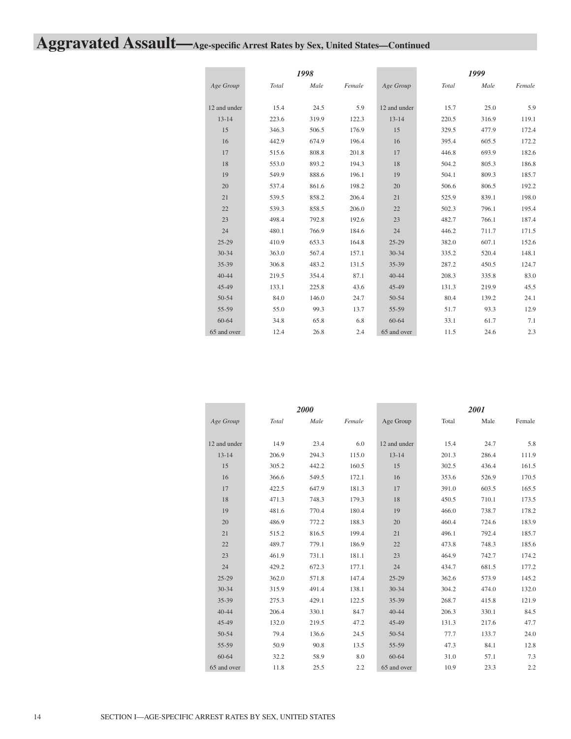# Aggravated Assault—Age-specific Arrest Rates by Sex, United States—Continued

| Age Group | 1998 | | | Age Group | 1999 | | |
|---|---|---|---|---|---|---|---|
| | *Total* | *Male* | *Female* | | *Total* | *Male* | *Female* |
| 12 and under | 15.4 | 24.5 | 5.9 | 12 and under | 15.7 | 25.0 | 5.9 |
| 13-14 | 223.6 | 319.9 | 122.3 | 13-14 | 220.5 | 316.9 | 119.1 |
| 15 | 346.3 | 506.5 | 176.9 | 15 | 329.5 | 477.9 | 172.4 |
| 16 | 442.9 | 674.9 | 196.4 | 16 | 395.4 | 605.5 | 172.2 |
| 17 | 515.6 | 808.8 | 201.8 | 17 | 446.8 | 693.9 | 182.6 |
| 18 | 553.0 | 893.2 | 194.3 | 18 | 504.2 | 805.3 | 186.8 |
| 19 | 549.9 | 888.6 | 196.1 | 19 | 504.1 | 809.3 | 185.7 |
| 20 | 537.4 | 861.6 | 198.2 | 20 | 506.6 | 806.5 | 192.2 |
| 21 | 539.5 | 858.2 | 206.4 | 21 | 525.9 | 839.1 | 198.0 |
| 22 | 539.3 | 858.5 | 206.0 | 22 | 502.3 | 796.1 | 195.4 |
| 23 | 498.4 | 792.8 | 192.6 | 23 | 482.7 | 766.1 | 187.4 |
| 24 | 480.1 | 766.9 | 184.6 | 24 | 446.2 | 711.7 | 171.5 |
| 25-29 | 410.9 | 653.3 | 164.8 | 25-29 | 382.0 | 607.1 | 152.6 |
| 30-34 | 363.0 | 567.4 | 157.1 | 30-34 | 335.2 | 520.4 | 148.1 |
| 35-39 | 306.8 | 483.2 | 131.5 | 35-39 | 287.2 | 450.5 | 124.7 |
| 40-44 | 219.5 | 354.4 | 87.1 | 40-44 | 208.3 | 335.8 | 83.0 |
| 45-49 | 133.1 | 225.8 | 43.6 | 45-49 | 131.3 | 219.9 | 45.5 |
| 50-54 | 84.0 | 146.0 | 24.7 | 50-54 | 80.4 | 139.2 | 24.1 |
| 55-59 | 55.0 | 99.3 | 13.7 | 55-59 | 51.7 | 93.3 | 12.9 |
| 60-64 | 34.8 | 65.8 | 6.8 | 60-64 | 33.1 | 61.7 | 7.1 |
| 65 and over | 12.4 | 26.8 | 2.4 | 65 and over | 11.5 | 24.6 | 2.3 |

| Age Group | 2000 | | | Age Group | 2001 | | |
|---|---|---|---|---|---|---|---|
| | *Total* | *Male* | *Female* | | Total | Male | Female |
| 12 and under | 14.9 | 23.4 | 6.0 | 12 and under | 15.4 | 24.7 | 5.8 |
| 13-14 | 206.9 | 294.3 | 115.0 | 13-14 | 201.3 | 286.4 | 111.9 |
| 15 | 305.2 | 442.2 | 160.5 | 15 | 302.5 | 436.4 | 161.5 |
| 16 | 366.6 | 549.5 | 172.1 | 16 | 353.6 | 526.9 | 170.5 |
| 17 | 422.5 | 647.9 | 181.3 | 17 | 391.0 | 603.5 | 165.5 |
| 18 | 471.3 | 748.3 | 179.3 | 18 | 450.5 | 710.1 | 173.5 |
| 19 | 481.6 | 770.4 | 180.4 | 19 | 466.0 | 738.7 | 178.2 |
| 20 | 486.9 | 772.2 | 188.3 | 20 | 460.4 | 724.6 | 183.9 |
| 21 | 515.2 | 816.5 | 199.4 | 21 | 496.1 | 792.4 | 185.7 |
| 22 | 489.7 | 779.1 | 186.9 | 22 | 473.8 | 748.3 | 185.6 |
| 23 | 461.9 | 731.1 | 181.1 | 23 | 464.9 | 742.7 | 174.2 |
| 24 | 429.2 | 672.3 | 177.1 | 24 | 434.7 | 681.5 | 177.2 |
| 25-29 | 362.0 | 571.8 | 147.4 | 25-29 | 362.6 | 573.9 | 145.2 |
| 30-34 | 315.9 | 491.4 | 138.1 | 30-34 | 304.2 | 474.0 | 132.0 |
| 35-39 | 275.3 | 429.1 | 122.5 | 35-39 | 268.7 | 415.8 | 121.9 |
| 40-44 | 206.4 | 330.1 | 84.7 | 40-44 | 206.3 | 330.1 | 84.5 |
| 45-49 | 132.0 | 219.5 | 47.2 | 45-49 | 131.3 | 217.6 | 47.7 |
| 50-54 | 79.4 | 136.6 | 24.5 | 50-54 | 77.7 | 133.7 | 24.0 |
| 55-59 | 50.9 | 90.8 | 13.5 | 55-59 | 47.3 | 84.1 | 12.8 |
| 60-64 | 32.2 | 58.9 | 8.0 | 60-64 | 31.0 | 57.1 | 7.3 |
| 65 and over | 11.8 | 25.5 | 2.2 | 65 and over | 10.9 | 23.3 | 2.2 |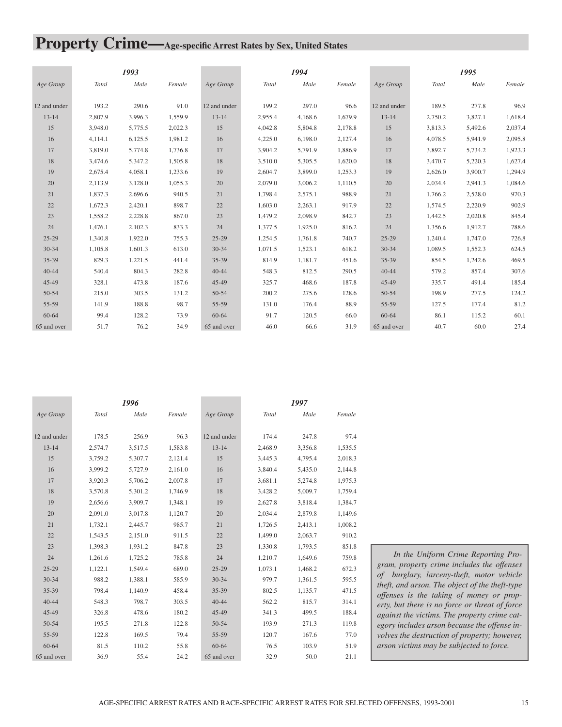# Property Crime—Age-specific Arrest Rates by Sex, United States

| Age Group | 1993 Total | 1993 Male | 1993 Female | 1994 Total | 1994 Male | 1994 Female | 1995 Total | 1995 Male | 1995 Female |
|---|---|---|---|---|---|---|---|---|---|
| 12 and under | 193.2 | 290.6 | 91.0 | 199.2 | 297.0 | 96.6 | 189.5 | 277.8 | 96.9 |
| 13-14 | 2,807.9 | 3,996.3 | 1,559.9 | 2,955.4 | 4,168.6 | 1,679.9 | 2,750.2 | 3,827.1 | 1,618.4 |
| 15 | 3,948.0 | 5,775.5 | 2,022.3 | 4,042.8 | 5,804.8 | 2,178.8 | 3,813.3 | 5,492.6 | 2,037.4 |
| 16 | 4,114.1 | 6,125.5 | 1,981.2 | 4,225.0 | 6,198.0 | 2,127.4 | 4,078.5 | 5,941.9 | 2,095.8 |
| 17 | 3,819.0 | 5,774.8 | 1,736.8 | 3,904.2 | 5,791.9 | 1,886.9 | 3,892.7 | 5,734.2 | 1,923.3 |
| 18 | 3,474.6 | 5,347.2 | 1,505.8 | 3,510.0 | 5,305.5 | 1,620.0 | 3,470.7 | 5,220.3 | 1,627.4 |
| 19 | 2,675.4 | 4,058.1 | 1,233.6 | 2,604.7 | 3,899.0 | 1,253.3 | 2,626.0 | 3,900.7 | 1,294.9 |
| 20 | 2,113.9 | 3,128.0 | 1,055.3 | 2,079.0 | 3,006.2 | 1,110.5 | 2,034.4 | 2,941.3 | 1,084.6 |
| 21 | 1,837.3 | 2,696.6 | 940.5 | 1,798.4 | 2,575.1 | 988.9 | 1,766.2 | 2,528.0 | 970.3 |
| 22 | 1,672.3 | 2,420.1 | 898.7 | 1,603.0 | 2,263.1 | 917.9 | 1,574.5 | 2,220.9 | 902.9 |
| 23 | 1,558.2 | 2,228.8 | 867.0 | 1,479.2 | 2,098.9 | 842.7 | 1,442.5 | 2,020.8 | 845.4 |
| 24 | 1,476.1 | 2,102.3 | 833.3 | 1,377.5 | 1,925.0 | 816.2 | 1,356.6 | 1,912.7 | 788.6 |
| 25-29 | 1,340.8 | 1,922.0 | 755.3 | 1,254.5 | 1,761.8 | 740.7 | 1,240.4 | 1,747.0 | 726.8 |
| 30-34 | 1,105.8 | 1,601.3 | 613.0 | 1,071.5 | 1,523.1 | 618.2 | 1,089.5 | 1,552.3 | 624.5 |
| 35-39 | 829.3 | 1,221.5 | 441.4 | 814.9 | 1,181.7 | 451.6 | 854.5 | 1,242.6 | 469.5 |
| 40-44 | 540.4 | 804.3 | 282.8 | 548.3 | 812.5 | 290.5 | 579.2 | 857.4 | 307.6 |
| 45-49 | 328.1 | 473.8 | 187.6 | 325.7 | 468.6 | 187.8 | 335.7 | 491.4 | 185.4 |
| 50-54 | 215.0 | 303.5 | 131.2 | 200.2 | 275.6 | 128.6 | 198.9 | 277.5 | 124.2 |
| 55-59 | 141.9 | 188.8 | 98.7 | 131.0 | 176.4 | 88.9 | 127.5 | 177.4 | 81.2 |
| 60-64 | 99.4 | 128.2 | 73.9 | 91.7 | 120.5 | 66.0 | 86.1 | 115.2 | 60.1 |
| 65 and over | 51.7 | 76.2 | 34.9 | 46.0 | 66.6 | 31.9 | 40.7 | 60.0 | 27.4 |

| Age Group | 1996 Total | 1996 Male | 1996 Female | 1997 Total | 1997 Male | 1997 Female |
|---|---|---|---|---|---|---|
| 12 and under | 178.5 | 256.9 | 96.3 | 174.4 | 247.8 | 97.4 |
| 13-14 | 2,574.7 | 3,517.5 | 1,583.8 | 2,468.9 | 3,356.8 | 1,535.5 |
| 15 | 3,759.2 | 5,307.7 | 2,121.4 | 3,445.3 | 4,795.4 | 2,018.3 |
| 16 | 3,999.2 | 5,727.9 | 2,161.0 | 3,840.4 | 5,435.0 | 2,144.8 |
| 17 | 3,920.3 | 5,706.2 | 2,007.8 | 3,681.1 | 5,274.8 | 1,975.3 |
| 18 | 3,570.8 | 5,301.2 | 1,746.9 | 3,428.2 | 5,009.7 | 1,759.4 |
| 19 | 2,656.6 | 3,909.7 | 1,348.1 | 2,627.8 | 3,818.4 | 1,384.7 |
| 20 | 2,091.0 | 3,017.8 | 1,120.7 | 2,034.4 | 2,879.8 | 1,149.6 |
| 21 | 1,732.1 | 2,445.7 | 985.7 | 1,726.5 | 2,413.1 | 1,008.2 |
| 22 | 1,543.5 | 2,151.0 | 911.5 | 1,499.0 | 2,063.7 | 910.2 |
| 23 | 1,398.3 | 1,931.2 | 847.8 | 1,330.8 | 1,793.5 | 851.8 |
| 24 | 1,261.6 | 1,725.2 | 785.8 | 1,210.7 | 1,649.6 | 759.8 |
| 25-29 | 1,122.1 | 1,549.4 | 689.0 | 1,073.1 | 1,468.2 | 672.3 |
| 30-34 | 988.2 | 1,388.1 | 585.9 | 979.7 | 1,361.5 | 595.5 |
| 35-39 | 798.4 | 1,140.9 | 458.4 | 802.5 | 1,135.7 | 471.5 |
| 40-44 | 548.3 | 798.7 | 303.5 | 562.2 | 815.7 | 314.1 |
| 45-49 | 326.8 | 478.6 | 180.2 | 341.3 | 499.5 | 188.4 |
| 50-54 | 195.5 | 271.8 | 122.8 | 193.9 | 271.3 | 119.8 |
| 55-59 | 122.8 | 169.5 | 79.4 | 120.7 | 167.6 | 77.0 |
| 60-64 | 81.5 | 110.2 | 55.8 | 76.5 | 103.9 | 51.9 |
| 65 and over | 36.9 | 55.4 | 24.2 | 32.9 | 50.0 | 21.1 |

*In the Uniform Crime Reporting Program, property crime includes the offenses of burglary, larceny-theft, motor vehicle theft, and arson. The object of the theft-type offenses is the taking of money or property, but there is no force or threat of force against the victims. The property crime category includes arson because the offense involves the destruction of property; however, arson victims may be subjected to force.*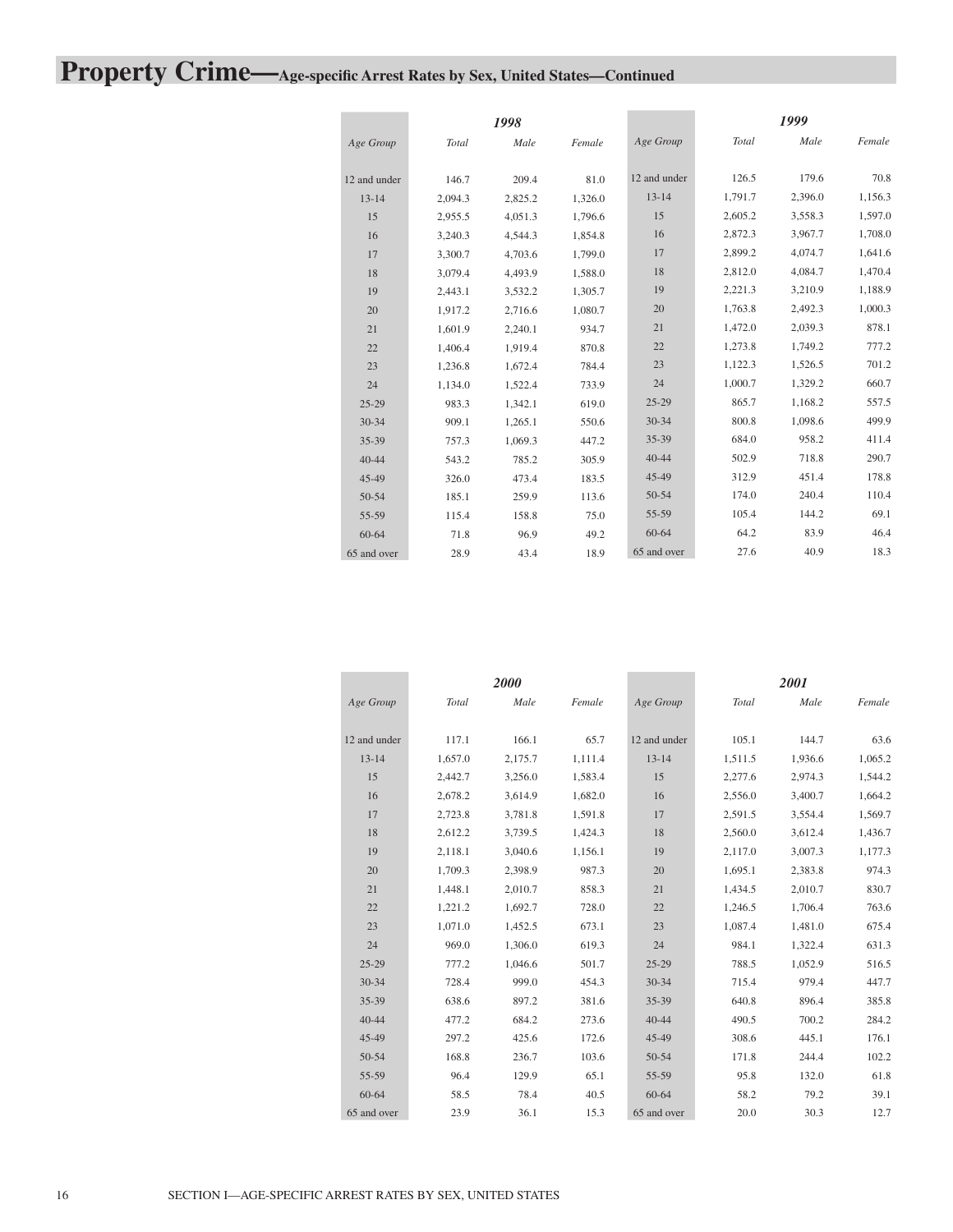# Property Crime—Age-specific Arrest Rates by Sex, United States—Continued

| Age Group | 1998 Total | 1998 Male | 1998 Female |
|---|---|---|---|
| 12 and under | 146.7 | 209.4 | 81.0 |
| 13-14 | 2,094.3 | 2,825.2 | 1,326.0 |
| 15 | 2,955.5 | 4,051.3 | 1,796.6 |
| 16 | 3,240.3 | 4,544.3 | 1,854.8 |
| 17 | 3,300.7 | 4,703.6 | 1,799.0 |
| 18 | 3,079.4 | 4,493.9 | 1,588.0 |
| 19 | 2,443.1 | 3,532.2 | 1,305.7 |
| 20 | 1,917.2 | 2,716.6 | 1,080.7 |
| 21 | 1,601.9 | 2,240.1 | 934.7 |
| 22 | 1,406.4 | 1,919.4 | 870.8 |
| 23 | 1,236.8 | 1,672.4 | 784.4 |
| 24 | 1,134.0 | 1,522.4 | 733.9 |
| 25-29 | 983.3 | 1,342.1 | 619.0 |
| 30-34 | 909.1 | 1,265.1 | 550.6 |
| 35-39 | 757.3 | 1,069.3 | 447.2 |
| 40-44 | 543.2 | 785.2 | 305.9 |
| 45-49 | 326.0 | 473.4 | 183.5 |
| 50-54 | 185.1 | 259.9 | 113.6 |
| 55-59 | 115.4 | 158.8 | 75.0 |
| 60-64 | 71.8 | 96.9 | 49.2 |
| 65 and over | 28.9 | 43.4 | 18.9 |

| Age Group | 1999 Total | 1999 Male | 1999 Female |
|---|---|---|---|
| 12 and under | 126.5 | 179.6 | 70.8 |
| 13-14 | 1,791.7 | 2,396.0 | 1,156.3 |
| 15 | 2,605.2 | 3,558.3 | 1,597.0 |
| 16 | 2,872.3 | 3,967.7 | 1,708.0 |
| 17 | 2,899.2 | 4,074.7 | 1,641.6 |
| 18 | 2,812.0 | 4,084.7 | 1,470.4 |
| 19 | 2,221.3 | 3,210.9 | 1,188.9 |
| 20 | 1,763.8 | 2,492.3 | 1,000.3 |
| 21 | 1,472.0 | 2,039.3 | 878.1 |
| 22 | 1,273.8 | 1,749.2 | 777.2 |
| 23 | 1,122.3 | 1,526.5 | 701.2 |
| 24 | 1,000.7 | 1,329.2 | 660.7 |
| 25-29 | 865.7 | 1,168.2 | 557.5 |
| 30-34 | 800.8 | 1,098.6 | 499.9 |
| 35-39 | 684.0 | 958.2 | 411.4 |
| 40-44 | 502.9 | 718.8 | 290.7 |
| 45-49 | 312.9 | 451.4 | 178.8 |
| 50-54 | 174.0 | 240.4 | 110.4 |
| 55-59 | 105.4 | 144.2 | 69.1 |
| 60-64 | 64.2 | 83.9 | 46.4 |
| 65 and over | 27.6 | 40.9 | 18.3 |

| Age Group | 2000 Total | 2000 Male | 2000 Female |
|---|---|---|---|
| 12 and under | 117.1 | 166.1 | 65.7 |
| 13-14 | 1,657.0 | 2,175.7 | 1,111.4 |
| 15 | 2,442.7 | 3,256.0 | 1,583.4 |
| 16 | 2,678.2 | 3,614.9 | 1,682.0 |
| 17 | 2,723.8 | 3,781.8 | 1,591.8 |
| 18 | 2,612.2 | 3,739.5 | 1,424.3 |
| 19 | 2,118.1 | 3,040.6 | 1,156.1 |
| 20 | 1,709.3 | 2,398.9 | 987.3 |
| 21 | 1,448.1 | 2,010.7 | 858.3 |
| 22 | 1,221.2 | 1,692.7 | 728.0 |
| 23 | 1,071.0 | 1,452.5 | 673.1 |
| 24 | 969.0 | 1,306.0 | 619.3 |
| 25-29 | 777.2 | 1,046.6 | 501.7 |
| 30-34 | 728.4 | 999.0 | 454.3 |
| 35-39 | 638.6 | 897.2 | 381.6 |
| 40-44 | 477.2 | 684.2 | 273.6 |
| 45-49 | 297.2 | 425.6 | 172.6 |
| 50-54 | 168.8 | 236.7 | 103.6 |
| 55-59 | 96.4 | 129.9 | 65.1 |
| 60-64 | 58.5 | 78.4 | 40.5 |
| 65 and over | 23.9 | 36.1 | 15.3 |

| Age Group | 2001 Total | 2001 Male | 2001 Female |
|---|---|---|---|
| 12 and under | 105.1 | 144.7 | 63.6 |
| 13-14 | 1,511.5 | 1,936.6 | 1,065.2 |
| 15 | 2,277.6 | 2,974.3 | 1,544.2 |
| 16 | 2,556.0 | 3,400.7 | 1,664.2 |
| 17 | 2,591.5 | 3,554.4 | 1,569.7 |
| 18 | 2,560.0 | 3,612.4 | 1,436.7 |
| 19 | 2,117.0 | 3,007.3 | 1,177.3 |
| 20 | 1,695.1 | 2,383.8 | 974.3 |
| 21 | 1,434.5 | 2,010.7 | 830.7 |
| 22 | 1,246.5 | 1,706.4 | 763.6 |
| 23 | 1,087.4 | 1,481.0 | 675.4 |
| 24 | 984.1 | 1,322.4 | 631.3 |
| 25-29 | 788.5 | 1,052.9 | 516.5 |
| 30-34 | 715.4 | 979.4 | 447.7 |
| 35-39 | 640.8 | 896.4 | 385.8 |
| 40-44 | 490.5 | 700.2 | 284.2 |
| 45-49 | 308.6 | 445.1 | 176.1 |
| 50-54 | 171.8 | 244.4 | 102.2 |
| 55-59 | 95.8 | 132.0 | 61.8 |
| 60-64 | 58.2 | 79.2 | 39.1 |
| 65 and over | 20.0 | 30.3 | 12.7 |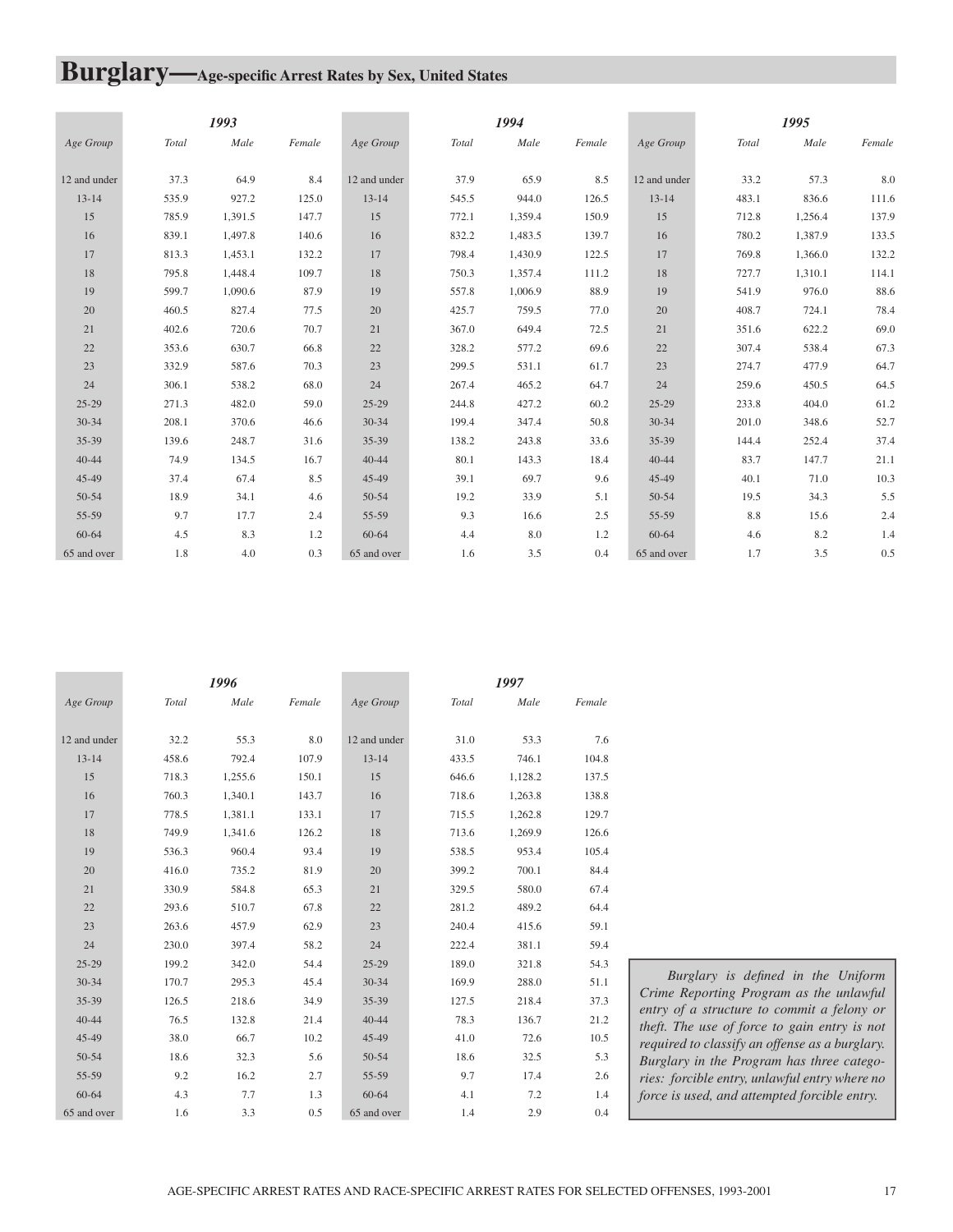# Burglary—Age-specific Arrest Rates by Sex, United States

| | 1993 | | | | 1994 | | | | 1995 | | |
|---|---|---|---|---|---|---|---|---|---|---|---|
| Age Group | Total | Male | Female | Age Group | Total | Male | Female | Age Group | Total | Male | Female |
| 12 and under | 37.3 | 64.9 | 8.4 | 12 and under | 37.9 | 65.9 | 8.5 | 12 and under | 33.2 | 57.3 | 8.0 |
| 13-14 | 535.9 | 927.2 | 125.0 | 13-14 | 545.5 | 944.0 | 126.5 | 13-14 | 483.1 | 836.6 | 111.6 |
| 15 | 785.9 | 1,391.5 | 147.7 | 15 | 772.1 | 1,359.4 | 150.9 | 15 | 712.8 | 1,256.4 | 137.9 |
| 16 | 839.1 | 1,497.8 | 140.6 | 16 | 832.2 | 1,483.5 | 139.7 | 16 | 780.2 | 1,387.9 | 133.5 |
| 17 | 813.3 | 1,453.1 | 132.2 | 17 | 798.4 | 1,430.9 | 122.5 | 17 | 769.8 | 1,366.0 | 132.2 |
| 18 | 795.8 | 1,448.4 | 109.7 | 18 | 750.3 | 1,357.4 | 111.2 | 18 | 727.7 | 1,310.1 | 114.1 |
| 19 | 599.7 | 1,090.6 | 87.9 | 19 | 557.8 | 1,006.9 | 88.9 | 19 | 541.9 | 976.0 | 88.6 |
| 20 | 460.5 | 827.4 | 77.5 | 20 | 425.7 | 759.5 | 77.0 | 20 | 408.7 | 724.1 | 78.4 |
| 21 | 402.6 | 720.6 | 70.7 | 21 | 367.0 | 649.4 | 72.5 | 21 | 351.6 | 622.2 | 69.0 |
| 22 | 353.6 | 630.7 | 66.8 | 22 | 328.2 | 577.2 | 69.6 | 22 | 307.4 | 538.4 | 67.3 |
| 23 | 332.9 | 587.6 | 70.3 | 23 | 299.5 | 531.1 | 61.7 | 23 | 274.7 | 477.9 | 64.7 |
| 24 | 306.1 | 538.2 | 68.0 | 24 | 267.4 | 465.2 | 64.7 | 24 | 259.6 | 450.5 | 64.5 |
| 25-29 | 271.3 | 482.0 | 59.0 | 25-29 | 244.8 | 427.2 | 60.2 | 25-29 | 233.8 | 404.0 | 61.2 |
| 30-34 | 208.1 | 370.6 | 46.6 | 30-34 | 199.4 | 347.4 | 50.8 | 30-34 | 201.0 | 348.6 | 52.7 |
| 35-39 | 139.6 | 248.7 | 31.6 | 35-39 | 138.2 | 243.8 | 33.6 | 35-39 | 144.4 | 252.4 | 37.4 |
| 40-44 | 74.9 | 134.5 | 16.7 | 40-44 | 80.1 | 143.3 | 18.4 | 40-44 | 83.7 | 147.7 | 21.1 |
| 45-49 | 37.4 | 67.4 | 8.5 | 45-49 | 39.1 | 69.7 | 9.6 | 45-49 | 40.1 | 71.0 | 10.3 |
| 50-54 | 18.9 | 34.1 | 4.6 | 50-54 | 19.2 | 33.9 | 5.1 | 50-54 | 19.5 | 34.3 | 5.5 |
| 55-59 | 9.7 | 17.7 | 2.4 | 55-59 | 9.3 | 16.6 | 2.5 | 55-59 | 8.8 | 15.6 | 2.4 |
| 60-64 | 4.5 | 8.3 | 1.2 | 60-64 | 4.4 | 8.0 | 1.2 | 60-64 | 4.6 | 8.2 | 1.4 |
| 65 and over | 1.8 | 4.0 | 0.3 | 65 and over | 1.6 | 3.5 | 0.4 | 65 and over | 1.7 | 3.5 | 0.5 |

| | 1996 | | | | 1997 | | |
|---|---|---|---|---|---|---|---|
| Age Group | Total | Male | Female | Age Group | Total | Male | Female |
| 12 and under | 32.2 | 55.3 | 8.0 | 12 and under | 31.0 | 53.3 | 7.6 |
| 13-14 | 458.6 | 792.4 | 107.9 | 13-14 | 433.5 | 746.1 | 104.8 |
| 15 | 718.3 | 1,255.6 | 150.1 | 15 | 646.6 | 1,128.2 | 137.5 |
| 16 | 760.3 | 1,340.1 | 143.7 | 16 | 718.6 | 1,263.8 | 138.8 |
| 17 | 778.5 | 1,381.1 | 133.1 | 17 | 715.5 | 1,262.8 | 129.7 |
| 18 | 749.9 | 1,341.6 | 126.2 | 18 | 713.6 | 1,269.9 | 126.6 |
| 19 | 536.3 | 960.4 | 93.4 | 19 | 538.5 | 953.4 | 105.4 |
| 20 | 416.0 | 735.2 | 81.9 | 20 | 399.2 | 700.1 | 84.4 |
| 21 | 330.9 | 584.8 | 65.3 | 21 | 329.5 | 580.0 | 67.4 |
| 22 | 293.6 | 510.7 | 67.8 | 22 | 281.2 | 489.2 | 64.4 |
| 23 | 263.6 | 457.9 | 62.9 | 23 | 240.4 | 415.6 | 59.1 |
| 24 | 230.0 | 397.4 | 58.2 | 24 | 222.4 | 381.1 | 59.4 |
| 25-29 | 199.2 | 342.0 | 54.4 | 25-29 | 189.0 | 321.8 | 54.3 |
| 30-34 | 170.7 | 295.3 | 45.4 | 30-34 | 169.9 | 288.0 | 51.1 |
| 35-39 | 126.5 | 218.6 | 34.9 | 35-39 | 127.5 | 218.4 | 37.3 |
| 40-44 | 76.5 | 132.8 | 21.4 | 40-44 | 78.3 | 136.7 | 21.2 |
| 45-49 | 38.0 | 66.7 | 10.2 | 45-49 | 41.0 | 72.6 | 10.5 |
| 50-54 | 18.6 | 32.3 | 5.6 | 50-54 | 18.6 | 32.5 | 5.3 |
| 55-59 | 9.2 | 16.2 | 2.7 | 55-59 | 9.7 | 17.4 | 2.6 |
| 60-64 | 4.3 | 7.7 | 1.3 | 60-64 | 4.1 | 7.2 | 1.4 |
| 65 and over | 1.6 | 3.3 | 0.5 | 65 and over | 1.4 | 2.9 | 0.4 |

*Burglary is defined in the Uniform Crime Reporting Program as the unlawful entry of a structure to commit a felony or theft. The use of force to gain entry is not required to classify an offense as a burglary. Burglary in the Program has three categories: forcible entry, unlawful entry where no force is used, and attempted forcible entry.*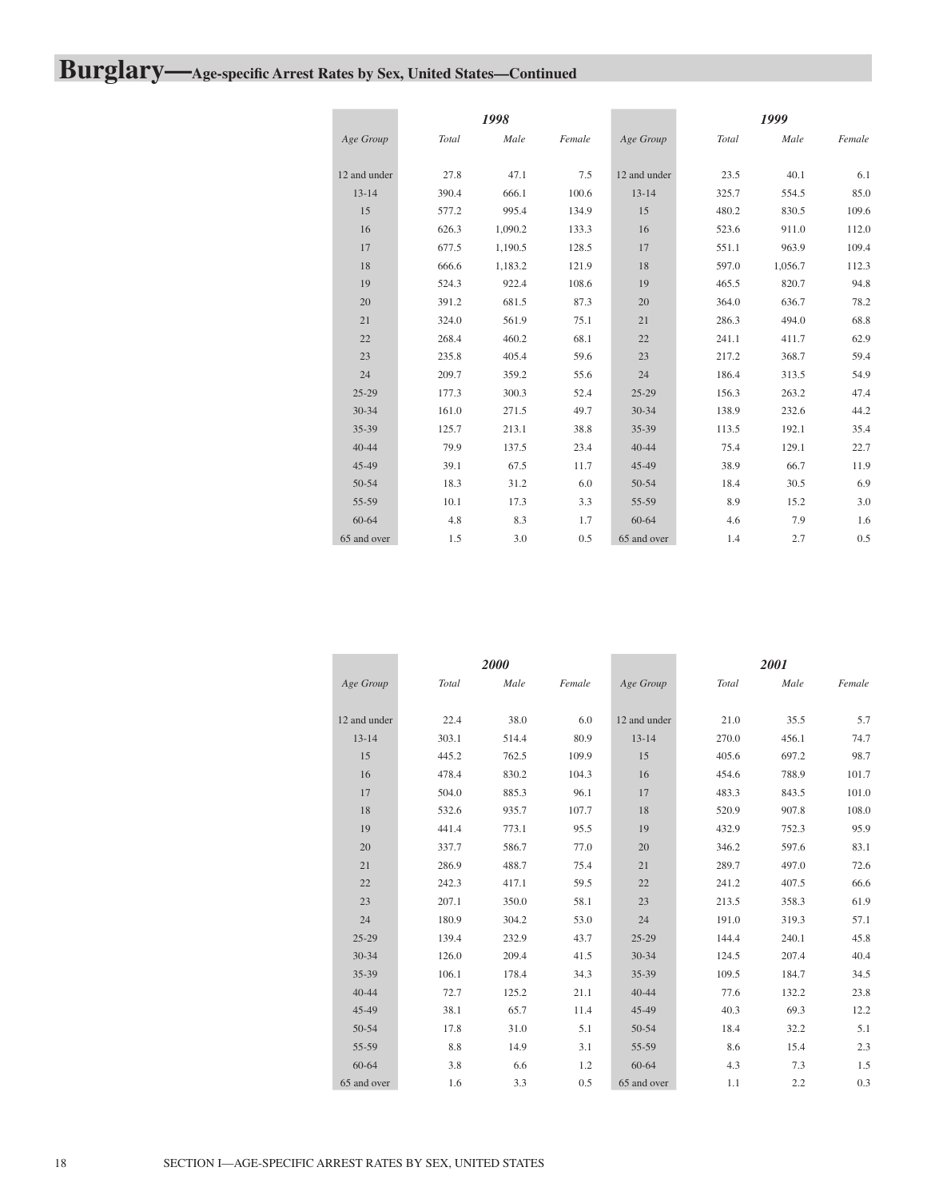# Burglary—Age-specific Arrest Rates by Sex, United States—Continued

| Age Group | 1998 | | | Age Group | 1999 | | |
|---|---|---|---|---|---|---|---|
| | Total | Male | Female | | Total | Male | Female |
| 12 and under | 27.8 | 47.1 | 7.5 | 12 and under | 23.5 | 40.1 | 6.1 |
| 13-14 | 390.4 | 666.1 | 100.6 | 13-14 | 325.7 | 554.5 | 85.0 |
| 15 | 577.2 | 995.4 | 134.9 | 15 | 480.2 | 830.5 | 109.6 |
| 16 | 626.3 | 1,090.2 | 133.3 | 16 | 523.6 | 911.0 | 112.0 |
| 17 | 677.5 | 1,190.5 | 128.5 | 17 | 551.1 | 963.9 | 109.4 |
| 18 | 666.6 | 1,183.2 | 121.9 | 18 | 597.0 | 1,056.7 | 112.3 |
| 19 | 524.3 | 922.4 | 108.6 | 19 | 465.5 | 820.7 | 94.8 |
| 20 | 391.2 | 681.5 | 87.3 | 20 | 364.0 | 636.7 | 78.2 |
| 21 | 324.0 | 561.9 | 75.1 | 21 | 286.3 | 494.0 | 68.8 |
| 22 | 268.4 | 460.2 | 68.1 | 22 | 241.1 | 411.7 | 62.9 |
| 23 | 235.8 | 405.4 | 59.6 | 23 | 217.2 | 368.7 | 59.4 |
| 24 | 209.7 | 359.2 | 55.6 | 24 | 186.4 | 313.5 | 54.9 |
| 25-29 | 177.3 | 300.3 | 52.4 | 25-29 | 156.3 | 263.2 | 47.4 |
| 30-34 | 161.0 | 271.5 | 49.7 | 30-34 | 138.9 | 232.6 | 44.2 |
| 35-39 | 125.7 | 213.1 | 38.8 | 35-39 | 113.5 | 192.1 | 35.4 |
| 40-44 | 79.9 | 137.5 | 23.4 | 40-44 | 75.4 | 129.1 | 22.7 |
| 45-49 | 39.1 | 67.5 | 11.7 | 45-49 | 38.9 | 66.7 | 11.9 |
| 50-54 | 18.3 | 31.2 | 6.0 | 50-54 | 18.4 | 30.5 | 6.9 |
| 55-59 | 10.1 | 17.3 | 3.3 | 55-59 | 8.9 | 15.2 | 3.0 |
| 60-64 | 4.8 | 8.3 | 1.7 | 60-64 | 4.6 | 7.9 | 1.6 |
| 65 and over | 1.5 | 3.0 | 0.5 | 65 and over | 1.4 | 2.7 | 0.5 |

| Age Group | 2000 | | | Age Group | 2001 | | |
|---|---|---|---|---|---|---|---|
| | Total | Male | Female | | Total | Male | Female |
| 12 and under | 22.4 | 38.0 | 6.0 | 12 and under | 21.0 | 35.5 | 5.7 |
| 13-14 | 303.1 | 514.4 | 80.9 | 13-14 | 270.0 | 456.1 | 74.7 |
| 15 | 445.2 | 762.5 | 109.9 | 15 | 405.6 | 697.2 | 98.7 |
| 16 | 478.4 | 830.2 | 104.3 | 16 | 454.6 | 788.9 | 101.7 |
| 17 | 504.0 | 885.3 | 96.1 | 17 | 483.3 | 843.5 | 101.0 |
| 18 | 532.6 | 935.7 | 107.7 | 18 | 520.9 | 907.8 | 108.0 |
| 19 | 441.4 | 773.1 | 95.5 | 19 | 432.9 | 752.3 | 95.9 |
| 20 | 337.7 | 586.7 | 77.0 | 20 | 346.2 | 597.6 | 83.1 |
| 21 | 286.9 | 488.7 | 75.4 | 21 | 289.7 | 497.0 | 72.6 |
| 22 | 242.3 | 417.1 | 59.5 | 22 | 241.2 | 407.5 | 66.6 |
| 23 | 207.1 | 350.0 | 58.1 | 23 | 213.5 | 358.3 | 61.9 |
| 24 | 180.9 | 304.2 | 53.0 | 24 | 191.0 | 319.3 | 57.1 |
| 25-29 | 139.4 | 232.9 | 43.7 | 25-29 | 144.4 | 240.1 | 45.8 |
| 30-34 | 126.0 | 209.4 | 41.5 | 30-34 | 124.5 | 207.4 | 40.4 |
| 35-39 | 106.1 | 178.4 | 34.3 | 35-39 | 109.5 | 184.7 | 34.5 |
| 40-44 | 72.7 | 125.2 | 21.1 | 40-44 | 77.6 | 132.2 | 23.8 |
| 45-49 | 38.1 | 65.7 | 11.4 | 45-49 | 40.3 | 69.3 | 12.2 |
| 50-54 | 17.8 | 31.0 | 5.1 | 50-54 | 18.4 | 32.2 | 5.1 |
| 55-59 | 8.8 | 14.9 | 3.1 | 55-59 | 8.6 | 15.4 | 2.3 |
| 60-64 | 3.8 | 6.6 | 1.2 | 60-64 | 4.3 | 7.3 | 1.5 |
| 65 and over | 1.6 | 3.3 | 0.5 | 65 and over | 1.1 | 2.2 | 0.3 |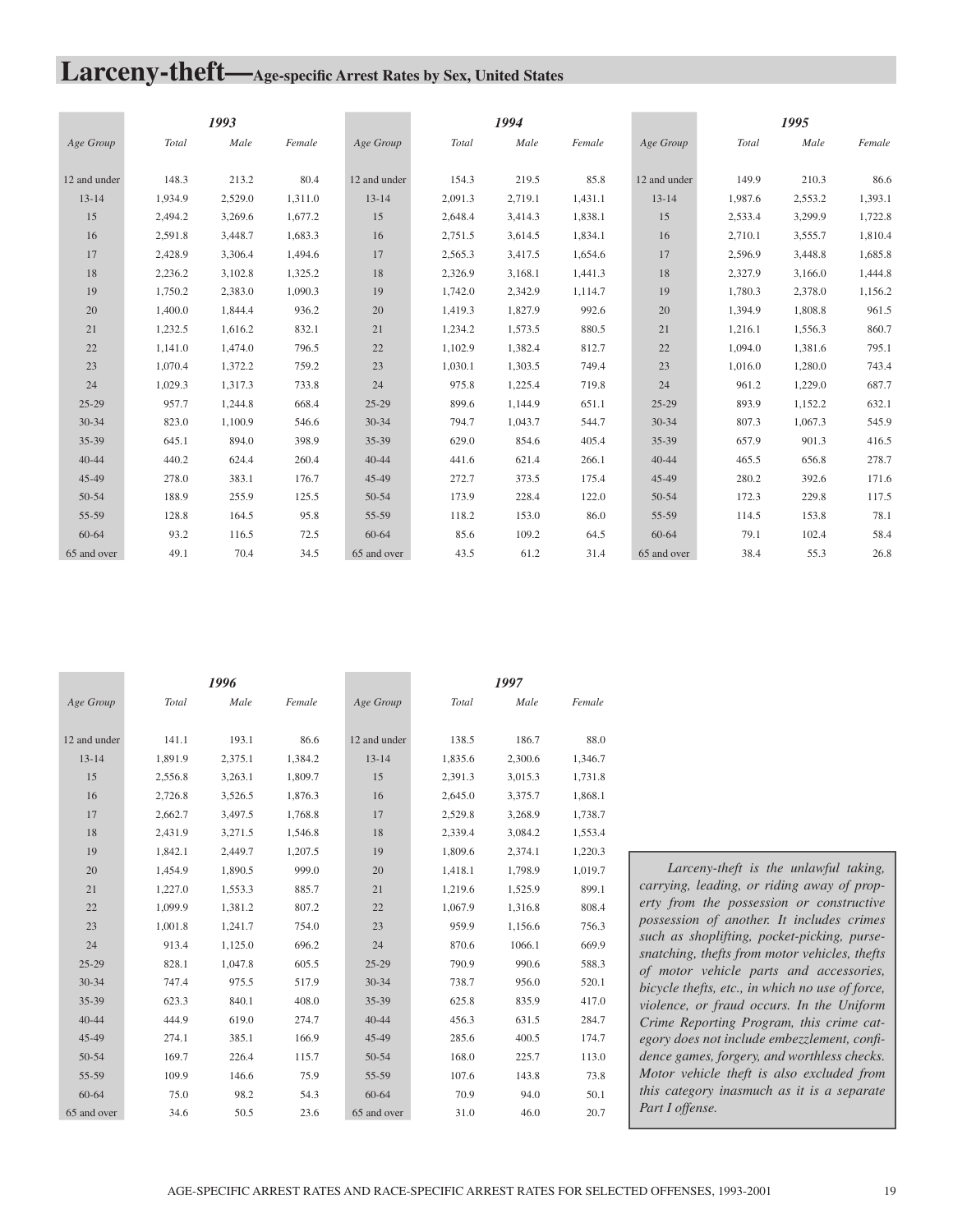# Larceny-theft—Age-specific Arrest Rates by Sex, United States

| | 1993 | | | 1994 | | | 1995 | | |
|---|---|---|---|---|---|---|---|---|---|
| Age Group | Total | Male | Female | Total | Male | Female | Total | Male | Female |
| 12 and under | 148.3 | 213.2 | 80.4 | 154.3 | 219.5 | 85.8 | 149.9 | 210.3 | 86.6 |
| 13-14 | 1,934.9 | 2,529.0 | 1,311.0 | 2,091.3 | 2,719.1 | 1,431.1 | 1,987.6 | 2,553.2 | 1,393.1 |
| 15 | 2,494.2 | 3,269.6 | 1,677.2 | 2,648.4 | 3,414.3 | 1,838.1 | 2,533.4 | 3,299.9 | 1,722.8 |
| 16 | 2,591.8 | 3,448.7 | 1,683.3 | 2,751.5 | 3,614.5 | 1,834.1 | 2,710.1 | 3,555.7 | 1,810.4 |
| 17 | 2,428.9 | 3,306.4 | 1,494.6 | 2,565.3 | 3,417.5 | 1,654.6 | 2,596.9 | 3,448.8 | 1,685.8 |
| 18 | 2,236.2 | 3,102.8 | 1,325.2 | 2,326.9 | 3,168.1 | 1,441.3 | 2,327.9 | 3,166.0 | 1,444.8 |
| 19 | 1,750.2 | 2,383.0 | 1,090.3 | 1,742.0 | 2,342.9 | 1,114.7 | 1,780.3 | 2,378.0 | 1,156.2 |
| 20 | 1,400.0 | 1,844.4 | 936.2 | 1,419.3 | 1,827.9 | 992.6 | 1,394.9 | 1,808.8 | 961.5 |
| 21 | 1,232.5 | 1,616.2 | 832.1 | 1,234.2 | 1,573.5 | 880.5 | 1,216.1 | 1,556.3 | 860.7 |
| 22 | 1,141.0 | 1,474.0 | 796.5 | 1,102.9 | 1,382.4 | 812.7 | 1,094.0 | 1,381.6 | 795.1 |
| 23 | 1,070.4 | 1,372.2 | 759.2 | 1,030.1 | 1,303.5 | 749.4 | 1,016.0 | 1,280.0 | 743.4 |
| 24 | 1,029.3 | 1,317.3 | 733.8 | 975.8 | 1,225.4 | 719.8 | 961.2 | 1,229.0 | 687.7 |
| 25-29 | 957.7 | 1,244.8 | 668.4 | 899.6 | 1,144.9 | 651.1 | 893.9 | 1,152.2 | 632.1 |
| 30-34 | 823.0 | 1,100.9 | 546.6 | 794.7 | 1,043.7 | 544.7 | 807.3 | 1,067.3 | 545.9 |
| 35-39 | 645.1 | 894.0 | 398.9 | 629.0 | 854.6 | 405.4 | 657.9 | 901.3 | 416.5 |
| 40-44 | 440.2 | 624.4 | 260.4 | 441.6 | 621.4 | 266.1 | 465.5 | 656.8 | 278.7 |
| 45-49 | 278.0 | 383.1 | 176.7 | 272.7 | 373.5 | 175.4 | 280.2 | 392.6 | 171.6 |
| 50-54 | 188.9 | 255.9 | 125.5 | 173.9 | 228.4 | 122.0 | 172.3 | 229.8 | 117.5 |
| 55-59 | 128.8 | 164.5 | 95.8 | 118.2 | 153.0 | 86.0 | 114.5 | 153.8 | 78.1 |
| 60-64 | 93.2 | 116.5 | 72.5 | 85.6 | 109.2 | 64.5 | 79.1 | 102.4 | 58.4 |
| 65 and over | 49.1 | 70.4 | 34.5 | 43.5 | 61.2 | 31.4 | 38.4 | 55.3 | 26.8 |

| | 1996 | | | 1997 | | |
|---|---|---|---|---|---|---|
| Age Group | Total | Male | Female | Total | Male | Female |
| 12 and under | 141.1 | 193.1 | 86.6 | 138.5 | 186.7 | 88.0 |
| 13-14 | 1,891.9 | 2,375.1 | 1,384.2 | 1,835.6 | 2,300.6 | 1,346.7 |
| 15 | 2,556.8 | 3,263.1 | 1,809.7 | 2,391.3 | 3,015.3 | 1,731.8 |
| 16 | 2,726.8 | 3,526.5 | 1,876.3 | 2,645.0 | 3,375.7 | 1,868.1 |
| 17 | 2,662.7 | 3,497.5 | 1,768.8 | 2,529.8 | 3,268.9 | 1,738.7 |
| 18 | 2,431.9 | 3,271.5 | 1,546.8 | 2,339.4 | 3,084.2 | 1,553.4 |
| 19 | 1,842.1 | 2,449.7 | 1,207.5 | 1,809.6 | 2,374.1 | 1,220.3 |
| 20 | 1,454.9 | 1,890.5 | 999.0 | 1,418.1 | 1,798.9 | 1,019.7 |
| 21 | 1,227.0 | 1,553.3 | 885.7 | 1,219.6 | 1,525.9 | 899.1 |
| 22 | 1,099.9 | 1,381.2 | 807.2 | 1,067.9 | 1,316.8 | 808.4 |
| 23 | 1,001.8 | 1,241.7 | 754.0 | 959.9 | 1,156.6 | 756.3 |
| 24 | 913.4 | 1,125.0 | 696.2 | 870.6 | 1066.1 | 669.9 |
| 25-29 | 828.1 | 1,047.8 | 605.5 | 790.9 | 990.6 | 588.3 |
| 30-34 | 747.4 | 975.5 | 517.9 | 738.7 | 956.0 | 520.1 |
| 35-39 | 623.3 | 840.1 | 408.0 | 625.8 | 835.9 | 417.0 |
| 40-44 | 444.9 | 619.0 | 274.7 | 456.3 | 631.5 | 284.7 |
| 45-49 | 274.1 | 385.1 | 166.9 | 285.6 | 400.5 | 174.7 |
| 50-54 | 169.7 | 226.4 | 115.7 | 168.0 | 225.7 | 113.0 |
| 55-59 | 109.9 | 146.6 | 75.9 | 107.6 | 143.8 | 73.8 |
| 60-64 | 75.0 | 98.2 | 54.3 | 70.9 | 94.0 | 50.1 |
| 65 and over | 34.6 | 50.5 | 23.6 | 31.0 | 46.0 | 20.7 |

*Larceny-theft is the unlawful taking, carrying, leading, or riding away of property from the possession or constructive possession of another. It includes crimes such as shoplifting, pocket-picking, purse-snatching, thefts from motor vehicles, thefts of motor vehicle parts and accessories, bicycle thefts, etc., in which no use of force, violence, or fraud occurs. In the Uniform Crime Reporting Program, this crime category does not include embezzlement, confidence games, forgery, and worthless checks. Motor vehicle theft is also excluded from this category inasmuch as it is a separate Part I offense.*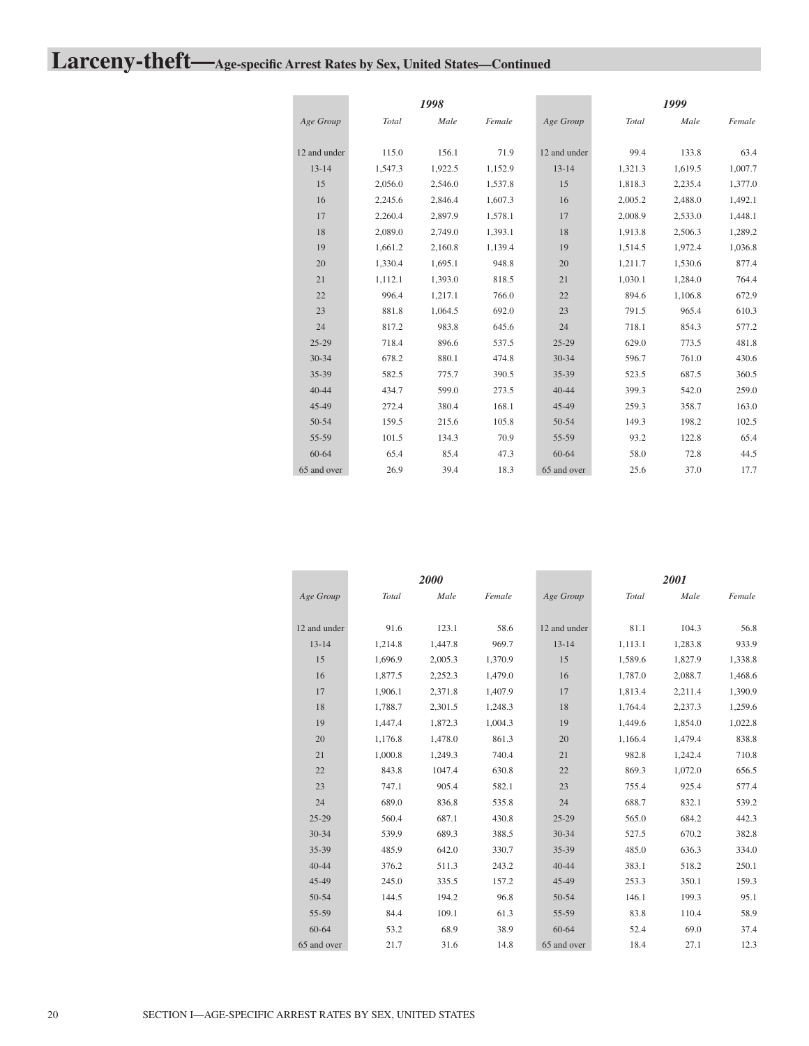# Larceny-theft—Age-specific Arrest Rates by Sex, United States—Continued

| 1998 | | | | 1999 | | | |
|---|---|---|---|---|---|---|---|
| *Age Group* | *Total* | *Male* | *Female* | *Age Group* | *Total* | *Male* | *Female* |
| 12 and under | 115.0 | 156.1 | 71.9 | 12 and under | 99.4 | 133.8 | 63.4 |
| 13-14 | 1,547.3 | 1,922.5 | 1,152.9 | 13-14 | 1,321.3 | 1,619.5 | 1,007.7 |
| 15 | 2,056.0 | 2,546.0 | 1,537.8 | 15 | 1,818.3 | 2,235.4 | 1,377.0 |
| 16 | 2,245.6 | 2,846.4 | 1,607.3 | 16 | 2,005.2 | 2,488.0 | 1,492.1 |
| 17 | 2,260.4 | 2,897.9 | 1,578.1 | 17 | 2,008.9 | 2,533.0 | 1,448.1 |
| 18 | 2,089.0 | 2,749.0 | 1,393.1 | 18 | 1,913.8 | 2,506.3 | 1,289.2 |
| 19 | 1,661.2 | 2,160.8 | 1,139.4 | 19 | 1,514.5 | 1,972.4 | 1,036.8 |
| 20 | 1,330.4 | 1,695.1 | 948.8 | 20 | 1,211.7 | 1,530.6 | 877.4 |
| 21 | 1,112.1 | 1,393.0 | 818.5 | 21 | 1,030.1 | 1,284.0 | 764.4 |
| 22 | 996.4 | 1,217.1 | 766.0 | 22 | 894.6 | 1,106.8 | 672.9 |
| 23 | 881.8 | 1,064.5 | 692.0 | 23 | 791.5 | 965.4 | 610.3 |
| 24 | 817.2 | 983.8 | 645.6 | 24 | 718.1 | 854.3 | 577.2 |
| 25-29 | 718.4 | 896.6 | 537.5 | 25-29 | 629.0 | 773.5 | 481.8 |
| 30-34 | 678.2 | 880.1 | 474.8 | 30-34 | 596.7 | 761.0 | 430.6 |
| 35-39 | 582.5 | 775.7 | 390.5 | 35-39 | 523.5 | 687.5 | 360.5 |
| 40-44 | 434.7 | 599.0 | 273.5 | 40-44 | 399.3 | 542.0 | 259.0 |
| 45-49 | 272.4 | 380.4 | 168.1 | 45-49 | 259.3 | 358.7 | 163.0 |
| 50-54 | 159.5 | 215.6 | 105.8 | 50-54 | 149.3 | 198.2 | 102.5 |
| 55-59 | 101.5 | 134.3 | 70.9 | 55-59 | 93.2 | 122.8 | 65.4 |
| 60-64 | 65.4 | 85.4 | 47.3 | 60-64 | 58.0 | 72.8 | 44.5 |
| 65 and over | 26.9 | 39.4 | 18.3 | 65 and over | 25.6 | 37.0 | 17.7 |

| 2000 | | | | 2001 | | | |
|---|---|---|---|---|---|---|---|
| *Age Group* | *Total* | *Male* | *Female* | *Age Group* | *Total* | *Male* | *Female* |
| 12 and under | 91.6 | 123.1 | 58.6 | 12 and under | 81.1 | 104.3 | 56.8 |
| 13-14 | 1,214.8 | 1,447.8 | 969.7 | 13-14 | 1,113.1 | 1,283.8 | 933.9 |
| 15 | 1,696.9 | 2,005.3 | 1,370.9 | 15 | 1,589.6 | 1,827.9 | 1,338.8 |
| 16 | 1,877.5 | 2,252.3 | 1,479.0 | 16 | 1,787.0 | 2,088.7 | 1,468.6 |
| 17 | 1,906.1 | 2,371.8 | 1,407.9 | 17 | 1,813.4 | 2,211.4 | 1,390.9 |
| 18 | 1,788.7 | 2,301.5 | 1,248.3 | 18 | 1,764.4 | 2,237.3 | 1,259.6 |
| 19 | 1,447.4 | 1,872.3 | 1,004.3 | 19 | 1,449.6 | 1,854.0 | 1,022.8 |
| 20 | 1,176.8 | 1,478.0 | 861.3 | 20 | 1,166.4 | 1,479.4 | 838.8 |
| 21 | 1,000.8 | 1,249.3 | 740.4 | 21 | 982.8 | 1,242.4 | 710.8 |
| 22 | 843.8 | 1047.4 | 630.8 | 22 | 869.3 | 1,072.0 | 656.5 |
| 23 | 747.1 | 905.4 | 582.1 | 23 | 755.4 | 925.4 | 577.4 |
| 24 | 689.0 | 836.8 | 535.8 | 24 | 688.7 | 832.1 | 539.2 |
| 25-29 | 560.4 | 687.1 | 430.8 | 25-29 | 565.0 | 684.2 | 442.3 |
| 30-34 | 539.9 | 689.3 | 388.5 | 30-34 | 527.5 | 670.2 | 382.8 |
| 35-39 | 485.9 | 642.0 | 330.7 | 35-39 | 485.0 | 636.3 | 334.0 |
| 40-44 | 376.2 | 511.3 | 243.2 | 40-44 | 383.1 | 518.2 | 250.1 |
| 45-49 | 245.0 | 335.5 | 157.2 | 45-49 | 253.3 | 350.1 | 159.3 |
| 50-54 | 144.5 | 194.2 | 96.8 | 50-54 | 146.1 | 199.3 | 95.1 |
| 55-59 | 84.4 | 109.1 | 61.3 | 55-59 | 83.8 | 110.4 | 58.9 |
| 60-64 | 53.2 | 68.9 | 38.9 | 60-64 | 52.4 | 69.0 | 37.4 |
| 65 and over | 21.7 | 31.6 | 14.8 | 65 and over | 18.4 | 27.1 | 12.3 |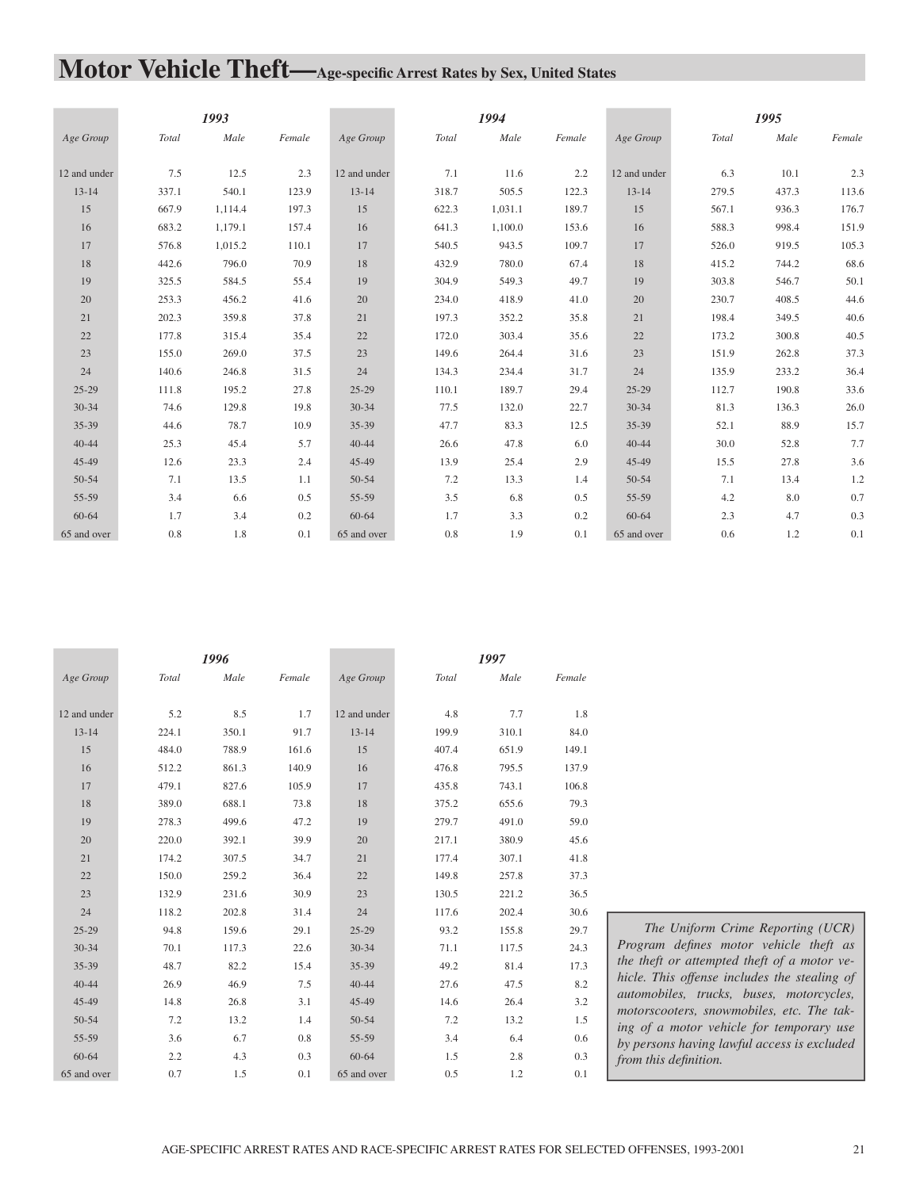# Motor Vehicle Theft—Age-specific Arrest Rates by Sex, United States

| Age Group | 1993 Total | 1993 Male | 1993 Female | 1994 Total | 1994 Male | 1994 Female | 1995 Total | 1995 Male | 1995 Female |
|---|---|---|---|---|---|---|---|---|---|
| 12 and under | 7.5 | 12.5 | 2.3 | 7.1 | 11.6 | 2.2 | 6.3 | 10.1 | 2.3 |
| 13-14 | 337.1 | 540.1 | 123.9 | 318.7 | 505.5 | 122.3 | 279.5 | 437.3 | 113.6 |
| 15 | 667.9 | 1,114.4 | 197.3 | 622.3 | 1,031.1 | 189.7 | 567.1 | 936.3 | 176.7 |
| 16 | 683.2 | 1,179.1 | 157.4 | 641.3 | 1,100.0 | 153.6 | 588.3 | 998.4 | 151.9 |
| 17 | 576.8 | 1,015.2 | 110.1 | 540.5 | 943.5 | 109.7 | 526.0 | 919.5 | 105.3 |
| 18 | 442.6 | 796.0 | 70.9 | 432.9 | 780.0 | 67.4 | 415.2 | 744.2 | 68.6 |
| 19 | 325.5 | 584.5 | 55.4 | 304.9 | 549.3 | 49.7 | 303.8 | 546.7 | 50.1 |
| 20 | 253.3 | 456.2 | 41.6 | 234.0 | 418.9 | 41.0 | 230.7 | 408.5 | 44.6 |
| 21 | 202.3 | 359.8 | 37.8 | 197.3 | 352.2 | 35.8 | 198.4 | 349.5 | 40.6 |
| 22 | 177.8 | 315.4 | 35.4 | 172.0 | 303.4 | 35.6 | 173.2 | 300.8 | 40.5 |
| 23 | 155.0 | 269.0 | 37.5 | 149.6 | 264.4 | 31.6 | 151.9 | 262.8 | 37.3 |
| 24 | 140.6 | 246.8 | 31.5 | 134.3 | 234.4 | 31.7 | 135.9 | 233.2 | 36.4 |
| 25-29 | 111.8 | 195.2 | 27.8 | 110.1 | 189.7 | 29.4 | 112.7 | 190.8 | 33.6 |
| 30-34 | 74.6 | 129.8 | 19.8 | 77.5 | 132.0 | 22.7 | 81.3 | 136.3 | 26.0 |
| 35-39 | 44.6 | 78.7 | 10.9 | 47.7 | 83.3 | 12.5 | 52.1 | 88.9 | 15.7 |
| 40-44 | 25.3 | 45.4 | 5.7 | 26.6 | 47.8 | 6.0 | 30.0 | 52.8 | 7.7 |
| 45-49 | 12.6 | 23.3 | 2.4 | 13.9 | 25.4 | 2.9 | 15.5 | 27.8 | 3.6 |
| 50-54 | 7.1 | 13.5 | 1.1 | 7.2 | 13.3 | 1.4 | 7.1 | 13.4 | 1.2 |
| 55-59 | 3.4 | 6.6 | 0.5 | 3.5 | 6.8 | 0.5 | 4.2 | 8.0 | 0.7 |
| 60-64 | 1.7 | 3.4 | 0.2 | 1.7 | 3.3 | 0.2 | 2.3 | 4.7 | 0.3 |
| 65 and over | 0.8 | 1.8 | 0.1 | 0.8 | 1.9 | 0.1 | 0.6 | 1.2 | 0.1 |

| Age Group | 1996 Total | 1996 Male | 1996 Female | 1997 Total | 1997 Male | 1997 Female |
|---|---|---|---|---|---|---|
| 12 and under | 5.2 | 8.5 | 1.7 | 4.8 | 7.7 | 1.8 |
| 13-14 | 224.1 | 350.1 | 91.7 | 199.9 | 310.1 | 84.0 |
| 15 | 484.0 | 788.9 | 161.6 | 407.4 | 651.9 | 149.1 |
| 16 | 512.2 | 861.3 | 140.9 | 476.8 | 795.5 | 137.9 |
| 17 | 479.1 | 827.6 | 105.9 | 435.8 | 743.1 | 106.8 |
| 18 | 389.0 | 688.1 | 73.8 | 375.2 | 655.6 | 79.3 |
| 19 | 278.3 | 499.6 | 47.2 | 279.7 | 491.0 | 59.0 |
| 20 | 220.0 | 392.1 | 39.9 | 217.1 | 380.9 | 45.6 |
| 21 | 174.2 | 307.5 | 34.7 | 177.4 | 307.1 | 41.8 |
| 22 | 150.0 | 259.2 | 36.4 | 149.8 | 257.8 | 37.3 |
| 23 | 132.9 | 231.6 | 30.9 | 130.5 | 221.2 | 36.5 |
| 24 | 118.2 | 202.8 | 31.4 | 117.6 | 202.4 | 30.6 |
| 25-29 | 94.8 | 159.6 | 29.1 | 93.2 | 155.8 | 29.7 |
| 30-34 | 70.1 | 117.3 | 22.6 | 71.1 | 117.5 | 24.3 |
| 35-39 | 48.7 | 82.2 | 15.4 | 49.2 | 81.4 | 17.3 |
| 40-44 | 26.9 | 46.9 | 7.5 | 27.6 | 47.5 | 8.2 |
| 45-49 | 14.8 | 26.8 | 3.1 | 14.6 | 26.4 | 3.2 |
| 50-54 | 7.2 | 13.2 | 1.4 | 7.2 | 13.2 | 1.5 |
| 55-59 | 3.6 | 6.7 | 0.8 | 3.4 | 6.4 | 0.6 |
| 60-64 | 2.2 | 4.3 | 0.3 | 1.5 | 2.8 | 0.3 |
| 65 and over | 0.7 | 1.5 | 0.1 | 0.5 | 1.2 | 0.1 |

*The Uniform Crime Reporting (UCR) Program defines motor vehicle theft as the theft or attempted theft of a motor vehicle. This offense includes the stealing of automobiles, trucks, buses, motorcycles, motorscooters, snowmobiles, etc. The taking of a motor vehicle for temporary use by persons having lawful access is excluded from this definition.*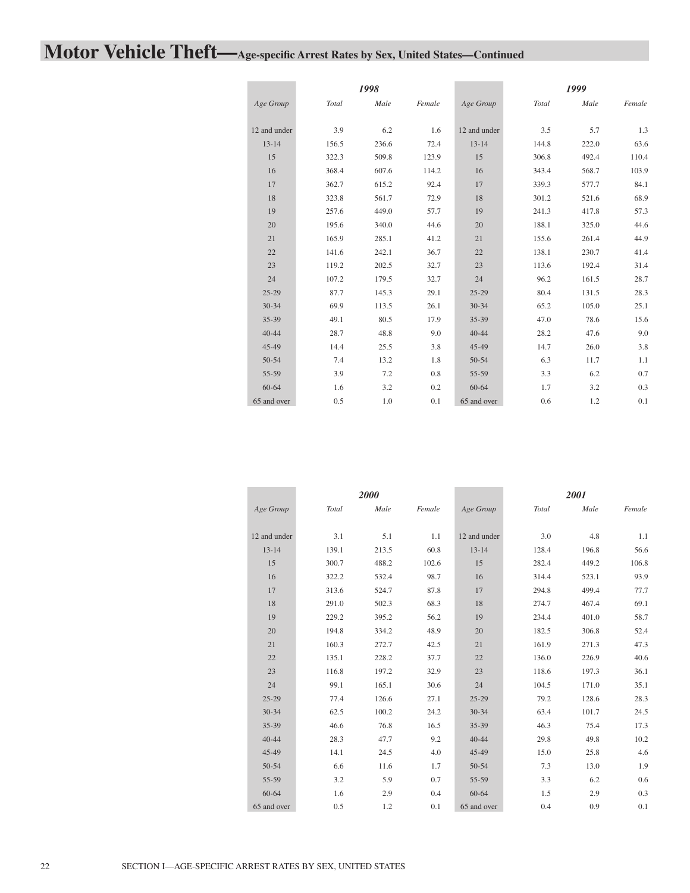# Motor Vehicle Theft—Age-specific Arrest Rates by Sex, United States—Continued

| Age Group | 1998 Total | 1998 Male | 1998 Female | Age Group | 1999 Total | 1999 Male | 1999 Female |
|---|---|---|---|---|---|---|---|
| 12 and under | 3.9 | 6.2 | 1.6 | 12 and under | 3.5 | 5.7 | 1.3 |
| 13-14 | 156.5 | 236.6 | 72.4 | 13-14 | 144.8 | 222.0 | 63.6 |
| 15 | 322.3 | 509.8 | 123.9 | 15 | 306.8 | 492.4 | 110.4 |
| 16 | 368.4 | 607.6 | 114.2 | 16 | 343.4 | 568.7 | 103.9 |
| 17 | 362.7 | 615.2 | 92.4 | 17 | 339.3 | 577.7 | 84.1 |
| 18 | 323.8 | 561.7 | 72.9 | 18 | 301.2 | 521.6 | 68.9 |
| 19 | 257.6 | 449.0 | 57.7 | 19 | 241.3 | 417.8 | 57.3 |
| 20 | 195.6 | 340.0 | 44.6 | 20 | 188.1 | 325.0 | 44.6 |
| 21 | 165.9 | 285.1 | 41.2 | 21 | 155.6 | 261.4 | 44.9 |
| 22 | 141.6 | 242.1 | 36.7 | 22 | 138.1 | 230.7 | 41.4 |
| 23 | 119.2 | 202.5 | 32.7 | 23 | 113.6 | 192.4 | 31.4 |
| 24 | 107.2 | 179.5 | 32.7 | 24 | 96.2 | 161.5 | 28.7 |
| 25-29 | 87.7 | 145.3 | 29.1 | 25-29 | 80.4 | 131.5 | 28.3 |
| 30-34 | 69.9 | 113.5 | 26.1 | 30-34 | 65.2 | 105.0 | 25.1 |
| 35-39 | 49.1 | 80.5 | 17.9 | 35-39 | 47.0 | 78.6 | 15.6 |
| 40-44 | 28.7 | 48.8 | 9.0 | 40-44 | 28.2 | 47.6 | 9.0 |
| 45-49 | 14.4 | 25.5 | 3.8 | 45-49 | 14.7 | 26.0 | 3.8 |
| 50-54 | 7.4 | 13.2 | 1.8 | 50-54 | 6.3 | 11.7 | 1.1 |
| 55-59 | 3.9 | 7.2 | 0.8 | 55-59 | 3.3 | 6.2 | 0.7 |
| 60-64 | 1.6 | 3.2 | 0.2 | 60-64 | 1.7 | 3.2 | 0.3 |
| 65 and over | 0.5 | 1.0 | 0.1 | 65 and over | 0.6 | 1.2 | 0.1 |

| Age Group | 2000 Total | 2000 Male | 2000 Female | Age Group | 2001 Total | 2001 Male | 2001 Female |
|---|---|---|---|---|---|---|---|
| 12 and under | 3.1 | 5.1 | 1.1 | 12 and under | 3.0 | 4.8 | 1.1 |
| 13-14 | 139.1 | 213.5 | 60.8 | 13-14 | 128.4 | 196.8 | 56.6 |
| 15 | 300.7 | 488.2 | 102.6 | 15 | 282.4 | 449.2 | 106.8 |
| 16 | 322.2 | 532.4 | 98.7 | 16 | 314.4 | 523.1 | 93.9 |
| 17 | 313.6 | 524.7 | 87.8 | 17 | 294.8 | 499.4 | 77.7 |
| 18 | 291.0 | 502.3 | 68.3 | 18 | 274.7 | 467.4 | 69.1 |
| 19 | 229.2 | 395.2 | 56.2 | 19 | 234.4 | 401.0 | 58.7 |
| 20 | 194.8 | 334.2 | 48.9 | 20 | 182.5 | 306.8 | 52.4 |
| 21 | 160.3 | 272.7 | 42.5 | 21 | 161.9 | 271.3 | 47.3 |
| 22 | 135.1 | 228.2 | 37.7 | 22 | 136.0 | 226.9 | 40.6 |
| 23 | 116.8 | 197.2 | 32.9 | 23 | 118.6 | 197.3 | 36.1 |
| 24 | 99.1 | 165.1 | 30.6 | 24 | 104.5 | 171.0 | 35.1 |
| 25-29 | 77.4 | 126.6 | 27.1 | 25-29 | 79.2 | 128.6 | 28.3 |
| 30-34 | 62.5 | 100.2 | 24.2 | 30-34 | 63.4 | 101.7 | 24.5 |
| 35-39 | 46.6 | 76.8 | 16.5 | 35-39 | 46.3 | 75.4 | 17.3 |
| 40-44 | 28.3 | 47.7 | 9.2 | 40-44 | 29.8 | 49.8 | 10.2 |
| 45-49 | 14.1 | 24.5 | 4.0 | 45-49 | 15.0 | 25.8 | 4.6 |
| 50-54 | 6.6 | 11.6 | 1.7 | 50-54 | 7.3 | 13.0 | 1.9 |
| 55-59 | 3.2 | 5.9 | 0.7 | 55-59 | 3.3 | 6.2 | 0.6 |
| 60-64 | 1.6 | 2.9 | 0.4 | 60-64 | 1.5 | 2.9 | 0.3 |
| 65 and over | 0.5 | 1.2 | 0.1 | 65 and over | 0.4 | 0.9 | 0.1 |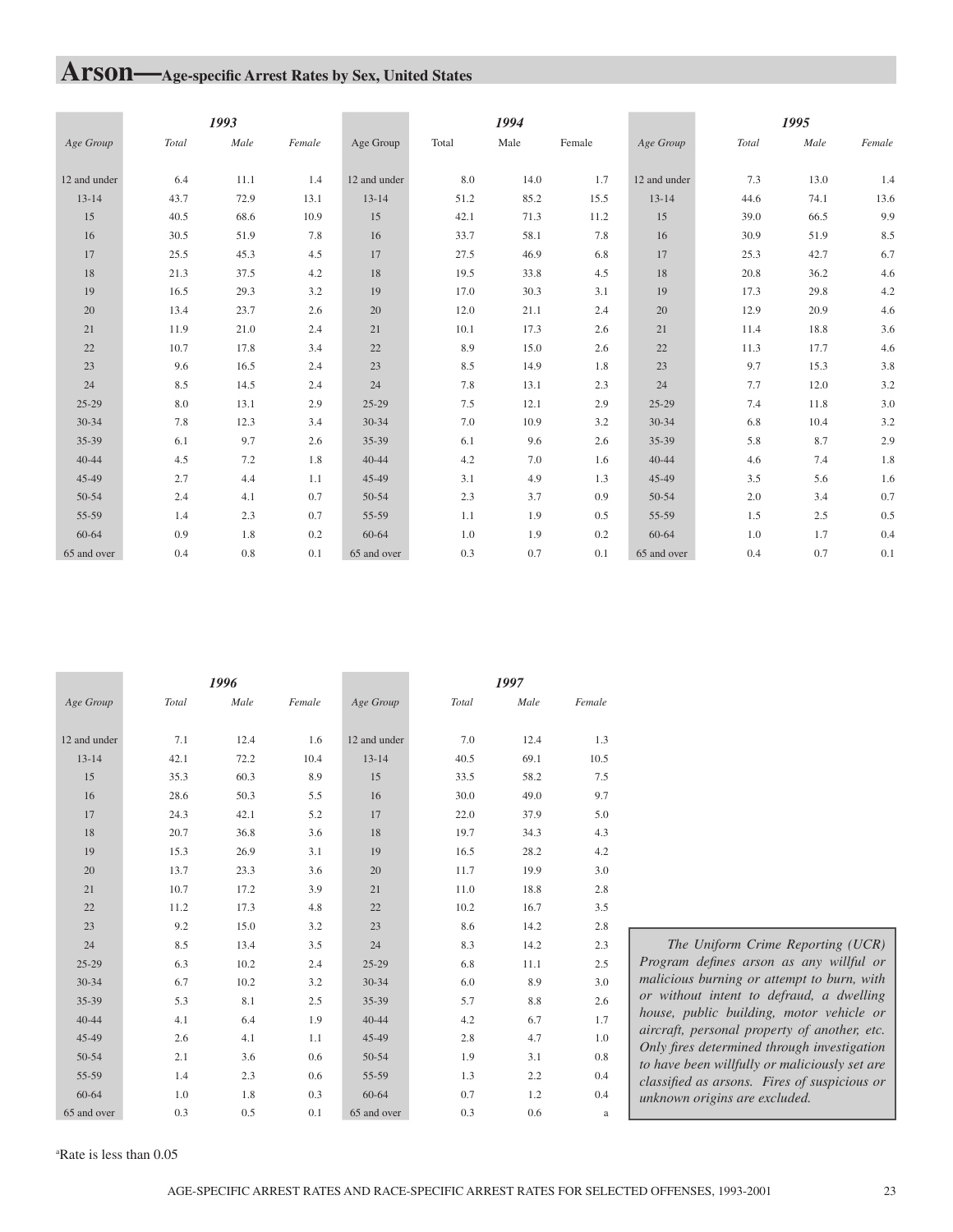# Arson—Age-specific Arrest Rates by Sex, United States

| Age Group | 1993 Total | 1993 Male | 1993 Female | 1994 Total | 1994 Male | 1994 Female | 1995 Total | 1995 Male | 1995 Female |
|---|---|---|---|---|---|---|---|---|---|
| 12 and under | 6.4 | 11.1 | 1.4 | 8.0 | 14.0 | 1.7 | 7.3 | 13.0 | 1.4 |
| 13-14 | 43.7 | 72.9 | 13.1 | 51.2 | 85.2 | 15.5 | 44.6 | 74.1 | 13.6 |
| 15 | 40.5 | 68.6 | 10.9 | 42.1 | 71.3 | 11.2 | 39.0 | 66.5 | 9.9 |
| 16 | 30.5 | 51.9 | 7.8 | 33.7 | 58.1 | 7.8 | 30.9 | 51.9 | 8.5 |
| 17 | 25.5 | 45.3 | 4.5 | 27.5 | 46.9 | 6.8 | 25.3 | 42.7 | 6.7 |
| 18 | 21.3 | 37.5 | 4.2 | 19.5 | 33.8 | 4.5 | 20.8 | 36.2 | 4.6 |
| 19 | 16.5 | 29.3 | 3.2 | 17.0 | 30.3 | 3.1 | 17.3 | 29.8 | 4.2 |
| 20 | 13.4 | 23.7 | 2.6 | 12.0 | 21.1 | 2.4 | 12.9 | 20.9 | 4.6 |
| 21 | 11.9 | 21.0 | 2.4 | 10.1 | 17.3 | 2.6 | 11.4 | 18.8 | 3.6 |
| 22 | 10.7 | 17.8 | 3.4 | 8.9 | 15.0 | 2.6 | 11.3 | 17.7 | 4.6 |
| 23 | 9.6 | 16.5 | 2.4 | 8.5 | 14.9 | 1.8 | 9.7 | 15.3 | 3.8 |
| 24 | 8.5 | 14.5 | 2.4 | 7.8 | 13.1 | 2.3 | 7.7 | 12.0 | 3.2 |
| 25-29 | 8.0 | 13.1 | 2.9 | 7.5 | 12.1 | 2.9 | 7.4 | 11.8 | 3.0 |
| 30-34 | 7.8 | 12.3 | 3.4 | 7.0 | 10.9 | 3.2 | 6.8 | 10.4 | 3.2 |
| 35-39 | 6.1 | 9.7 | 2.6 | 6.1 | 9.6 | 2.6 | 5.8 | 8.7 | 2.9 |
| 40-44 | 4.5 | 7.2 | 1.8 | 4.2 | 7.0 | 1.6 | 4.6 | 7.4 | 1.8 |
| 45-49 | 2.7 | 4.4 | 1.1 | 3.1 | 4.9 | 1.3 | 3.5 | 5.6 | 1.6 |
| 50-54 | 2.4 | 4.1 | 0.7 | 2.3 | 3.7 | 0.9 | 2.0 | 3.4 | 0.7 |
| 55-59 | 1.4 | 2.3 | 0.7 | 1.1 | 1.9 | 0.5 | 1.5 | 2.5 | 0.5 |
| 60-64 | 0.9 | 1.8 | 0.2 | 1.0 | 1.9 | 0.2 | 1.0 | 1.7 | 0.4 |
| 65 and over | 0.4 | 0.8 | 0.1 | 0.3 | 0.7 | 0.1 | 0.4 | 0.7 | 0.1 |

| Age Group | 1996 Total | 1996 Male | 1996 Female | 1997 Total | 1997 Male | 1997 Female |
|---|---|---|---|---|---|---|
| 12 and under | 7.1 | 12.4 | 1.6 | 7.0 | 12.4 | 1.3 |
| 13-14 | 42.1 | 72.2 | 10.4 | 40.5 | 69.1 | 10.5 |
| 15 | 35.3 | 60.3 | 8.9 | 33.5 | 58.2 | 7.5 |
| 16 | 28.6 | 50.3 | 5.5 | 30.0 | 49.0 | 9.7 |
| 17 | 24.3 | 42.1 | 5.2 | 22.0 | 37.9 | 5.0 |
| 18 | 20.7 | 36.8 | 3.6 | 19.7 | 34.3 | 4.3 |
| 19 | 15.3 | 26.9 | 3.1 | 16.5 | 28.2 | 4.2 |
| 20 | 13.7 | 23.3 | 3.6 | 11.7 | 19.9 | 3.0 |
| 21 | 10.7 | 17.2 | 3.9 | 11.0 | 18.8 | 2.8 |
| 22 | 11.2 | 17.3 | 4.8 | 10.2 | 16.7 | 3.5 |
| 23 | 9.2 | 15.0 | 3.2 | 8.6 | 14.2 | 2.8 |
| 24 | 8.5 | 13.4 | 3.5 | 8.3 | 14.2 | 2.3 |
| 25-29 | 6.3 | 10.2 | 2.4 | 6.8 | 11.1 | 2.5 |
| 30-34 | 6.7 | 10.2 | 3.2 | 6.0 | 8.9 | 3.0 |
| 35-39 | 5.3 | 8.1 | 2.5 | 5.7 | 8.8 | 2.6 |
| 40-44 | 4.1 | 6.4 | 1.9 | 4.2 | 6.7 | 1.7 |
| 45-49 | 2.6 | 4.1 | 1.1 | 2.8 | 4.7 | 1.0 |
| 50-54 | 2.1 | 3.6 | 0.6 | 1.9 | 3.1 | 0.8 |
| 55-59 | 1.4 | 2.3 | 0.6 | 1.3 | 2.2 | 0.4 |
| 60-64 | 1.0 | 1.8 | 0.3 | 0.7 | 1.2 | 0.4 |
| 65 and over | 0.3 | 0.5 | 0.1 | 0.3 | 0.6 | a |

*The Uniform Crime Reporting (UCR) Program defines arson as any willful or malicious burning or attempt to burn, with or without intent to defraud, a dwelling house, public building, motor vehicle or aircraft, personal property of another, etc. Only fires determined through investigation to have been willfully or maliciously set are classified as arsons. Fires of suspicious or unknown origins are excluded.*

[a]Rate is less than 0.05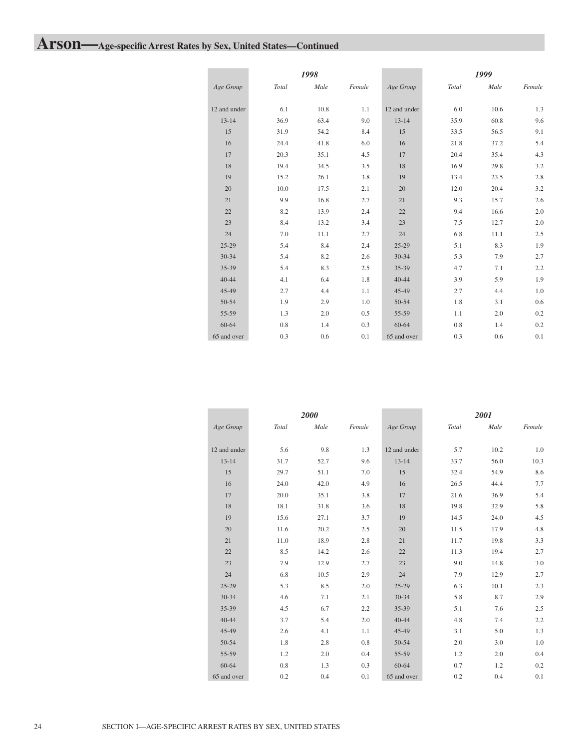# Arson—Age-specific Arrest Rates by Sex, United States—Continued

| | 1998 | | | | 1999 | | |
|---|---|---|---|---|---|---|---|
| *Age Group* | *Total* | *Male* | *Female* | *Age Group* | *Total* | *Male* | *Female* |
| 12 and under | 6.1 | 10.8 | 1.1 | 12 and under | 6.0 | 10.6 | 1.3 |
| 13-14 | 36.9 | 63.4 | 9.0 | 13-14 | 35.9 | 60.8 | 9.6 |
| 15 | 31.9 | 54.2 | 8.4 | 15 | 33.5 | 56.5 | 9.1 |
| 16 | 24.4 | 41.8 | 6.0 | 16 | 21.8 | 37.2 | 5.4 |
| 17 | 20.3 | 35.1 | 4.5 | 17 | 20.4 | 35.4 | 4.3 |
| 18 | 19.4 | 34.5 | 3.5 | 18 | 16.9 | 29.8 | 3.2 |
| 19 | 15.2 | 26.1 | 3.8 | 19 | 13.4 | 23.5 | 2.8 |
| 20 | 10.0 | 17.5 | 2.1 | 20 | 12.0 | 20.4 | 3.2 |
| 21 | 9.9 | 16.8 | 2.7 | 21 | 9.3 | 15.7 | 2.6 |
| 22 | 8.2 | 13.9 | 2.4 | 22 | 9.4 | 16.6 | 2.0 |
| 23 | 8.4 | 13.2 | 3.4 | 23 | 7.5 | 12.7 | 2.0 |
| 24 | 7.0 | 11.1 | 2.7 | 24 | 6.8 | 11.1 | 2.5 |
| 25-29 | 5.4 | 8.4 | 2.4 | 25-29 | 5.1 | 8.3 | 1.9 |
| 30-34 | 5.4 | 8.2 | 2.6 | 30-34 | 5.3 | 7.9 | 2.7 |
| 35-39 | 5.4 | 8.3 | 2.5 | 35-39 | 4.7 | 7.1 | 2.2 |
| 40-44 | 4.1 | 6.4 | 1.8 | 40-44 | 3.9 | 5.9 | 1.9 |
| 45-49 | 2.7 | 4.4 | 1.1 | 45-49 | 2.7 | 4.4 | 1.0 |
| 50-54 | 1.9 | 2.9 | 1.0 | 50-54 | 1.8 | 3.1 | 0.6 |
| 55-59 | 1.3 | 2.0 | 0.5 | 55-59 | 1.1 | 2.0 | 0.2 |
| 60-64 | 0.8 | 1.4 | 0.3 | 60-64 | 0.8 | 1.4 | 0.2 |
| 65 and over | 0.3 | 0.6 | 0.1 | 65 and over | 0.3 | 0.6 | 0.1 |

| | 2000 | | | | 2001 | | |
|---|---|---|---|---|---|---|---|
| *Age Group* | *Total* | *Male* | *Female* | *Age Group* | *Total* | *Male* | *Female* |
| 12 and under | 5.6 | 9.8 | 1.3 | 12 and under | 5.7 | 10.2 | 1.0 |
| 13-14 | 31.7 | 52.7 | 9.6 | 13-14 | 33.7 | 56.0 | 10.3 |
| 15 | 29.7 | 51.1 | 7.0 | 15 | 32.4 | 54.9 | 8.6 |
| 16 | 24.0 | 42.0 | 4.9 | 16 | 26.5 | 44.4 | 7.7 |
| 17 | 20.0 | 35.1 | 3.8 | 17 | 21.6 | 36.9 | 5.4 |
| 18 | 18.1 | 31.8 | 3.6 | 18 | 19.8 | 32.9 | 5.8 |
| 19 | 15.6 | 27.1 | 3.7 | 19 | 14.5 | 24.0 | 4.5 |
| 20 | 11.6 | 20.2 | 2.5 | 20 | 11.5 | 17.9 | 4.8 |
| 21 | 11.0 | 18.9 | 2.8 | 21 | 11.7 | 19.8 | 3.3 |
| 22 | 8.5 | 14.2 | 2.6 | 22 | 11.3 | 19.4 | 2.7 |
| 23 | 7.9 | 12.9 | 2.7 | 23 | 9.0 | 14.8 | 3.0 |
| 24 | 6.8 | 10.5 | 2.9 | 24 | 7.9 | 12.9 | 2.7 |
| 25-29 | 5.3 | 8.5 | 2.0 | 25-29 | 6.3 | 10.1 | 2.3 |
| 30-34 | 4.6 | 7.1 | 2.1 | 30-34 | 5.8 | 8.7 | 2.9 |
| 35-39 | 4.5 | 6.7 | 2.2 | 35-39 | 5.1 | 7.6 | 2.5 |
| 40-44 | 3.7 | 5.4 | 2.0 | 40-44 | 4.8 | 7.4 | 2.2 |
| 45-49 | 2.6 | 4.1 | 1.1 | 45-49 | 3.1 | 5.0 | 1.3 |
| 50-54 | 1.8 | 2.8 | 0.8 | 50-54 | 2.0 | 3.0 | 1.0 |
| 55-59 | 1.2 | 2.0 | 0.4 | 55-59 | 1.2 | 2.0 | 0.4 |
| 60-64 | 0.8 | 1.3 | 0.3 | 60-64 | 0.7 | 1.2 | 0.2 |
| 65 and over | 0.2 | 0.4 | 0.1 | 65 and over | 0.2 | 0.4 | 0.1 |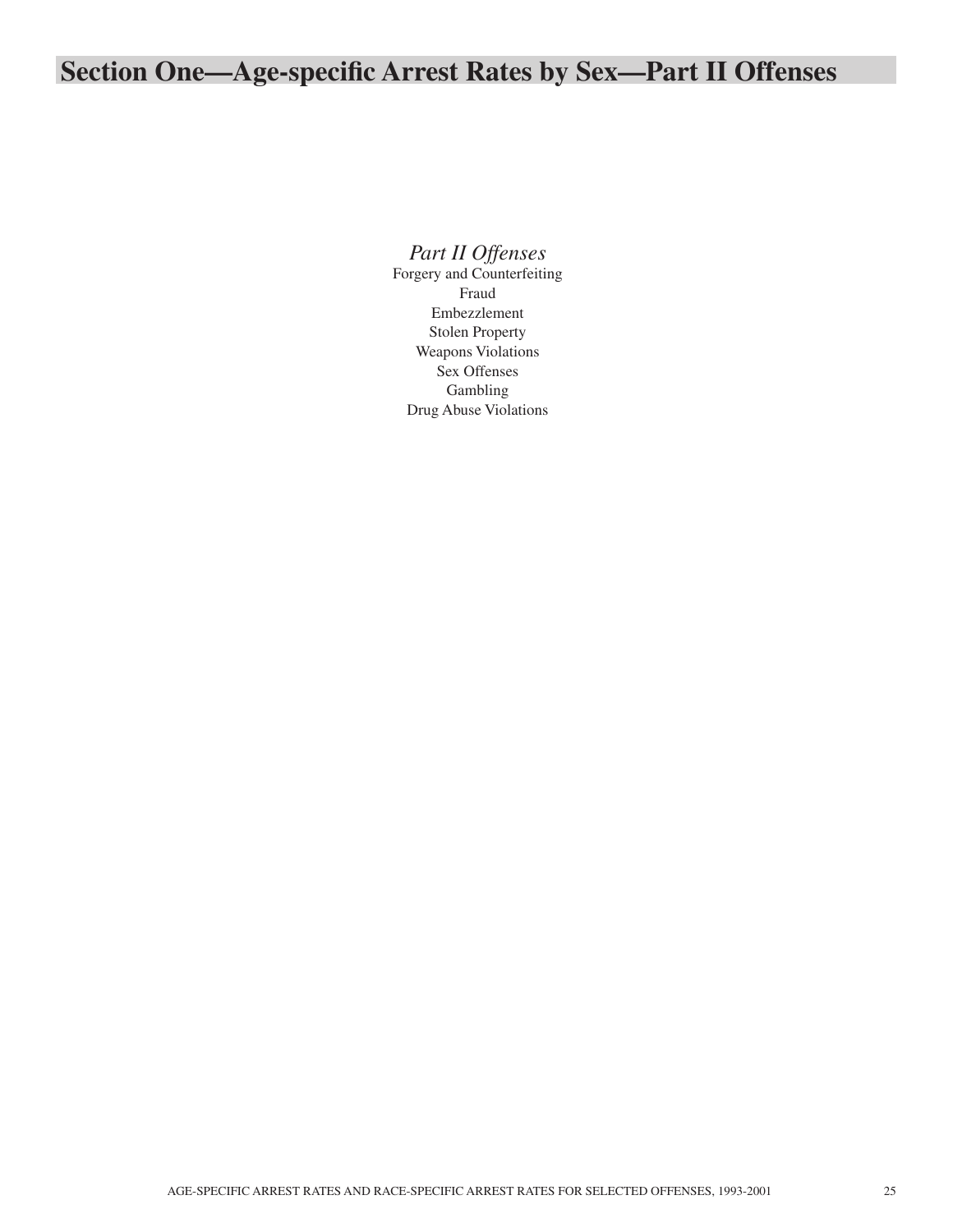# Section One—Age-specific Arrest Rates by Sex—Part II Offenses

*Part II Offenses*

Forgery and Counterfeiting
Fraud
Embezzlement
Stolen Property
Weapons Violations
Sex Offenses
Gambling
Drug Abuse Violations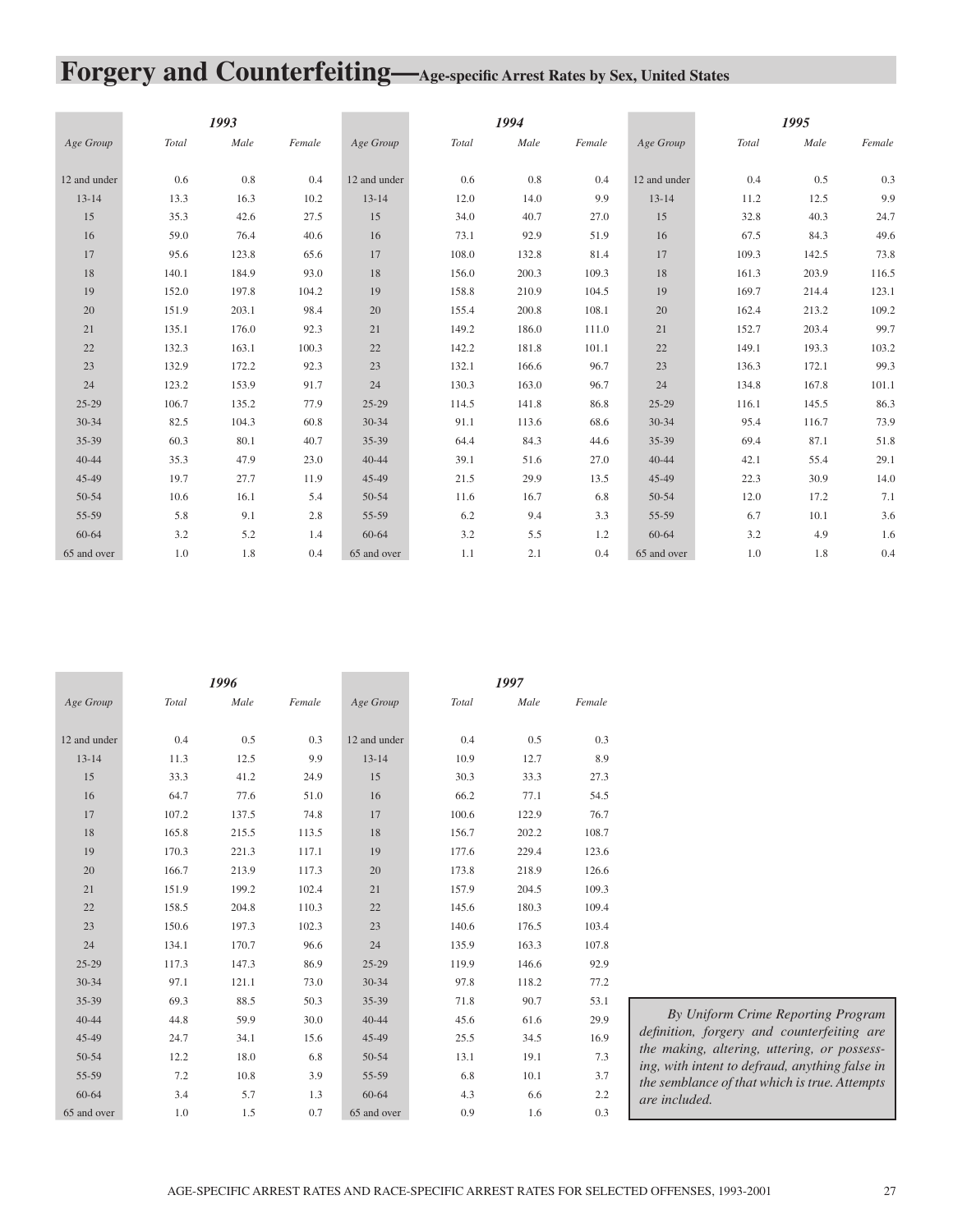# Forgery and Counterfeiting—Age-specific Arrest Rates by Sex, United States

| Age Group | 1993 Total | 1993 Male | 1993 Female | 1994 Total | 1994 Male | 1994 Female | 1995 Total | 1995 Male | 1995 Female |
|---|---|---|---|---|---|---|---|---|---|
| 12 and under | 0.6 | 0.8 | 0.4 | 0.6 | 0.8 | 0.4 | 0.4 | 0.5 | 0.3 |
| 13-14 | 13.3 | 16.3 | 10.2 | 12.0 | 14.0 | 9.9 | 11.2 | 12.5 | 9.9 |
| 15 | 35.3 | 42.6 | 27.5 | 34.0 | 40.7 | 27.0 | 32.8 | 40.3 | 24.7 |
| 16 | 59.0 | 76.4 | 40.6 | 73.1 | 92.9 | 51.9 | 67.5 | 84.3 | 49.6 |
| 17 | 95.6 | 123.8 | 65.6 | 108.0 | 132.8 | 81.4 | 109.3 | 142.5 | 73.8 |
| 18 | 140.1 | 184.9 | 93.0 | 156.0 | 200.3 | 109.3 | 161.3 | 203.9 | 116.5 |
| 19 | 152.0 | 197.8 | 104.2 | 158.8 | 210.9 | 104.5 | 169.7 | 214.4 | 123.1 |
| 20 | 151.9 | 203.1 | 98.4 | 155.4 | 200.8 | 108.1 | 162.4 | 213.2 | 109.2 |
| 21 | 135.1 | 176.0 | 92.3 | 149.2 | 186.0 | 111.0 | 152.7 | 203.4 | 99.7 |
| 22 | 132.3 | 163.1 | 100.3 | 142.2 | 181.8 | 101.1 | 149.1 | 193.3 | 103.2 |
| 23 | 132.9 | 172.2 | 92.3 | 132.1 | 166.6 | 96.7 | 136.3 | 172.1 | 99.3 |
| 24 | 123.2 | 153.9 | 91.7 | 130.3 | 163.0 | 96.7 | 134.8 | 167.8 | 101.1 |
| 25-29 | 106.7 | 135.2 | 77.9 | 114.5 | 141.8 | 86.8 | 116.1 | 145.5 | 86.3 |
| 30-34 | 82.5 | 104.3 | 60.8 | 91.1 | 113.6 | 68.6 | 95.4 | 116.7 | 73.9 |
| 35-39 | 60.3 | 80.1 | 40.7 | 64.4 | 84.3 | 44.6 | 69.4 | 87.1 | 51.8 |
| 40-44 | 35.3 | 47.9 | 23.0 | 39.1 | 51.6 | 27.0 | 42.1 | 55.4 | 29.1 |
| 45-49 | 19.7 | 27.7 | 11.9 | 21.5 | 29.9 | 13.5 | 22.3 | 30.9 | 14.0 |
| 50-54 | 10.6 | 16.1 | 5.4 | 11.6 | 16.7 | 6.8 | 12.0 | 17.2 | 7.1 |
| 55-59 | 5.8 | 9.1 | 2.8 | 6.2 | 9.4 | 3.3 | 6.7 | 10.1 | 3.6 |
| 60-64 | 3.2 | 5.2 | 1.4 | 3.2 | 5.5 | 1.2 | 3.2 | 4.9 | 1.6 |
| 65 and over | 1.0 | 1.8 | 0.4 | 1.1 | 2.1 | 0.4 | 1.0 | 1.8 | 0.4 |

| Age Group | 1996 Total | 1996 Male | 1996 Female | 1997 Total | 1997 Male | 1997 Female |
|---|---|---|---|---|---|---|
| 12 and under | 0.4 | 0.5 | 0.3 | 0.4 | 0.5 | 0.3 |
| 13-14 | 11.3 | 12.5 | 9.9 | 10.9 | 12.7 | 8.9 |
| 15 | 33.3 | 41.2 | 24.9 | 30.3 | 33.3 | 27.3 |
| 16 | 64.7 | 77.6 | 51.0 | 66.2 | 77.1 | 54.5 |
| 17 | 107.2 | 137.5 | 74.8 | 100.6 | 122.9 | 76.7 |
| 18 | 165.8 | 215.5 | 113.5 | 156.7 | 202.2 | 108.7 |
| 19 | 170.3 | 221.3 | 117.1 | 177.6 | 229.4 | 123.6 |
| 20 | 166.7 | 213.9 | 117.3 | 173.8 | 218.9 | 126.6 |
| 21 | 151.9 | 199.2 | 102.4 | 157.9 | 204.5 | 109.3 |
| 22 | 158.5 | 204.8 | 110.3 | 145.6 | 180.3 | 109.4 |
| 23 | 150.6 | 197.3 | 102.3 | 140.6 | 176.5 | 103.4 |
| 24 | 134.1 | 170.7 | 96.6 | 135.9 | 163.3 | 107.8 |
| 25-29 | 117.3 | 147.3 | 86.9 | 119.9 | 146.6 | 92.9 |
| 30-34 | 97.1 | 121.1 | 73.0 | 97.8 | 118.2 | 77.2 |
| 35-39 | 69.3 | 88.5 | 50.3 | 71.8 | 90.7 | 53.1 |
| 40-44 | 44.8 | 59.9 | 30.0 | 45.6 | 61.6 | 29.9 |
| 45-49 | 24.7 | 34.1 | 15.6 | 25.5 | 34.5 | 16.9 |
| 50-54 | 12.2 | 18.0 | 6.8 | 13.1 | 19.1 | 7.3 |
| 55-59 | 7.2 | 10.8 | 3.9 | 6.8 | 10.1 | 3.7 |
| 60-64 | 3.4 | 5.7 | 1.3 | 4.3 | 6.6 | 2.2 |
| 65 and over | 1.0 | 1.5 | 0.7 | 0.9 | 1.6 | 0.3 |

*By Uniform Crime Reporting Program definition, forgery and counterfeiting are the making, altering, uttering, or possessing, with intent to defraud, anything false in the semblance of that which is true. Attempts are included.*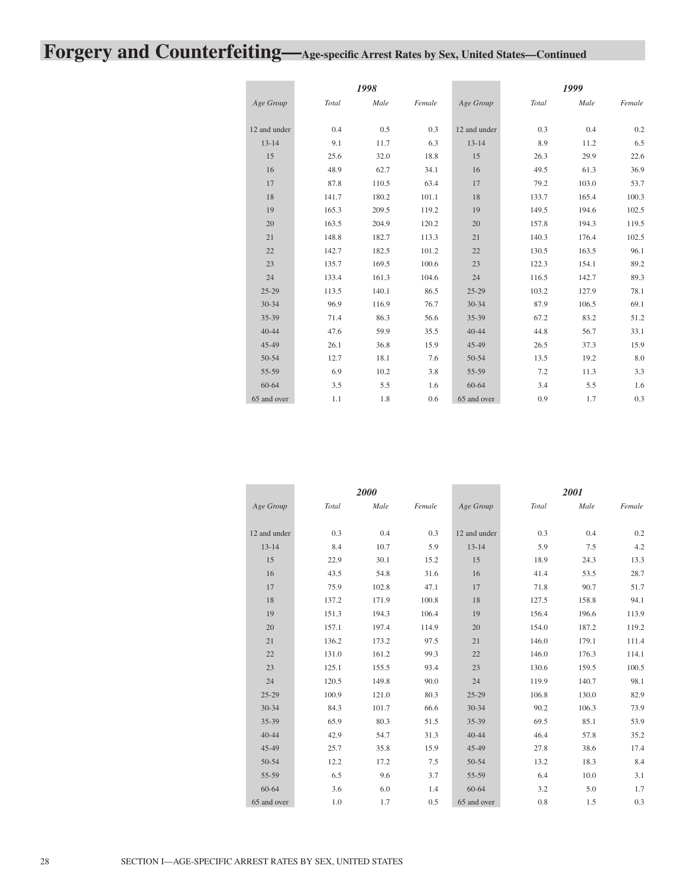# Forgery and Counterfeiting—Age-specific Arrest Rates by Sex, United States—Continued

| Age Group | 1998 Total | 1998 Male | 1998 Female | Age Group | 1999 Total | 1999 Male | 1999 Female |
|---|---|---|---|---|---|---|---|
| 12 and under | 0.4 | 0.5 | 0.3 | 12 and under | 0.3 | 0.4 | 0.2 |
| 13-14 | 9.1 | 11.7 | 6.3 | 13-14 | 8.9 | 11.2 | 6.5 |
| 15 | 25.6 | 32.0 | 18.8 | 15 | 26.3 | 29.9 | 22.6 |
| 16 | 48.9 | 62.7 | 34.1 | 16 | 49.5 | 61.3 | 36.9 |
| 17 | 87.8 | 110.5 | 63.4 | 17 | 79.2 | 103.0 | 53.7 |
| 18 | 141.7 | 180.2 | 101.1 | 18 | 133.7 | 165.4 | 100.3 |
| 19 | 165.3 | 209.5 | 119.2 | 19 | 149.5 | 194.6 | 102.5 |
| 20 | 163.5 | 204.9 | 120.2 | 20 | 157.8 | 194.3 | 119.5 |
| 21 | 148.8 | 182.7 | 113.3 | 21 | 140.3 | 176.4 | 102.5 |
| 22 | 142.7 | 182.5 | 101.2 | 22 | 130.5 | 163.5 | 96.1 |
| 23 | 135.7 | 169.5 | 100.6 | 23 | 122.3 | 154.1 | 89.2 |
| 24 | 133.4 | 161.3 | 104.6 | 24 | 116.5 | 142.7 | 89.3 |
| 25-29 | 113.5 | 140.1 | 86.5 | 25-29 | 103.2 | 127.9 | 78.1 |
| 30-34 | 96.9 | 116.9 | 76.7 | 30-34 | 87.9 | 106.5 | 69.1 |
| 35-39 | 71.4 | 86.3 | 56.6 | 35-39 | 67.2 | 83.2 | 51.2 |
| 40-44 | 47.6 | 59.9 | 35.5 | 40-44 | 44.8 | 56.7 | 33.1 |
| 45-49 | 26.1 | 36.8 | 15.9 | 45-49 | 26.5 | 37.3 | 15.9 |
| 50-54 | 12.7 | 18.1 | 7.6 | 50-54 | 13.5 | 19.2 | 8.0 |
| 55-59 | 6.9 | 10.2 | 3.8 | 55-59 | 7.2 | 11.3 | 3.3 |
| 60-64 | 3.5 | 5.5 | 1.6 | 60-64 | 3.4 | 5.5 | 1.6 |
| 65 and over | 1.1 | 1.8 | 0.6 | 65 and over | 0.9 | 1.7 | 0.3 |

| Age Group | 2000 Total | 2000 Male | 2000 Female | Age Group | 2001 Total | 2001 Male | 2001 Female |
|---|---|---|---|---|---|---|---|
| 12 and under | 0.3 | 0.4 | 0.3 | 12 and under | 0.3 | 0.4 | 0.2 |
| 13-14 | 8.4 | 10.7 | 5.9 | 13-14 | 5.9 | 7.5 | 4.2 |
| 15 | 22.9 | 30.1 | 15.2 | 15 | 18.9 | 24.3 | 13.3 |
| 16 | 43.5 | 54.8 | 31.6 | 16 | 41.4 | 53.5 | 28.7 |
| 17 | 75.9 | 102.8 | 47.1 | 17 | 71.8 | 90.7 | 51.7 |
| 18 | 137.2 | 171.9 | 100.8 | 18 | 127.5 | 158.8 | 94.1 |
| 19 | 151.3 | 194.3 | 106.4 | 19 | 156.4 | 196.6 | 113.9 |
| 20 | 157.1 | 197.4 | 114.9 | 20 | 154.0 | 187.2 | 119.2 |
| 21 | 136.2 | 173.2 | 97.5 | 21 | 146.0 | 179.1 | 111.4 |
| 22 | 131.0 | 161.2 | 99.3 | 22 | 146.0 | 176.3 | 114.1 |
| 23 | 125.1 | 155.5 | 93.4 | 23 | 130.6 | 159.5 | 100.5 |
| 24 | 120.5 | 149.8 | 90.0 | 24 | 119.9 | 140.7 | 98.1 |
| 25-29 | 100.9 | 121.0 | 80.3 | 25-29 | 106.8 | 130.0 | 82.9 |
| 30-34 | 84.3 | 101.7 | 66.6 | 30-34 | 90.2 | 106.3 | 73.9 |
| 35-39 | 65.9 | 80.3 | 51.5 | 35-39 | 69.5 | 85.1 | 53.9 |
| 40-44 | 42.9 | 54.7 | 31.3 | 40-44 | 46.4 | 57.8 | 35.2 |
| 45-49 | 25.7 | 35.8 | 15.9 | 45-49 | 27.8 | 38.6 | 17.4 |
| 50-54 | 12.2 | 17.2 | 7.5 | 50-54 | 13.2 | 18.3 | 8.4 |
| 55-59 | 6.5 | 9.6 | 3.7 | 55-59 | 6.4 | 10.0 | 3.1 |
| 60-64 | 3.6 | 6.0 | 1.4 | 60-64 | 3.2 | 5.0 | 1.7 |
| 65 and over | 1.0 | 1.7 | 0.5 | 65 and over | 0.8 | 1.5 | 0.3 |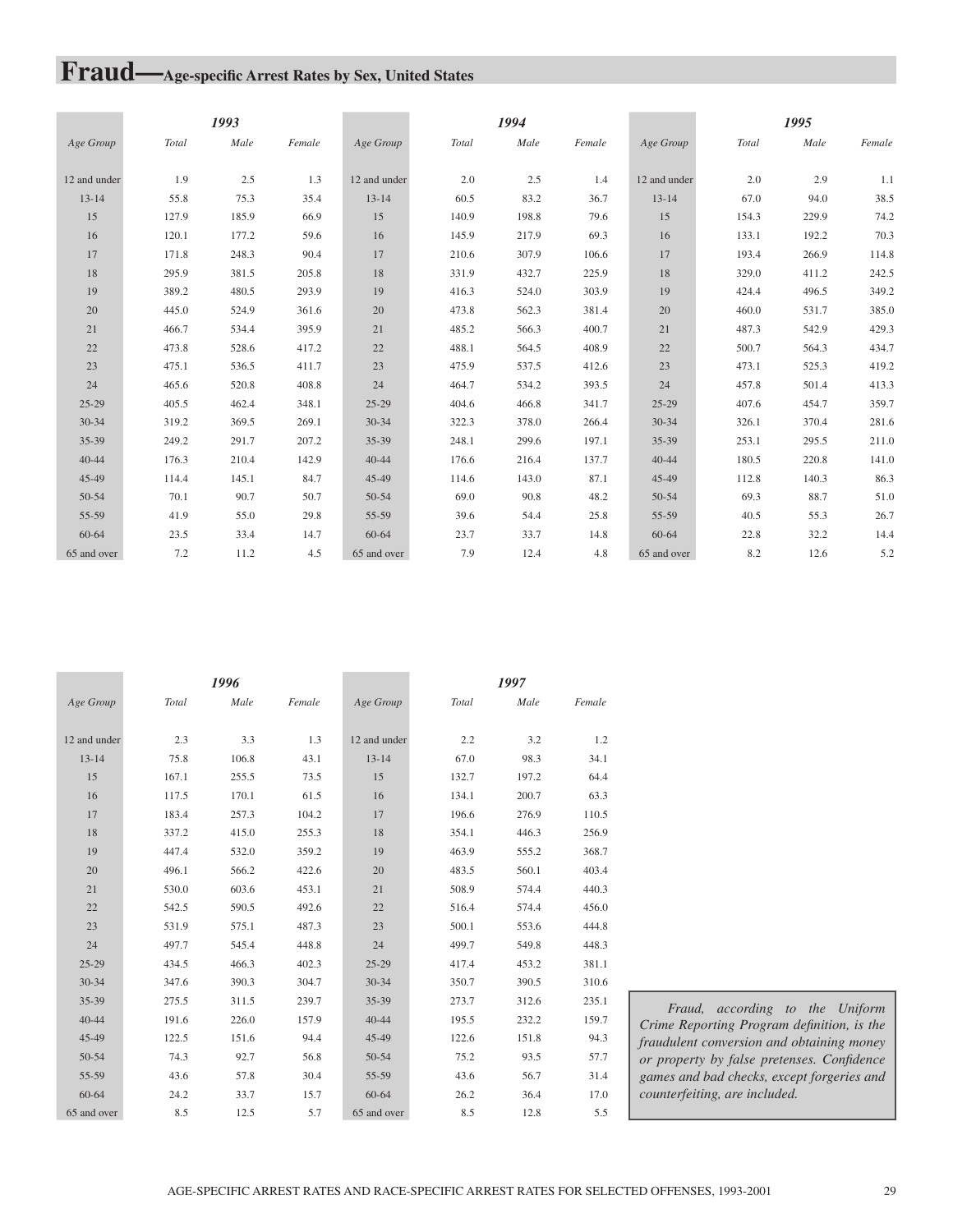# Fraud—Age-specific Arrest Rates by Sex, United States

| Age Group | 1993 Total | 1993 Male | 1993 Female | 1994 Total | 1994 Male | 1994 Female | 1995 Total | 1995 Male | 1995 Female |
|---|---|---|---|---|---|---|---|---|---|
| 12 and under | 1.9 | 2.5 | 1.3 | 2.0 | 2.5 | 1.4 | 2.0 | 2.9 | 1.1 |
| 13-14 | 55.8 | 75.3 | 35.4 | 60.5 | 83.2 | 36.7 | 67.0 | 94.0 | 38.5 |
| 15 | 127.9 | 185.9 | 66.9 | 140.9 | 198.8 | 79.6 | 154.3 | 229.9 | 74.2 |
| 16 | 120.1 | 177.2 | 59.6 | 145.9 | 217.9 | 69.3 | 133.1 | 192.2 | 70.3 |
| 17 | 171.8 | 248.3 | 90.4 | 210.6 | 307.9 | 106.6 | 193.4 | 266.9 | 114.8 |
| 18 | 295.9 | 381.5 | 205.8 | 331.9 | 432.7 | 225.9 | 329.0 | 411.2 | 242.5 |
| 19 | 389.2 | 480.5 | 293.9 | 416.3 | 524.0 | 303.9 | 424.4 | 496.5 | 349.2 |
| 20 | 445.0 | 524.9 | 361.6 | 473.8 | 562.3 | 381.4 | 460.0 | 531.7 | 385.0 |
| 21 | 466.7 | 534.4 | 395.9 | 485.2 | 566.3 | 400.7 | 487.3 | 542.9 | 429.3 |
| 22 | 473.8 | 528.6 | 417.2 | 488.1 | 564.5 | 408.9 | 500.7 | 564.3 | 434.7 |
| 23 | 475.1 | 536.5 | 411.7 | 475.9 | 537.5 | 412.6 | 473.1 | 525.3 | 419.2 |
| 24 | 465.6 | 520.8 | 408.8 | 464.7 | 534.2 | 393.5 | 457.8 | 501.4 | 413.3 |
| 25-29 | 405.5 | 462.4 | 348.1 | 404.6 | 466.8 | 341.7 | 407.6 | 454.7 | 359.7 |
| 30-34 | 319.2 | 369.5 | 269.1 | 322.3 | 378.0 | 266.4 | 326.1 | 370.4 | 281.6 |
| 35-39 | 249.2 | 291.7 | 207.2 | 248.1 | 299.6 | 197.1 | 253.1 | 295.5 | 211.0 |
| 40-44 | 176.3 | 210.4 | 142.9 | 176.6 | 216.4 | 137.7 | 180.5 | 220.8 | 141.0 |
| 45-49 | 114.4 | 145.1 | 84.7 | 114.6 | 143.0 | 87.1 | 112.8 | 140.3 | 86.3 |
| 50-54 | 70.1 | 90.7 | 50.7 | 69.0 | 90.8 | 48.2 | 69.3 | 88.7 | 51.0 |
| 55-59 | 41.9 | 55.0 | 29.8 | 39.6 | 54.4 | 25.8 | 40.5 | 55.3 | 26.7 |
| 60-64 | 23.5 | 33.4 | 14.7 | 23.7 | 33.7 | 14.8 | 22.8 | 32.2 | 14.4 |
| 65 and over | 7.2 | 11.2 | 4.5 | 7.9 | 12.4 | 4.8 | 8.2 | 12.6 | 5.2 |

| Age Group | 1996 Total | 1996 Male | 1996 Female | 1997 Total | 1997 Male | 1997 Female |
|---|---|---|---|---|---|---|
| 12 and under | 2.3 | 3.3 | 1.3 | 2.2 | 3.2 | 1.2 |
| 13-14 | 75.8 | 106.8 | 43.1 | 67.0 | 98.3 | 34.1 |
| 15 | 167.1 | 255.5 | 73.5 | 132.7 | 197.2 | 64.4 |
| 16 | 117.5 | 170.1 | 61.5 | 134.1 | 200.7 | 63.3 |
| 17 | 183.4 | 257.3 | 104.2 | 196.6 | 276.9 | 110.5 |
| 18 | 337.2 | 415.0 | 255.3 | 354.1 | 446.3 | 256.9 |
| 19 | 447.4 | 532.0 | 359.2 | 463.9 | 555.2 | 368.7 |
| 20 | 496.1 | 566.2 | 422.6 | 483.5 | 560.1 | 403.4 |
| 21 | 530.0 | 603.6 | 453.1 | 508.9 | 574.4 | 440.3 |
| 22 | 542.5 | 590.5 | 492.6 | 516.4 | 574.4 | 456.0 |
| 23 | 531.9 | 575.1 | 487.3 | 500.1 | 553.6 | 444.8 |
| 24 | 497.7 | 545.4 | 448.8 | 499.7 | 549.8 | 448.3 |
| 25-29 | 434.5 | 466.3 | 402.3 | 417.4 | 453.2 | 381.1 |
| 30-34 | 347.6 | 390.3 | 304.7 | 350.7 | 390.5 | 310.6 |
| 35-39 | 275.5 | 311.5 | 239.7 | 273.7 | 312.6 | 235.1 |
| 40-44 | 191.6 | 226.0 | 157.9 | 195.5 | 232.2 | 159.7 |
| 45-49 | 122.5 | 151.6 | 94.4 | 122.6 | 151.8 | 94.3 |
| 50-54 | 74.3 | 92.7 | 56.8 | 75.2 | 93.5 | 57.7 |
| 55-59 | 43.6 | 57.8 | 30.4 | 43.6 | 56.7 | 31.4 |
| 60-64 | 24.2 | 33.7 | 15.7 | 26.2 | 36.4 | 17.0 |
| 65 and over | 8.5 | 12.5 | 5.7 | 8.5 | 12.8 | 5.5 |

*Fraud, according to the Uniform Crime Reporting Program definition, is the fraudulent conversion and obtaining money or property by false pretenses. Confidence games and bad checks, except forgeries and counterfeiting, are included.*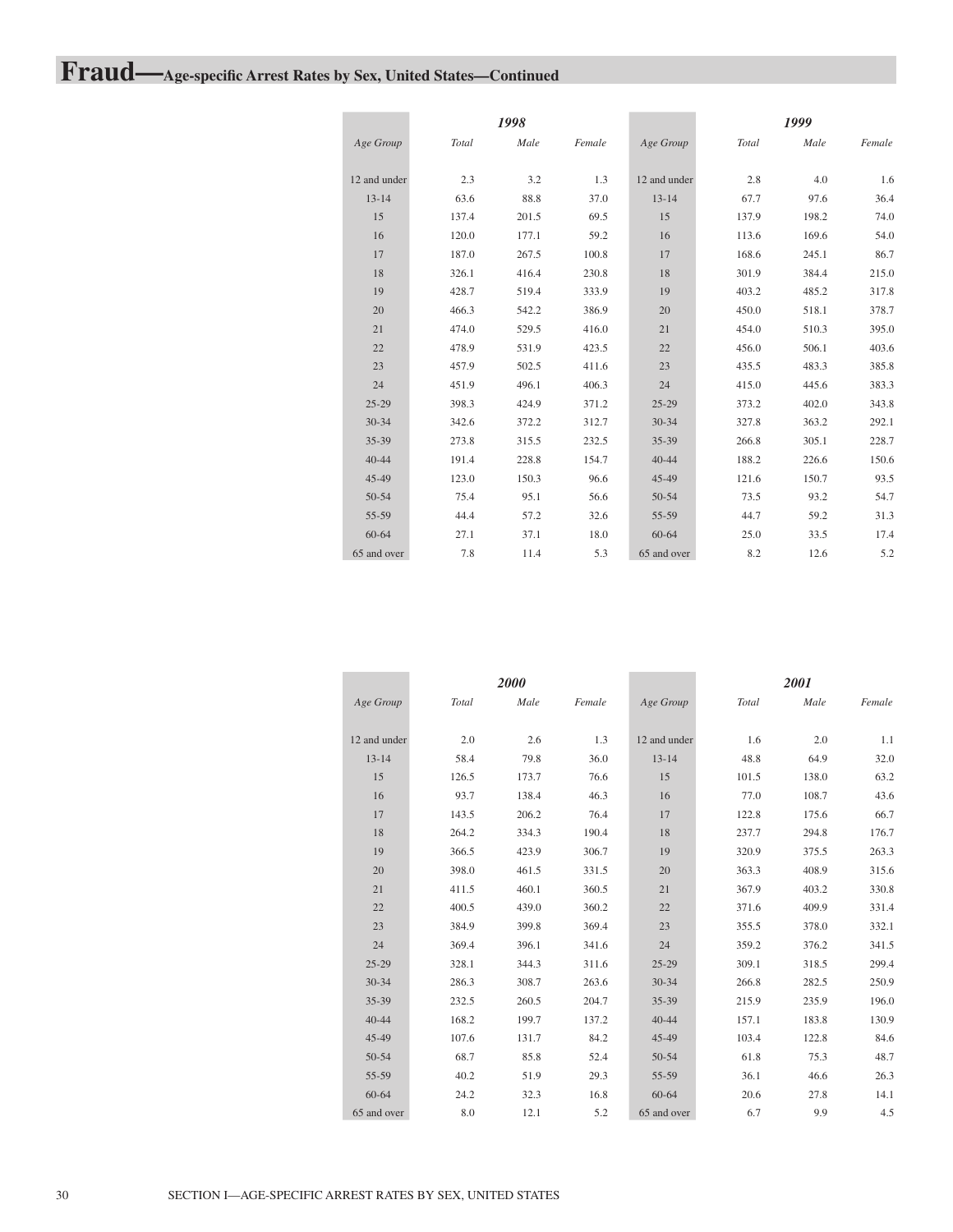# Fraud—Age-specific Arrest Rates by Sex, United States—Continued

| | 1998 | | | | 1999 | | |
|---|---|---|---|---|---|---|---|
| *Age Group* | *Total* | *Male* | *Female* | *Age Group* | *Total* | *Male* | *Female* |
| 12 and under | 2.3 | 3.2 | 1.3 | 12 and under | 2.8 | 4.0 | 1.6 |
| 13-14 | 63.6 | 88.8 | 37.0 | 13-14 | 67.7 | 97.6 | 36.4 |
| 15 | 137.4 | 201.5 | 69.5 | 15 | 137.9 | 198.2 | 74.0 |
| 16 | 120.0 | 177.1 | 59.2 | 16 | 113.6 | 169.6 | 54.0 |
| 17 | 187.0 | 267.5 | 100.8 | 17 | 168.6 | 245.1 | 86.7 |
| 18 | 326.1 | 416.4 | 230.8 | 18 | 301.9 | 384.4 | 215.0 |
| 19 | 428.7 | 519.4 | 333.9 | 19 | 403.2 | 485.2 | 317.8 |
| 20 | 466.3 | 542.2 | 386.9 | 20 | 450.0 | 518.1 | 378.7 |
| 21 | 474.0 | 529.5 | 416.0 | 21 | 454.0 | 510.3 | 395.0 |
| 22 | 478.9 | 531.9 | 423.5 | 22 | 456.0 | 506.1 | 403.6 |
| 23 | 457.9 | 502.5 | 411.6 | 23 | 435.5 | 483.3 | 385.8 |
| 24 | 451.9 | 496.1 | 406.3 | 24 | 415.0 | 445.6 | 383.3 |
| 25-29 | 398.3 | 424.9 | 371.2 | 25-29 | 373.2 | 402.0 | 343.8 |
| 30-34 | 342.6 | 372.2 | 312.7 | 30-34 | 327.8 | 363.2 | 292.1 |
| 35-39 | 273.8 | 315.5 | 232.5 | 35-39 | 266.8 | 305.1 | 228.7 |
| 40-44 | 191.4 | 228.8 | 154.7 | 40-44 | 188.2 | 226.6 | 150.6 |
| 45-49 | 123.0 | 150.3 | 96.6 | 45-49 | 121.6 | 150.7 | 93.5 |
| 50-54 | 75.4 | 95.1 | 56.6 | 50-54 | 73.5 | 93.2 | 54.7 |
| 55-59 | 44.4 | 57.2 | 32.6 | 55-59 | 44.7 | 59.2 | 31.3 |
| 60-64 | 27.1 | 37.1 | 18.0 | 60-64 | 25.0 | 33.5 | 17.4 |
| 65 and over | 7.8 | 11.4 | 5.3 | 65 and over | 8.2 | 12.6 | 5.2 |

| | 2000 | | | | 2001 | | |
|---|---|---|---|---|---|---|---|
| *Age Group* | *Total* | *Male* | *Female* | *Age Group* | *Total* | *Male* | *Female* |
| 12 and under | 2.0 | 2.6 | 1.3 | 12 and under | 1.6 | 2.0 | 1.1 |
| 13-14 | 58.4 | 79.8 | 36.0 | 13-14 | 48.8 | 64.9 | 32.0 |
| 15 | 126.5 | 173.7 | 76.6 | 15 | 101.5 | 138.0 | 63.2 |
| 16 | 93.7 | 138.4 | 46.3 | 16 | 77.0 | 108.7 | 43.6 |
| 17 | 143.5 | 206.2 | 76.4 | 17 | 122.8 | 175.6 | 66.7 |
| 18 | 264.2 | 334.3 | 190.4 | 18 | 237.7 | 294.8 | 176.7 |
| 19 | 366.5 | 423.9 | 306.7 | 19 | 320.9 | 375.5 | 263.3 |
| 20 | 398.0 | 461.5 | 331.5 | 20 | 363.3 | 408.9 | 315.6 |
| 21 | 411.5 | 460.1 | 360.5 | 21 | 367.9 | 403.2 | 330.8 |
| 22 | 400.5 | 439.0 | 360.2 | 22 | 371.6 | 409.9 | 331.4 |
| 23 | 384.9 | 399.8 | 369.4 | 23 | 355.5 | 378.0 | 332.1 |
| 24 | 369.4 | 396.1 | 341.6 | 24 | 359.2 | 376.2 | 341.5 |
| 25-29 | 328.1 | 344.3 | 311.6 | 25-29 | 309.1 | 318.5 | 299.4 |
| 30-34 | 286.3 | 308.7 | 263.6 | 30-34 | 266.8 | 282.5 | 250.9 |
| 35-39 | 232.5 | 260.5 | 204.7 | 35-39 | 215.9 | 235.9 | 196.0 |
| 40-44 | 168.2 | 199.7 | 137.2 | 40-44 | 157.1 | 183.8 | 130.9 |
| 45-49 | 107.6 | 131.7 | 84.2 | 45-49 | 103.4 | 122.8 | 84.6 |
| 50-54 | 68.7 | 85.8 | 52.4 | 50-54 | 61.8 | 75.3 | 48.7 |
| 55-59 | 40.2 | 51.9 | 29.3 | 55-59 | 36.1 | 46.6 | 26.3 |
| 60-64 | 24.2 | 32.3 | 16.8 | 60-64 | 20.6 | 27.8 | 14.1 |
| 65 and over | 8.0 | 12.1 | 5.2 | 65 and over | 6.7 | 9.9 | 4.5 |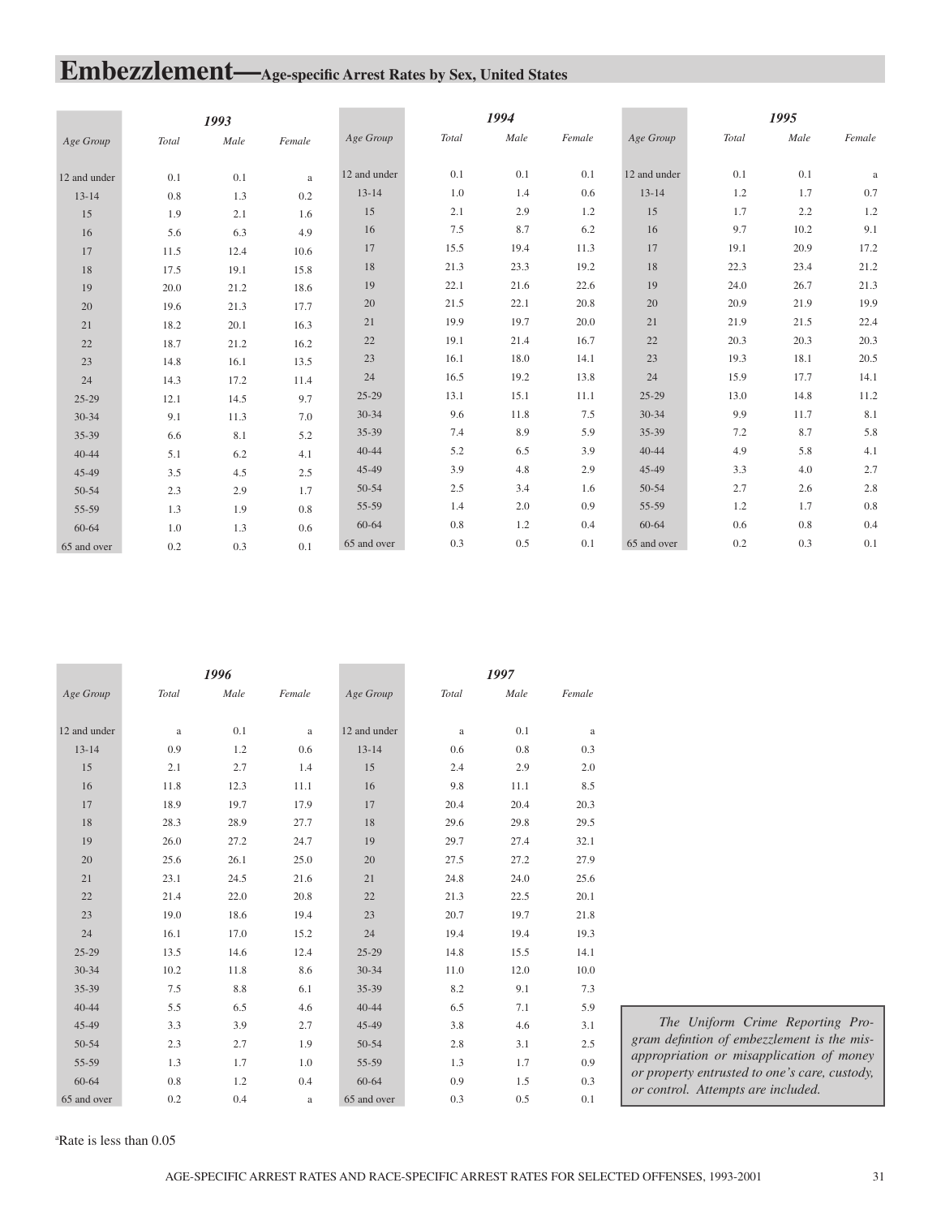# Embezzlement—Age-specific Arrest Rates by Sex, United States

| | 1993 | | | 1994 | | | 1995 | | |
|---|---|---|---|---|---|---|---|---|---|
| Age Group | Total | Male | Female | Total | Male | Female | Total | Male | Female |
| 12 and under | 0.1 | 0.1 | a | 0.1 | 0.1 | 0.1 | 0.1 | 0.1 | a |
| 13-14 | 0.8 | 1.3 | 0.2 | 1.0 | 1.4 | 0.6 | 1.2 | 1.7 | 0.7 |
| 15 | 1.9 | 2.1 | 1.6 | 2.1 | 2.9 | 1.2 | 1.7 | 2.2 | 1.2 |
| 16 | 5.6 | 6.3 | 4.9 | 7.5 | 8.7 | 6.2 | 9.7 | 10.2 | 9.1 |
| 17 | 11.5 | 12.4 | 10.6 | 15.5 | 19.4 | 11.3 | 19.1 | 20.9 | 17.2 |
| 18 | 17.5 | 19.1 | 15.8 | 21.3 | 23.3 | 19.2 | 22.3 | 23.4 | 21.2 |
| 19 | 20.0 | 21.2 | 18.6 | 22.1 | 21.6 | 22.6 | 24.0 | 26.7 | 21.3 |
| 20 | 19.6 | 21.3 | 17.7 | 21.5 | 22.1 | 20.8 | 20.9 | 21.9 | 19.9 |
| 21 | 18.2 | 20.1 | 16.3 | 19.9 | 19.7 | 20.0 | 21.9 | 21.5 | 22.4 |
| 22 | 18.7 | 21.2 | 16.2 | 19.1 | 21.4 | 16.7 | 20.3 | 20.3 | 20.3 |
| 23 | 14.8 | 16.1 | 13.5 | 16.1 | 18.0 | 14.1 | 19.3 | 18.1 | 20.5 |
| 24 | 14.3 | 17.2 | 11.4 | 16.5 | 19.2 | 13.8 | 15.9 | 17.7 | 14.1 |
| 25-29 | 12.1 | 14.5 | 9.7 | 13.1 | 15.1 | 11.1 | 13.0 | 14.8 | 11.2 |
| 30-34 | 9.1 | 11.3 | 7.0 | 9.6 | 11.8 | 7.5 | 9.9 | 11.7 | 8.1 |
| 35-39 | 6.6 | 8.1 | 5.2 | 7.4 | 8.9 | 5.9 | 7.2 | 8.7 | 5.8 |
| 40-44 | 5.1 | 6.2 | 4.1 | 5.2 | 6.5 | 3.9 | 4.9 | 5.8 | 4.1 |
| 45-49 | 3.5 | 4.5 | 2.5 | 3.9 | 4.8 | 2.9 | 3.3 | 4.0 | 2.7 |
| 50-54 | 2.3 | 2.9 | 1.7 | 2.5 | 3.4 | 1.6 | 2.7 | 2.6 | 2.8 |
| 55-59 | 1.3 | 1.9 | 0.8 | 1.4 | 2.0 | 0.9 | 1.2 | 1.7 | 0.8 |
| 60-64 | 1.0 | 1.3 | 0.6 | 0.8 | 1.2 | 0.4 | 0.6 | 0.8 | 0.4 |
| 65 and over | 0.2 | 0.3 | 0.1 | 0.3 | 0.5 | 0.1 | 0.2 | 0.3 | 0.1 |

| | 1996 | | | 1997 | | |
|---|---|---|---|---|---|---|
| Age Group | Total | Male | Female | Total | Male | Female |
| 12 and under | a | 0.1 | a | a | 0.1 | a |
| 13-14 | 0.9 | 1.2 | 0.6 | 0.6 | 0.8 | 0.3 |
| 15 | 2.1 | 2.7 | 1.4 | 2.4 | 2.9 | 2.0 |
| 16 | 11.8 | 12.3 | 11.1 | 9.8 | 11.1 | 8.5 |
| 17 | 18.9 | 19.7 | 17.9 | 20.4 | 20.4 | 20.3 |
| 18 | 28.3 | 28.9 | 27.7 | 29.6 | 29.8 | 29.5 |
| 19 | 26.0 | 27.2 | 24.7 | 29.7 | 27.4 | 32.1 |
| 20 | 25.6 | 26.1 | 25.0 | 27.5 | 27.2 | 27.9 |
| 21 | 23.1 | 24.5 | 21.6 | 24.8 | 24.0 | 25.6 |
| 22 | 21.4 | 22.0 | 20.8 | 21.3 | 22.5 | 20.1 |
| 23 | 19.0 | 18.6 | 19.4 | 20.7 | 19.7 | 21.8 |
| 24 | 16.1 | 17.0 | 15.2 | 19.4 | 19.4 | 19.3 |
| 25-29 | 13.5 | 14.6 | 12.4 | 14.8 | 15.5 | 14.1 |
| 30-34 | 10.2 | 11.8 | 8.6 | 11.0 | 12.0 | 10.0 |
| 35-39 | 7.5 | 8.8 | 6.1 | 8.2 | 9.1 | 7.3 |
| 40-44 | 5.5 | 6.5 | 4.6 | 6.5 | 7.1 | 5.9 |
| 45-49 | 3.3 | 3.9 | 2.7 | 3.8 | 4.6 | 3.1 |
| 50-54 | 2.3 | 2.7 | 1.9 | 2.8 | 3.1 | 2.5 |
| 55-59 | 1.3 | 1.7 | 1.0 | 1.3 | 1.7 | 0.9 |
| 60-64 | 0.8 | 1.2 | 0.4 | 0.9 | 1.5 | 0.3 |
| 65 and over | 0.2 | 0.4 | a | 0.3 | 0.5 | 0.1 |

*The Uniform Crime Reporting Program defintion of embezzlement is the misappropriation or misapplication of money or property entrusted to one's care, custody, or control. Attempts are included.*

[a]Rate is less than 0.05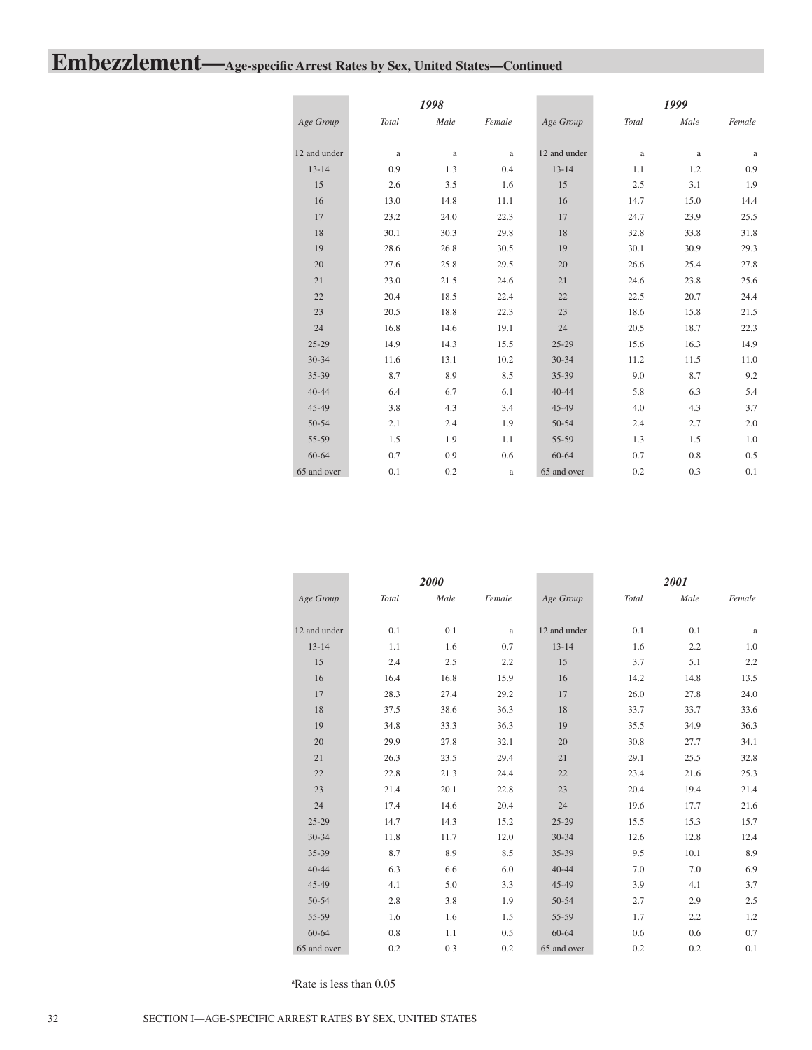# Embezzlement—Age-specific Arrest Rates by Sex, United States—Continued

| | 1998 | | | | 1999 | | |
|---|---|---|---|---|---|---|---|
| Age Group | Total | Male | Female | Age Group | Total | Male | Female |
| 12 and under | a | a | a | 12 and under | a | a | a |
| 13-14 | 0.9 | 1.3 | 0.4 | 13-14 | 1.1 | 1.2 | 0.9 |
| 15 | 2.6 | 3.5 | 1.6 | 15 | 2.5 | 3.1 | 1.9 |
| 16 | 13.0 | 14.8 | 11.1 | 16 | 14.7 | 15.0 | 14.4 |
| 17 | 23.2 | 24.0 | 22.3 | 17 | 24.7 | 23.9 | 25.5 |
| 18 | 30.1 | 30.3 | 29.8 | 18 | 32.8 | 33.8 | 31.8 |
| 19 | 28.6 | 26.8 | 30.5 | 19 | 30.1 | 30.9 | 29.3 |
| 20 | 27.6 | 25.8 | 29.5 | 20 | 26.6 | 25.4 | 27.8 |
| 21 | 23.0 | 21.5 | 24.6 | 21 | 24.6 | 23.8 | 25.6 |
| 22 | 20.4 | 18.5 | 22.4 | 22 | 22.5 | 20.7 | 24.4 |
| 23 | 20.5 | 18.8 | 22.3 | 23 | 18.6 | 15.8 | 21.5 |
| 24 | 16.8 | 14.6 | 19.1 | 24 | 20.5 | 18.7 | 22.3 |
| 25-29 | 14.9 | 14.3 | 15.5 | 25-29 | 15.6 | 16.3 | 14.9 |
| 30-34 | 11.6 | 13.1 | 10.2 | 30-34 | 11.2 | 11.5 | 11.0 |
| 35-39 | 8.7 | 8.9 | 8.5 | 35-39 | 9.0 | 8.7 | 9.2 |
| 40-44 | 6.4 | 6.7 | 6.1 | 40-44 | 5.8 | 6.3 | 5.4 |
| 45-49 | 3.8 | 4.3 | 3.4 | 45-49 | 4.0 | 4.3 | 3.7 |
| 50-54 | 2.1 | 2.4 | 1.9 | 50-54 | 2.4 | 2.7 | 2.0 |
| 55-59 | 1.5 | 1.9 | 1.1 | 55-59 | 1.3 | 1.5 | 1.0 |
| 60-64 | 0.7 | 0.9 | 0.6 | 60-64 | 0.7 | 0.8 | 0.5 |
| 65 and over | 0.1 | 0.2 | a | 65 and over | 0.2 | 0.3 | 0.1 |

| | 2000 | | | | 2001 | | |
|---|---|---|---|---|---|---|---|
| Age Group | Total | Male | Female | Age Group | Total | Male | Female |
| 12 and under | 0.1 | 0.1 | a | 12 and under | 0.1 | 0.1 | a |
| 13-14 | 1.1 | 1.6 | 0.7 | 13-14 | 1.6 | 2.2 | 1.0 |
| 15 | 2.4 | 2.5 | 2.2 | 15 | 3.7 | 5.1 | 2.2 |
| 16 | 16.4 | 16.8 | 15.9 | 16 | 14.2 | 14.8 | 13.5 |
| 17 | 28.3 | 27.4 | 29.2 | 17 | 26.0 | 27.8 | 24.0 |
| 18 | 37.5 | 38.6 | 36.3 | 18 | 33.7 | 33.7 | 33.6 |
| 19 | 34.8 | 33.3 | 36.3 | 19 | 35.5 | 34.9 | 36.3 |
| 20 | 29.9 | 27.8 | 32.1 | 20 | 30.8 | 27.7 | 34.1 |
| 21 | 26.3 | 23.5 | 29.4 | 21 | 29.1 | 25.5 | 32.8 |
| 22 | 22.8 | 21.3 | 24.4 | 22 | 23.4 | 21.6 | 25.3 |
| 23 | 21.4 | 20.1 | 22.8 | 23 | 20.4 | 19.4 | 21.4 |
| 24 | 17.4 | 14.6 | 20.4 | 24 | 19.6 | 17.7 | 21.6 |
| 25-29 | 14.7 | 14.3 | 15.2 | 25-29 | 15.5 | 15.3 | 15.7 |
| 30-34 | 11.8 | 11.7 | 12.0 | 30-34 | 12.6 | 12.8 | 12.4 |
| 35-39 | 8.7 | 8.9 | 8.5 | 35-39 | 9.5 | 10.1 | 8.9 |
| 40-44 | 6.3 | 6.6 | 6.0 | 40-44 | 7.0 | 7.0 | 6.9 |
| 45-49 | 4.1 | 5.0 | 3.3 | 45-49 | 3.9 | 4.1 | 3.7 |
| 50-54 | 2.8 | 3.8 | 1.9 | 50-54 | 2.7 | 2.9 | 2.5 |
| 55-59 | 1.6 | 1.6 | 1.5 | 55-59 | 1.7 | 2.2 | 1.2 |
| 60-64 | 0.8 | 1.1 | 0.5 | 60-64 | 0.6 | 0.6 | 0.7 |
| 65 and over | 0.2 | 0.3 | 0.2 | 65 and over | 0.2 | 0.2 | 0.1 |

[a]Rate is less than 0.05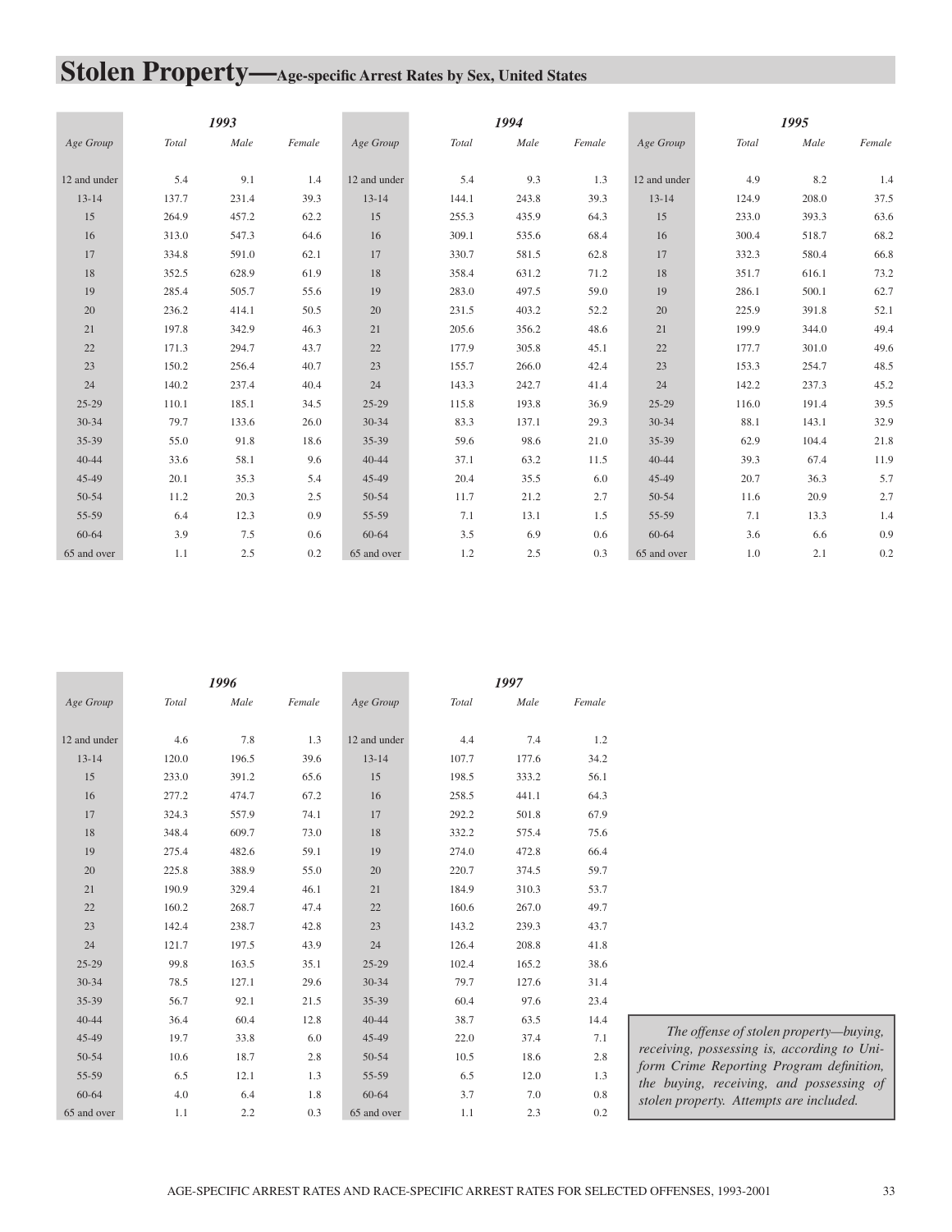# Stolen Property—Age-specific Arrest Rates by Sex, United States

| Age Group | 1993 Total | 1993 Male | 1993 Female | 1994 Total | 1994 Male | 1994 Female | 1995 Total | 1995 Male | 1995 Female |
|---|---|---|---|---|---|---|---|---|---|
| 12 and under | 5.4 | 9.1 | 1.4 | 5.4 | 9.3 | 1.3 | 4.9 | 8.2 | 1.4 |
| 13-14 | 137.7 | 231.4 | 39.3 | 144.1 | 243.8 | 39.3 | 124.9 | 208.0 | 37.5 |
| 15 | 264.9 | 457.2 | 62.2 | 255.3 | 435.9 | 64.3 | 233.0 | 393.3 | 63.6 |
| 16 | 313.0 | 547.3 | 64.6 | 309.1 | 535.6 | 68.4 | 300.4 | 518.7 | 68.2 |
| 17 | 334.8 | 591.0 | 62.1 | 330.7 | 581.5 | 62.8 | 332.3 | 580.4 | 66.8 |
| 18 | 352.5 | 628.9 | 61.9 | 358.4 | 631.2 | 71.2 | 351.7 | 616.1 | 73.2 |
| 19 | 285.4 | 505.7 | 55.6 | 283.0 | 497.5 | 59.0 | 286.1 | 500.1 | 62.7 |
| 20 | 236.2 | 414.1 | 50.5 | 231.5 | 403.2 | 52.2 | 225.9 | 391.8 | 52.1 |
| 21 | 197.8 | 342.9 | 46.3 | 205.6 | 356.2 | 48.6 | 199.9 | 344.0 | 49.4 |
| 22 | 171.3 | 294.7 | 43.7 | 177.9 | 305.8 | 45.1 | 177.7 | 301.0 | 49.6 |
| 23 | 150.2 | 256.4 | 40.7 | 155.7 | 266.0 | 42.4 | 153.3 | 254.7 | 48.5 |
| 24 | 140.2 | 237.4 | 40.4 | 143.3 | 242.7 | 41.4 | 142.2 | 237.3 | 45.2 |
| 25-29 | 110.1 | 185.1 | 34.5 | 115.8 | 193.8 | 36.9 | 116.0 | 191.4 | 39.5 |
| 30-34 | 79.7 | 133.6 | 26.0 | 83.3 | 137.1 | 29.3 | 88.1 | 143.1 | 32.9 |
| 35-39 | 55.0 | 91.8 | 18.6 | 59.6 | 98.6 | 21.0 | 62.9 | 104.4 | 21.8 |
| 40-44 | 33.6 | 58.1 | 9.6 | 37.1 | 63.2 | 11.5 | 39.3 | 67.4 | 11.9 |
| 45-49 | 20.1 | 35.3 | 5.4 | 20.4 | 35.5 | 6.0 | 20.7 | 36.3 | 5.7 |
| 50-54 | 11.2 | 20.3 | 2.5 | 11.7 | 21.2 | 2.7 | 11.6 | 20.9 | 2.7 |
| 55-59 | 6.4 | 12.3 | 0.9 | 7.1 | 13.1 | 1.5 | 7.1 | 13.3 | 1.4 |
| 60-64 | 3.9 | 7.5 | 0.6 | 3.5 | 6.9 | 0.6 | 3.6 | 6.6 | 0.9 |
| 65 and over | 1.1 | 2.5 | 0.2 | 1.2 | 2.5 | 0.3 | 1.0 | 2.1 | 0.2 |

| Age Group | 1996 Total | 1996 Male | 1996 Female | 1997 Total | 1997 Male | 1997 Female |
|---|---|---|---|---|---|---|
| 12 and under | 4.6 | 7.8 | 1.3 | 4.4 | 7.4 | 1.2 |
| 13-14 | 120.0 | 196.5 | 39.6 | 107.7 | 177.6 | 34.2 |
| 15 | 233.0 | 391.2 | 65.6 | 198.5 | 333.2 | 56.1 |
| 16 | 277.2 | 474.7 | 67.2 | 258.5 | 441.1 | 64.3 |
| 17 | 324.3 | 557.9 | 74.1 | 292.2 | 501.8 | 67.9 |
| 18 | 348.4 | 609.7 | 73.0 | 332.2 | 575.4 | 75.6 |
| 19 | 275.4 | 482.6 | 59.1 | 274.0 | 472.8 | 66.4 |
| 20 | 225.8 | 388.9 | 55.0 | 220.7 | 374.5 | 59.7 |
| 21 | 190.9 | 329.4 | 46.1 | 184.9 | 310.3 | 53.7 |
| 22 | 160.2 | 268.7 | 47.4 | 160.6 | 267.0 | 49.7 |
| 23 | 142.4 | 238.7 | 42.8 | 143.2 | 239.3 | 43.7 |
| 24 | 121.7 | 197.5 | 43.9 | 126.4 | 208.8 | 41.8 |
| 25-29 | 99.8 | 163.5 | 35.1 | 102.4 | 165.2 | 38.6 |
| 30-34 | 78.5 | 127.1 | 29.6 | 79.7 | 127.6 | 31.4 |
| 35-39 | 56.7 | 92.1 | 21.5 | 60.4 | 97.6 | 23.4 |
| 40-44 | 36.4 | 60.4 | 12.8 | 38.7 | 63.5 | 14.4 |
| 45-49 | 19.7 | 33.8 | 6.0 | 22.0 | 37.4 | 7.1 |
| 50-54 | 10.6 | 18.7 | 2.8 | 10.5 | 18.6 | 2.8 |
| 55-59 | 6.5 | 12.1 | 1.3 | 6.5 | 12.0 | 1.3 |
| 60-64 | 4.0 | 6.4 | 1.8 | 3.7 | 7.0 | 0.8 |
| 65 and over | 1.1 | 2.2 | 0.3 | 1.1 | 2.3 | 0.2 |

*The offense of stolen property—buying, receiving, possessing is, according to Uniform Crime Reporting Program definition, the buying, receiving, and possessing of stolen property. Attempts are included.*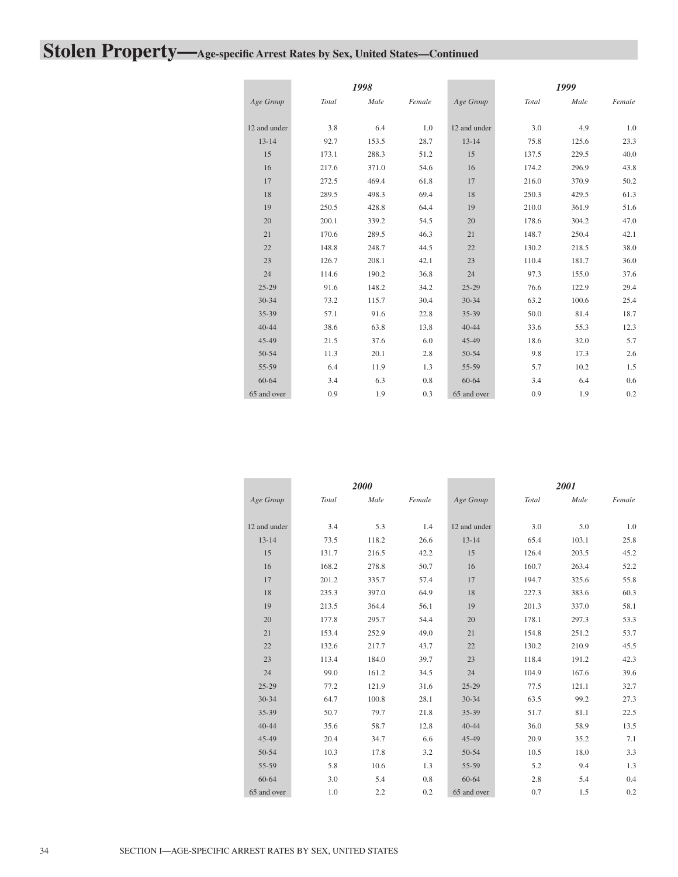# Stolen Property—Age-specific Arrest Rates by Sex, United States—Continued

| Age Group | 1998 Total | 1998 Male | 1998 Female | 1999 Total | 1999 Male | 1999 Female |
|---|---|---|---|---|---|---|
| 12 and under | 3.8 | 6.4 | 1.0 | 3.0 | 4.9 | 1.0 |
| 13-14 | 92.7 | 153.5 | 28.7 | 75.8 | 125.6 | 23.3 |
| 15 | 173.1 | 288.3 | 51.2 | 137.5 | 229.5 | 40.0 |
| 16 | 217.6 | 371.0 | 54.6 | 174.2 | 296.9 | 43.8 |
| 17 | 272.5 | 469.4 | 61.8 | 216.0 | 370.9 | 50.2 |
| 18 | 289.5 | 498.3 | 69.4 | 250.3 | 429.5 | 61.3 |
| 19 | 250.5 | 428.8 | 64.4 | 210.0 | 361.9 | 51.6 |
| 20 | 200.1 | 339.2 | 54.5 | 178.6 | 304.2 | 47.0 |
| 21 | 170.6 | 289.5 | 46.3 | 148.7 | 250.4 | 42.1 |
| 22 | 148.8 | 248.7 | 44.5 | 130.2 | 218.5 | 38.0 |
| 23 | 126.7 | 208.1 | 42.1 | 110.4 | 181.7 | 36.0 |
| 24 | 114.6 | 190.2 | 36.8 | 97.3 | 155.0 | 37.6 |
| 25-29 | 91.6 | 148.2 | 34.2 | 76.6 | 122.9 | 29.4 |
| 30-34 | 73.2 | 115.7 | 30.4 | 63.2 | 100.6 | 25.4 |
| 35-39 | 57.1 | 91.6 | 22.8 | 50.0 | 81.4 | 18.7 |
| 40-44 | 38.6 | 63.8 | 13.8 | 33.6 | 55.3 | 12.3 |
| 45-49 | 21.5 | 37.6 | 6.0 | 18.6 | 32.0 | 5.7 |
| 50-54 | 11.3 | 20.1 | 2.8 | 9.8 | 17.3 | 2.6 |
| 55-59 | 6.4 | 11.9 | 1.3 | 5.7 | 10.2 | 1.5 |
| 60-64 | 3.4 | 6.3 | 0.8 | 3.4 | 6.4 | 0.6 |
| 65 and over | 0.9 | 1.9 | 0.3 | 0.9 | 1.9 | 0.2 |

| Age Group | 2000 Total | 2000 Male | 2000 Female | 2001 Total | 2001 Male | 2001 Female |
|---|---|---|---|---|---|---|
| 12 and under | 3.4 | 5.3 | 1.4 | 3.0 | 5.0 | 1.0 |
| 13-14 | 73.5 | 118.2 | 26.6 | 65.4 | 103.1 | 25.8 |
| 15 | 131.7 | 216.5 | 42.2 | 126.4 | 203.5 | 45.2 |
| 16 | 168.2 | 278.8 | 50.7 | 160.7 | 263.4 | 52.2 |
| 17 | 201.2 | 335.7 | 57.4 | 194.7 | 325.6 | 55.8 |
| 18 | 235.3 | 397.0 | 64.9 | 227.3 | 383.6 | 60.3 |
| 19 | 213.5 | 364.4 | 56.1 | 201.3 | 337.0 | 58.1 |
| 20 | 177.8 | 295.7 | 54.4 | 178.1 | 297.3 | 53.3 |
| 21 | 153.4 | 252.9 | 49.0 | 154.8 | 251.2 | 53.7 |
| 22 | 132.6 | 217.7 | 43.7 | 130.2 | 210.9 | 45.5 |
| 23 | 113.4 | 184.0 | 39.7 | 118.4 | 191.2 | 42.3 |
| 24 | 99.0 | 161.2 | 34.5 | 104.9 | 167.6 | 39.6 |
| 25-29 | 77.2 | 121.9 | 31.6 | 77.5 | 121.1 | 32.7 |
| 30-34 | 64.7 | 100.8 | 28.1 | 63.5 | 99.2 | 27.3 |
| 35-39 | 50.7 | 79.7 | 21.8 | 51.7 | 81.1 | 22.5 |
| 40-44 | 35.6 | 58.7 | 12.8 | 36.0 | 58.9 | 13.5 |
| 45-49 | 20.4 | 34.7 | 6.6 | 20.9 | 35.2 | 7.1 |
| 50-54 | 10.3 | 17.8 | 3.2 | 10.5 | 18.0 | 3.3 |
| 55-59 | 5.8 | 10.6 | 1.3 | 5.2 | 9.4 | 1.3 |
| 60-64 | 3.0 | 5.4 | 0.8 | 2.8 | 5.4 | 0.4 |
| 65 and over | 1.0 | 2.2 | 0.2 | 0.7 | 1.5 | 0.2 |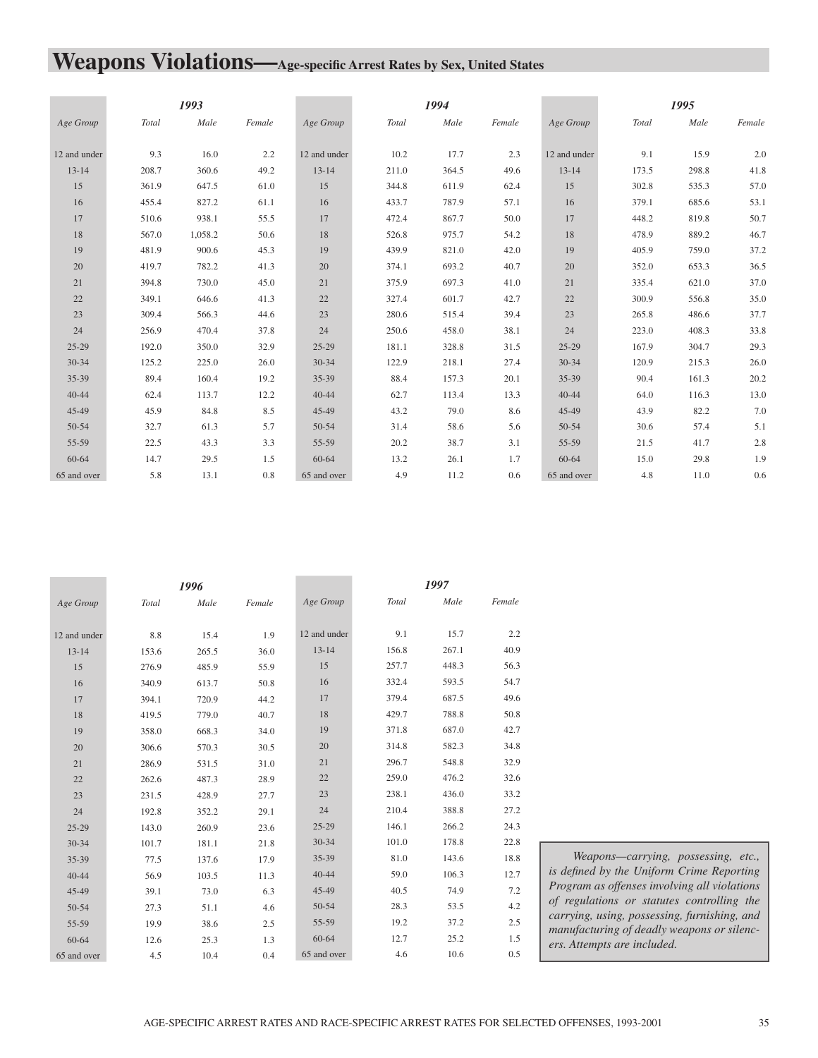# Weapons Violations—Age-specific Arrest Rates by Sex, United States

| Age Group | 1993 Total | 1993 Male | 1993 Female |
|---|---|---|---|
| 12 and under | 9.3 | 16.0 | 2.2 |
| 13-14 | 208.7 | 360.6 | 49.2 |
| 15 | 361.9 | 647.5 | 61.0 |
| 16 | 455.4 | 827.2 | 61.1 |
| 17 | 510.6 | 938.1 | 55.5 |
| 18 | 567.0 | 1,058.2 | 50.6 |
| 19 | 481.9 | 900.6 | 45.3 |
| 20 | 419.7 | 782.2 | 41.3 |
| 21 | 394.8 | 730.0 | 45.0 |
| 22 | 349.1 | 646.6 | 41.3 |
| 23 | 309.4 | 566.3 | 44.6 |
| 24 | 256.9 | 470.4 | 37.8 |
| 25-29 | 192.0 | 350.0 | 32.9 |
| 30-34 | 125.2 | 225.0 | 26.0 |
| 35-39 | 89.4 | 160.4 | 19.2 |
| 40-44 | 62.4 | 113.7 | 12.2 |
| 45-49 | 45.9 | 84.8 | 8.5 |
| 50-54 | 32.7 | 61.3 | 5.7 |
| 55-59 | 22.5 | 43.3 | 3.3 |
| 60-64 | 14.7 | 29.5 | 1.5 |
| 65 and over | 5.8 | 13.1 | 0.8 |

| Age Group | 1994 Total | 1994 Male | 1994 Female |
|---|---|---|---|
| 12 and under | 10.2 | 17.7 | 2.3 |
| 13-14 | 211.0 | 364.5 | 49.6 |
| 15 | 344.8 | 611.9 | 62.4 |
| 16 | 433.7 | 787.9 | 57.1 |
| 17 | 472.4 | 867.7 | 50.0 |
| 18 | 526.8 | 975.7 | 54.2 |
| 19 | 439.9 | 821.0 | 42.0 |
| 20 | 374.1 | 693.2 | 40.7 |
| 21 | 375.9 | 697.3 | 41.0 |
| 22 | 327.4 | 601.7 | 42.7 |
| 23 | 280.6 | 515.4 | 39.4 |
| 24 | 250.6 | 458.0 | 38.1 |
| 25-29 | 181.1 | 328.8 | 31.5 |
| 30-34 | 122.9 | 218.1 | 27.4 |
| 35-39 | 88.4 | 157.3 | 20.1 |
| 40-44 | 62.7 | 113.4 | 13.3 |
| 45-49 | 43.2 | 79.0 | 8.6 |
| 50-54 | 31.4 | 58.6 | 5.6 |
| 55-59 | 20.2 | 38.7 | 3.1 |
| 60-64 | 13.2 | 26.1 | 1.7 |
| 65 and over | 4.9 | 11.2 | 0.6 |

| Age Group | 1995 Total | 1995 Male | 1995 Female |
|---|---|---|---|
| 12 and under | 9.1 | 15.9 | 2.0 |
| 13-14 | 173.5 | 298.8 | 41.8 |
| 15 | 302.8 | 535.3 | 57.0 |
| 16 | 379.1 | 685.6 | 53.1 |
| 17 | 448.2 | 819.8 | 50.7 |
| 18 | 478.9 | 889.2 | 46.7 |
| 19 | 405.9 | 759.0 | 37.2 |
| 20 | 352.0 | 653.3 | 36.5 |
| 21 | 335.4 | 621.0 | 37.0 |
| 22 | 300.9 | 556.8 | 35.0 |
| 23 | 265.8 | 486.6 | 37.7 |
| 24 | 223.0 | 408.3 | 33.8 |
| 25-29 | 167.9 | 304.7 | 29.3 |
| 30-34 | 120.9 | 215.3 | 26.0 |
| 35-39 | 90.4 | 161.3 | 20.2 |
| 40-44 | 64.0 | 116.3 | 13.0 |
| 45-49 | 43.9 | 82.2 | 7.0 |
| 50-54 | 30.6 | 57.4 | 5.1 |
| 55-59 | 21.5 | 41.7 | 2.8 |
| 60-64 | 15.0 | 29.8 | 1.9 |
| 65 and over | 4.8 | 11.0 | 0.6 |

| Age Group | 1996 Total | 1996 Male | 1996 Female |
|---|---|---|---|
| 12 and under | 8.8 | 15.4 | 1.9 |
| 13-14 | 153.6 | 265.5 | 36.0 |
| 15 | 276.9 | 485.9 | 55.9 |
| 16 | 340.9 | 613.7 | 50.8 |
| 17 | 394.1 | 720.9 | 44.2 |
| 18 | 419.5 | 779.0 | 40.7 |
| 19 | 358.0 | 668.3 | 34.0 |
| 20 | 306.6 | 570.3 | 30.5 |
| 21 | 286.9 | 531.5 | 31.0 |
| 22 | 262.6 | 487.3 | 28.9 |
| 23 | 231.5 | 428.9 | 27.7 |
| 24 | 192.8 | 352.2 | 29.1 |
| 25-29 | 143.0 | 260.9 | 23.6 |
| 30-34 | 101.7 | 181.1 | 21.8 |
| 35-39 | 77.5 | 137.6 | 17.9 |
| 40-44 | 56.9 | 103.5 | 11.3 |
| 45-49 | 39.1 | 73.0 | 6.3 |
| 50-54 | 27.3 | 51.1 | 4.6 |
| 55-59 | 19.9 | 38.6 | 2.5 |
| 60-64 | 12.6 | 25.3 | 1.3 |
| 65 and over | 4.5 | 10.4 | 0.4 |

| Age Group | 1997 Total | 1997 Male | 1997 Female |
|---|---|---|---|
| 12 and under | 9.1 | 15.7 | 2.2 |
| 13-14 | 156.8 | 267.1 | 40.9 |
| 15 | 257.7 | 448.3 | 56.3 |
| 16 | 332.4 | 593.5 | 54.7 |
| 17 | 379.4 | 687.5 | 49.6 |
| 18 | 429.7 | 788.8 | 50.8 |
| 19 | 371.8 | 687.0 | 42.7 |
| 20 | 314.8 | 582.3 | 34.8 |
| 21 | 296.7 | 548.8 | 32.9 |
| 22 | 259.0 | 476.2 | 32.6 |
| 23 | 238.1 | 436.0 | 33.2 |
| 24 | 210.4 | 388.8 | 27.2 |
| 25-29 | 146.1 | 266.2 | 24.3 |
| 30-34 | 101.0 | 178.8 | 22.8 |
| 35-39 | 81.0 | 143.6 | 18.8 |
| 40-44 | 59.0 | 106.3 | 12.7 |
| 45-49 | 40.5 | 74.9 | 7.2 |
| 50-54 | 28.3 | 53.5 | 4.2 |
| 55-59 | 19.2 | 37.2 | 2.5 |
| 60-64 | 12.7 | 25.2 | 1.5 |
| 65 and over | 4.6 | 10.6 | 0.5 |

*Weapons—carrying, possessing, etc., is defined by the Uniform Crime Reporting Program as offenses involving all violations of regulations or statutes controlling the carrying, using, possessing, furnishing, and manufacturing of deadly weapons or silencers. Attempts are included.*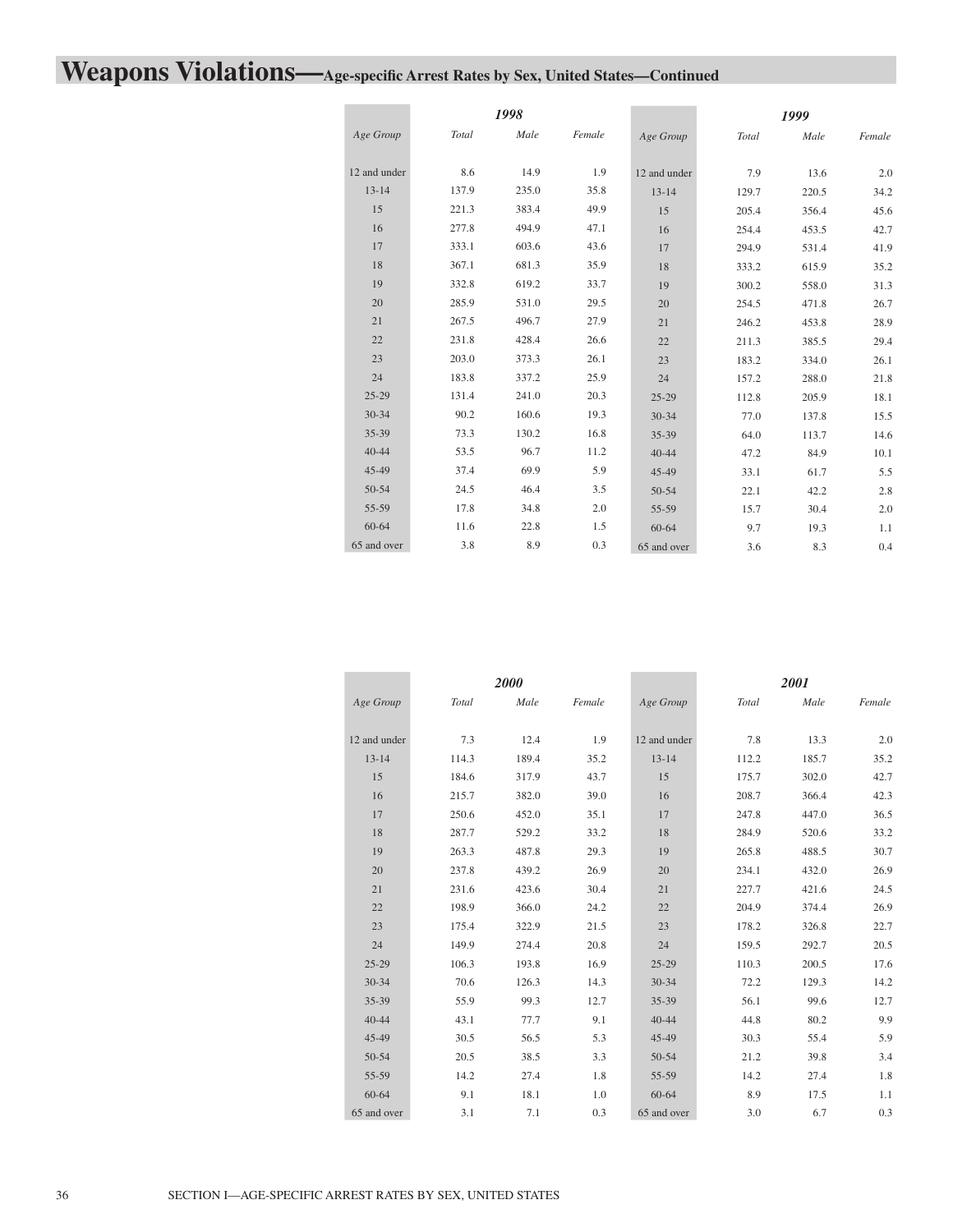# Weapons Violations—Age-specific Arrest Rates by Sex, United States—Continued

| Age Group | 1998 | | |
|---|---|---|---|
| | Total | Male | Female |
| 12 and under | 8.6 | 14.9 | 1.9 |
| 13-14 | 137.9 | 235.0 | 35.8 |
| 15 | 221.3 | 383.4 | 49.9 |
| 16 | 277.8 | 494.9 | 47.1 |
| 17 | 333.1 | 603.6 | 43.6 |
| 18 | 367.1 | 681.3 | 35.9 |
| 19 | 332.8 | 619.2 | 33.7 |
| 20 | 285.9 | 531.0 | 29.5 |
| 21 | 267.5 | 496.7 | 27.9 |
| 22 | 231.8 | 428.4 | 26.6 |
| 23 | 203.0 | 373.3 | 26.1 |
| 24 | 183.8 | 337.2 | 25.9 |
| 25-29 | 131.4 | 241.0 | 20.3 |
| 30-34 | 90.2 | 160.6 | 19.3 |
| 35-39 | 73.3 | 130.2 | 16.8 |
| 40-44 | 53.5 | 96.7 | 11.2 |
| 45-49 | 37.4 | 69.9 | 5.9 |
| 50-54 | 24.5 | 46.4 | 3.5 |
| 55-59 | 17.8 | 34.8 | 2.0 |
| 60-64 | 11.6 | 22.8 | 1.5 |
| 65 and over | 3.8 | 8.9 | 0.3 |

| Age Group | 1999 | | |
|---|---|---|---|
| | Total | Male | Female |
| 12 and under | 7.9 | 13.6 | 2.0 |
| 13-14 | 129.7 | 220.5 | 34.2 |
| 15 | 205.4 | 356.4 | 45.6 |
| 16 | 254.4 | 453.5 | 42.7 |
| 17 | 294.9 | 531.4 | 41.9 |
| 18 | 333.2 | 615.9 | 35.2 |
| 19 | 300.2 | 558.0 | 31.3 |
| 20 | 254.5 | 471.8 | 26.7 |
| 21 | 246.2 | 453.8 | 28.9 |
| 22 | 211.3 | 385.5 | 29.4 |
| 23 | 183.2 | 334.0 | 26.1 |
| 24 | 157.2 | 288.0 | 21.8 |
| 25-29 | 112.8 | 205.9 | 18.1 |
| 30-34 | 77.0 | 137.8 | 15.5 |
| 35-39 | 64.0 | 113.7 | 14.6 |
| 40-44 | 47.2 | 84.9 | 10.1 |
| 45-49 | 33.1 | 61.7 | 5.5 |
| 50-54 | 22.1 | 42.2 | 2.8 |
| 55-59 | 15.7 | 30.4 | 2.0 |
| 60-64 | 9.7 | 19.3 | 1.1 |
| 65 and over | 3.6 | 8.3 | 0.4 |

| Age Group | 2000 | | |
|---|---|---|---|
| | Total | Male | Female |
| 12 and under | 7.3 | 12.4 | 1.9 |
| 13-14 | 114.3 | 189.4 | 35.2 |
| 15 | 184.6 | 317.9 | 43.7 |
| 16 | 215.7 | 382.0 | 39.0 |
| 17 | 250.6 | 452.0 | 35.1 |
| 18 | 287.7 | 529.2 | 33.2 |
| 19 | 263.3 | 487.8 | 29.3 |
| 20 | 237.8 | 439.2 | 26.9 |
| 21 | 231.6 | 423.6 | 30.4 |
| 22 | 198.9 | 366.0 | 24.2 |
| 23 | 175.4 | 322.9 | 21.5 |
| 24 | 149.9 | 274.4 | 20.8 |
| 25-29 | 106.3 | 193.8 | 16.9 |
| 30-34 | 70.6 | 126.3 | 14.3 |
| 35-39 | 55.9 | 99.3 | 12.7 |
| 40-44 | 43.1 | 77.7 | 9.1 |
| 45-49 | 30.5 | 56.5 | 5.3 |
| 50-54 | 20.5 | 38.5 | 3.3 |
| 55-59 | 14.2 | 27.4 | 1.8 |
| 60-64 | 9.1 | 18.1 | 1.0 |
| 65 and over | 3.1 | 7.1 | 0.3 |

| Age Group | 2001 | | |
|---|---|---|---|
| | Total | Male | Female |
| 12 and under | 7.8 | 13.3 | 2.0 |
| 13-14 | 112.2 | 185.7 | 35.2 |
| 15 | 175.7 | 302.0 | 42.7 |
| 16 | 208.7 | 366.4 | 42.3 |
| 17 | 247.8 | 447.0 | 36.5 |
| 18 | 284.9 | 520.6 | 33.2 |
| 19 | 265.8 | 488.5 | 30.7 |
| 20 | 234.1 | 432.0 | 26.9 |
| 21 | 227.7 | 421.6 | 24.5 |
| 22 | 204.9 | 374.4 | 26.9 |
| 23 | 178.2 | 326.8 | 22.7 |
| 24 | 159.5 | 292.7 | 20.5 |
| 25-29 | 110.3 | 200.5 | 17.6 |
| 30-34 | 72.2 | 129.3 | 14.2 |
| 35-39 | 56.1 | 99.6 | 12.7 |
| 40-44 | 44.8 | 80.2 | 9.9 |
| 45-49 | 30.3 | 55.4 | 5.9 |
| 50-54 | 21.2 | 39.8 | 3.4 |
| 55-59 | 14.2 | 27.4 | 1.8 |
| 60-64 | 8.9 | 17.5 | 1.1 |
| 65 and over | 3.0 | 6.7 | 0.3 |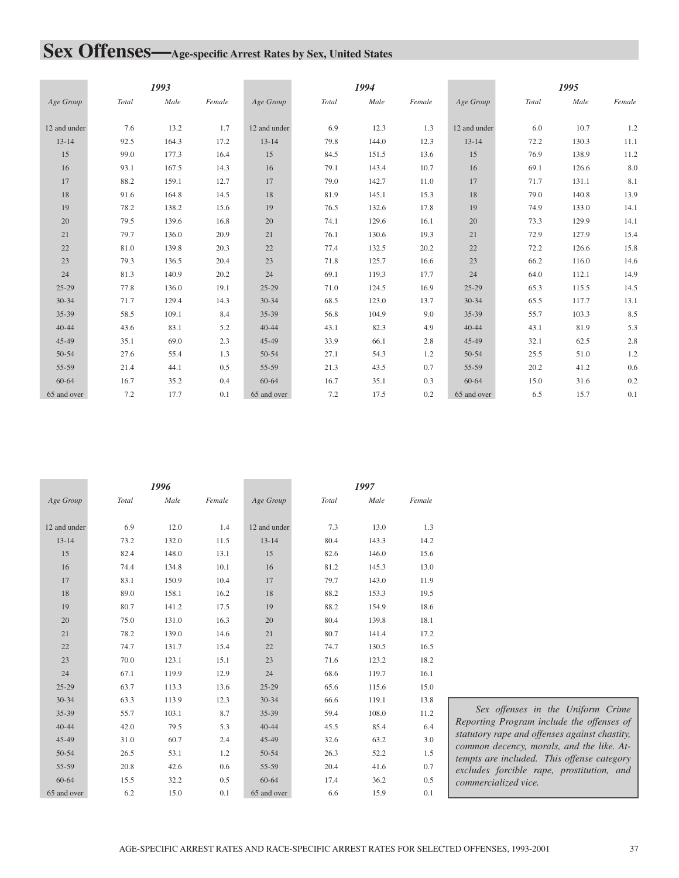# Sex Offenses—Age-specific Arrest Rates by Sex, United States

| Age Group | 1993 Total | 1993 Male | 1993 Female | 1994 Total | 1994 Male | 1994 Female | 1995 Total | 1995 Male | 1995 Female |
|---|---|---|---|---|---|---|---|---|---|
| 12 and under | 7.6 | 13.2 | 1.7 | 6.9 | 12.3 | 1.3 | 6.0 | 10.7 | 1.2 |
| 13-14 | 92.5 | 164.3 | 17.2 | 79.8 | 144.0 | 12.3 | 72.2 | 130.3 | 11.1 |
| 15 | 99.0 | 177.3 | 16.4 | 84.5 | 151.5 | 13.6 | 76.9 | 138.9 | 11.2 |
| 16 | 93.1 | 167.5 | 14.3 | 79.1 | 143.4 | 10.7 | 69.1 | 126.6 | 8.0 |
| 17 | 88.2 | 159.1 | 12.7 | 79.0 | 142.7 | 11.0 | 71.7 | 131.1 | 8.1 |
| 18 | 91.6 | 164.8 | 14.5 | 81.9 | 145.1 | 15.3 | 79.0 | 140.8 | 13.9 |
| 19 | 78.2 | 138.2 | 15.6 | 76.5 | 132.6 | 17.8 | 74.9 | 133.0 | 14.1 |
| 20 | 79.5 | 139.6 | 16.8 | 74.1 | 129.6 | 16.1 | 73.3 | 129.9 | 14.1 |
| 21 | 79.7 | 136.0 | 20.9 | 76.1 | 130.6 | 19.3 | 72.9 | 127.9 | 15.4 |
| 22 | 81.0 | 139.8 | 20.3 | 77.4 | 132.5 | 20.2 | 72.2 | 126.6 | 15.8 |
| 23 | 79.3 | 136.5 | 20.4 | 71.8 | 125.7 | 16.6 | 66.2 | 116.0 | 14.6 |
| 24 | 81.3 | 140.9 | 20.2 | 69.1 | 119.3 | 17.7 | 64.0 | 112.1 | 14.9 |
| 25-29 | 77.8 | 136.0 | 19.1 | 71.0 | 124.5 | 16.9 | 65.3 | 115.5 | 14.5 |
| 30-34 | 71.7 | 129.4 | 14.3 | 68.5 | 123.0 | 13.7 | 65.5 | 117.7 | 13.1 |
| 35-39 | 58.5 | 109.1 | 8.4 | 56.8 | 104.9 | 9.0 | 55.7 | 103.3 | 8.5 |
| 40-44 | 43.6 | 83.1 | 5.2 | 43.1 | 82.3 | 4.9 | 43.1 | 81.9 | 5.3 |
| 45-49 | 35.1 | 69.0 | 2.3 | 33.9 | 66.1 | 2.8 | 32.1 | 62.5 | 2.8 |
| 50-54 | 27.6 | 55.4 | 1.3 | 27.1 | 54.3 | 1.2 | 25.5 | 51.0 | 1.2 |
| 55-59 | 21.4 | 44.1 | 0.5 | 21.3 | 43.5 | 0.7 | 20.2 | 41.2 | 0.6 |
| 60-64 | 16.7 | 35.2 | 0.4 | 16.7 | 35.1 | 0.3 | 15.0 | 31.6 | 0.2 |
| 65 and over | 7.2 | 17.7 | 0.1 | 7.2 | 17.5 | 0.2 | 6.5 | 15.7 | 0.1 |

| Age Group | 1996 Total | 1996 Male | 1996 Female | 1997 Total | 1997 Male | 1997 Female |
|---|---|---|---|---|---|---|
| 12 and under | 6.9 | 12.0 | 1.4 | 7.3 | 13.0 | 1.3 |
| 13-14 | 73.2 | 132.0 | 11.5 | 80.4 | 143.3 | 14.2 |
| 15 | 82.4 | 148.0 | 13.1 | 82.6 | 146.0 | 15.6 |
| 16 | 74.4 | 134.8 | 10.1 | 81.2 | 145.3 | 13.0 |
| 17 | 83.1 | 150.9 | 10.4 | 79.7 | 143.0 | 11.9 |
| 18 | 89.0 | 158.1 | 16.2 | 88.2 | 153.3 | 19.5 |
| 19 | 80.7 | 141.2 | 17.5 | 88.2 | 154.9 | 18.6 |
| 20 | 75.0 | 131.0 | 16.3 | 80.4 | 139.8 | 18.1 |
| 21 | 78.2 | 139.0 | 14.6 | 80.7 | 141.4 | 17.2 |
| 22 | 74.7 | 131.7 | 15.4 | 74.7 | 130.5 | 16.5 |
| 23 | 70.0 | 123.1 | 15.1 | 71.6 | 123.2 | 18.2 |
| 24 | 67.1 | 119.9 | 12.9 | 68.6 | 119.7 | 16.1 |
| 25-29 | 63.7 | 113.3 | 13.6 | 65.6 | 115.6 | 15.0 |
| 30-34 | 63.3 | 113.9 | 12.3 | 66.6 | 119.1 | 13.8 |
| 35-39 | 55.7 | 103.1 | 8.7 | 59.4 | 108.0 | 11.2 |
| 40-44 | 42.0 | 79.5 | 5.3 | 45.5 | 85.4 | 6.4 |
| 45-49 | 31.0 | 60.7 | 2.4 | 32.6 | 63.2 | 3.0 |
| 50-54 | 26.5 | 53.1 | 1.2 | 26.3 | 52.2 | 1.5 |
| 55-59 | 20.8 | 42.6 | 0.6 | 20.4 | 41.6 | 0.7 |
| 60-64 | 15.5 | 32.2 | 0.5 | 17.4 | 36.2 | 0.5 |
| 65 and over | 6.2 | 15.0 | 0.1 | 6.6 | 15.9 | 0.1 |

*Sex offenses in the Uniform Crime Reporting Program include the offenses of statutory rape and offenses against chastity, common decency, morals, and the like. Attempts are included. This offense category excludes forcible rape, prostitution, and commercialized vice.*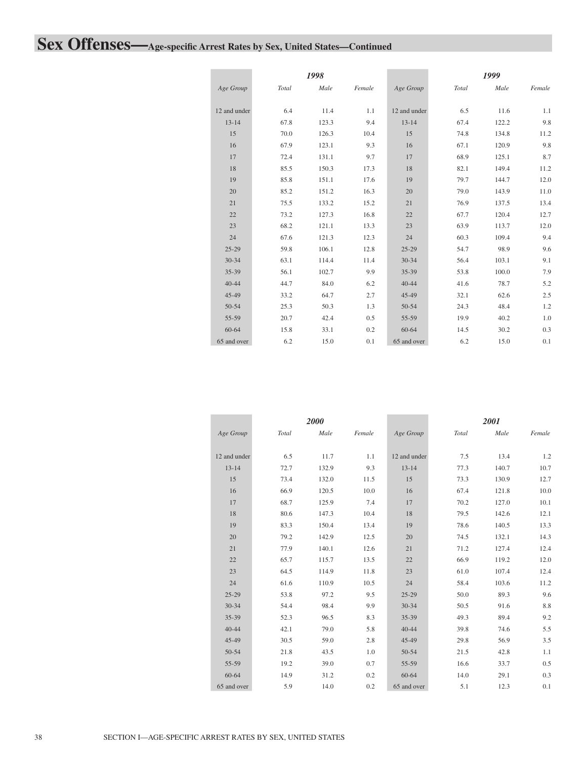# Sex Offenses—Age-specific Arrest Rates by Sex, United States—Continued

| Age Group | 1998 Total | 1998 Male | 1998 Female | Age Group | 1999 Total | 1999 Male | 1999 Female |
|---|---|---|---|---|---|---|---|
| 12 and under | 6.4 | 11.4 | 1.1 | 12 and under | 6.5 | 11.6 | 1.1 |
| 13-14 | 67.8 | 123.3 | 9.4 | 13-14 | 67.4 | 122.2 | 9.8 |
| 15 | 70.0 | 126.3 | 10.4 | 15 | 74.8 | 134.8 | 11.2 |
| 16 | 67.9 | 123.1 | 9.3 | 16 | 67.1 | 120.9 | 9.8 |
| 17 | 72.4 | 131.1 | 9.7 | 17 | 68.9 | 125.1 | 8.7 |
| 18 | 85.5 | 150.3 | 17.3 | 18 | 82.1 | 149.4 | 11.2 |
| 19 | 85.8 | 151.1 | 17.6 | 19 | 79.7 | 144.7 | 12.0 |
| 20 | 85.2 | 151.2 | 16.3 | 20 | 79.0 | 143.9 | 11.0 |
| 21 | 75.5 | 133.2 | 15.2 | 21 | 76.9 | 137.5 | 13.4 |
| 22 | 73.2 | 127.3 | 16.8 | 22 | 67.7 | 120.4 | 12.7 |
| 23 | 68.2 | 121.1 | 13.3 | 23 | 63.9 | 113.7 | 12.0 |
| 24 | 67.6 | 121.3 | 12.3 | 24 | 60.3 | 109.4 | 9.4 |
| 25-29 | 59.8 | 106.1 | 12.8 | 25-29 | 54.7 | 98.9 | 9.6 |
| 30-34 | 63.1 | 114.4 | 11.4 | 30-34 | 56.4 | 103.1 | 9.1 |
| 35-39 | 56.1 | 102.7 | 9.9 | 35-39 | 53.8 | 100.0 | 7.9 |
| 40-44 | 44.7 | 84.0 | 6.2 | 40-44 | 41.6 | 78.7 | 5.2 |
| 45-49 | 33.2 | 64.7 | 2.7 | 45-49 | 32.1 | 62.6 | 2.5 |
| 50-54 | 25.3 | 50.3 | 1.3 | 50-54 | 24.3 | 48.4 | 1.2 |
| 55-59 | 20.7 | 42.4 | 0.5 | 55-59 | 19.9 | 40.2 | 1.0 |
| 60-64 | 15.8 | 33.1 | 0.2 | 60-64 | 14.5 | 30.2 | 0.3 |
| 65 and over | 6.2 | 15.0 | 0.1 | 65 and over | 6.2 | 15.0 | 0.1 |

| Age Group | 2000 Total | 2000 Male | 2000 Female | Age Group | 2001 Total | 2001 Male | 2001 Female |
|---|---|---|---|---|---|---|---|
| 12 and under | 6.5 | 11.7 | 1.1 | 12 and under | 7.5 | 13.4 | 1.2 |
| 13-14 | 72.7 | 132.9 | 9.3 | 13-14 | 77.3 | 140.7 | 10.7 |
| 15 | 73.4 | 132.0 | 11.5 | 15 | 73.3 | 130.9 | 12.7 |
| 16 | 66.9 | 120.5 | 10.0 | 16 | 67.4 | 121.8 | 10.0 |
| 17 | 68.7 | 125.9 | 7.4 | 17 | 70.2 | 127.0 | 10.1 |
| 18 | 80.6 | 147.3 | 10.4 | 18 | 79.5 | 142.6 | 12.1 |
| 19 | 83.3 | 150.4 | 13.4 | 19 | 78.6 | 140.5 | 13.3 |
| 20 | 79.2 | 142.9 | 12.5 | 20 | 74.5 | 132.1 | 14.3 |
| 21 | 77.9 | 140.1 | 12.6 | 21 | 71.2 | 127.4 | 12.4 |
| 22 | 65.7 | 115.7 | 13.5 | 22 | 66.9 | 119.2 | 12.0 |
| 23 | 64.5 | 114.9 | 11.8 | 23 | 61.0 | 107.4 | 12.4 |
| 24 | 61.6 | 110.9 | 10.5 | 24 | 58.4 | 103.6 | 11.2 |
| 25-29 | 53.8 | 97.2 | 9.5 | 25-29 | 50.0 | 89.3 | 9.6 |
| 30-34 | 54.4 | 98.4 | 9.9 | 30-34 | 50.5 | 91.6 | 8.8 |
| 35-39 | 52.3 | 96.5 | 8.3 | 35-39 | 49.3 | 89.4 | 9.2 |
| 40-44 | 42.1 | 79.0 | 5.8 | 40-44 | 39.8 | 74.6 | 5.5 |
| 45-49 | 30.5 | 59.0 | 2.8 | 45-49 | 29.8 | 56.9 | 3.5 |
| 50-54 | 21.8 | 43.5 | 1.0 | 50-54 | 21.5 | 42.8 | 1.1 |
| 55-59 | 19.2 | 39.0 | 0.7 | 55-59 | 16.6 | 33.7 | 0.5 |
| 60-64 | 14.9 | 31.2 | 0.2 | 60-64 | 14.0 | 29.1 | 0.3 |
| 65 and over | 5.9 | 14.0 | 0.2 | 65 and over | 5.1 | 12.3 | 0.1 |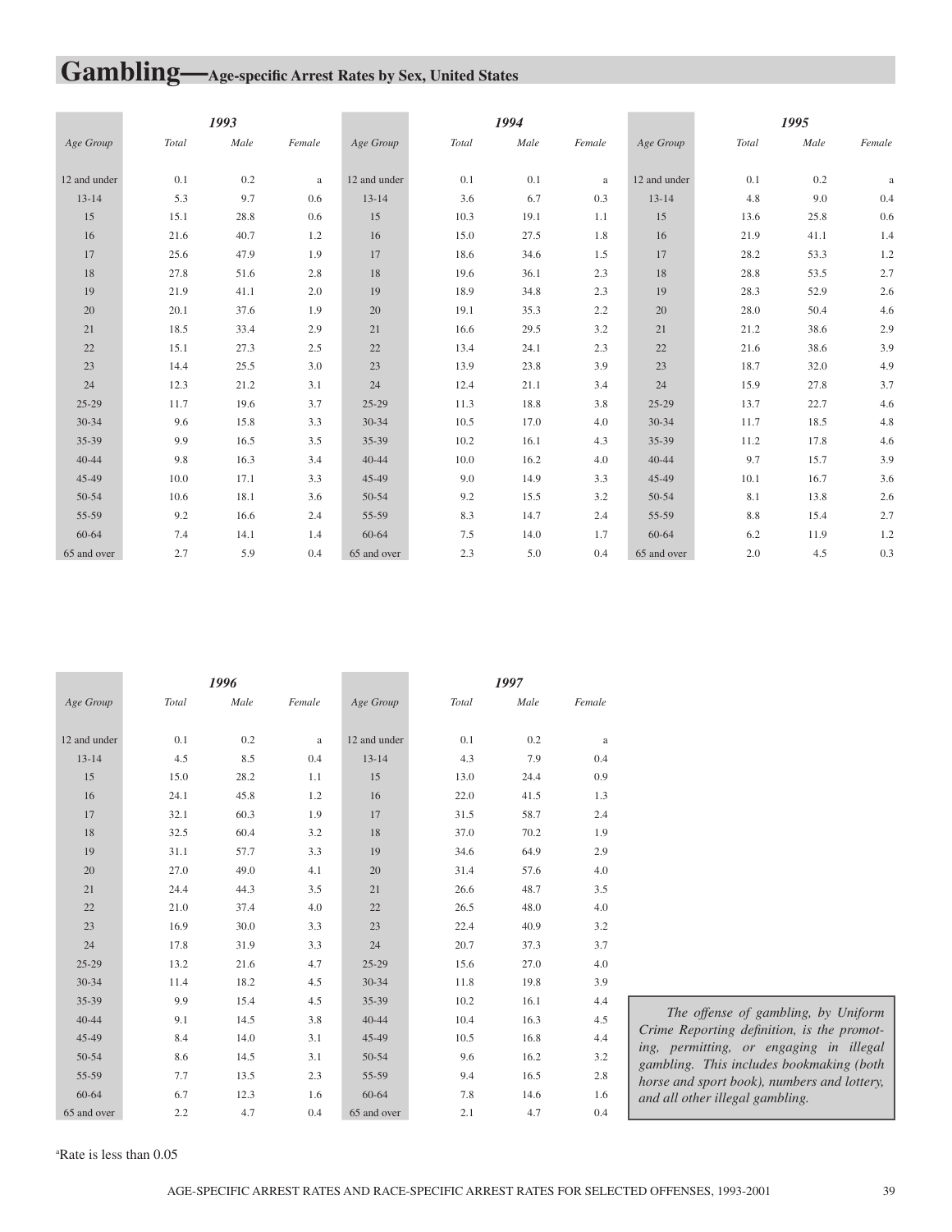# Gambling—Age-specific Arrest Rates by Sex, United States

| | 1993 | | | | 1994 | | | | 1995 | | |
|---|---|---|---|---|---|---|---|---|---|---|---|
| *Age Group* | *Total* | *Male* | *Female* | *Age Group* | *Total* | *Male* | *Female* | *Age Group* | *Total* | *Male* | *Female* |
| 12 and under | 0.1 | 0.2 | a | 12 and under | 0.1 | 0.1 | a | 12 and under | 0.1 | 0.2 | a |
| 13-14 | 5.3 | 9.7 | 0.6 | 13-14 | 3.6 | 6.7 | 0.3 | 13-14 | 4.8 | 9.0 | 0.4 |
| 15 | 15.1 | 28.8 | 0.6 | 15 | 10.3 | 19.1 | 1.1 | 15 | 13.6 | 25.8 | 0.6 |
| 16 | 21.6 | 40.7 | 1.2 | 16 | 15.0 | 27.5 | 1.8 | 16 | 21.9 | 41.1 | 1.4 |
| 17 | 25.6 | 47.9 | 1.9 | 17 | 18.6 | 34.6 | 1.5 | 17 | 28.2 | 53.3 | 1.2 |
| 18 | 27.8 | 51.6 | 2.8 | 18 | 19.6 | 36.1 | 2.3 | 18 | 28.8 | 53.5 | 2.7 |
| 19 | 21.9 | 41.1 | 2.0 | 19 | 18.9 | 34.8 | 2.3 | 19 | 28.3 | 52.9 | 2.6 |
| 20 | 20.1 | 37.6 | 1.9 | 20 | 19.1 | 35.3 | 2.2 | 20 | 28.0 | 50.4 | 4.6 |
| 21 | 18.5 | 33.4 | 2.9 | 21 | 16.6 | 29.5 | 3.2 | 21 | 21.2 | 38.6 | 2.9 |
| 22 | 15.1 | 27.3 | 2.5 | 22 | 13.4 | 24.1 | 2.3 | 22 | 21.6 | 38.6 | 3.9 |
| 23 | 14.4 | 25.5 | 3.0 | 23 | 13.9 | 23.8 | 3.9 | 23 | 18.7 | 32.0 | 4.9 |
| 24 | 12.3 | 21.2 | 3.1 | 24 | 12.4 | 21.1 | 3.4 | 24 | 15.9 | 27.8 | 3.7 |
| 25-29 | 11.7 | 19.6 | 3.7 | 25-29 | 11.3 | 18.8 | 3.8 | 25-29 | 13.7 | 22.7 | 4.6 |
| 30-34 | 9.6 | 15.8 | 3.3 | 30-34 | 10.5 | 17.0 | 4.0 | 30-34 | 11.7 | 18.5 | 4.8 |
| 35-39 | 9.9 | 16.5 | 3.5 | 35-39 | 10.2 | 16.1 | 4.3 | 35-39 | 11.2 | 17.8 | 4.6 |
| 40-44 | 9.8 | 16.3 | 3.4 | 40-44 | 10.0 | 16.2 | 4.0 | 40-44 | 9.7 | 15.7 | 3.9 |
| 45-49 | 10.0 | 17.1 | 3.3 | 45-49 | 9.0 | 14.9 | 3.3 | 45-49 | 10.1 | 16.7 | 3.6 |
| 50-54 | 10.6 | 18.1 | 3.6 | 50-54 | 9.2 | 15.5 | 3.2 | 50-54 | 8.1 | 13.8 | 2.6 |
| 55-59 | 9.2 | 16.6 | 2.4 | 55-59 | 8.3 | 14.7 | 2.4 | 55-59 | 8.8 | 15.4 | 2.7 |
| 60-64 | 7.4 | 14.1 | 1.4 | 60-64 | 7.5 | 14.0 | 1.7 | 60-64 | 6.2 | 11.9 | 1.2 |
| 65 and over | 2.7 | 5.9 | 0.4 | 65 and over | 2.3 | 5.0 | 0.4 | 65 and over | 2.0 | 4.5 | 0.3 |

| | 1996 | | | | 1997 | | |
|---|---|---|---|---|---|---|---|
| *Age Group* | *Total* | *Male* | *Female* | *Age Group* | *Total* | *Male* | *Female* |
| 12 and under | 0.1 | 0.2 | a | 12 and under | 0.1 | 0.2 | a |
| 13-14 | 4.5 | 8.5 | 0.4 | 13-14 | 4.3 | 7.9 | 0.4 |
| 15 | 15.0 | 28.2 | 1.1 | 15 | 13.0 | 24.4 | 0.9 |
| 16 | 24.1 | 45.8 | 1.2 | 16 | 22.0 | 41.5 | 1.3 |
| 17 | 32.1 | 60.3 | 1.9 | 17 | 31.5 | 58.7 | 2.4 |
| 18 | 32.5 | 60.4 | 3.2 | 18 | 37.0 | 70.2 | 1.9 |
| 19 | 31.1 | 57.7 | 3.3 | 19 | 34.6 | 64.9 | 2.9 |
| 20 | 27.0 | 49.0 | 4.1 | 20 | 31.4 | 57.6 | 4.0 |
| 21 | 24.4 | 44.3 | 3.5 | 21 | 26.6 | 48.7 | 3.5 |
| 22 | 21.0 | 37.4 | 4.0 | 22 | 26.5 | 48.0 | 4.0 |
| 23 | 16.9 | 30.0 | 3.3 | 23 | 22.4 | 40.9 | 3.2 |
| 24 | 17.8 | 31.9 | 3.3 | 24 | 20.7 | 37.3 | 3.7 |
| 25-29 | 13.2 | 21.6 | 4.7 | 25-29 | 15.6 | 27.0 | 4.0 |
| 30-34 | 11.4 | 18.2 | 4.5 | 30-34 | 11.8 | 19.8 | 3.9 |
| 35-39 | 9.9 | 15.4 | 4.5 | 35-39 | 10.2 | 16.1 | 4.4 |
| 40-44 | 9.1 | 14.5 | 3.8 | 40-44 | 10.4 | 16.3 | 4.5 |
| 45-49 | 8.4 | 14.0 | 3.1 | 45-49 | 10.5 | 16.8 | 4.4 |
| 50-54 | 8.6 | 14.5 | 3.1 | 50-54 | 9.6 | 16.2 | 3.2 |
| 55-59 | 7.7 | 13.5 | 2.3 | 55-59 | 9.4 | 16.5 | 2.8 |
| 60-64 | 6.7 | 12.3 | 1.6 | 60-64 | 7.8 | 14.6 | 1.6 |
| 65 and over | 2.2 | 4.7 | 0.4 | 65 and over | 2.1 | 4.7 | 0.4 |

*The offense of gambling, by Uniform Crime Reporting definition, is the promoting, permitting, or engaging in illegal gambling. This includes bookmaking (both horse and sport book), numbers and lottery, and all other illegal gambling.*

[a]Rate is less than 0.05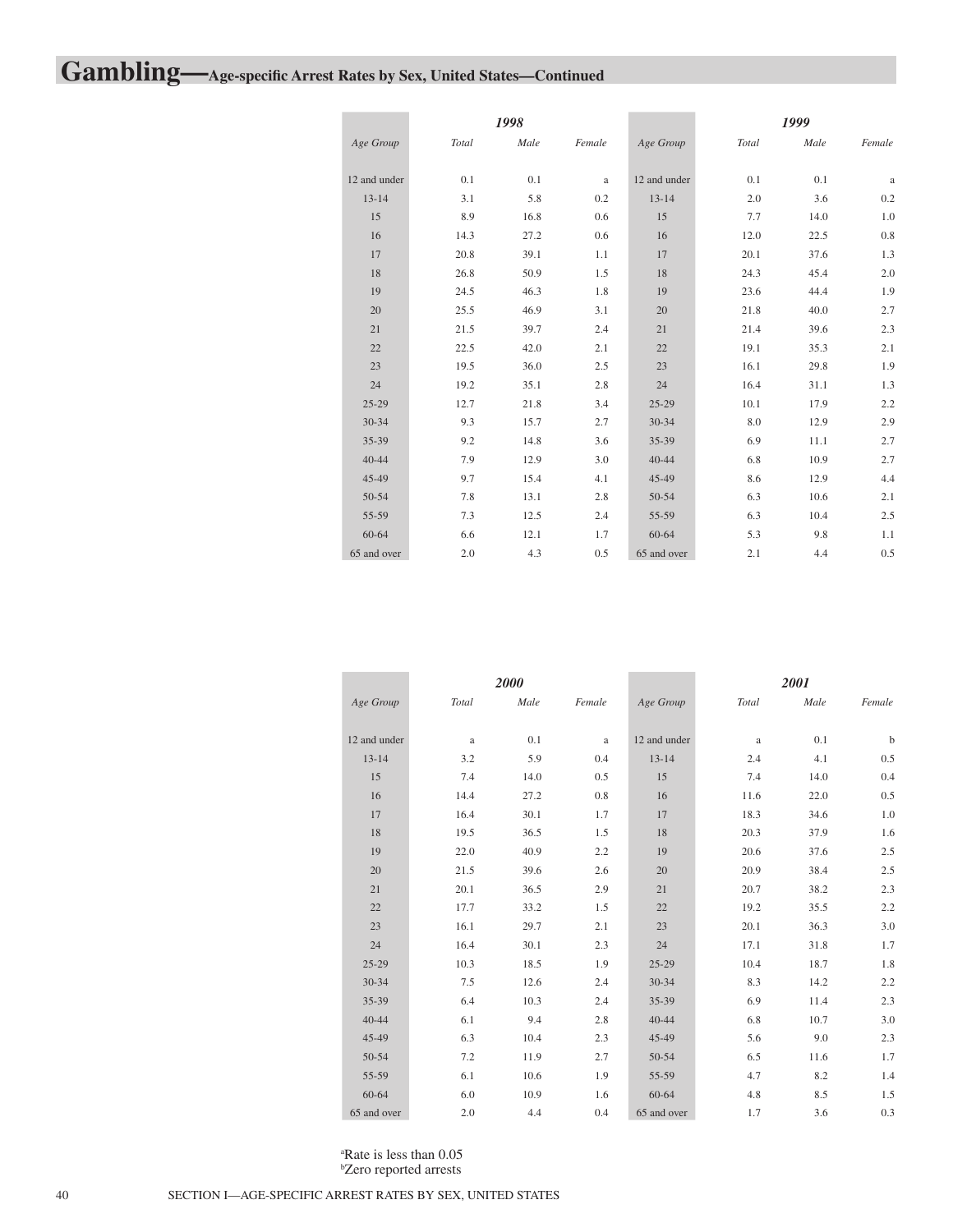# Gambling—Age-specific Arrest Rates by Sex, United States—Continued

| | 1998 | | | | 1999 | | |
|---|---|---|---|---|---|---|---|
| *Age Group* | *Total* | *Male* | *Female* | *Age Group* | *Total* | *Male* | *Female* |
| 12 and under | 0.1 | 0.1 | a | 12 and under | 0.1 | 0.1 | a |
| 13-14 | 3.1 | 5.8 | 0.2 | 13-14 | 2.0 | 3.6 | 0.2 |
| 15 | 8.9 | 16.8 | 0.6 | 15 | 7.7 | 14.0 | 1.0 |
| 16 | 14.3 | 27.2 | 0.6 | 16 | 12.0 | 22.5 | 0.8 |
| 17 | 20.8 | 39.1 | 1.1 | 17 | 20.1 | 37.6 | 1.3 |
| 18 | 26.8 | 50.9 | 1.5 | 18 | 24.3 | 45.4 | 2.0 |
| 19 | 24.5 | 46.3 | 1.8 | 19 | 23.6 | 44.4 | 1.9 |
| 20 | 25.5 | 46.9 | 3.1 | 20 | 21.8 | 40.0 | 2.7 |
| 21 | 21.5 | 39.7 | 2.4 | 21 | 21.4 | 39.6 | 2.3 |
| 22 | 22.5 | 42.0 | 2.1 | 22 | 19.1 | 35.3 | 2.1 |
| 23 | 19.5 | 36.0 | 2.5 | 23 | 16.1 | 29.8 | 1.9 |
| 24 | 19.2 | 35.1 | 2.8 | 24 | 16.4 | 31.1 | 1.3 |
| 25-29 | 12.7 | 21.8 | 3.4 | 25-29 | 10.1 | 17.9 | 2.2 |
| 30-34 | 9.3 | 15.7 | 2.7 | 30-34 | 8.0 | 12.9 | 2.9 |
| 35-39 | 9.2 | 14.8 | 3.6 | 35-39 | 6.9 | 11.1 | 2.7 |
| 40-44 | 7.9 | 12.9 | 3.0 | 40-44 | 6.8 | 10.9 | 2.7 |
| 45-49 | 9.7 | 15.4 | 4.1 | 45-49 | 8.6 | 12.9 | 4.4 |
| 50-54 | 7.8 | 13.1 | 2.8 | 50-54 | 6.3 | 10.6 | 2.1 |
| 55-59 | 7.3 | 12.5 | 2.4 | 55-59 | 6.3 | 10.4 | 2.5 |
| 60-64 | 6.6 | 12.1 | 1.7 | 60-64 | 5.3 | 9.8 | 1.1 |
| 65 and over | 2.0 | 4.3 | 0.5 | 65 and over | 2.1 | 4.4 | 0.5 |

| | 2000 | | | | 2001 | | |
|---|---|---|---|---|---|---|---|
| *Age Group* | *Total* | *Male* | *Female* | *Age Group* | *Total* | *Male* | *Female* |
| 12 and under | a | 0.1 | a | 12 and under | a | 0.1 | b |
| 13-14 | 3.2 | 5.9 | 0.4 | 13-14 | 2.4 | 4.1 | 0.5 |
| 15 | 7.4 | 14.0 | 0.5 | 15 | 7.4 | 14.0 | 0.4 |
| 16 | 14.4 | 27.2 | 0.8 | 16 | 11.6 | 22.0 | 0.5 |
| 17 | 16.4 | 30.1 | 1.7 | 17 | 18.3 | 34.6 | 1.0 |
| 18 | 19.5 | 36.5 | 1.5 | 18 | 20.3 | 37.9 | 1.6 |
| 19 | 22.0 | 40.9 | 2.2 | 19 | 20.6 | 37.6 | 2.5 |
| 20 | 21.5 | 39.6 | 2.6 | 20 | 20.9 | 38.4 | 2.5 |
| 21 | 20.1 | 36.5 | 2.9 | 21 | 20.7 | 38.2 | 2.3 |
| 22 | 17.7 | 33.2 | 1.5 | 22 | 19.2 | 35.5 | 2.2 |
| 23 | 16.1 | 29.7 | 2.1 | 23 | 20.1 | 36.3 | 3.0 |
| 24 | 16.4 | 30.1 | 2.3 | 24 | 17.1 | 31.8 | 1.7 |
| 25-29 | 10.3 | 18.5 | 1.9 | 25-29 | 10.4 | 18.7 | 1.8 |
| 30-34 | 7.5 | 12.6 | 2.4 | 30-34 | 8.3 | 14.2 | 2.2 |
| 35-39 | 6.4 | 10.3 | 2.4 | 35-39 | 6.9 | 11.4 | 2.3 |
| 40-44 | 6.1 | 9.4 | 2.8 | 40-44 | 6.8 | 10.7 | 3.0 |
| 45-49 | 6.3 | 10.4 | 2.3 | 45-49 | 5.6 | 9.0 | 2.3 |
| 50-54 | 7.2 | 11.9 | 2.7 | 50-54 | 6.5 | 11.6 | 1.7 |
| 55-59 | 6.1 | 10.6 | 1.9 | 55-59 | 4.7 | 8.2 | 1.4 |
| 60-64 | 6.0 | 10.9 | 1.6 | 60-64 | 4.8 | 8.5 | 1.5 |
| 65 and over | 2.0 | 4.4 | 0.4 | 65 and over | 1.7 | 3.6 | 0.3 |

[a]Rate is less than 0.05
[b]Zero reported arrests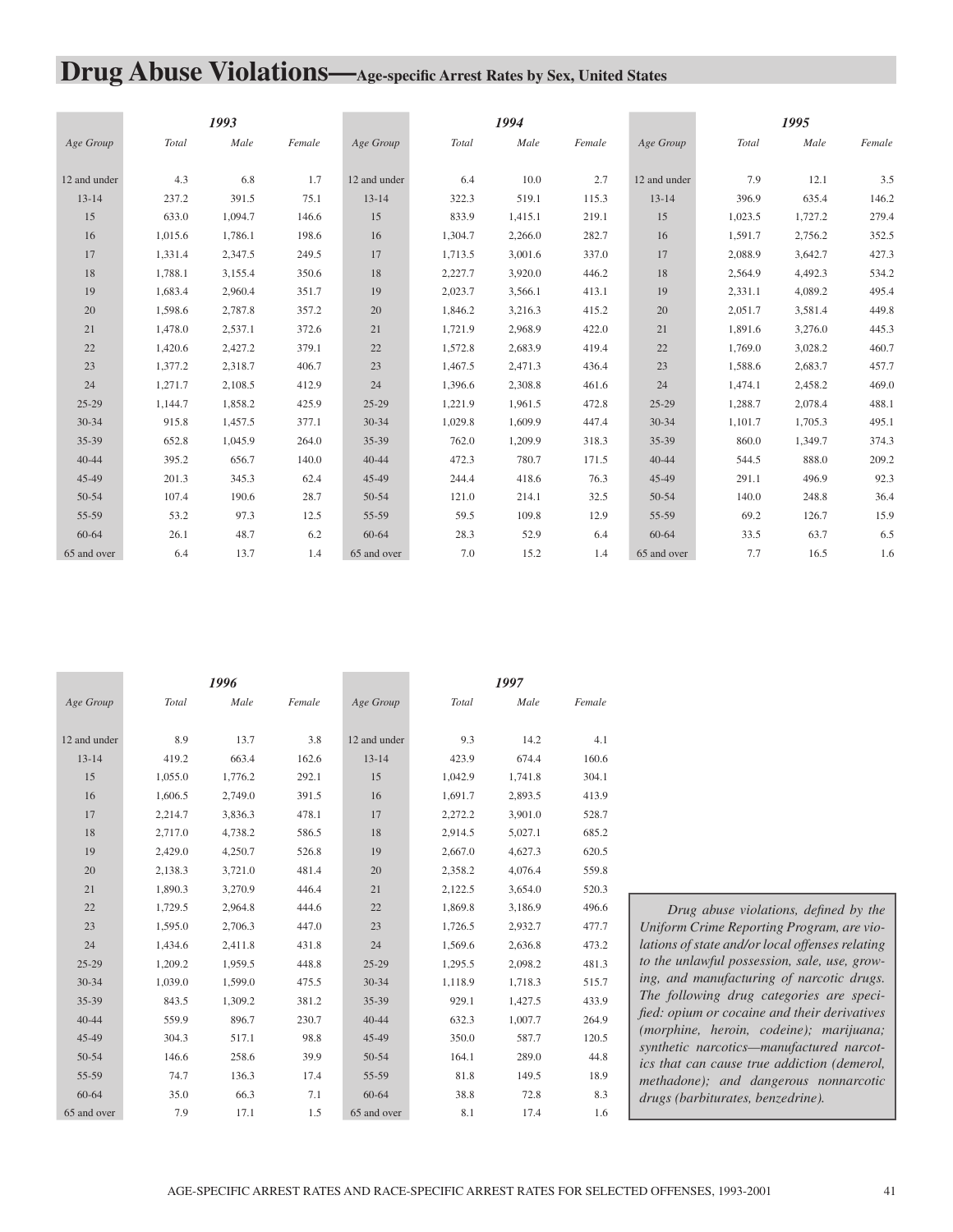# Drug Abuse Violations—Age-specific Arrest Rates by Sex, United States

| | 1993 | | | | 1994 | | | | 1995 | | |
|---|---|---|---|---|---|---|---|---|---|---|---|
| Age Group | Total | Male | Female | Age Group | Total | Male | Female | Age Group | Total | Male | Female |
| 12 and under | 4.3 | 6.8 | 1.7 | 12 and under | 6.4 | 10.0 | 2.7 | 12 and under | 7.9 | 12.1 | 3.5 |
| 13-14 | 237.2 | 391.5 | 75.1 | 13-14 | 322.3 | 519.1 | 115.3 | 13-14 | 396.9 | 635.4 | 146.2 |
| 15 | 633.0 | 1,094.7 | 146.6 | 15 | 833.9 | 1,415.1 | 219.1 | 15 | 1,023.5 | 1,727.2 | 279.4 |
| 16 | 1,015.6 | 1,786.1 | 198.6 | 16 | 1,304.7 | 2,266.0 | 282.7 | 16 | 1,591.7 | 2,756.2 | 352.5 |
| 17 | 1,331.4 | 2,347.5 | 249.5 | 17 | 1,713.5 | 3,001.6 | 337.0 | 17 | 2,088.9 | 3,642.7 | 427.3 |
| 18 | 1,788.1 | 3,155.4 | 350.6 | 18 | 2,227.7 | 3,920.0 | 446.2 | 18 | 2,564.9 | 4,492.3 | 534.2 |
| 19 | 1,683.4 | 2,960.4 | 351.7 | 19 | 2,023.7 | 3,566.1 | 413.1 | 19 | 2,331.1 | 4,089.2 | 495.4 |
| 20 | 1,598.6 | 2,787.8 | 357.2 | 20 | 1,846.2 | 3,216.3 | 415.2 | 20 | 2,051.7 | 3,581.4 | 449.8 |
| 21 | 1,478.0 | 2,537.1 | 372.6 | 21 | 1,721.9 | 2,968.9 | 422.0 | 21 | 1,891.6 | 3,276.0 | 445.3 |
| 22 | 1,420.6 | 2,427.2 | 379.1 | 22 | 1,572.8 | 2,683.9 | 419.4 | 22 | 1,769.0 | 3,028.2 | 460.7 |
| 23 | 1,377.2 | 2,318.7 | 406.7 | 23 | 1,467.5 | 2,471.3 | 436.4 | 23 | 1,588.6 | 2,683.7 | 457.7 |
| 24 | 1,271.7 | 2,108.5 | 412.9 | 24 | 1,396.6 | 2,308.8 | 461.6 | 24 | 1,474.1 | 2,458.2 | 469.0 |
| 25-29 | 1,144.7 | 1,858.2 | 425.9 | 25-29 | 1,221.9 | 1,961.5 | 472.8 | 25-29 | 1,288.7 | 2,078.4 | 488.1 |
| 30-34 | 915.8 | 1,457.5 | 377.1 | 30-34 | 1,029.8 | 1,609.9 | 447.4 | 30-34 | 1,101.7 | 1,705.3 | 495.1 |
| 35-39 | 652.8 | 1,045.9 | 264.0 | 35-39 | 762.0 | 1,209.9 | 318.3 | 35-39 | 860.0 | 1,349.7 | 374.3 |
| 40-44 | 395.2 | 656.7 | 140.0 | 40-44 | 472.3 | 780.7 | 171.5 | 40-44 | 544.5 | 888.0 | 209.2 |
| 45-49 | 201.3 | 345.3 | 62.4 | 45-49 | 244.4 | 418.6 | 76.3 | 45-49 | 291.1 | 496.9 | 92.3 |
| 50-54 | 107.4 | 190.6 | 28.7 | 50-54 | 121.0 | 214.1 | 32.5 | 50-54 | 140.0 | 248.8 | 36.4 |
| 55-59 | 53.2 | 97.3 | 12.5 | 55-59 | 59.5 | 109.8 | 12.9 | 55-59 | 69.2 | 126.7 | 15.9 |
| 60-64 | 26.1 | 48.7 | 6.2 | 60-64 | 28.3 | 52.9 | 6.4 | 60-64 | 33.5 | 63.7 | 6.5 |
| 65 and over | 6.4 | 13.7 | 1.4 | 65 and over | 7.0 | 15.2 | 1.4 | 65 and over | 7.7 | 16.5 | 1.6 |

| | 1996 | | | | 1997 | | |
|---|---|---|---|---|---|---|---|
| Age Group | Total | Male | Female | Age Group | Total | Male | Female |
| 12 and under | 8.9 | 13.7 | 3.8 | 12 and under | 9.3 | 14.2 | 4.1 |
| 13-14 | 419.2 | 663.4 | 162.6 | 13-14 | 423.9 | 674.4 | 160.6 |
| 15 | 1,055.0 | 1,776.2 | 292.1 | 15 | 1,042.9 | 1,741.8 | 304.1 |
| 16 | 1,606.5 | 2,749.0 | 391.5 | 16 | 1,691.7 | 2,893.5 | 413.9 |
| 17 | 2,214.7 | 3,836.3 | 478.1 | 17 | 2,272.2 | 3,901.0 | 528.7 |
| 18 | 2,717.0 | 4,738.2 | 586.5 | 18 | 2,914.5 | 5,027.1 | 685.2 |
| 19 | 2,429.0 | 4,250.7 | 526.8 | 19 | 2,667.0 | 4,627.3 | 620.5 |
| 20 | 2,138.3 | 3,721.0 | 481.4 | 20 | 2,358.2 | 4,076.4 | 559.8 |
| 21 | 1,890.3 | 3,270.9 | 446.4 | 21 | 2,122.5 | 3,654.0 | 520.3 |
| 22 | 1,729.5 | 2,964.8 | 444.6 | 22 | 1,869.8 | 3,186.9 | 496.6 |
| 23 | 1,595.0 | 2,706.3 | 447.0 | 23 | 1,726.5 | 2,932.7 | 477.7 |
| 24 | 1,434.6 | 2,411.8 | 431.8 | 24 | 1,569.6 | 2,636.8 | 473.2 |
| 25-29 | 1,209.2 | 1,959.5 | 448.8 | 25-29 | 1,295.5 | 2,098.2 | 481.3 |
| 30-34 | 1,039.0 | 1,599.0 | 475.5 | 30-34 | 1,118.9 | 1,718.3 | 515.7 |
| 35-39 | 843.5 | 1,309.2 | 381.2 | 35-39 | 929.1 | 1,427.5 | 433.9 |
| 40-44 | 559.9 | 896.7 | 230.7 | 40-44 | 632.3 | 1,007.7 | 264.9 |
| 45-49 | 304.3 | 517.1 | 98.8 | 45-49 | 350.0 | 587.7 | 120.5 |
| 50-54 | 146.6 | 258.6 | 39.9 | 50-54 | 164.1 | 289.0 | 44.8 |
| 55-59 | 74.7 | 136.3 | 17.4 | 55-59 | 81.8 | 149.5 | 18.9 |
| 60-64 | 35.0 | 66.3 | 7.1 | 60-64 | 38.8 | 72.8 | 8.3 |
| 65 and over | 7.9 | 17.1 | 1.5 | 65 and over | 8.1 | 17.4 | 1.6 |

*Drug abuse violations, defined by the Uniform Crime Reporting Program, are violations of state and/or local offenses relating to the unlawful possession, sale, use, growing, and manufacturing of narcotic drugs. The following drug categories are specified: opium or cocaine and their derivatives (morphine, heroin, codeine); marijuana; synthetic narcotics—manufactured narcotics that can cause true addiction (demerol, methadone); and dangerous nonnarcotic drugs (barbiturates, benzedrine).*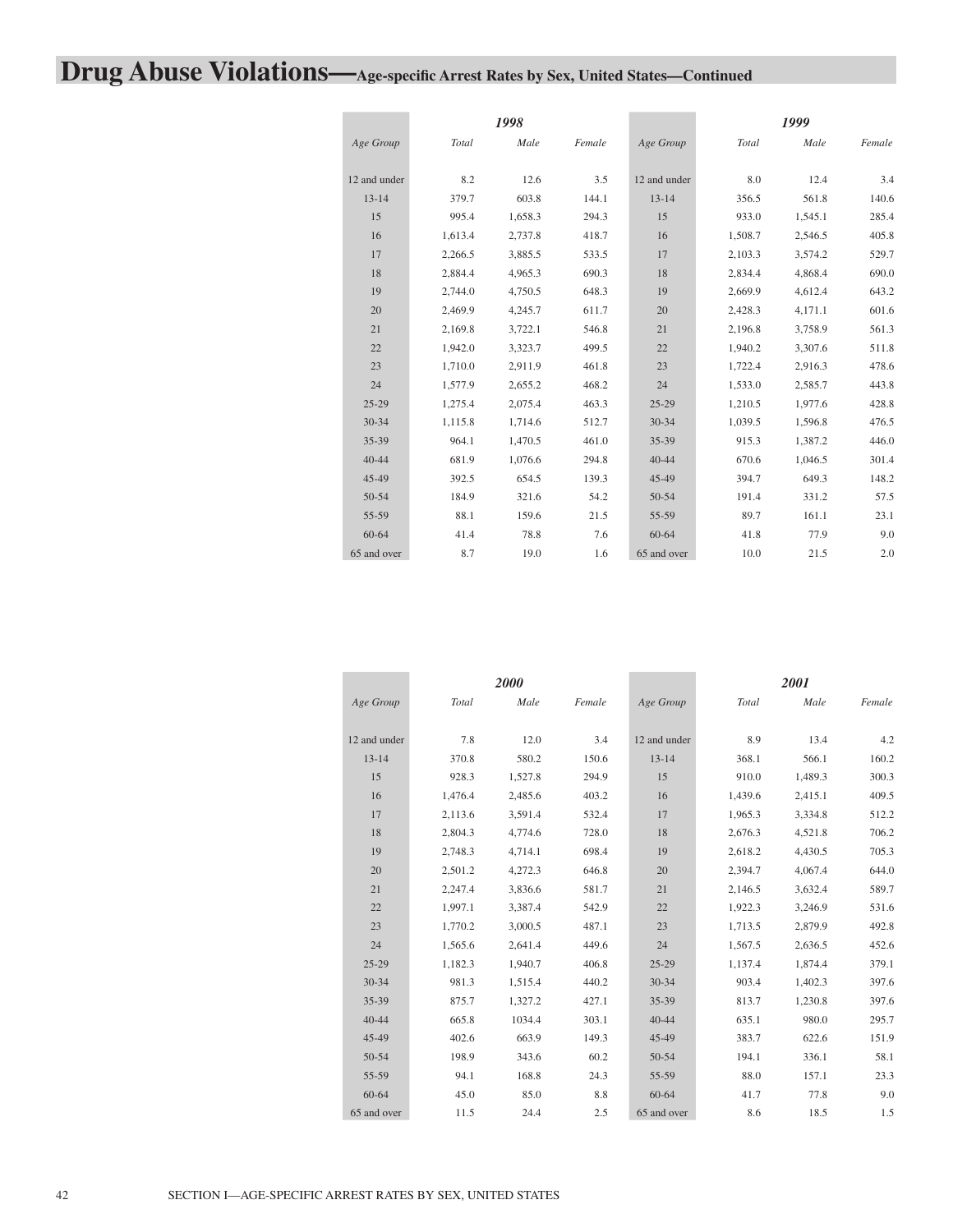# Drug Abuse Violations—Age-specific Arrest Rates by Sex, United States—Continued

| Age Group | 1998 | | | Age Group | 1999 | | |
|---|---|---|---|---|---|---|---|
| | *Total* | *Male* | *Female* | | *Total* | *Male* | *Female* |
| 12 and under | 8.2 | 12.6 | 3.5 | 12 and under | 8.0 | 12.4 | 3.4 |
| 13-14 | 379.7 | 603.8 | 144.1 | 13-14 | 356.5 | 561.8 | 140.6 |
| 15 | 995.4 | 1,658.3 | 294.3 | 15 | 933.0 | 1,545.1 | 285.4 |
| 16 | 1,613.4 | 2,737.8 | 418.7 | 16 | 1,508.7 | 2,546.5 | 405.8 |
| 17 | 2,266.5 | 3,885.5 | 533.5 | 17 | 2,103.3 | 3,574.2 | 529.7 |
| 18 | 2,884.4 | 4,965.3 | 690.3 | 18 | 2,834.4 | 4,868.4 | 690.0 |
| 19 | 2,744.0 | 4,750.5 | 648.3 | 19 | 2,669.9 | 4,612.4 | 643.2 |
| 20 | 2,469.9 | 4,245.7 | 611.7 | 20 | 2,428.3 | 4,171.1 | 601.6 |
| 21 | 2,169.8 | 3,722.1 | 546.8 | 21 | 2,196.8 | 3,758.9 | 561.3 |
| 22 | 1,942.0 | 3,323.7 | 499.5 | 22 | 1,940.2 | 3,307.6 | 511.8 |
| 23 | 1,710.0 | 2,911.9 | 461.8 | 23 | 1,722.4 | 2,916.3 | 478.6 |
| 24 | 1,577.9 | 2,655.2 | 468.2 | 24 | 1,533.0 | 2,585.7 | 443.8 |
| 25-29 | 1,275.4 | 2,075.4 | 463.3 | 25-29 | 1,210.5 | 1,977.6 | 428.8 |
| 30-34 | 1,115.8 | 1,714.6 | 512.7 | 30-34 | 1,039.5 | 1,596.8 | 476.5 |
| 35-39 | 964.1 | 1,470.5 | 461.0 | 35-39 | 915.3 | 1,387.2 | 446.0 |
| 40-44 | 681.9 | 1,076.6 | 294.8 | 40-44 | 670.6 | 1,046.5 | 301.4 |
| 45-49 | 392.5 | 654.5 | 139.3 | 45-49 | 394.7 | 649.3 | 148.2 |
| 50-54 | 184.9 | 321.6 | 54.2 | 50-54 | 191.4 | 331.2 | 57.5 |
| 55-59 | 88.1 | 159.6 | 21.5 | 55-59 | 89.7 | 161.1 | 23.1 |
| 60-64 | 41.4 | 78.8 | 7.6 | 60-64 | 41.8 | 77.9 | 9.0 |
| 65 and over | 8.7 | 19.0 | 1.6 | 65 and over | 10.0 | 21.5 | 2.0 |

| Age Group | 2000 | | | Age Group | 2001 | | |
|---|---|---|---|---|---|---|---|
| | *Total* | *Male* | *Female* | | *Total* | *Male* | *Female* |
| 12 and under | 7.8 | 12.0 | 3.4 | 12 and under | 8.9 | 13.4 | 4.2 |
| 13-14 | 370.8 | 580.2 | 150.6 | 13-14 | 368.1 | 566.1 | 160.2 |
| 15 | 928.3 | 1,527.8 | 294.9 | 15 | 910.0 | 1,489.3 | 300.3 |
| 16 | 1,476.4 | 2,485.6 | 403.2 | 16 | 1,439.6 | 2,415.1 | 409.5 |
| 17 | 2,113.6 | 3,591.4 | 532.4 | 17 | 1,965.3 | 3,334.8 | 512.2 |
| 18 | 2,804.3 | 4,774.6 | 728.0 | 18 | 2,676.3 | 4,521.8 | 706.2 |
| 19 | 2,748.3 | 4,714.1 | 698.4 | 19 | 2,618.2 | 4,430.5 | 705.3 |
| 20 | 2,501.2 | 4,272.3 | 646.8 | 20 | 2,394.7 | 4,067.4 | 644.0 |
| 21 | 2,247.4 | 3,836.6 | 581.7 | 21 | 2,146.5 | 3,632.4 | 589.7 |
| 22 | 1,997.1 | 3,387.4 | 542.9 | 22 | 1,922.3 | 3,246.9 | 531.6 |
| 23 | 1,770.2 | 3,000.5 | 487.1 | 23 | 1,713.5 | 2,879.9 | 492.8 |
| 24 | 1,565.6 | 2,641.4 | 449.6 | 24 | 1,567.5 | 2,636.5 | 452.6 |
| 25-29 | 1,182.3 | 1,940.7 | 406.8 | 25-29 | 1,137.4 | 1,874.4 | 379.1 |
| 30-34 | 981.3 | 1,515.4 | 440.2 | 30-34 | 903.4 | 1,402.3 | 397.6 |
| 35-39 | 875.7 | 1,327.2 | 427.1 | 35-39 | 813.7 | 1,230.8 | 397.6 |
| 40-44 | 665.8 | 1034.4 | 303.1 | 40-44 | 635.1 | 980.0 | 295.7 |
| 45-49 | 402.6 | 663.9 | 149.3 | 45-49 | 383.7 | 622.6 | 151.9 |
| 50-54 | 198.9 | 343.6 | 60.2 | 50-54 | 194.1 | 336.1 | 58.1 |
| 55-59 | 94.1 | 168.8 | 24.3 | 55-59 | 88.0 | 157.1 | 23.3 |
| 60-64 | 45.0 | 85.0 | 8.8 | 60-64 | 41.7 | 77.8 | 9.0 |
| 65 and over | 11.5 | 24.4 | 2.5 | 65 and over | 8.6 | 18.5 | 1.5 |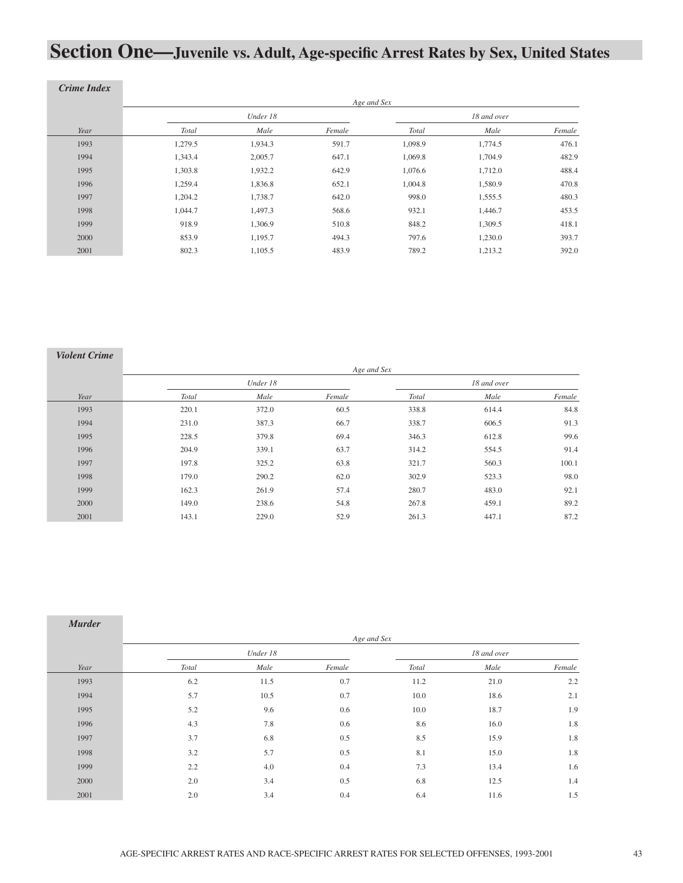# Section One—Juvenile vs. Adult, Age-specific Arrest Rates by Sex, United States

***Crime Index***

| | *Age and Sex* | | | | | |
|---|---|---|---|---|---|---|
| | *Under 18* | | | *18 and over* | | |
| *Year* | *Total* | *Male* | *Female* | *Total* | *Male* | *Female* |
| 1993 | 1,279.5 | 1,934.3 | 591.7 | 1,098.9 | 1,774.5 | 476.1 |
| 1994 | 1,343.4 | 2,005.7 | 647.1 | 1,069.8 | 1,704.9 | 482.9 |
| 1995 | 1,303.8 | 1,932.2 | 642.9 | 1,076.6 | 1,712.0 | 488.4 |
| 1996 | 1,259.4 | 1,836.8 | 652.1 | 1,004.8 | 1,580.9 | 470.8 |
| 1997 | 1,204.2 | 1,738.7 | 642.0 | 998.0 | 1,555.5 | 480.3 |
| 1998 | 1,044.7 | 1,497.3 | 568.6 | 932.1 | 1,446.7 | 453.5 |
| 1999 | 918.9 | 1,306.9 | 510.8 | 848.2 | 1,309.5 | 418.1 |
| 2000 | 853.9 | 1,195.7 | 494.3 | 797.6 | 1,230.0 | 393.7 |
| 2001 | 802.3 | 1,105.5 | 483.9 | 789.2 | 1,213.2 | 392.0 |

***Violent Crime***

| | *Age and Sex* | | | | | |
|---|---|---|---|---|---|---|
| | *Under 18* | | | *18 and over* | | |
| *Year* | *Total* | *Male* | *Female* | *Total* | *Male* | *Female* |
| 1993 | 220.1 | 372.0 | 60.5 | 338.8 | 614.4 | 84.8 |
| 1994 | 231.0 | 387.3 | 66.7 | 338.7 | 606.5 | 91.3 |
| 1995 | 228.5 | 379.8 | 69.4 | 346.3 | 612.8 | 99.6 |
| 1996 | 204.9 | 339.1 | 63.7 | 314.2 | 554.5 | 91.4 |
| 1997 | 197.8 | 325.2 | 63.8 | 321.7 | 560.3 | 100.1 |
| 1998 | 179.0 | 290.2 | 62.0 | 302.9 | 523.3 | 98.0 |
| 1999 | 162.3 | 261.9 | 57.4 | 280.7 | 483.0 | 92.1 |
| 2000 | 149.0 | 238.6 | 54.8 | 267.8 | 459.1 | 89.2 |
| 2001 | 143.1 | 229.0 | 52.9 | 261.3 | 447.1 | 87.2 |

***Murder***

| | *Age and Sex* | | | | | |
|---|---|---|---|---|---|---|
| | *Under 18* | | | *18 and over* | | |
| *Year* | *Total* | *Male* | *Female* | *Total* | *Male* | *Female* |
| 1993 | 6.2 | 11.5 | 0.7 | 11.2 | 21.0 | 2.2 |
| 1994 | 5.7 | 10.5 | 0.7 | 10.0 | 18.6 | 2.1 |
| 1995 | 5.2 | 9.6 | 0.6 | 10.0 | 18.7 | 1.9 |
| 1996 | 4.3 | 7.8 | 0.6 | 8.6 | 16.0 | 1.8 |
| 1997 | 3.7 | 6.8 | 0.5 | 8.5 | 15.9 | 1.8 |
| 1998 | 3.2 | 5.7 | 0.5 | 8.1 | 15.0 | 1.8 |
| 1999 | 2.2 | 4.0 | 0.4 | 7.3 | 13.4 | 1.6 |
| 2000 | 2.0 | 3.4 | 0.5 | 6.8 | 12.5 | 1.4 |
| 2001 | 2.0 | 3.4 | 0.4 | 6.4 | 11.6 | 1.5 |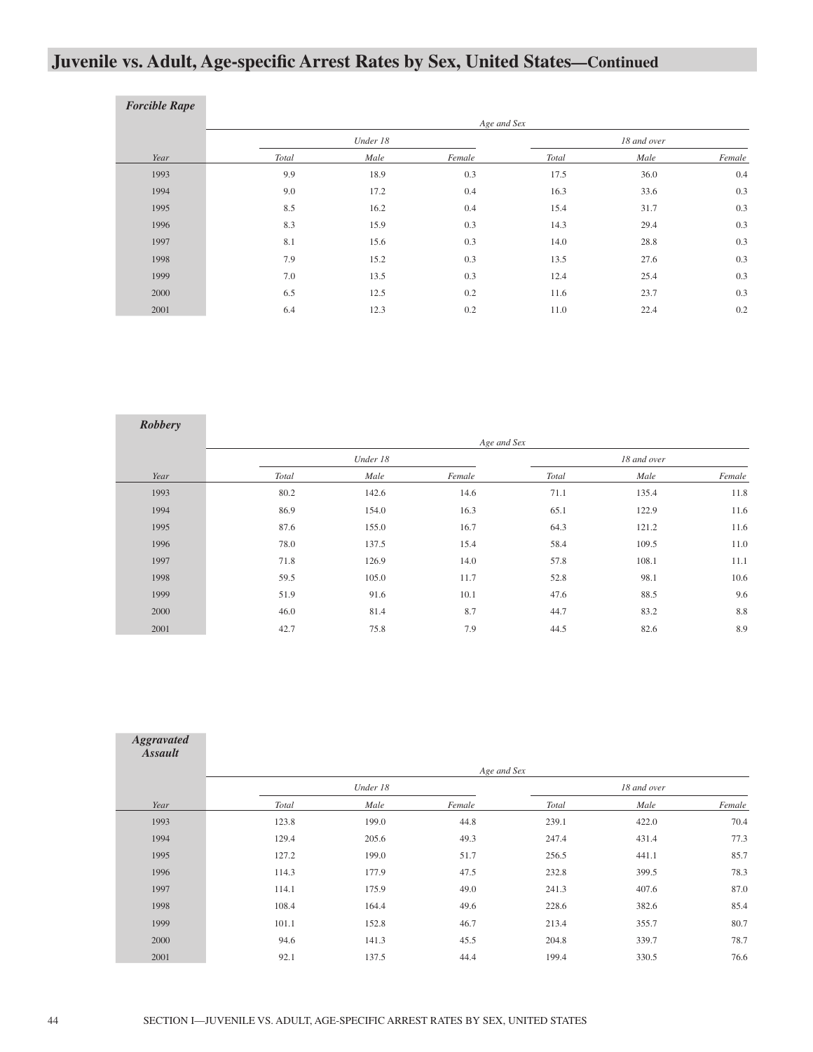## Juvenile vs. Adult, Age-specific Arrest Rates by Sex, United States—Continued

***Forcible Rape***

| | Age and Sex | | | | | |
|---|---|---|---|---|---|---|
| | Under 18 | | | 18 and over | | |
| *Year* | *Total* | *Male* | *Female* | *Total* | *Male* | *Female* |
| 1993 | 9.9 | 18.9 | 0.3 | 17.5 | 36.0 | 0.4 |
| 1994 | 9.0 | 17.2 | 0.4 | 16.3 | 33.6 | 0.3 |
| 1995 | 8.5 | 16.2 | 0.4 | 15.4 | 31.7 | 0.3 |
| 1996 | 8.3 | 15.9 | 0.3 | 14.3 | 29.4 | 0.3 |
| 1997 | 8.1 | 15.6 | 0.3 | 14.0 | 28.8 | 0.3 |
| 1998 | 7.9 | 15.2 | 0.3 | 13.5 | 27.6 | 0.3 |
| 1999 | 7.0 | 13.5 | 0.3 | 12.4 | 25.4 | 0.3 |
| 2000 | 6.5 | 12.5 | 0.2 | 11.6 | 23.7 | 0.3 |
| 2001 | 6.4 | 12.3 | 0.2 | 11.0 | 22.4 | 0.2 |

***Robbery***

| | Age and Sex | | | | | |
|---|---|---|---|---|---|---|
| | Under 18 | | | 18 and over | | |
| *Year* | *Total* | *Male* | *Female* | *Total* | *Male* | *Female* |
| 1993 | 80.2 | 142.6 | 14.6 | 71.1 | 135.4 | 11.8 |
| 1994 | 86.9 | 154.0 | 16.3 | 65.1 | 122.9 | 11.6 |
| 1995 | 87.6 | 155.0 | 16.7 | 64.3 | 121.2 | 11.6 |
| 1996 | 78.0 | 137.5 | 15.4 | 58.4 | 109.5 | 11.0 |
| 1997 | 71.8 | 126.9 | 14.0 | 57.8 | 108.1 | 11.1 |
| 1998 | 59.5 | 105.0 | 11.7 | 52.8 | 98.1 | 10.6 |
| 1999 | 51.9 | 91.6 | 10.1 | 47.6 | 88.5 | 9.6 |
| 2000 | 46.0 | 81.4 | 8.7 | 44.7 | 83.2 | 8.8 |
| 2001 | 42.7 | 75.8 | 7.9 | 44.5 | 82.6 | 8.9 |

***Aggravated Assault***

| | Age and Sex | | | | | |
|---|---|---|---|---|---|---|
| | Under 18 | | | 18 and over | | |
| *Year* | *Total* | *Male* | *Female* | *Total* | *Male* | *Female* |
| 1993 | 123.8 | 199.0 | 44.8 | 239.1 | 422.0 | 70.4 |
| 1994 | 129.4 | 205.6 | 49.3 | 247.4 | 431.4 | 77.3 |
| 1995 | 127.2 | 199.0 | 51.7 | 256.5 | 441.1 | 85.7 |
| 1996 | 114.3 | 177.9 | 47.5 | 232.8 | 399.5 | 78.3 |
| 1997 | 114.1 | 175.9 | 49.0 | 241.3 | 407.6 | 87.0 |
| 1998 | 108.4 | 164.4 | 49.6 | 228.6 | 382.6 | 85.4 |
| 1999 | 101.1 | 152.8 | 46.7 | 213.4 | 355.7 | 80.7 |
| 2000 | 94.6 | 141.3 | 45.5 | 204.8 | 339.7 | 78.7 |
| 2001 | 92.1 | 137.5 | 44.4 | 199.4 | 330.5 | 76.6 |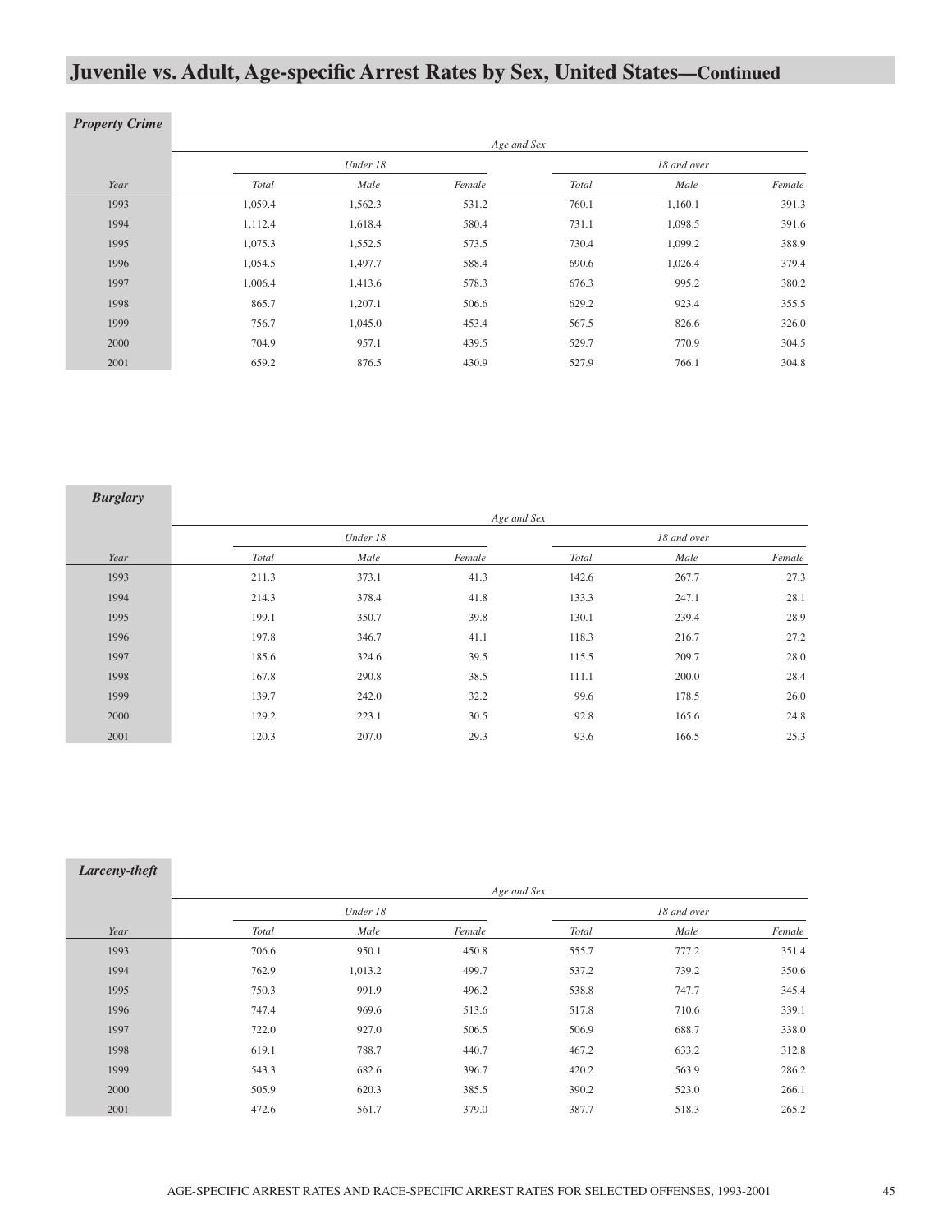# Juvenile vs. Adult, Age-specific Arrest Rates by Sex, United States—Continued

***Property Crime***

| | Age and Sex | | | | | |
|---|---|---|---|---|---|---|
| | Under 18 | | | 18 and over | | |
| *Year* | *Total* | *Male* | *Female* | *Total* | *Male* | *Female* |
| 1993 | 1,059.4 | 1,562.3 | 531.2 | 760.1 | 1,160.1 | 391.3 |
| 1994 | 1,112.4 | 1,618.4 | 580.4 | 731.1 | 1,098.5 | 391.6 |
| 1995 | 1,075.3 | 1,552.5 | 573.5 | 730.4 | 1,099.2 | 388.9 |
| 1996 | 1,054.5 | 1,497.7 | 588.4 | 690.6 | 1,026.4 | 379.4 |
| 1997 | 1,006.4 | 1,413.6 | 578.3 | 676.3 | 995.2 | 380.2 |
| 1998 | 865.7 | 1,207.1 | 506.6 | 629.2 | 923.4 | 355.5 |
| 1999 | 756.7 | 1,045.0 | 453.4 | 567.5 | 826.6 | 326.0 |
| 2000 | 704.9 | 957.1 | 439.5 | 529.7 | 770.9 | 304.5 |
| 2001 | 659.2 | 876.5 | 430.9 | 527.9 | 766.1 | 304.8 |

***Burglary***

| | Age and Sex | | | | | |
|---|---|---|---|---|---|---|
| | Under 18 | | | 18 and over | | |
| *Year* | *Total* | *Male* | *Female* | *Total* | *Male* | *Female* |
| 1993 | 211.3 | 373.1 | 41.3 | 142.6 | 267.7 | 27.3 |
| 1994 | 214.3 | 378.4 | 41.8 | 133.3 | 247.1 | 28.1 |
| 1995 | 199.1 | 350.7 | 39.8 | 130.1 | 239.4 | 28.9 |
| 1996 | 197.8 | 346.7 | 41.1 | 118.3 | 216.7 | 27.2 |
| 1997 | 185.6 | 324.6 | 39.5 | 115.5 | 209.7 | 28.0 |
| 1998 | 167.8 | 290.8 | 38.5 | 111.1 | 200.0 | 28.4 |
| 1999 | 139.7 | 242.0 | 32.2 | 99.6 | 178.5 | 26.0 |
| 2000 | 129.2 | 223.1 | 30.5 | 92.8 | 165.6 | 24.8 |
| 2001 | 120.3 | 207.0 | 29.3 | 93.6 | 166.5 | 25.3 |

***Larceny-theft***

| | Age and Sex | | | | | |
|---|---|---|---|---|---|---|
| | Under 18 | | | 18 and over | | |
| *Year* | *Total* | *Male* | *Female* | *Total* | *Male* | *Female* |
| 1993 | 706.6 | 950.1 | 450.8 | 555.7 | 777.2 | 351.4 |
| 1994 | 762.9 | 1,013.2 | 499.7 | 537.2 | 739.2 | 350.6 |
| 1995 | 750.3 | 991.9 | 496.2 | 538.8 | 747.7 | 345.4 |
| 1996 | 747.4 | 969.6 | 513.6 | 517.8 | 710.6 | 339.1 |
| 1997 | 722.0 | 927.0 | 506.5 | 506.9 | 688.7 | 338.0 |
| 1998 | 619.1 | 788.7 | 440.7 | 467.2 | 633.2 | 312.8 |
| 1999 | 543.3 | 682.6 | 396.7 | 420.2 | 563.9 | 286.2 |
| 2000 | 505.9 | 620.3 | 385.5 | 390.2 | 523.0 | 266.1 |
| 2001 | 472.6 | 561.7 | 379.0 | 387.7 | 518.3 | 265.2 |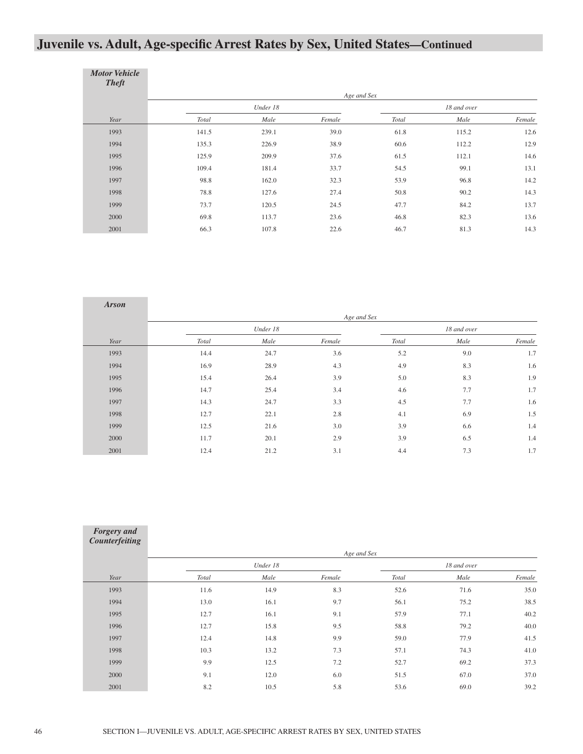# Juvenile vs. Adult, Age-specific Arrest Rates by Sex, United States—Continued

***Motor Vehicle Theft***

| | Age and Sex | | | | | |
|---|---|---|---|---|---|---|
| | *Under 18* | | | *18 and over* | | |
| *Year* | *Total* | *Male* | *Female* | *Total* | *Male* | *Female* |
| 1993 | 141.5 | 239.1 | 39.0 | 61.8 | 115.2 | 12.6 |
| 1994 | 135.3 | 226.9 | 38.9 | 60.6 | 112.2 | 12.9 |
| 1995 | 125.9 | 209.9 | 37.6 | 61.5 | 112.1 | 14.6 |
| 1996 | 109.4 | 181.4 | 33.7 | 54.5 | 99.1 | 13.1 |
| 1997 | 98.8 | 162.0 | 32.3 | 53.9 | 96.8 | 14.2 |
| 1998 | 78.8 | 127.6 | 27.4 | 50.8 | 90.2 | 14.3 |
| 1999 | 73.7 | 120.5 | 24.5 | 47.7 | 84.2 | 13.7 |
| 2000 | 69.8 | 113.7 | 23.6 | 46.8 | 82.3 | 13.6 |
| 2001 | 66.3 | 107.8 | 22.6 | 46.7 | 81.3 | 14.3 |

***Arson***

| | Age and Sex | | | | | |
|---|---|---|---|---|---|---|
| | *Under 18* | | | *18 and over* | | |
| *Year* | *Total* | *Male* | *Female* | *Total* | *Male* | *Female* |
| 1993 | 14.4 | 24.7 | 3.6 | 5.2 | 9.0 | 1.7 |
| 1994 | 16.9 | 28.9 | 4.3 | 4.9 | 8.3 | 1.6 |
| 1995 | 15.4 | 26.4 | 3.9 | 5.0 | 8.3 | 1.9 |
| 1996 | 14.7 | 25.4 | 3.4 | 4.6 | 7.7 | 1.7 |
| 1997 | 14.3 | 24.7 | 3.3 | 4.5 | 7.7 | 1.6 |
| 1998 | 12.7 | 22.1 | 2.8 | 4.1 | 6.9 | 1.5 |
| 1999 | 12.5 | 21.6 | 3.0 | 3.9 | 6.6 | 1.4 |
| 2000 | 11.7 | 20.1 | 2.9 | 3.9 | 6.5 | 1.4 |
| 2001 | 12.4 | 21.2 | 3.1 | 4.4 | 7.3 | 1.7 |

***Forgery and Counterfeiting***

| | Age and Sex | | | | | |
|---|---|---|---|---|---|---|
| | *Under 18* | | | *18 and over* | | |
| *Year* | *Total* | *Male* | *Female* | *Total* | *Male* | *Female* |
| 1993 | 11.6 | 14.9 | 8.3 | 52.6 | 71.6 | 35.0 |
| 1994 | 13.0 | 16.1 | 9.7 | 56.1 | 75.2 | 38.5 |
| 1995 | 12.7 | 16.1 | 9.1 | 57.9 | 77.1 | 40.2 |
| 1996 | 12.7 | 15.8 | 9.5 | 58.8 | 79.2 | 40.0 |
| 1997 | 12.4 | 14.8 | 9.9 | 59.0 | 77.9 | 41.5 |
| 1998 | 10.3 | 13.2 | 7.3 | 57.1 | 74.3 | 41.0 |
| 1999 | 9.9 | 12.5 | 7.2 | 52.7 | 69.2 | 37.3 |
| 2000 | 9.1 | 12.0 | 6.0 | 51.5 | 67.0 | 37.0 |
| 2001 | 8.2 | 10.5 | 5.8 | 53.6 | 69.0 | 39.2 |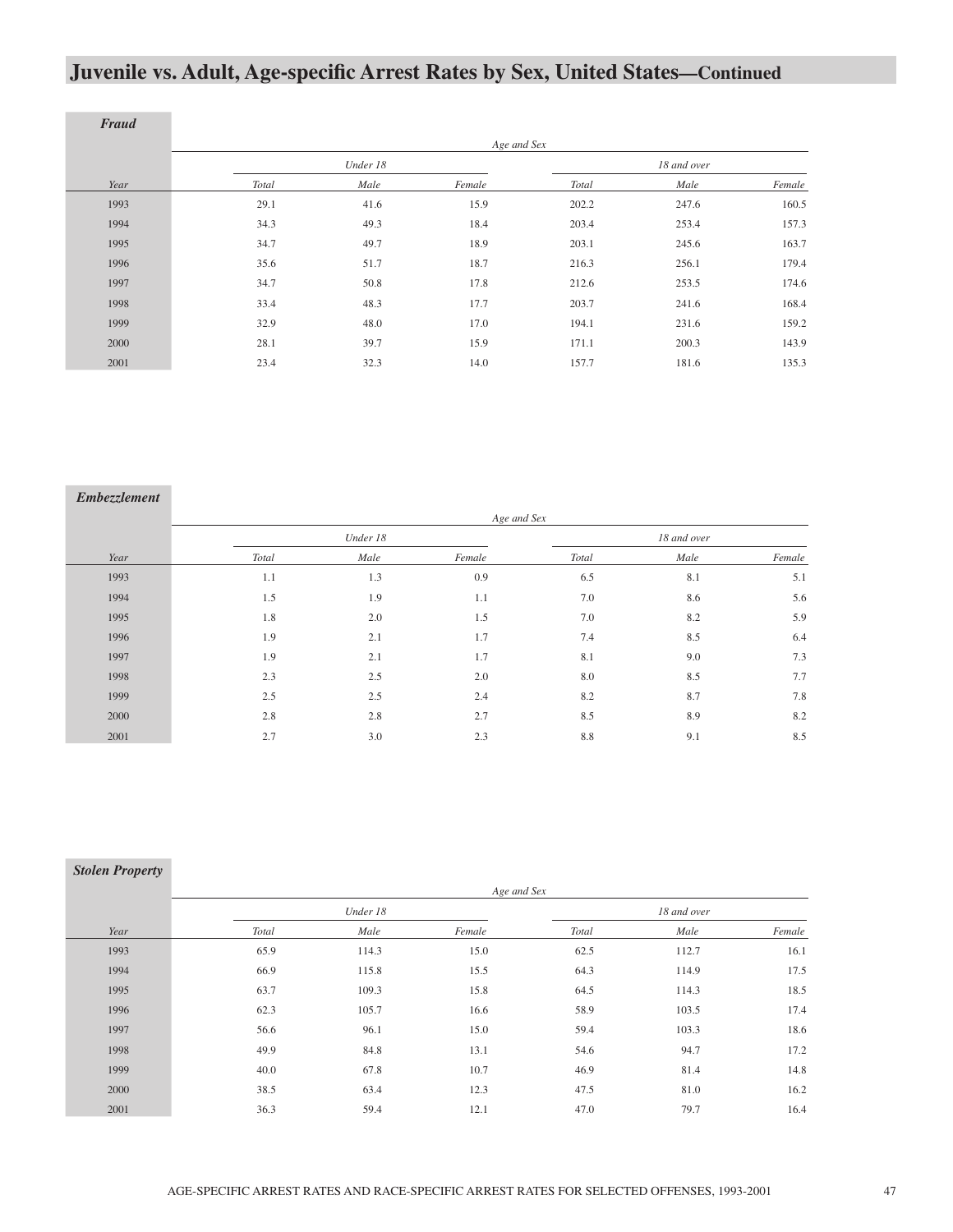# Juvenile vs. Adult, Age-specific Arrest Rates by Sex, United States—Continued

### *Fraud*

| Year | Under 18 Total | Under 18 Male | Under 18 Female | 18 and over Total | 18 and over Male | 18 and over Female |
|---|---|---|---|---|---|---|
| 1993 | 29.1 | 41.6 | 15.9 | 202.2 | 247.6 | 160.5 |
| 1994 | 34.3 | 49.3 | 18.4 | 203.4 | 253.4 | 157.3 |
| 1995 | 34.7 | 49.7 | 18.9 | 203.1 | 245.6 | 163.7 |
| 1996 | 35.6 | 51.7 | 18.7 | 216.3 | 256.1 | 179.4 |
| 1997 | 34.7 | 50.8 | 17.8 | 212.6 | 253.5 | 174.6 |
| 1998 | 33.4 | 48.3 | 17.7 | 203.7 | 241.6 | 168.4 |
| 1999 | 32.9 | 48.0 | 17.0 | 194.1 | 231.6 | 159.2 |
| 2000 | 28.1 | 39.7 | 15.9 | 171.1 | 200.3 | 143.9 |
| 2001 | 23.4 | 32.3 | 14.0 | 157.7 | 181.6 | 135.3 |

### *Embezzlement*

| Year | Under 18 Total | Under 18 Male | Under 18 Female | 18 and over Total | 18 and over Male | 18 and over Female |
|---|---|---|---|---|---|---|
| 1993 | 1.1 | 1.3 | 0.9 | 6.5 | 8.1 | 5.1 |
| 1994 | 1.5 | 1.9 | 1.1 | 7.0 | 8.6 | 5.6 |
| 1995 | 1.8 | 2.0 | 1.5 | 7.0 | 8.2 | 5.9 |
| 1996 | 1.9 | 2.1 | 1.7 | 7.4 | 8.5 | 6.4 |
| 1997 | 1.9 | 2.1 | 1.7 | 8.1 | 9.0 | 7.3 |
| 1998 | 2.3 | 2.5 | 2.0 | 8.0 | 8.5 | 7.7 |
| 1999 | 2.5 | 2.5 | 2.4 | 8.2 | 8.7 | 7.8 |
| 2000 | 2.8 | 2.8 | 2.7 | 8.5 | 8.9 | 8.2 |
| 2001 | 2.7 | 3.0 | 2.3 | 8.8 | 9.1 | 8.5 |

### *Stolen Property*

| Year | Under 18 Total | Under 18 Male | Under 18 Female | 18 and over Total | 18 and over Male | 18 and over Female |
|---|---|---|---|---|---|---|
| 1993 | 65.9 | 114.3 | 15.0 | 62.5 | 112.7 | 16.1 |
| 1994 | 66.9 | 115.8 | 15.5 | 64.3 | 114.9 | 17.5 |
| 1995 | 63.7 | 109.3 | 15.8 | 64.5 | 114.3 | 18.5 |
| 1996 | 62.3 | 105.7 | 16.6 | 58.9 | 103.5 | 17.4 |
| 1997 | 56.6 | 96.1 | 15.0 | 59.4 | 103.3 | 18.6 |
| 1998 | 49.9 | 84.8 | 13.1 | 54.6 | 94.7 | 17.2 |
| 1999 | 40.0 | 67.8 | 10.7 | 46.9 | 81.4 | 14.8 |
| 2000 | 38.5 | 63.4 | 12.3 | 47.5 | 81.0 | 16.2 |
| 2001 | 36.3 | 59.4 | 12.1 | 47.0 | 79.7 | 16.4 |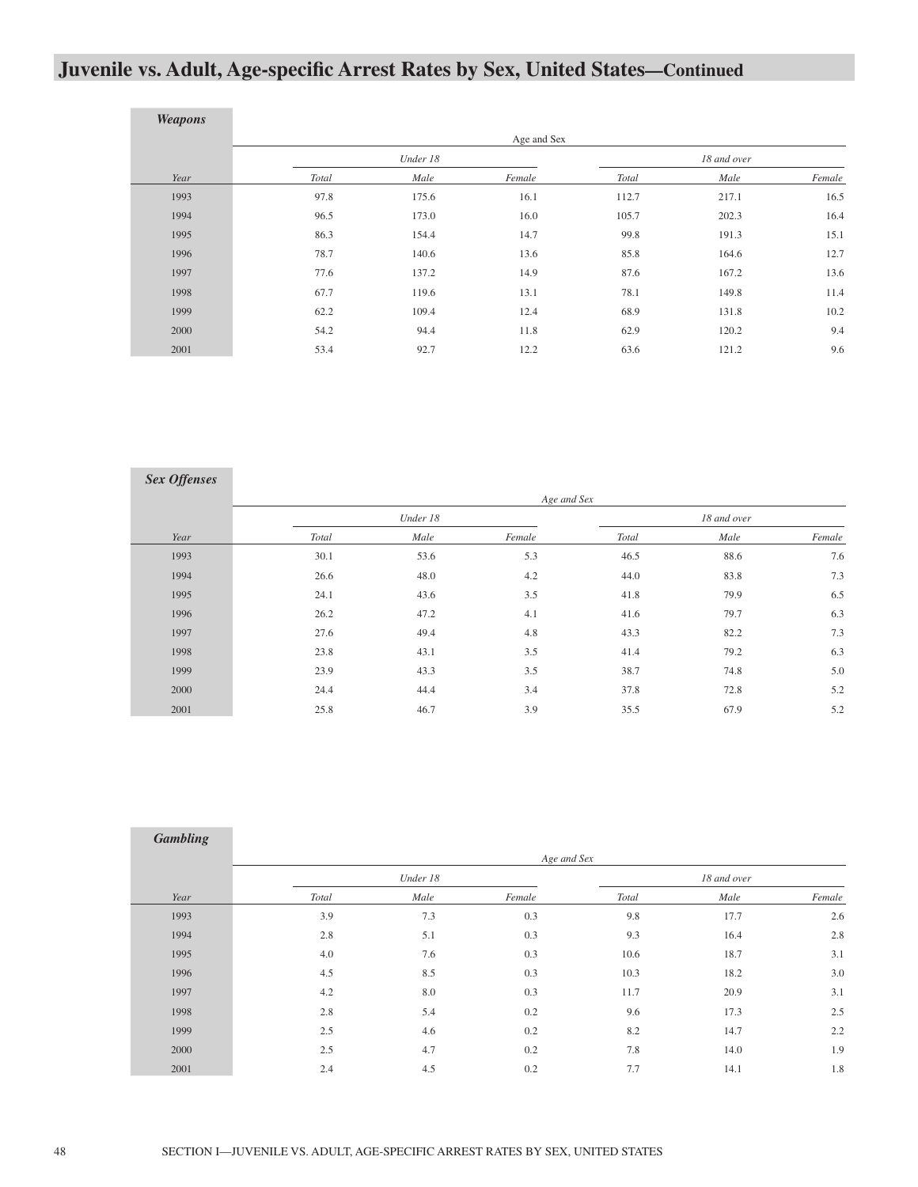# Juvenile vs. Adult, Age-specific Arrest Rates by Sex, United States—Continued

***Weapons***

| Year | Under 18 Total | Under 18 Male | Under 18 Female | 18 and over Total | 18 and over Male | 18 and over Female |
|---|---|---|---|---|---|---|
| 1993 | 97.8 | 175.6 | 16.1 | 112.7 | 217.1 | 16.5 |
| 1994 | 96.5 | 173.0 | 16.0 | 105.7 | 202.3 | 16.4 |
| 1995 | 86.3 | 154.4 | 14.7 | 99.8 | 191.3 | 15.1 |
| 1996 | 78.7 | 140.6 | 13.6 | 85.8 | 164.6 | 12.7 |
| 1997 | 77.6 | 137.2 | 14.9 | 87.6 | 167.2 | 13.6 |
| 1998 | 67.7 | 119.6 | 13.1 | 78.1 | 149.8 | 11.4 |
| 1999 | 62.2 | 109.4 | 12.4 | 68.9 | 131.8 | 10.2 |
| 2000 | 54.2 | 94.4 | 11.8 | 62.9 | 120.2 | 9.4 |
| 2001 | 53.4 | 92.7 | 12.2 | 63.6 | 121.2 | 9.6 |

***Sex Offenses***

| Year | Under 18 Total | Under 18 Male | Under 18 Female | 18 and over Total | 18 and over Male | 18 and over Female |
|---|---|---|---|---|---|---|
| 1993 | 30.1 | 53.6 | 5.3 | 46.5 | 88.6 | 7.6 |
| 1994 | 26.6 | 48.0 | 4.2 | 44.0 | 83.8 | 7.3 |
| 1995 | 24.1 | 43.6 | 3.5 | 41.8 | 79.9 | 6.5 |
| 1996 | 26.2 | 47.2 | 4.1 | 41.6 | 79.7 | 6.3 |
| 1997 | 27.6 | 49.4 | 4.8 | 43.3 | 82.2 | 7.3 |
| 1998 | 23.8 | 43.1 | 3.5 | 41.4 | 79.2 | 6.3 |
| 1999 | 23.9 | 43.3 | 3.5 | 38.7 | 74.8 | 5.0 |
| 2000 | 24.4 | 44.4 | 3.4 | 37.8 | 72.8 | 5.2 |
| 2001 | 25.8 | 46.7 | 3.9 | 35.5 | 67.9 | 5.2 |

***Gambling***

| Year | Under 18 Total | Under 18 Male | Under 18 Female | 18 and over Total | 18 and over Male | 18 and over Female |
|---|---|---|---|---|---|---|
| 1993 | 3.9 | 7.3 | 0.3 | 9.8 | 17.7 | 2.6 |
| 1994 | 2.8 | 5.1 | 0.3 | 9.3 | 16.4 | 2.8 |
| 1995 | 4.0 | 7.6 | 0.3 | 10.6 | 18.7 | 3.1 |
| 1996 | 4.5 | 8.5 | 0.3 | 10.3 | 18.2 | 3.0 |
| 1997 | 4.2 | 8.0 | 0.3 | 11.7 | 20.9 | 3.1 |
| 1998 | 2.8 | 5.4 | 0.2 | 9.6 | 17.3 | 2.5 |
| 1999 | 2.5 | 4.6 | 0.2 | 8.2 | 14.7 | 2.2 |
| 2000 | 2.5 | 4.7 | 0.2 | 7.8 | 14.0 | 1.9 |
| 2001 | 2.4 | 4.5 | 0.2 | 7.7 | 14.1 | 1.8 |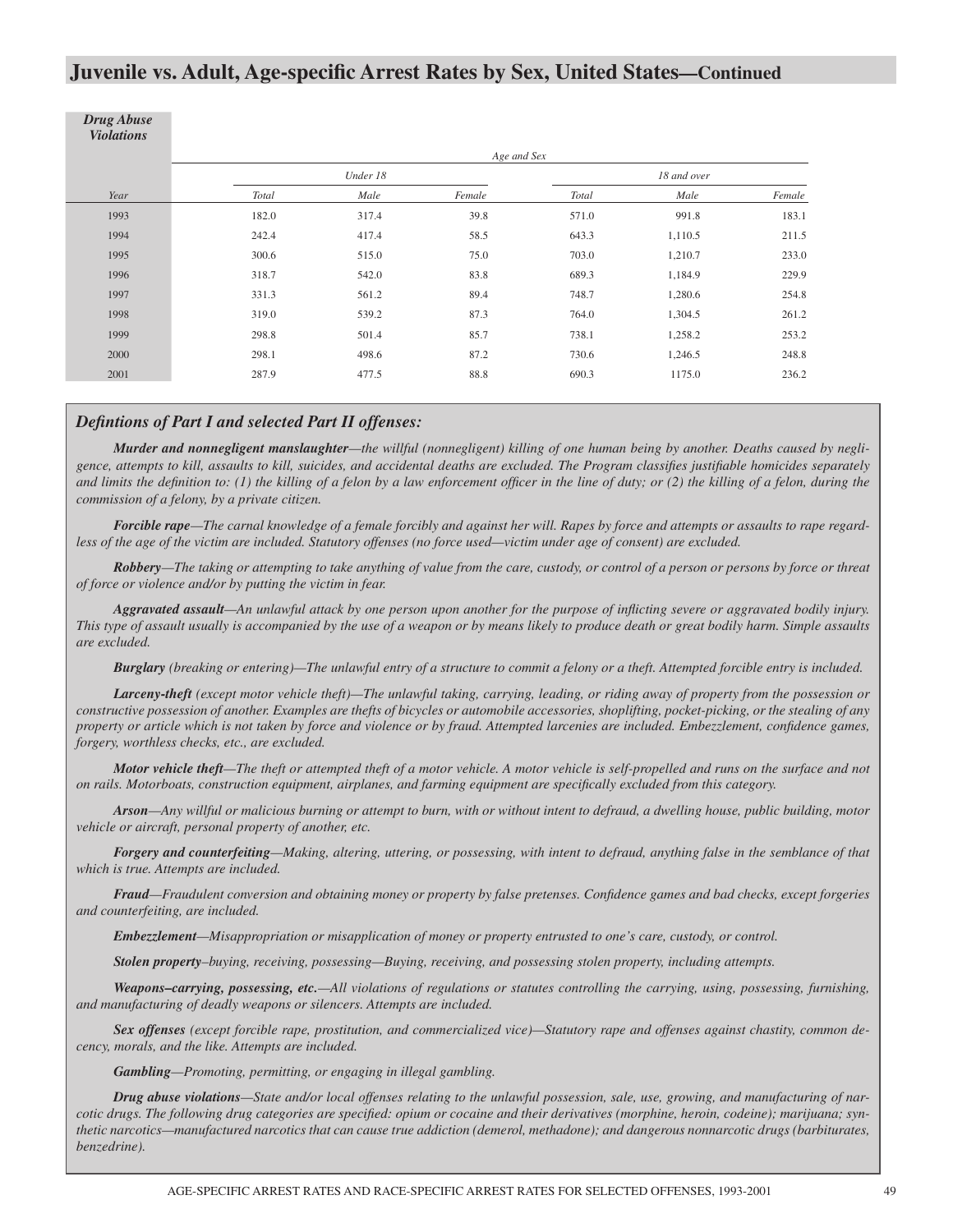# Juvenile vs. Adult, Age-specific Arrest Rates by Sex, United States—Continued

***Drug Abuse Violations***

| | *Age and Sex* | | | | | |
|---|---|---|---|---|---|---|
| | *Under 18* | | | *18 and over* | | |
| *Year* | *Total* | *Male* | *Female* | *Total* | *Male* | *Female* |
| 1993 | 182.0 | 317.4 | 39.8 | 571.0 | 991.8 | 183.1 |
| 1994 | 242.4 | 417.4 | 58.5 | 643.3 | 1,110.5 | 211.5 |
| 1995 | 300.6 | 515.0 | 75.0 | 703.0 | 1,210.7 | 233.0 |
| 1996 | 318.7 | 542.0 | 83.8 | 689.3 | 1,184.9 | 229.9 |
| 1997 | 331.3 | 561.2 | 89.4 | 748.7 | 1,280.6 | 254.8 |
| 1998 | 319.0 | 539.2 | 87.3 | 764.0 | 1,304.5 | 261.2 |
| 1999 | 298.8 | 501.4 | 85.7 | 738.1 | 1,258.2 | 253.2 |
| 2000 | 298.1 | 498.6 | 87.2 | 730.6 | 1,246.5 | 248.8 |
| 2001 | 287.9 | 477.5 | 88.8 | 690.3 | 1175.0 | 236.2 |

## *Defintions of Part I and selected Part II offenses:*

***Murder and nonnegligent manslaughter****—the willful (nonnegligent) killing of one human being by another. Deaths caused by negligence, attempts to kill, assaults to kill, suicides, and accidental deaths are excluded. The Program classifies justifiable homicides separately and limits the definition to: (1) the killing of a felon by a law enforcement officer in the line of duty; or (2) the killing of a felon, during the commission of a felony, by a private citizen.*

***Forcible rape****—The carnal knowledge of a female forcibly and against her will. Rapes by force and attempts or assaults to rape regardless of the age of the victim are included. Statutory offenses (no force used—victim under age of consent) are excluded.*

***Robbery****—The taking or attempting to take anything of value from the care, custody, or control of a person or persons by force or threat of force or violence and/or by putting the victim in fear.*

***Aggravated assault****—An unlawful attack by one person upon another for the purpose of inflicting severe or aggravated bodily injury. This type of assault usually is accompanied by the use of a weapon or by means likely to produce death or great bodily harm. Simple assaults are excluded.*

***Burglary*** *(breaking or entering)—The unlawful entry of a structure to commit a felony or a theft. Attempted forcible entry is included.*

***Larceny-theft*** *(except motor vehicle theft)—The unlawful taking, carrying, leading, or riding away of property from the possession or constructive possession of another. Examples are thefts of bicycles or automobile accessories, shoplifting, pocket-picking, or the stealing of any property or article which is not taken by force and violence or by fraud. Attempted larcenies are included. Embezzlement, confidence games, forgery, worthless checks, etc., are excluded.*

***Motor vehicle theft****—The theft or attempted theft of a motor vehicle. A motor vehicle is self-propelled and runs on the surface and not on rails. Motorboats, construction equipment, airplanes, and farming equipment are specifically excluded from this category.*

***Arson****—Any willful or malicious burning or attempt to burn, with or without intent to defraud, a dwelling house, public building, motor vehicle or aircraft, personal property of another, etc.*

***Forgery and counterfeiting****—Making, altering, uttering, or possessing, with intent to defraud, anything false in the semblance of that which is true. Attempts are included.*

***Fraud****—Fraudulent conversion and obtaining money or property by false pretenses. Confidence games and bad checks, except forgeries and counterfeiting, are included.*

***Embezzlement****—Misappropriation or misapplication of money or property entrusted to one's care, custody, or control.*

***Stolen property****–buying, receiving, possessing—Buying, receiving, and possessing stolen property, including attempts.*

***Weapons–carrying, possessing, etc.****—All violations of regulations or statutes controlling the carrying, using, possessing, furnishing, and manufacturing of deadly weapons or silencers. Attempts are included.*

***Sex offenses*** *(except forcible rape, prostitution, and commercialized vice)—Statutory rape and offenses against chastity, common decency, morals, and the like. Attempts are included.*

***Gambling****—Promoting, permitting, or engaging in illegal gambling.*

***Drug abuse violations****—State and/or local offenses relating to the unlawful possession, sale, use, growing, and manufacturing of narcotic drugs. The following drug categories are specified: opium or cocaine and their derivatives (morphine, heroin, codeine); marijuana; synthetic narcotics—manufactured narcotics that can cause true addiction (demerol, methadone); and dangerous nonnarcotic drugs (barbiturates, benzedrine).*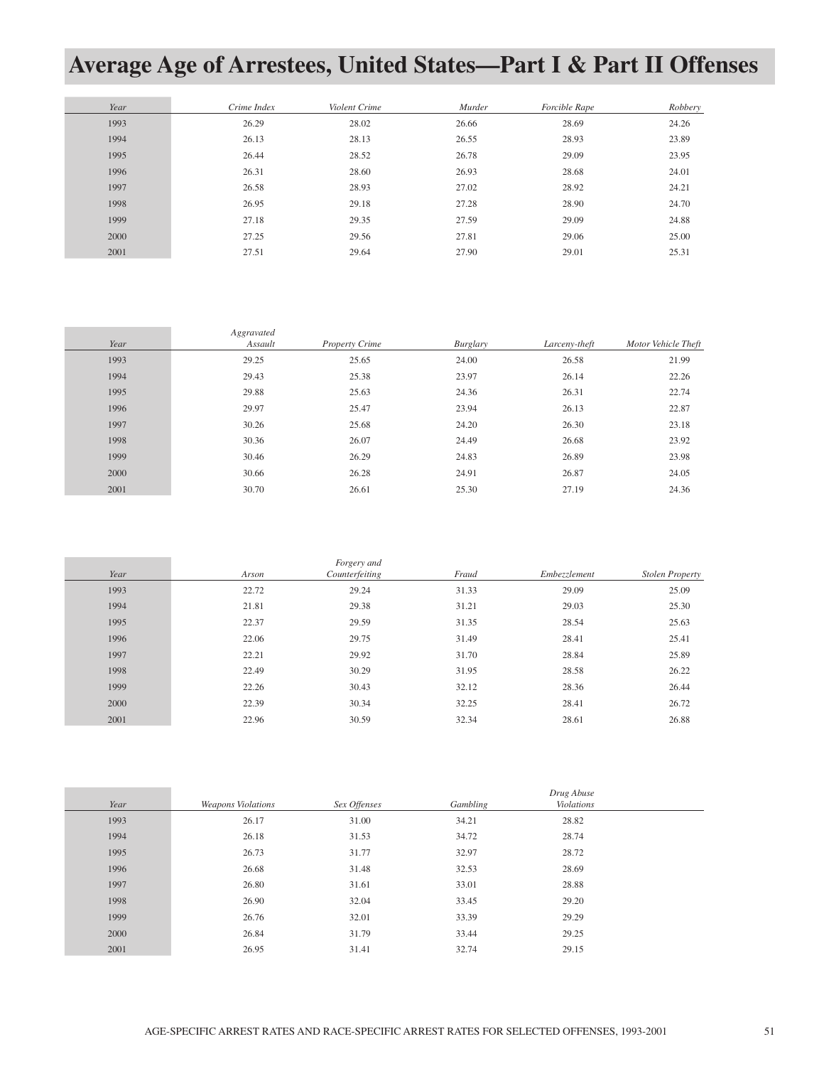# Average Age of Arrestees, United States—Part I & Part II Offenses

| Year | Crime Index | Violent Crime | Murder | Forcible Rape | Robbery |
|---|---|---|---|---|---|
| 1993 | 26.29 | 28.02 | 26.66 | 28.69 | 24.26 |
| 1994 | 26.13 | 28.13 | 26.55 | 28.93 | 23.89 |
| 1995 | 26.44 | 28.52 | 26.78 | 29.09 | 23.95 |
| 1996 | 26.31 | 28.60 | 26.93 | 28.68 | 24.01 |
| 1997 | 26.58 | 28.93 | 27.02 | 28.92 | 24.21 |
| 1998 | 26.95 | 29.18 | 27.28 | 28.90 | 24.70 |
| 1999 | 27.18 | 29.35 | 27.59 | 29.09 | 24.88 |
| 2000 | 27.25 | 29.56 | 27.81 | 29.06 | 25.00 |
| 2001 | 27.51 | 29.64 | 27.90 | 29.01 | 25.31 |

| Year | Aggravated Assault | Property Crime | Burglary | Larceny-theft | Motor Vehicle Theft |
|---|---|---|---|---|---|
| 1993 | 29.25 | 25.65 | 24.00 | 26.58 | 21.99 |
| 1994 | 29.43 | 25.38 | 23.97 | 26.14 | 22.26 |
| 1995 | 29.88 | 25.63 | 24.36 | 26.31 | 22.74 |
| 1996 | 29.97 | 25.47 | 23.94 | 26.13 | 22.87 |
| 1997 | 30.26 | 25.68 | 24.20 | 26.30 | 23.18 |
| 1998 | 30.36 | 26.07 | 24.49 | 26.68 | 23.92 |
| 1999 | 30.46 | 26.29 | 24.83 | 26.89 | 23.98 |
| 2000 | 30.66 | 26.28 | 24.91 | 26.87 | 24.05 |
| 2001 | 30.70 | 26.61 | 25.30 | 27.19 | 24.36 |

| Year | Arson | Forgery and Counterfeiting | Fraud | Embezzlement | Stolen Property |
|---|---|---|---|---|---|
| 1993 | 22.72 | 29.24 | 31.33 | 29.09 | 25.09 |
| 1994 | 21.81 | 29.38 | 31.21 | 29.03 | 25.30 |
| 1995 | 22.37 | 29.59 | 31.35 | 28.54 | 25.63 |
| 1996 | 22.06 | 29.75 | 31.49 | 28.41 | 25.41 |
| 1997 | 22.21 | 29.92 | 31.70 | 28.84 | 25.89 |
| 1998 | 22.49 | 30.29 | 31.95 | 28.58 | 26.22 |
| 1999 | 22.26 | 30.43 | 32.12 | 28.36 | 26.44 |
| 2000 | 22.39 | 30.34 | 32.25 | 28.41 | 26.72 |
| 2001 | 22.96 | 30.59 | 32.34 | 28.61 | 26.88 |

| Year | Weapons Violations | Sex Offenses | Gambling | Drug Abuse Violations |
|---|---|---|---|---|
| 1993 | 26.17 | 31.00 | 34.21 | 28.82 |
| 1994 | 26.18 | 31.53 | 34.72 | 28.74 |
| 1995 | 26.73 | 31.77 | 32.97 | 28.72 |
| 1996 | 26.68 | 31.48 | 32.53 | 28.69 |
| 1997 | 26.80 | 31.61 | 33.01 | 28.88 |
| 1998 | 26.90 | 32.04 | 33.45 | 29.20 |
| 1999 | 26.76 | 32.01 | 33.39 | 29.29 |
| 2000 | 26.84 | 31.79 | 33.44 | 29.25 |
| 2001 | 26.95 | 31.41 | 32.74 | 29.15 |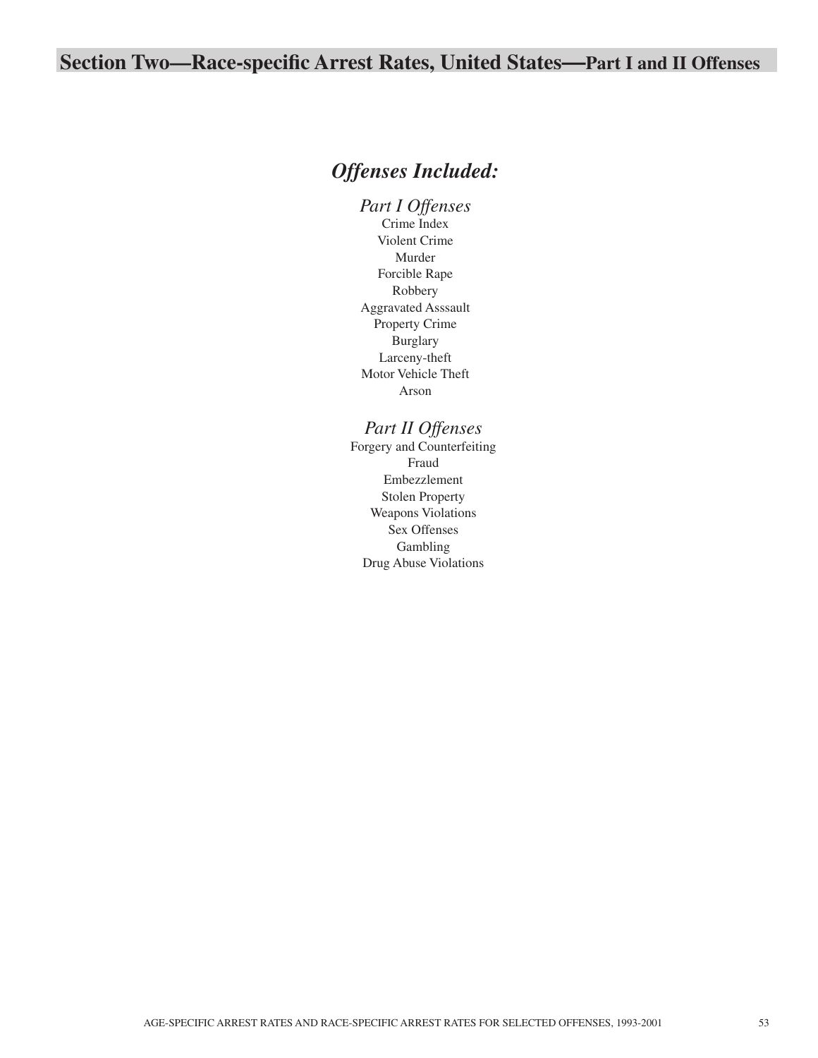# Section Two—Race-specific Arrest Rates, United States—Part I and II Offenses

## *Offenses Included:*

### *Part I Offenses*

Crime Index
Violent Crime
Murder
Forcible Rape
Robbery
Aggravated Asssault
Property Crime
Burglary
Larceny-theft
Motor Vehicle Theft
Arson

### *Part II Offenses*

Forgery and Counterfeiting
Fraud
Embezzlement
Stolen Property
Weapons Violations
Sex Offenses
Gambling
Drug Abuse Violations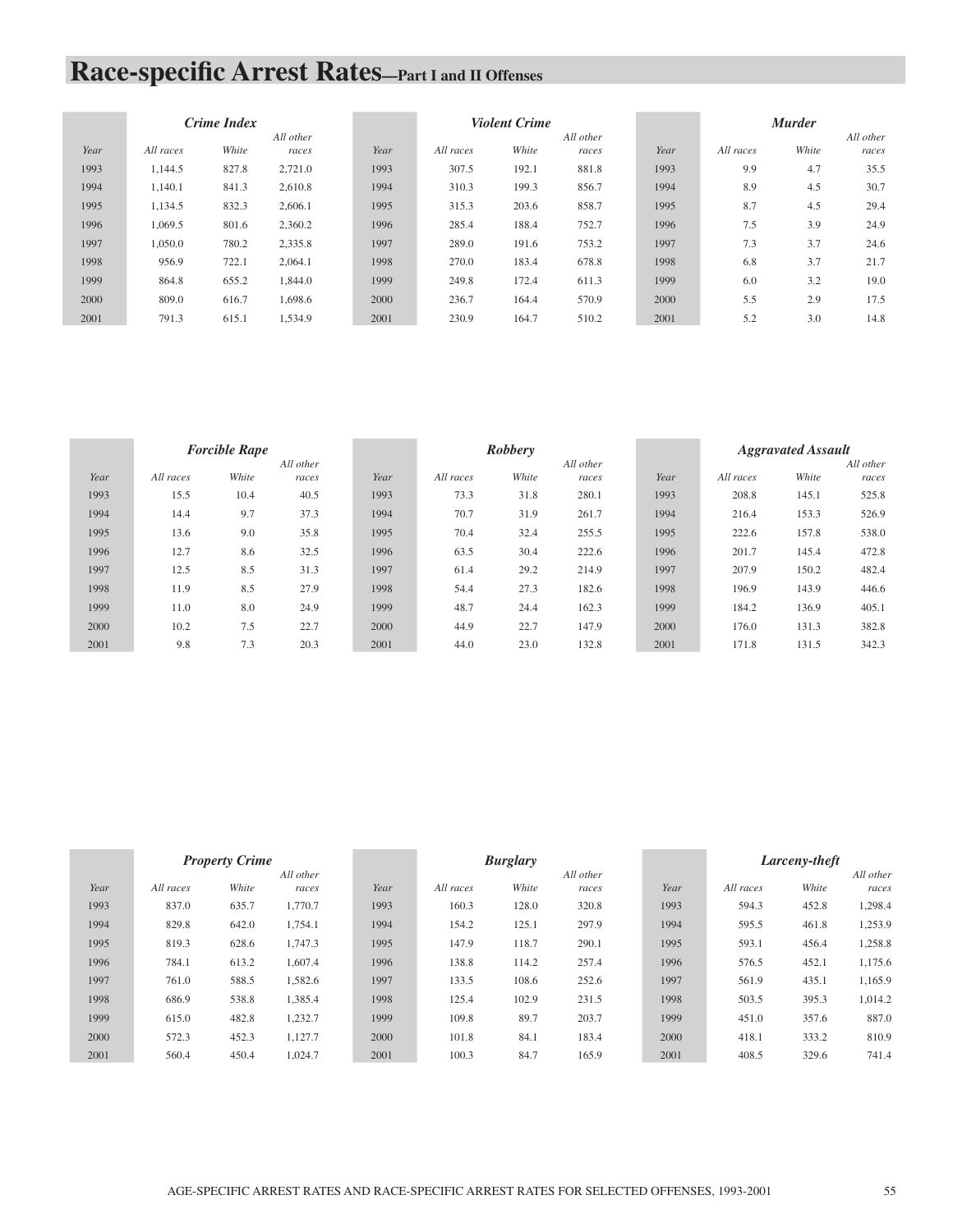# Race-specific Arrest Rates—Part I and II Offenses

| Year | Crime Index | | |
|---|---|---|---|
| | All races | White | All other races |
| 1993 | 1,144.5 | 827.8 | 2,721.0 |
| 1994 | 1,140.1 | 841.3 | 2,610.8 |
| 1995 | 1,134.5 | 832.3 | 2,606.1 |
| 1996 | 1,069.5 | 801.6 | 2,360.2 |
| 1997 | 1,050.0 | 780.2 | 2,335.8 |
| 1998 | 956.9 | 722.1 | 2,064.1 |
| 1999 | 864.8 | 655.2 | 1,844.0 |
| 2000 | 809.0 | 616.7 | 1,698.6 |
| 2001 | 791.3 | 615.1 | 1,534.9 |

| Year | Violent Crime | | |
|---|---|---|---|
| | All races | White | All other races |
| 1993 | 307.5 | 192.1 | 881.8 |
| 1994 | 310.3 | 199.3 | 856.7 |
| 1995 | 315.3 | 203.6 | 858.7 |
| 1996 | 285.4 | 188.4 | 752.7 |
| 1997 | 289.0 | 191.6 | 753.2 |
| 1998 | 270.0 | 183.4 | 678.8 |
| 1999 | 249.8 | 172.4 | 611.3 |
| 2000 | 236.7 | 164.4 | 570.9 |
| 2001 | 230.9 | 164.7 | 510.2 |

| Year | Murder | | |
|---|---|---|---|
| | All races | White | All other races |
| 1993 | 9.9 | 4.7 | 35.5 |
| 1994 | 8.9 | 4.5 | 30.7 |
| 1995 | 8.7 | 4.5 | 29.4 |
| 1996 | 7.5 | 3.9 | 24.9 |
| 1997 | 7.3 | 3.7 | 24.6 |
| 1998 | 6.8 | 3.7 | 21.7 |
| 1999 | 6.0 | 3.2 | 19.0 |
| 2000 | 5.5 | 2.9 | 17.5 |
| 2001 | 5.2 | 3.0 | 14.8 |

| Year | Forcible Rape | | |
|---|---|---|---|
| | All races | White | All other races |
| 1993 | 15.5 | 10.4 | 40.5 |
| 1994 | 14.4 | 9.7 | 37.3 |
| 1995 | 13.6 | 9.0 | 35.8 |
| 1996 | 12.7 | 8.6 | 32.5 |
| 1997 | 12.5 | 8.5 | 31.3 |
| 1998 | 11.9 | 8.5 | 27.9 |
| 1999 | 11.0 | 8.0 | 24.9 |
| 2000 | 10.2 | 7.5 | 22.7 |
| 2001 | 9.8 | 7.3 | 20.3 |

| Year | Robbery | | |
|---|---|---|---|
| | All races | White | All other races |
| 1993 | 73.3 | 31.8 | 280.1 |
| 1994 | 70.7 | 31.9 | 261.7 |
| 1995 | 70.4 | 32.4 | 255.5 |
| 1996 | 63.5 | 30.4 | 222.6 |
| 1997 | 61.4 | 29.2 | 214.9 |
| 1998 | 54.4 | 27.3 | 182.6 |
| 1999 | 48.7 | 24.4 | 162.3 |
| 2000 | 44.9 | 22.7 | 147.9 |
| 2001 | 44.0 | 23.0 | 132.8 |

| Year | Aggravated Assault | | |
|---|---|---|---|
| | All races | White | All other races |
| 1993 | 208.8 | 145.1 | 525.8 |
| 1994 | 216.4 | 153.3 | 526.9 |
| 1995 | 222.6 | 157.8 | 538.0 |
| 1996 | 201.7 | 145.4 | 472.8 |
| 1997 | 207.9 | 150.2 | 482.4 |
| 1998 | 196.9 | 143.9 | 446.6 |
| 1999 | 184.2 | 136.9 | 405.1 |
| 2000 | 176.0 | 131.3 | 382.8 |
| 2001 | 171.8 | 131.5 | 342.3 |

| Year | Property Crime | | |
|---|---|---|---|
| | All races | White | All other races |
| 1993 | 837.0 | 635.7 | 1,770.7 |
| 1994 | 829.8 | 642.0 | 1,754.1 |
| 1995 | 819.3 | 628.6 | 1,747.3 |
| 1996 | 784.1 | 613.2 | 1,607.4 |
| 1997 | 761.0 | 588.5 | 1,582.6 |
| 1998 | 686.9 | 538.8 | 1,385.4 |
| 1999 | 615.0 | 482.8 | 1,232.7 |
| 2000 | 572.3 | 452.3 | 1,127.7 |
| 2001 | 560.4 | 450.4 | 1,024.7 |

| Year | Burglary | | |
|---|---|---|---|
| | All races | White | All other races |
| 1993 | 160.3 | 128.0 | 320.8 |
| 1994 | 154.2 | 125.1 | 297.9 |
| 1995 | 147.9 | 118.7 | 290.1 |
| 1996 | 138.8 | 114.2 | 257.4 |
| 1997 | 133.5 | 108.6 | 252.6 |
| 1998 | 125.4 | 102.9 | 231.5 |
| 1999 | 109.8 | 89.7 | 203.7 |
| 2000 | 101.8 | 84.1 | 183.4 |
| 2001 | 100.3 | 84.7 | 165.9 |

| Year | Larceny-theft | | |
|---|---|---|---|
| | All races | White | All other races |
| 1993 | 594.3 | 452.8 | 1,298.4 |
| 1994 | 595.5 | 461.8 | 1,253.9 |
| 1995 | 593.1 | 456.4 | 1,258.8 |
| 1996 | 576.5 | 452.1 | 1,175.6 |
| 1997 | 561.9 | 435.1 | 1,165.9 |
| 1998 | 503.5 | 395.3 | 1,014.2 |
| 1999 | 451.0 | 357.6 | 887.0 |
| 2000 | 418.1 | 333.2 | 810.9 |
| 2001 | 408.5 | 329.6 | 741.4 |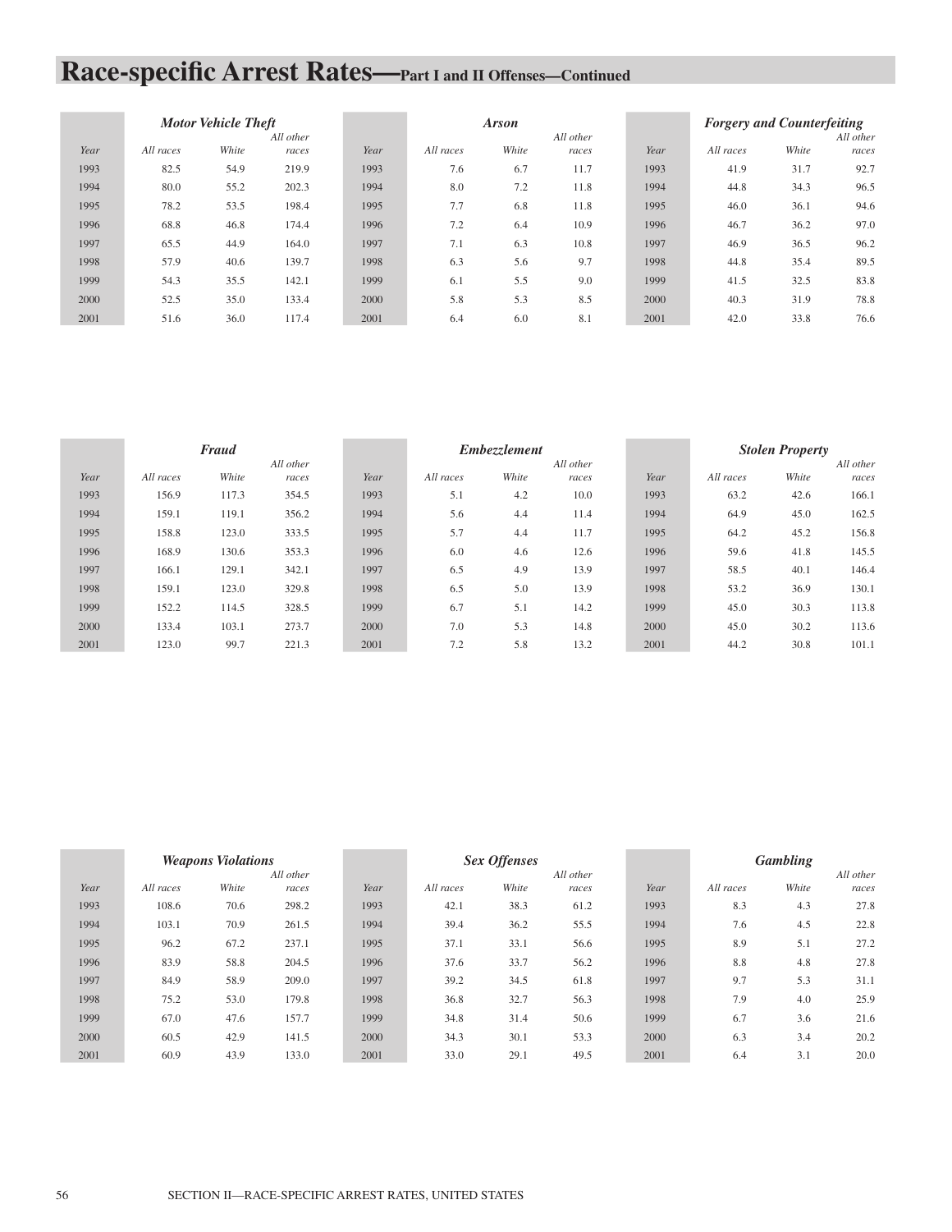# Race-specific Arrest Rates—Part I and II Offenses—Continued

| Year | *Motor Vehicle Theft* All races | White | All other races |
|---|---|---|---|
| 1993 | 82.5 | 54.9 | 219.9 |
| 1994 | 80.0 | 55.2 | 202.3 |
| 1995 | 78.2 | 53.5 | 198.4 |
| 1996 | 68.8 | 46.8 | 174.4 |
| 1997 | 65.5 | 44.9 | 164.0 |
| 1998 | 57.9 | 40.6 | 139.7 |
| 1999 | 54.3 | 35.5 | 142.1 |
| 2000 | 52.5 | 35.0 | 133.4 |
| 2001 | 51.6 | 36.0 | 117.4 |

| Year | *Arson* All races | White | All other races |
|---|---|---|---|
| 1993 | 7.6 | 6.7 | 11.7 |
| 1994 | 8.0 | 7.2 | 11.8 |
| 1995 | 7.7 | 6.8 | 11.8 |
| 1996 | 7.2 | 6.4 | 10.9 |
| 1997 | 7.1 | 6.3 | 10.8 |
| 1998 | 6.3 | 5.6 | 9.7 |
| 1999 | 6.1 | 5.5 | 9.0 |
| 2000 | 5.8 | 5.3 | 8.5 |
| 2001 | 6.4 | 6.0 | 8.1 |

| Year | *Forgery and Counterfeiting* All races | White | All other races |
|---|---|---|---|
| 1993 | 41.9 | 31.7 | 92.7 |
| 1994 | 44.8 | 34.3 | 96.5 |
| 1995 | 46.0 | 36.1 | 94.6 |
| 1996 | 46.7 | 36.2 | 97.0 |
| 1997 | 46.9 | 36.5 | 96.2 |
| 1998 | 44.8 | 35.4 | 89.5 |
| 1999 | 41.5 | 32.5 | 83.8 |
| 2000 | 40.3 | 31.9 | 78.8 |
| 2001 | 42.0 | 33.8 | 76.6 |

| Year | *Fraud* All races | White | All other races |
|---|---|---|---|
| 1993 | 156.9 | 117.3 | 354.5 |
| 1994 | 159.1 | 119.1 | 356.2 |
| 1995 | 158.8 | 123.0 | 333.5 |
| 1996 | 168.9 | 130.6 | 353.3 |
| 1997 | 166.1 | 129.1 | 342.1 |
| 1998 | 159.1 | 123.0 | 329.8 |
| 1999 | 152.2 | 114.5 | 328.5 |
| 2000 | 133.4 | 103.1 | 273.7 |
| 2001 | 123.0 | 99.7 | 221.3 |

| Year | *Embezzlement* All races | White | All other races |
|---|---|---|---|
| 1993 | 5.1 | 4.2 | 10.0 |
| 1994 | 5.6 | 4.4 | 11.4 |
| 1995 | 5.7 | 4.4 | 11.7 |
| 1996 | 6.0 | 4.6 | 12.6 |
| 1997 | 6.5 | 4.9 | 13.9 |
| 1998 | 6.5 | 5.0 | 13.9 |
| 1999 | 6.7 | 5.1 | 14.2 |
| 2000 | 7.0 | 5.3 | 14.8 |
| 2001 | 7.2 | 5.8 | 13.2 |

| Year | *Stolen Property* All races | White | All other races |
|---|---|---|---|
| 1993 | 63.2 | 42.6 | 166.1 |
| 1994 | 64.9 | 45.0 | 162.5 |
| 1995 | 64.2 | 45.2 | 156.8 |
| 1996 | 59.6 | 41.8 | 145.5 |
| 1997 | 58.5 | 40.1 | 146.4 |
| 1998 | 53.2 | 36.9 | 130.1 |
| 1999 | 45.0 | 30.3 | 113.8 |
| 2000 | 45.0 | 30.2 | 113.6 |
| 2001 | 44.2 | 30.8 | 101.1 |

| Year | *Weapons Violations* All races | White | All other races |
|---|---|---|---|
| 1993 | 108.6 | 70.6 | 298.2 |
| 1994 | 103.1 | 70.9 | 261.5 |
| 1995 | 96.2 | 67.2 | 237.1 |
| 1996 | 83.9 | 58.8 | 204.5 |
| 1997 | 84.9 | 58.9 | 209.0 |
| 1998 | 75.2 | 53.0 | 179.8 |
| 1999 | 67.0 | 47.6 | 157.7 |
| 2000 | 60.5 | 42.9 | 141.5 |
| 2001 | 60.9 | 43.9 | 133.0 |

| Year | *Sex Offenses* All races | White | All other races |
|---|---|---|---|
| 1993 | 42.1 | 38.3 | 61.2 |
| 1994 | 39.4 | 36.2 | 55.5 |
| 1995 | 37.1 | 33.1 | 56.6 |
| 1996 | 37.6 | 33.7 | 56.2 |
| 1997 | 39.2 | 34.5 | 61.8 |
| 1998 | 36.8 | 32.7 | 56.3 |
| 1999 | 34.8 | 31.4 | 50.6 |
| 2000 | 34.3 | 30.1 | 53.3 |
| 2001 | 33.0 | 29.1 | 49.5 |

| Year | *Gambling* All races | White | All other races |
|---|---|---|---|
| 1993 | 8.3 | 4.3 | 27.8 |
| 1994 | 7.6 | 4.5 | 22.8 |
| 1995 | 8.9 | 5.1 | 27.2 |
| 1996 | 8.8 | 4.8 | 27.8 |
| 1997 | 9.7 | 5.3 | 31.1 |
| 1998 | 7.9 | 4.0 | 25.9 |
| 1999 | 6.7 | 3.6 | 21.6 |
| 2000 | 6.3 | 3.4 | 20.2 |
| 2001 | 6.4 | 3.1 | 20.0 |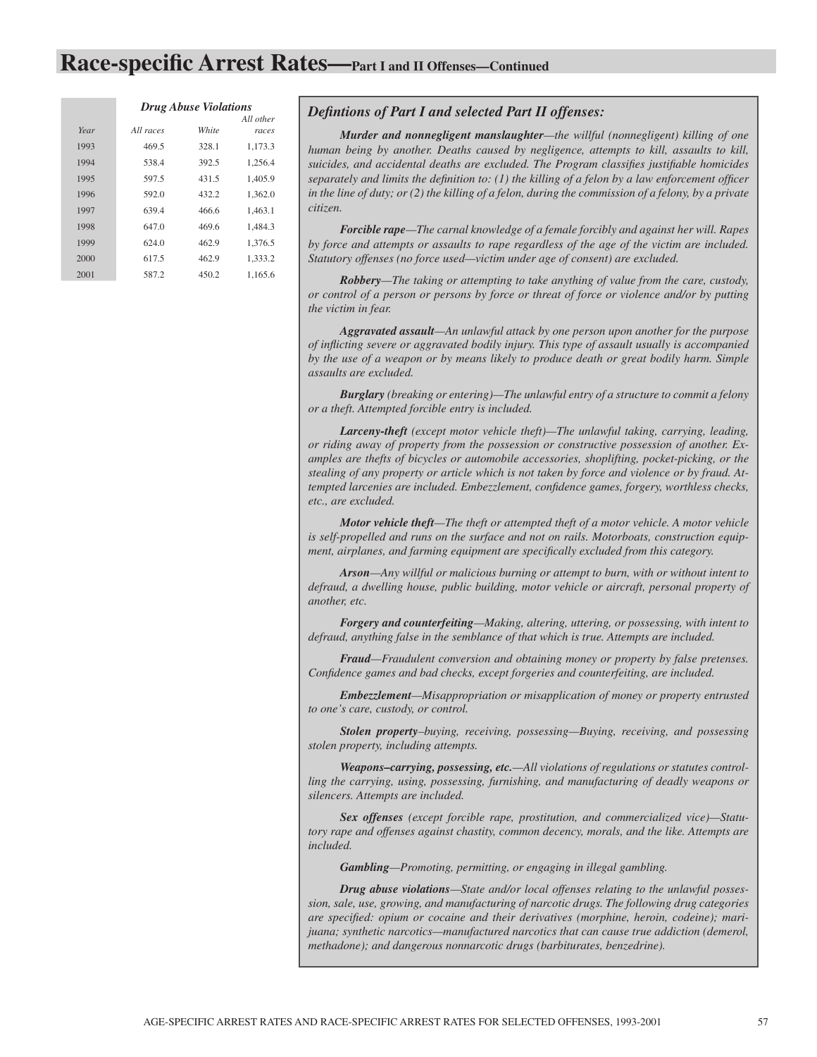# Race-specific Arrest Rates—Part I and II Offenses—Continued

| | *Drug Abuse Violations* | | |
|---|---|---|---|
| *Year* | *All races* | *White* | *All other races* |
| 1993 | 469.5 | 328.1 | 1,173.3 |
| 1994 | 538.4 | 392.5 | 1,256.4 |
| 1995 | 597.5 | 431.5 | 1,405.9 |
| 1996 | 592.0 | 432.2 | 1,362.0 |
| 1997 | 639.4 | 466.6 | 1,463.1 |
| 1998 | 647.0 | 469.6 | 1,484.3 |
| 1999 | 624.0 | 462.9 | 1,376.5 |
| 2000 | 617.5 | 462.9 | 1,333.2 |
| 2001 | 587.2 | 450.2 | 1,165.6 |

## *Defintions of Part I and selected Part II offenses:*

***Murder and nonnegligent manslaughter****—the willful (nonnegligent) killing of one human being by another. Deaths caused by negligence, attempts to kill, assaults to kill, suicides, and accidental deaths are excluded. The Program classifies justifiable homicides separately and limits the definition to: (1) the killing of a felon by a law enforcement officer in the line of duty; or (2) the killing of a felon, during the commission of a felony, by a private citizen.*

***Forcible rape****—The carnal knowledge of a female forcibly and against her will. Rapes by force and attempts or assaults to rape regardless of the age of the victim are included. Statutory offenses (no force used—victim under age of consent) are excluded.*

***Robbery****—The taking or attempting to take anything of value from the care, custody, or control of a person or persons by force or threat of force or violence and/or by putting the victim in fear.*

***Aggravated assault****—An unlawful attack by one person upon another for the purpose of inflicting severe or aggravated bodily injury. This type of assault usually is accompanied by the use of a weapon or by means likely to produce death or great bodily harm. Simple assaults are excluded.*

***Burglary*** *(breaking or entering)—The unlawful entry of a structure to commit a felony or a theft. Attempted forcible entry is included.*

***Larceny-theft*** *(except motor vehicle theft)—The unlawful taking, carrying, leading, or riding away of property from the possession or constructive possession of another. Examples are thefts of bicycles or automobile accessories, shoplifting, pocket-picking, or the stealing of any property or article which is not taken by force and violence or by fraud. Attempted larcenies are included. Embezzlement, confidence games, forgery, worthless checks, etc., are excluded.*

***Motor vehicle theft****—The theft or attempted theft of a motor vehicle. A motor vehicle is self-propelled and runs on the surface and not on rails. Motorboats, construction equipment, airplanes, and farming equipment are specifically excluded from this category.*

***Arson****—Any willful or malicious burning or attempt to burn, with or without intent to defraud, a dwelling house, public building, motor vehicle or aircraft, personal property of another, etc.*

***Forgery and counterfeiting****—Making, altering, uttering, or possessing, with intent to defraud, anything false in the semblance of that which is true. Attempts are included.*

***Fraud****—Fraudulent conversion and obtaining money or property by false pretenses. Confidence games and bad checks, except forgeries and counterfeiting, are included.*

***Embezzlement****—Misappropriation or misapplication of money or property entrusted to one's care, custody, or control.*

***Stolen property****–buying, receiving, possessing—Buying, receiving, and possessing stolen property, including attempts.*

***Weapons–carrying, possessing, etc.****—All violations of regulations or statutes controlling the carrying, using, possessing, furnishing, and manufacturing of deadly weapons or silencers. Attempts are included.*

***Sex offenses*** *(except forcible rape, prostitution, and commercialized vice)—Statutory rape and offenses against chastity, common decency, morals, and the like. Attempts are included.*

***Gambling****—Promoting, permitting, or engaging in illegal gambling.*

***Drug abuse violations****—State and/or local offenses relating to the unlawful possession, sale, use, growing, and manufacturing of narcotic drugs. The following drug categories are specified: opium or cocaine and their derivatives (morphine, heroin, codeine); marijuana; synthetic narcotics—manufactured narcotics that can cause true addiction (demerol, methadone); and dangerous nonnarcotic drugs (barbiturates, benzedrine).*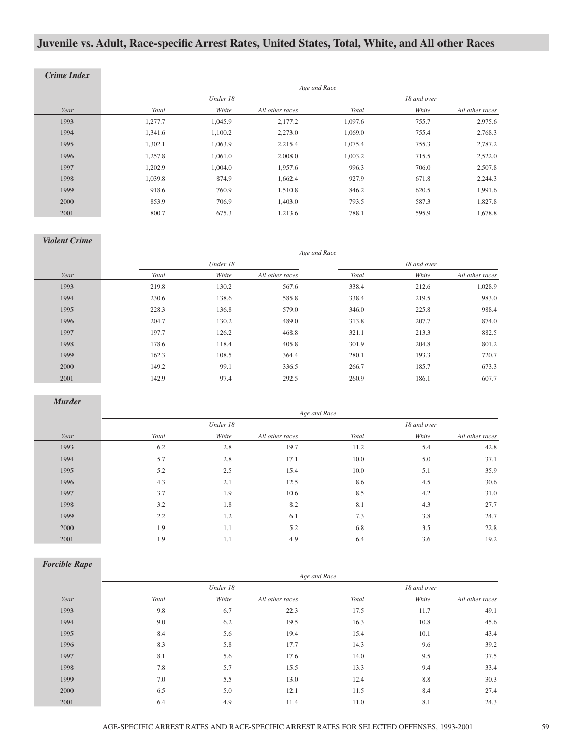# Juvenile vs. Adult, Race-specific Arrest Rates, United States, Total, White, and All other Races

### *Crime Index*

| | *Age and Race* | | | | | |
|---|---|---|---|---|---|---|
| | *Under 18* | | | *18 and over* | | |
| *Year* | *Total* | *White* | *All other races* | *Total* | *White* | *All other races* |
| 1993 | 1,277.7 | 1,045.9 | 2,177.2 | 1,097.6 | 755.7 | 2,975.6 |
| 1994 | 1,341.6 | 1,100.2 | 2,273.0 | 1,069.0 | 755.4 | 2,768.3 |
| 1995 | 1,302.1 | 1,063.9 | 2,215.4 | 1,075.4 | 755.3 | 2,787.2 |
| 1996 | 1,257.8 | 1,061.0 | 2,008.0 | 1,003.2 | 715.5 | 2,522.0 |
| 1997 | 1,202.9 | 1,004.0 | 1,957.6 | 996.3 | 706.0 | 2,507.8 |
| 1998 | 1,039.8 | 874.9 | 1,662.4 | 927.9 | 671.8 | 2,244.3 |
| 1999 | 918.6 | 760.9 | 1,510.8 | 846.2 | 620.5 | 1,991.6 |
| 2000 | 853.9 | 706.9 | 1,403.0 | 793.5 | 587.3 | 1,827.8 |
| 2001 | 800.7 | 675.3 | 1,213.6 | 788.1 | 595.9 | 1,678.8 |

### *Violent Crime*

| | *Age and Race* | | | | | |
|---|---|---|---|---|---|---|
| | *Under 18* | | | *18 and over* | | |
| *Year* | *Total* | *White* | *All other races* | *Total* | *White* | *All other races* |
| 1993 | 219.8 | 130.2 | 567.6 | 338.4 | 212.6 | 1,028.9 |
| 1994 | 230.6 | 138.6 | 585.8 | 338.4 | 219.5 | 983.0 |
| 1995 | 228.3 | 136.8 | 579.0 | 346.0 | 225.8 | 988.4 |
| 1996 | 204.7 | 130.2 | 489.0 | 313.8 | 207.7 | 874.0 |
| 1997 | 197.7 | 126.2 | 468.8 | 321.1 | 213.3 | 882.5 |
| 1998 | 178.6 | 118.4 | 405.8 | 301.9 | 204.8 | 801.2 |
| 1999 | 162.3 | 108.5 | 364.4 | 280.1 | 193.3 | 720.7 |
| 2000 | 149.2 | 99.1 | 336.5 | 266.7 | 185.7 | 673.3 |
| 2001 | 142.9 | 97.4 | 292.5 | 260.9 | 186.1 | 607.7 |

### *Murder*

| | *Age and Race* | | | | | |
|---|---|---|---|---|---|---|
| | *Under 18* | | | *18 and over* | | |
| *Year* | *Total* | *White* | *All other races* | *Total* | *White* | *All other races* |
| 1993 | 6.2 | 2.8 | 19.7 | 11.2 | 5.4 | 42.8 |
| 1994 | 5.7 | 2.8 | 17.1 | 10.0 | 5.0 | 37.1 |
| 1995 | 5.2 | 2.5 | 15.4 | 10.0 | 5.1 | 35.9 |
| 1996 | 4.3 | 2.1 | 12.5 | 8.6 | 4.5 | 30.6 |
| 1997 | 3.7 | 1.9 | 10.6 | 8.5 | 4.2 | 31.0 |
| 1998 | 3.2 | 1.8 | 8.2 | 8.1 | 4.3 | 27.7 |
| 1999 | 2.2 | 1.2 | 6.1 | 7.3 | 3.8 | 24.7 |
| 2000 | 1.9 | 1.1 | 5.2 | 6.8 | 3.5 | 22.8 |
| 2001 | 1.9 | 1.1 | 4.9 | 6.4 | 3.6 | 19.2 |

### *Forcible Rape*

| | *Age and Race* | | | | | |
|---|---|---|---|---|---|---|
| | *Under 18* | | | *18 and over* | | |
| *Year* | *Total* | *White* | *All other races* | *Total* | *White* | *All other races* |
| 1993 | 9.8 | 6.7 | 22.3 | 17.5 | 11.7 | 49.1 |
| 1994 | 9.0 | 6.2 | 19.5 | 16.3 | 10.8 | 45.6 |
| 1995 | 8.4 | 5.6 | 19.4 | 15.4 | 10.1 | 43.4 |
| 1996 | 8.3 | 5.8 | 17.7 | 14.3 | 9.6 | 39.2 |
| 1997 | 8.1 | 5.6 | 17.6 | 14.0 | 9.5 | 37.5 |
| 1998 | 7.8 | 5.7 | 15.5 | 13.3 | 9.4 | 33.4 |
| 1999 | 7.0 | 5.5 | 13.0 | 12.4 | 8.8 | 30.3 |
| 2000 | 6.5 | 5.0 | 12.1 | 11.5 | 8.4 | 27.4 |
| 2001 | 6.4 | 4.9 | 11.4 | 11.0 | 8.1 | 24.3 |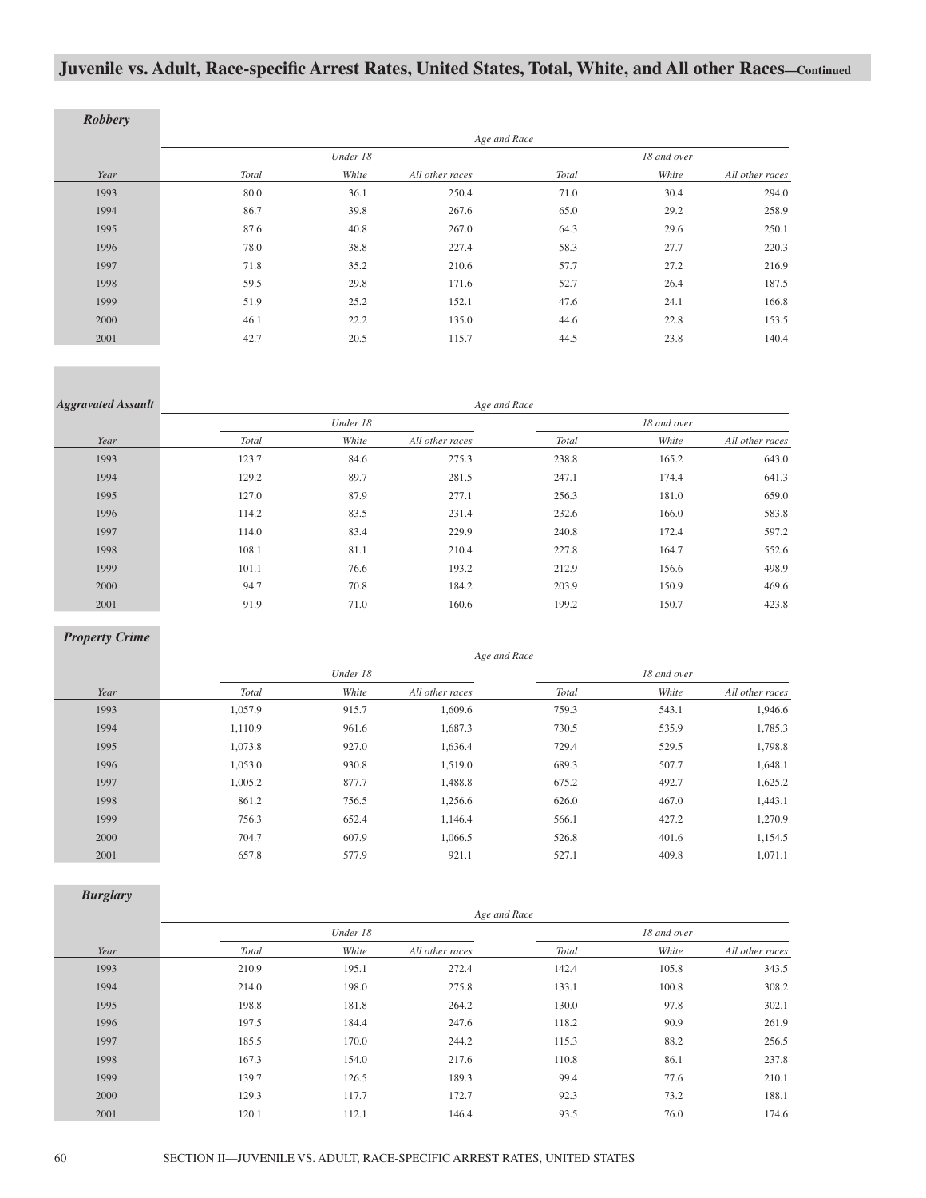## Juvenile vs. Adult, Race-specific Arrest Rates, United States, Total, White, and All other Races—Continued

### *Robbery*

| | Age and Race | | | | | |
|---|---|---|---|---|---|---|
| | *Under 18* | | | *18 and over* | | |
| *Year* | *Total* | *White* | *All other races* | *Total* | *White* | *All other races* |
| 1993 | 80.0 | 36.1 | 250.4 | 71.0 | 30.4 | 294.0 |
| 1994 | 86.7 | 39.8 | 267.6 | 65.0 | 29.2 | 258.9 |
| 1995 | 87.6 | 40.8 | 267.0 | 64.3 | 29.6 | 250.1 |
| 1996 | 78.0 | 38.8 | 227.4 | 58.3 | 27.7 | 220.3 |
| 1997 | 71.8 | 35.2 | 210.6 | 57.7 | 27.2 | 216.9 |
| 1998 | 59.5 | 29.8 | 171.6 | 52.7 | 26.4 | 187.5 |
| 1999 | 51.9 | 25.2 | 152.1 | 47.6 | 24.1 | 166.8 |
| 2000 | 46.1 | 22.2 | 135.0 | 44.6 | 22.8 | 153.5 |
| 2001 | 42.7 | 20.5 | 115.7 | 44.5 | 23.8 | 140.4 |

### *Aggravated Assault*

| | Age and Race | | | | | |
|---|---|---|---|---|---|---|
| | *Under 18* | | | *18 and over* | | |
| *Year* | *Total* | *White* | *All other races* | *Total* | *White* | *All other races* |
| 1993 | 123.7 | 84.6 | 275.3 | 238.8 | 165.2 | 643.0 |
| 1994 | 129.2 | 89.7 | 281.5 | 247.1 | 174.4 | 641.3 |
| 1995 | 127.0 | 87.9 | 277.1 | 256.3 | 181.0 | 659.0 |
| 1996 | 114.2 | 83.5 | 231.4 | 232.6 | 166.0 | 583.8 |
| 1997 | 114.0 | 83.4 | 229.9 | 240.8 | 172.4 | 597.2 |
| 1998 | 108.1 | 81.1 | 210.4 | 227.8 | 164.7 | 552.6 |
| 1999 | 101.1 | 76.6 | 193.2 | 212.9 | 156.6 | 498.9 |
| 2000 | 94.7 | 70.8 | 184.2 | 203.9 | 150.9 | 469.6 |
| 2001 | 91.9 | 71.0 | 160.6 | 199.2 | 150.7 | 423.8 |

### *Property Crime*

| | Age and Race | | | | | |
|---|---|---|---|---|---|---|
| | *Under 18* | | | *18 and over* | | |
| *Year* | *Total* | *White* | *All other races* | *Total* | *White* | *All other races* |
| 1993 | 1,057.9 | 915.7 | 1,609.6 | 759.3 | 543.1 | 1,946.6 |
| 1994 | 1,110.9 | 961.6 | 1,687.3 | 730.5 | 535.9 | 1,785.3 |
| 1995 | 1,073.8 | 927.0 | 1,636.4 | 729.4 | 529.5 | 1,798.8 |
| 1996 | 1,053.0 | 930.8 | 1,519.0 | 689.3 | 507.7 | 1,648.1 |
| 1997 | 1,005.2 | 877.7 | 1,488.8 | 675.2 | 492.7 | 1,625.2 |
| 1998 | 861.2 | 756.5 | 1,256.6 | 626.0 | 467.0 | 1,443.1 |
| 1999 | 756.3 | 652.4 | 1,146.4 | 566.1 | 427.2 | 1,270.9 |
| 2000 | 704.7 | 607.9 | 1,066.5 | 526.8 | 401.6 | 1,154.5 |
| 2001 | 657.8 | 577.9 | 921.1 | 527.1 | 409.8 | 1,071.1 |

### *Burglary*

| | Age and Race | | | | | |
|---|---|---|---|---|---|---|
| | *Under 18* | | | *18 and over* | | |
| *Year* | *Total* | *White* | *All other races* | *Total* | *White* | *All other races* |
| 1993 | 210.9 | 195.1 | 272.4 | 142.4 | 105.8 | 343.5 |
| 1994 | 214.0 | 198.0 | 275.8 | 133.1 | 100.8 | 308.2 |
| 1995 | 198.8 | 181.8 | 264.2 | 130.0 | 97.8 | 302.1 |
| 1996 | 197.5 | 184.4 | 247.6 | 118.2 | 90.9 | 261.9 |
| 1997 | 185.5 | 170.0 | 244.2 | 115.3 | 88.2 | 256.5 |
| 1998 | 167.3 | 154.0 | 217.6 | 110.8 | 86.1 | 237.8 |
| 1999 | 139.7 | 126.5 | 189.3 | 99.4 | 77.6 | 210.1 |
| 2000 | 129.3 | 117.7 | 172.7 | 92.3 | 73.2 | 188.1 |
| 2001 | 120.1 | 112.1 | 146.4 | 93.5 | 76.0 | 174.6 |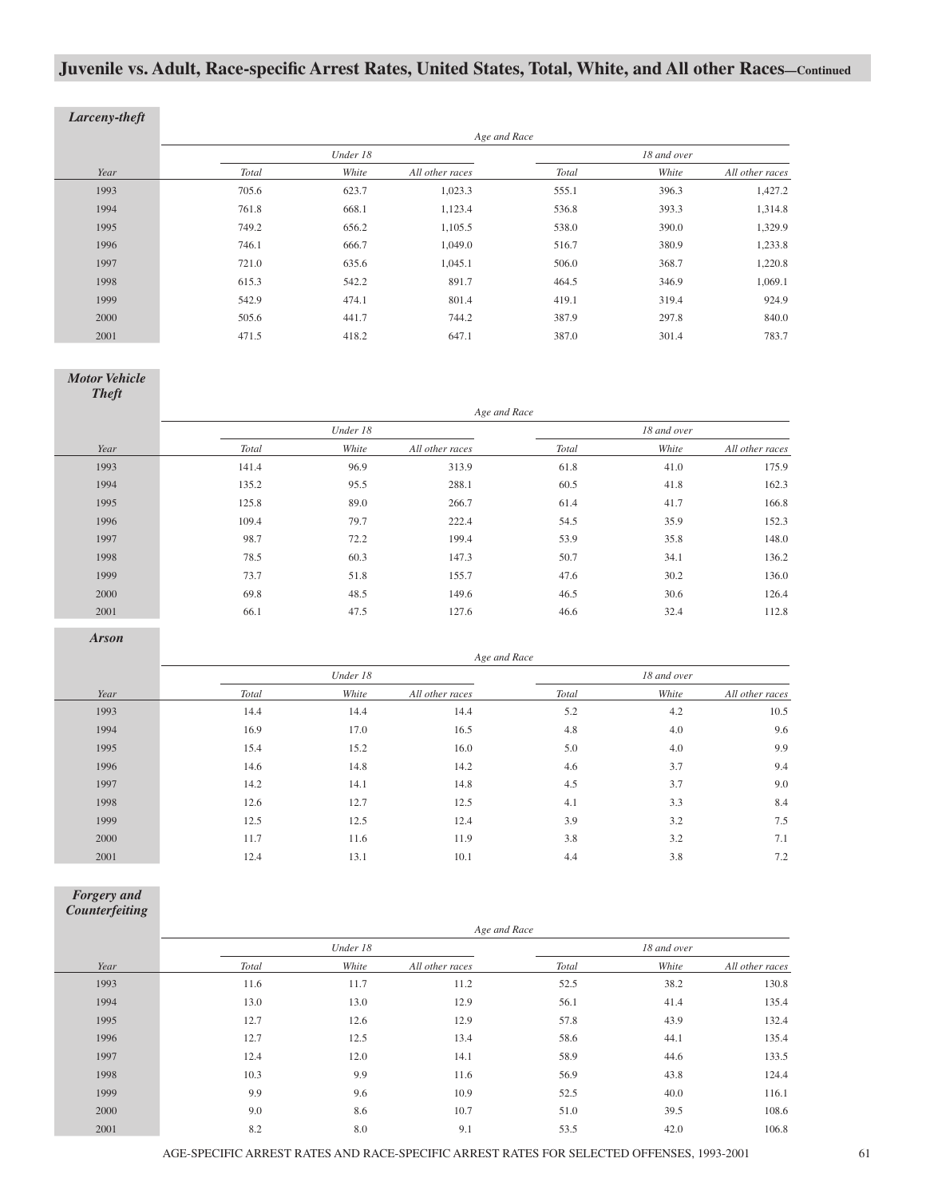## Juvenile vs. Adult, Race-specific Arrest Rates, United States, Total, White, and All other Races—Continued

### *Larceny-theft*

| | Age and Race | | | | | |
|---|---|---|---|---|---|---|
| | Under 18 | | | 18 and over | | |
| Year | Total | White | All other races | Total | White | All other races |
| 1993 | 705.6 | 623.7 | 1,023.3 | 555.1 | 396.3 | 1,427.2 |
| 1994 | 761.8 | 668.1 | 1,123.4 | 536.8 | 393.3 | 1,314.8 |
| 1995 | 749.2 | 656.2 | 1,105.5 | 538.0 | 390.0 | 1,329.9 |
| 1996 | 746.1 | 666.7 | 1,049.0 | 516.7 | 380.9 | 1,233.8 |
| 1997 | 721.0 | 635.6 | 1,045.1 | 506.0 | 368.7 | 1,220.8 |
| 1998 | 615.3 | 542.2 | 891.7 | 464.5 | 346.9 | 1,069.1 |
| 1999 | 542.9 | 474.1 | 801.4 | 419.1 | 319.4 | 924.9 |
| 2000 | 505.6 | 441.7 | 744.2 | 387.9 | 297.8 | 840.0 |
| 2001 | 471.5 | 418.2 | 647.1 | 387.0 | 301.4 | 783.7 |

### *Motor Vehicle Theft*

| | Age and Race | | | | | |
|---|---|---|---|---|---|---|
| | Under 18 | | | 18 and over | | |
| Year | Total | White | All other races | Total | White | All other races |
| 1993 | 141.4 | 96.9 | 313.9 | 61.8 | 41.0 | 175.9 |
| 1994 | 135.2 | 95.5 | 288.1 | 60.5 | 41.8 | 162.3 |
| 1995 | 125.8 | 89.0 | 266.7 | 61.4 | 41.7 | 166.8 |
| 1996 | 109.4 | 79.7 | 222.4 | 54.5 | 35.9 | 152.3 |
| 1997 | 98.7 | 72.2 | 199.4 | 53.9 | 35.8 | 148.0 |
| 1998 | 78.5 | 60.3 | 147.3 | 50.7 | 34.1 | 136.2 |
| 1999 | 73.7 | 51.8 | 155.7 | 47.6 | 30.2 | 136.0 |
| 2000 | 69.8 | 48.5 | 149.6 | 46.5 | 30.6 | 126.4 |
| 2001 | 66.1 | 47.5 | 127.6 | 46.6 | 32.4 | 112.8 |

### *Arson*

| | Age and Race | | | | | |
|---|---|---|---|---|---|---|
| | Under 18 | | | 18 and over | | |
| Year | Total | White | All other races | Total | White | All other races |
| 1993 | 14.4 | 14.4 | 14.4 | 5.2 | 4.2 | 10.5 |
| 1994 | 16.9 | 17.0 | 16.5 | 4.8 | 4.0 | 9.6 |
| 1995 | 15.4 | 15.2 | 16.0 | 5.0 | 4.0 | 9.9 |
| 1996 | 14.6 | 14.8 | 14.2 | 4.6 | 3.7 | 9.4 |
| 1997 | 14.2 | 14.1 | 14.8 | 4.5 | 3.7 | 9.0 |
| 1998 | 12.6 | 12.7 | 12.5 | 4.1 | 3.3 | 8.4 |
| 1999 | 12.5 | 12.5 | 12.4 | 3.9 | 3.2 | 7.5 |
| 2000 | 11.7 | 11.6 | 11.9 | 3.8 | 3.2 | 7.1 |
| 2001 | 12.4 | 13.1 | 10.1 | 4.4 | 3.8 | 7.2 |

### *Forgery and Counterfeiting*

| | Age and Race | | | | | |
|---|---|---|---|---|---|---|
| | Under 18 | | | 18 and over | | |
| Year | Total | White | All other races | Total | White | All other races |
| 1993 | 11.6 | 11.7 | 11.2 | 52.5 | 38.2 | 130.8 |
| 1994 | 13.0 | 13.0 | 12.9 | 56.1 | 41.4 | 135.4 |
| 1995 | 12.7 | 12.6 | 12.9 | 57.8 | 43.9 | 132.4 |
| 1996 | 12.7 | 12.5 | 13.4 | 58.6 | 44.1 | 135.4 |
| 1997 | 12.4 | 12.0 | 14.1 | 58.9 | 44.6 | 133.5 |
| 1998 | 10.3 | 9.9 | 11.6 | 56.9 | 43.8 | 124.4 |
| 1999 | 9.9 | 9.6 | 10.9 | 52.5 | 40.0 | 116.1 |
| 2000 | 9.0 | 8.6 | 10.7 | 51.0 | 39.5 | 108.6 |
| 2001 | 8.2 | 8.0 | 9.1 | 53.5 | 42.0 | 106.8 |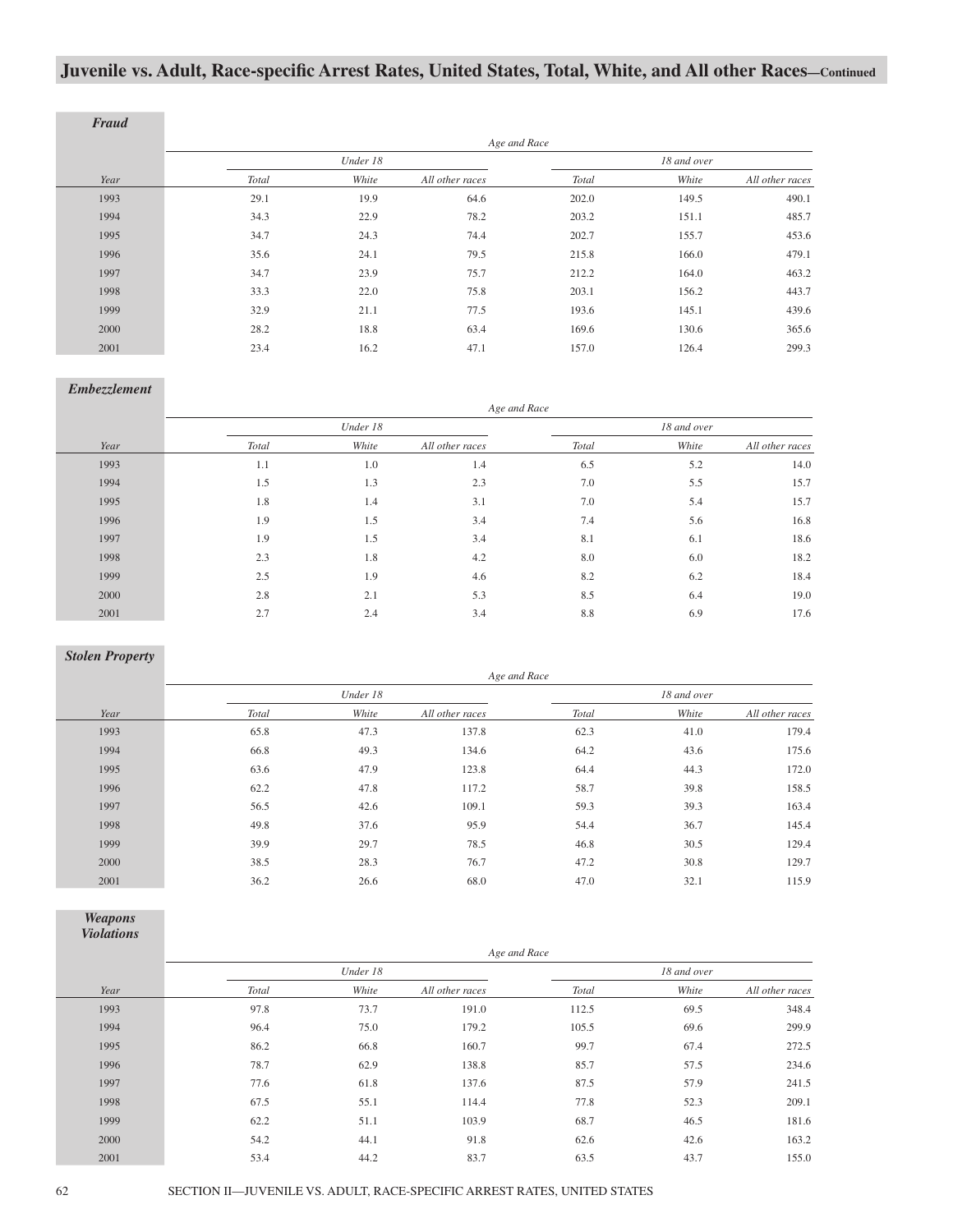## Juvenile vs. Adult, Race-specific Arrest Rates, United States, Total, White, and All other Races—Continued

### *Fraud*

| | Age and Race | | | | | |
|---|---|---|---|---|---|---|
| | Under 18 | | | 18 and over | | |
| Year | Total | White | All other races | Total | White | All other races |
| 1993 | 29.1 | 19.9 | 64.6 | 202.0 | 149.5 | 490.1 |
| 1994 | 34.3 | 22.9 | 78.2 | 203.2 | 151.1 | 485.7 |
| 1995 | 34.7 | 24.3 | 74.4 | 202.7 | 155.7 | 453.6 |
| 1996 | 35.6 | 24.1 | 79.5 | 215.8 | 166.0 | 479.1 |
| 1997 | 34.7 | 23.9 | 75.7 | 212.2 | 164.0 | 463.2 |
| 1998 | 33.3 | 22.0 | 75.8 | 203.1 | 156.2 | 443.7 |
| 1999 | 32.9 | 21.1 | 77.5 | 193.6 | 145.1 | 439.6 |
| 2000 | 28.2 | 18.8 | 63.4 | 169.6 | 130.6 | 365.6 |
| 2001 | 23.4 | 16.2 | 47.1 | 157.0 | 126.4 | 299.3 |

### *Embezzlement*

| | Age and Race | | | | | |
|---|---|---|---|---|---|---|
| | Under 18 | | | 18 and over | | |
| Year | Total | White | All other races | Total | White | All other races |
| 1993 | 1.1 | 1.0 | 1.4 | 6.5 | 5.2 | 14.0 |
| 1994 | 1.5 | 1.3 | 2.3 | 7.0 | 5.5 | 15.7 |
| 1995 | 1.8 | 1.4 | 3.1 | 7.0 | 5.4 | 15.7 |
| 1996 | 1.9 | 1.5 | 3.4 | 7.4 | 5.6 | 16.8 |
| 1997 | 1.9 | 1.5 | 3.4 | 8.1 | 6.1 | 18.6 |
| 1998 | 2.3 | 1.8 | 4.2 | 8.0 | 6.0 | 18.2 |
| 1999 | 2.5 | 1.9 | 4.6 | 8.2 | 6.2 | 18.4 |
| 2000 | 2.8 | 2.1 | 5.3 | 8.5 | 6.4 | 19.0 |
| 2001 | 2.7 | 2.4 | 3.4 | 8.8 | 6.9 | 17.6 |

### *Stolen Property*

| | Age and Race | | | | | |
|---|---|---|---|---|---|---|
| | Under 18 | | | 18 and over | | |
| Year | Total | White | All other races | Total | White | All other races |
| 1993 | 65.8 | 47.3 | 137.8 | 62.3 | 41.0 | 179.4 |
| 1994 | 66.8 | 49.3 | 134.6 | 64.2 | 43.6 | 175.6 |
| 1995 | 63.6 | 47.9 | 123.8 | 64.4 | 44.3 | 172.0 |
| 1996 | 62.2 | 47.8 | 117.2 | 58.7 | 39.8 | 158.5 |
| 1997 | 56.5 | 42.6 | 109.1 | 59.3 | 39.3 | 163.4 |
| 1998 | 49.8 | 37.6 | 95.9 | 54.4 | 36.7 | 145.4 |
| 1999 | 39.9 | 29.7 | 78.5 | 46.8 | 30.5 | 129.4 |
| 2000 | 38.5 | 28.3 | 76.7 | 47.2 | 30.8 | 129.7 |
| 2001 | 36.2 | 26.6 | 68.0 | 47.0 | 32.1 | 115.9 |

### *Weapons Violations*

| | Age and Race | | | | | |
|---|---|---|---|---|---|---|
| | Under 18 | | | 18 and over | | |
| Year | Total | White | All other races | Total | White | All other races |
| 1993 | 97.8 | 73.7 | 191.0 | 112.5 | 69.5 | 348.4 |
| 1994 | 96.4 | 75.0 | 179.2 | 105.5 | 69.6 | 299.9 |
| 1995 | 86.2 | 66.8 | 160.7 | 99.7 | 67.4 | 272.5 |
| 1996 | 78.7 | 62.9 | 138.8 | 85.7 | 57.5 | 234.6 |
| 1997 | 77.6 | 61.8 | 137.6 | 87.5 | 57.9 | 241.5 |
| 1998 | 67.5 | 55.1 | 114.4 | 77.8 | 52.3 | 209.1 |
| 1999 | 62.2 | 51.1 | 103.9 | 68.7 | 46.5 | 181.6 |
| 2000 | 54.2 | 44.1 | 91.8 | 62.6 | 42.6 | 163.2 |
| 2001 | 53.4 | 44.2 | 83.7 | 63.5 | 43.7 | 155.0 |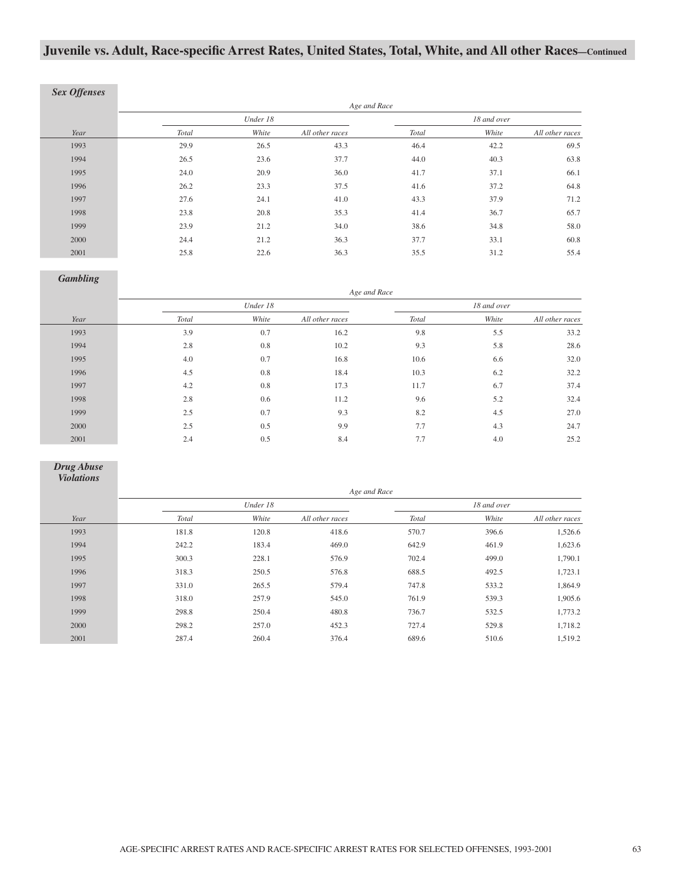## Juvenile vs. Adult, Race-specific Arrest Rates, United States, Total, White, and All other Races—Continued

### *Sex Offenses*

| | *Age and Race* | | | | | |
|---|---|---|---|---|---|---|
| | *Under 18* | | | *18 and over* | | |
| *Year* | *Total* | *White* | *All other races* | *Total* | *White* | *All other races* |
| 1993 | 29.9 | 26.5 | 43.3 | 46.4 | 42.2 | 69.5 |
| 1994 | 26.5 | 23.6 | 37.7 | 44.0 | 40.3 | 63.8 |
| 1995 | 24.0 | 20.9 | 36.0 | 41.7 | 37.1 | 66.1 |
| 1996 | 26.2 | 23.3 | 37.5 | 41.6 | 37.2 | 64.8 |
| 1997 | 27.6 | 24.1 | 41.0 | 43.3 | 37.9 | 71.2 |
| 1998 | 23.8 | 20.8 | 35.3 | 41.4 | 36.7 | 65.7 |
| 1999 | 23.9 | 21.2 | 34.0 | 38.6 | 34.8 | 58.0 |
| 2000 | 24.4 | 21.2 | 36.3 | 37.7 | 33.1 | 60.8 |
| 2001 | 25.8 | 22.6 | 36.3 | 35.5 | 31.2 | 55.4 |

### *Gambling*

| | *Age and Race* | | | | | |
|---|---|---|---|---|---|---|
| | *Under 18* | | | *18 and over* | | |
| *Year* | *Total* | *White* | *All other races* | *Total* | *White* | *All other races* |
| 1993 | 3.9 | 0.7 | 16.2 | 9.8 | 5.5 | 33.2 |
| 1994 | 2.8 | 0.8 | 10.2 | 9.3 | 5.8 | 28.6 |
| 1995 | 4.0 | 0.7 | 16.8 | 10.6 | 6.6 | 32.0 |
| 1996 | 4.5 | 0.8 | 18.4 | 10.3 | 6.2 | 32.2 |
| 1997 | 4.2 | 0.8 | 17.3 | 11.7 | 6.7 | 37.4 |
| 1998 | 2.8 | 0.6 | 11.2 | 9.6 | 5.2 | 32.4 |
| 1999 | 2.5 | 0.7 | 9.3 | 8.2 | 4.5 | 27.0 |
| 2000 | 2.5 | 0.5 | 9.9 | 7.7 | 4.3 | 24.7 |
| 2001 | 2.4 | 0.5 | 8.4 | 7.7 | 4.0 | 25.2 |

### *Drug Abuse Violations*

| | *Age and Race* | | | | | |
|---|---|---|---|---|---|---|
| | *Under 18* | | | *18 and over* | | |
| *Year* | *Total* | *White* | *All other races* | *Total* | *White* | *All other races* |
| 1993 | 181.8 | 120.8 | 418.6 | 570.7 | 396.6 | 1,526.6 |
| 1994 | 242.2 | 183.4 | 469.0 | 642.9 | 461.9 | 1,623.6 |
| 1995 | 300.3 | 228.1 | 576.9 | 702.4 | 499.0 | 1,790.1 |
| 1996 | 318.3 | 250.5 | 576.8 | 688.5 | 492.5 | 1,723.1 |
| 1997 | 331.0 | 265.5 | 579.4 | 747.8 | 533.2 | 1,864.9 |
| 1998 | 318.0 | 257.9 | 545.0 | 761.9 | 539.3 | 1,905.6 |
| 1999 | 298.8 | 250.4 | 480.8 | 736.7 | 532.5 | 1,773.2 |
| 2000 | 298.2 | 257.0 | 452.3 | 727.4 | 529.8 | 1,718.2 |
| 2001 | 287.4 | 260.4 | 376.4 | 689.6 | 510.6 | 1,519.2 |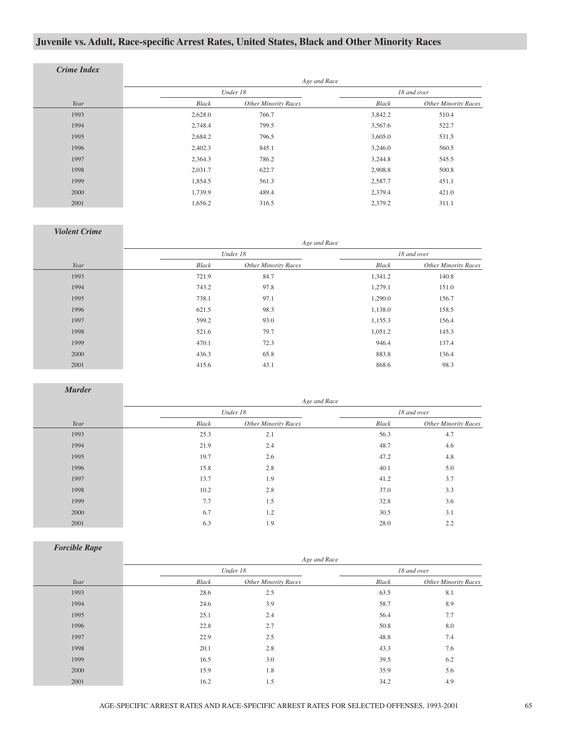## Juvenile vs. Adult, Race-specific Arrest Rates, United States, Black and Other Minority Races

### Crime Index

| | Age and Race | | | |
|---|---|---|---|---|
| | Under 18 | | 18 and over | |
| Year | Black | Other Minority Races | Black | Other Minority Races |
| 1993 | 2,628.0 | 766.7 | 3,842.2 | 510.4 |
| 1994 | 2,748.4 | 799.5 | 3,567.6 | 522.7 |
| 1995 | 2,684.2 | 796.5 | 3,605.0 | 531.5 |
| 1996 | 2,402.3 | 845.1 | 3,246.0 | 560.5 |
| 1997 | 2,364.3 | 786.2 | 3,244.8 | 545.5 |
| 1998 | 2,031.7 | 622.7 | 2,908.8 | 500.8 |
| 1999 | 1,854.5 | 561.3 | 2,587.7 | 451.1 |
| 2000 | 1,739.9 | 489.4 | 2,379.4 | 421.0 |
| 2001 | 1,656.2 | 316.5 | 2,379.2 | 311.1 |

### Violent Crime

| | Age and Race | | | |
|---|---|---|---|---|
| | Under 18 | | 18 and over | |
| Year | Black | Other Minority Races | Black | Other Minority Races |
| 1993 | 721.9 | 84.7 | 1,341.2 | 140.8 |
| 1994 | 743.2 | 97.8 | 1,279.1 | 151.0 |
| 1995 | 738.1 | 97.1 | 1,290.0 | 156.7 |
| 1996 | 621.5 | 98.3 | 1,138.0 | 158.5 |
| 1997 | 599.2 | 93.0 | 1,155.3 | 156.4 |
| 1998 | 521.6 | 79.7 | 1,051.2 | 145.3 |
| 1999 | 470.1 | 72.3 | 946.4 | 137.4 |
| 2000 | 436.3 | 65.8 | 883.8 | 136.4 |
| 2001 | 415.6 | 43.1 | 868.6 | 98.3 |

### Murder

| | Age and Race | | | |
|---|---|---|---|---|
| | Under 18 | | 18 and over | |
| Year | Black | Other Minority Races | Black | Other Minority Races |
| 1993 | 25.3 | 2.1 | 56.3 | 4.7 |
| 1994 | 21.9 | 2.4 | 48.7 | 4.6 |
| 1995 | 19.7 | 2.6 | 47.2 | 4.8 |
| 1996 | 15.8 | 2.8 | 40.1 | 5.0 |
| 1997 | 13.7 | 1.9 | 41.2 | 3.7 |
| 1998 | 10.2 | 2.8 | 37.0 | 3.3 |
| 1999 | 7.7 | 1.5 | 32.8 | 3.6 |
| 2000 | 6.7 | 1.2 | 30.5 | 3.1 |
| 2001 | 6.3 | 1.9 | 28.0 | 2.2 |

### Forcible Rape

| | Age and Race | | | |
|---|---|---|---|---|
| | Under 18 | | 18 and over | |
| Year | Black | Other Minority Races | Black | Other Minority Races |
| 1993 | 28.6 | 2.5 | 63.5 | 8.1 |
| 1994 | 24.6 | 3.9 | 58.7 | 8.9 |
| 1995 | 25.1 | 2.4 | 56.4 | 7.7 |
| 1996 | 22.8 | 2.7 | 50.8 | 8.0 |
| 1997 | 22.9 | 2.5 | 48.8 | 7.4 |
| 1998 | 20.1 | 2.8 | 43.3 | 7.6 |
| 1999 | 16.5 | 3.0 | 39.5 | 6.2 |
| 2000 | 15.9 | 1.8 | 35.9 | 5.6 |
| 2001 | 16.2 | 1.5 | 34.2 | 4.9 |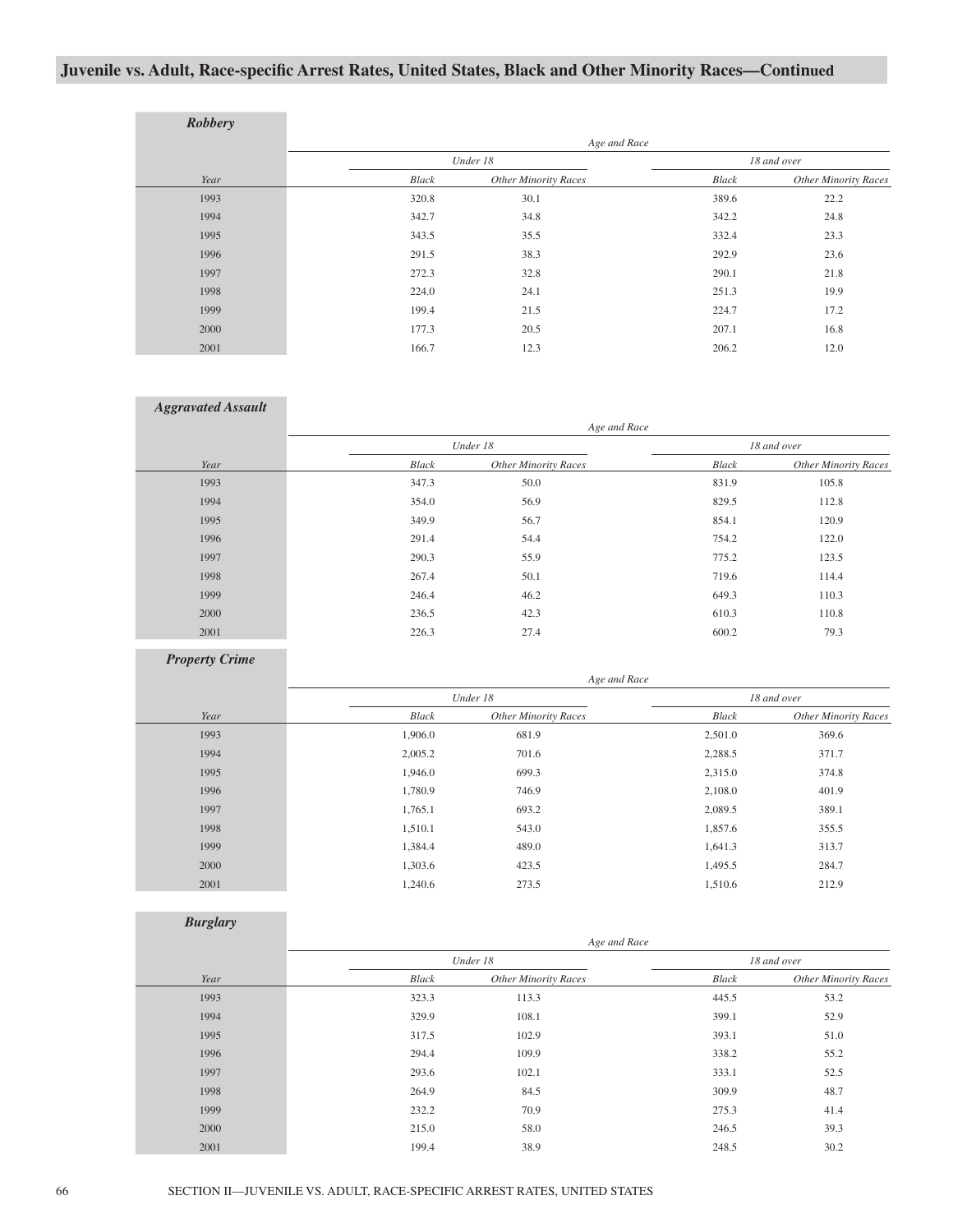## Juvenile vs. Adult, Race-specific Arrest Rates, United States, Black and Other Minority Races—Continued

### Robbery

| | Age and Race | | | |
|---|---|---|---|---|
| | Under 18 | | 18 and over | |
| Year | Black | Other Minority Races | Black | Other Minority Races |
| 1993 | 320.8 | 30.1 | 389.6 | 22.2 |
| 1994 | 342.7 | 34.8 | 342.2 | 24.8 |
| 1995 | 343.5 | 35.5 | 332.4 | 23.3 |
| 1996 | 291.5 | 38.3 | 292.9 | 23.6 |
| 1997 | 272.3 | 32.8 | 290.1 | 21.8 |
| 1998 | 224.0 | 24.1 | 251.3 | 19.9 |
| 1999 | 199.4 | 21.5 | 224.7 | 17.2 |
| 2000 | 177.3 | 20.5 | 207.1 | 16.8 |
| 2001 | 166.7 | 12.3 | 206.2 | 12.0 |

### Aggravated Assault

| | Age and Race | | | |
|---|---|---|---|---|
| | Under 18 | | 18 and over | |
| Year | Black | Other Minority Races | Black | Other Minority Races |
| 1993 | 347.3 | 50.0 | 831.9 | 105.8 |
| 1994 | 354.0 | 56.9 | 829.5 | 112.8 |
| 1995 | 349.9 | 56.7 | 854.1 | 120.9 |
| 1996 | 291.4 | 54.4 | 754.2 | 122.0 |
| 1997 | 290.3 | 55.9 | 775.2 | 123.5 |
| 1998 | 267.4 | 50.1 | 719.6 | 114.4 |
| 1999 | 246.4 | 46.2 | 649.3 | 110.3 |
| 2000 | 236.5 | 42.3 | 610.3 | 110.8 |
| 2001 | 226.3 | 27.4 | 600.2 | 79.3 |

### Property Crime

| | Age and Race | | | |
|---|---|---|---|---|
| | Under 18 | | 18 and over | |
| Year | Black | Other Minority Races | Black | Other Minority Races |
| 1993 | 1,906.0 | 681.9 | 2,501.0 | 369.6 |
| 1994 | 2,005.2 | 701.6 | 2,288.5 | 371.7 |
| 1995 | 1,946.0 | 699.3 | 2,315.0 | 374.8 |
| 1996 | 1,780.9 | 746.9 | 2,108.0 | 401.9 |
| 1997 | 1,765.1 | 693.2 | 2,089.5 | 389.1 |
| 1998 | 1,510.1 | 543.0 | 1,857.6 | 355.5 |
| 1999 | 1,384.4 | 489.0 | 1,641.3 | 313.7 |
| 2000 | 1,303.6 | 423.5 | 1,495.5 | 284.7 |
| 2001 | 1,240.6 | 273.5 | 1,510.6 | 212.9 |

### Burglary

| | Age and Race | | | |
|---|---|---|---|---|
| | Under 18 | | 18 and over | |
| Year | Black | Other Minority Races | Black | Other Minority Races |
| 1993 | 323.3 | 113.3 | 445.5 | 53.2 |
| 1994 | 329.9 | 108.1 | 399.1 | 52.9 |
| 1995 | 317.5 | 102.9 | 393.1 | 51.0 |
| 1996 | 294.4 | 109.9 | 338.2 | 55.2 |
| 1997 | 293.6 | 102.1 | 333.1 | 52.5 |
| 1998 | 264.9 | 84.5 | 309.9 | 48.7 |
| 1999 | 232.2 | 70.9 | 275.3 | 41.4 |
| 2000 | 215.0 | 58.0 | 246.5 | 39.3 |
| 2001 | 199.4 | 38.9 | 248.5 | 30.2 |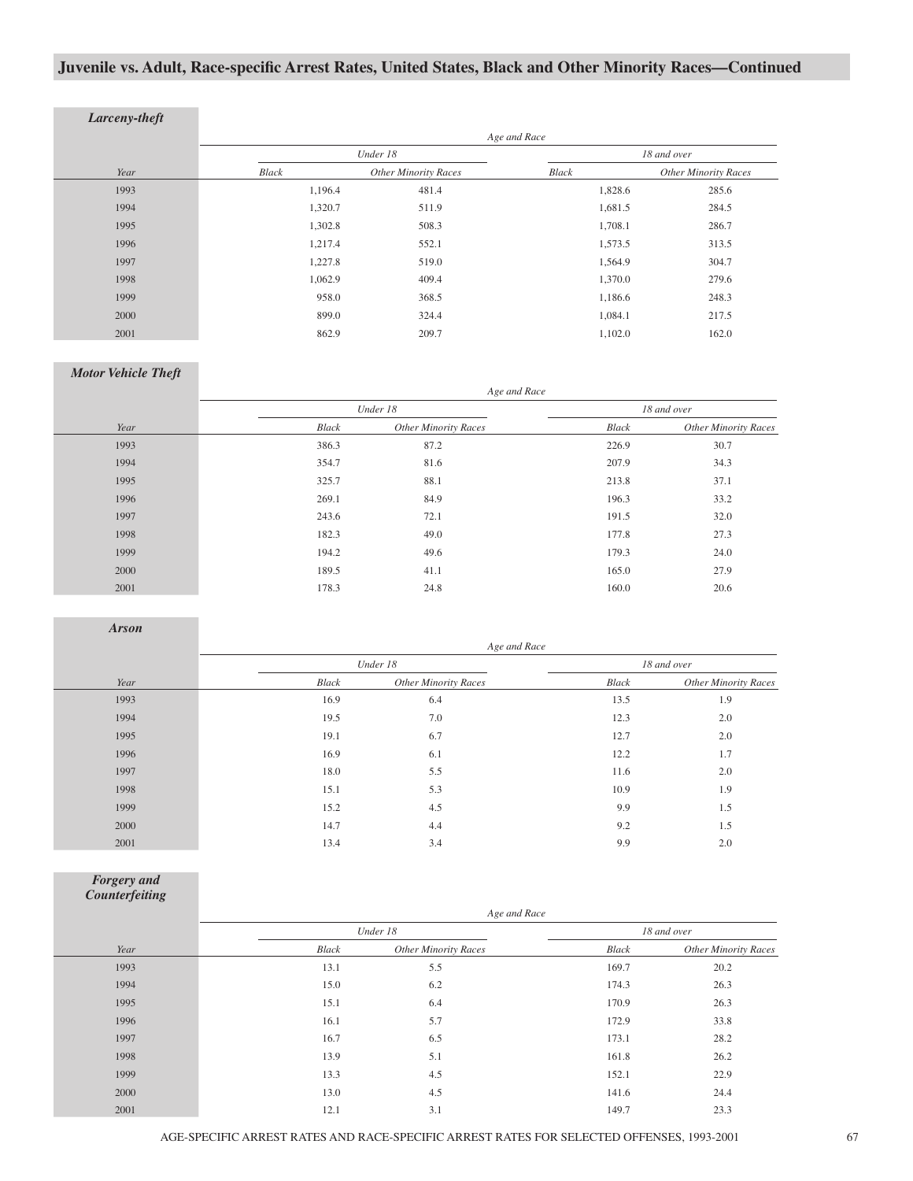## Juvenile vs. Adult, Race-specific Arrest Rates, United States, Black and Other Minority Races—Continued

### *Larceny-theft*

| | *Age and Race* | | | |
|---|---|---|---|---|
| | *Under 18* | | *18 and over* | |
| *Year* | *Black* | *Other Minority Races* | *Black* | *Other Minority Races* |
| 1993 | 1,196.4 | 481.4 | 1,828.6 | 285.6 |
| 1994 | 1,320.7 | 511.9 | 1,681.5 | 284.5 |
| 1995 | 1,302.8 | 508.3 | 1,708.1 | 286.7 |
| 1996 | 1,217.4 | 552.1 | 1,573.5 | 313.5 |
| 1997 | 1,227.8 | 519.0 | 1,564.9 | 304.7 |
| 1998 | 1,062.9 | 409.4 | 1,370.0 | 279.6 |
| 1999 | 958.0 | 368.5 | 1,186.6 | 248.3 |
| 2000 | 899.0 | 324.4 | 1,084.1 | 217.5 |
| 2001 | 862.9 | 209.7 | 1,102.0 | 162.0 |

### *Motor Vehicle Theft*

| | *Age and Race* | | | |
|---|---|---|---|---|
| | *Under 18* | | *18 and over* | |
| *Year* | *Black* | *Other Minority Races* | *Black* | *Other Minority Races* |
| 1993 | 386.3 | 87.2 | 226.9 | 30.7 |
| 1994 | 354.7 | 81.6 | 207.9 | 34.3 |
| 1995 | 325.7 | 88.1 | 213.8 | 37.1 |
| 1996 | 269.1 | 84.9 | 196.3 | 33.2 |
| 1997 | 243.6 | 72.1 | 191.5 | 32.0 |
| 1998 | 182.3 | 49.0 | 177.8 | 27.3 |
| 1999 | 194.2 | 49.6 | 179.3 | 24.0 |
| 2000 | 189.5 | 41.1 | 165.0 | 27.9 |
| 2001 | 178.3 | 24.8 | 160.0 | 20.6 |

### *Arson*

| | *Age and Race* | | | |
|---|---|---|---|---|
| | *Under 18* | | *18 and over* | |
| *Year* | *Black* | *Other Minority Races* | *Black* | *Other Minority Races* |
| 1993 | 16.9 | 6.4 | 13.5 | 1.9 |
| 1994 | 19.5 | 7.0 | 12.3 | 2.0 |
| 1995 | 19.1 | 6.7 | 12.7 | 2.0 |
| 1996 | 16.9 | 6.1 | 12.2 | 1.7 |
| 1997 | 18.0 | 5.5 | 11.6 | 2.0 |
| 1998 | 15.1 | 5.3 | 10.9 | 1.9 |
| 1999 | 15.2 | 4.5 | 9.9 | 1.5 |
| 2000 | 14.7 | 4.4 | 9.2 | 1.5 |
| 2001 | 13.4 | 3.4 | 9.9 | 2.0 |

### *Forgery and Counterfeiting*

| | *Age and Race* | | | |
|---|---|---|---|---|
| | *Under 18* | | *18 and over* | |
| *Year* | *Black* | *Other Minority Races* | *Black* | *Other Minority Races* |
| 1993 | 13.1 | 5.5 | 169.7 | 20.2 |
| 1994 | 15.0 | 6.2 | 174.3 | 26.3 |
| 1995 | 15.1 | 6.4 | 170.9 | 26.3 |
| 1996 | 16.1 | 5.7 | 172.9 | 33.8 |
| 1997 | 16.7 | 6.5 | 173.1 | 28.2 |
| 1998 | 13.9 | 5.1 | 161.8 | 26.2 |
| 1999 | 13.3 | 4.5 | 152.1 | 22.9 |
| 2000 | 13.0 | 4.5 | 141.6 | 24.4 |
| 2001 | 12.1 | 3.1 | 149.7 | 23.3 |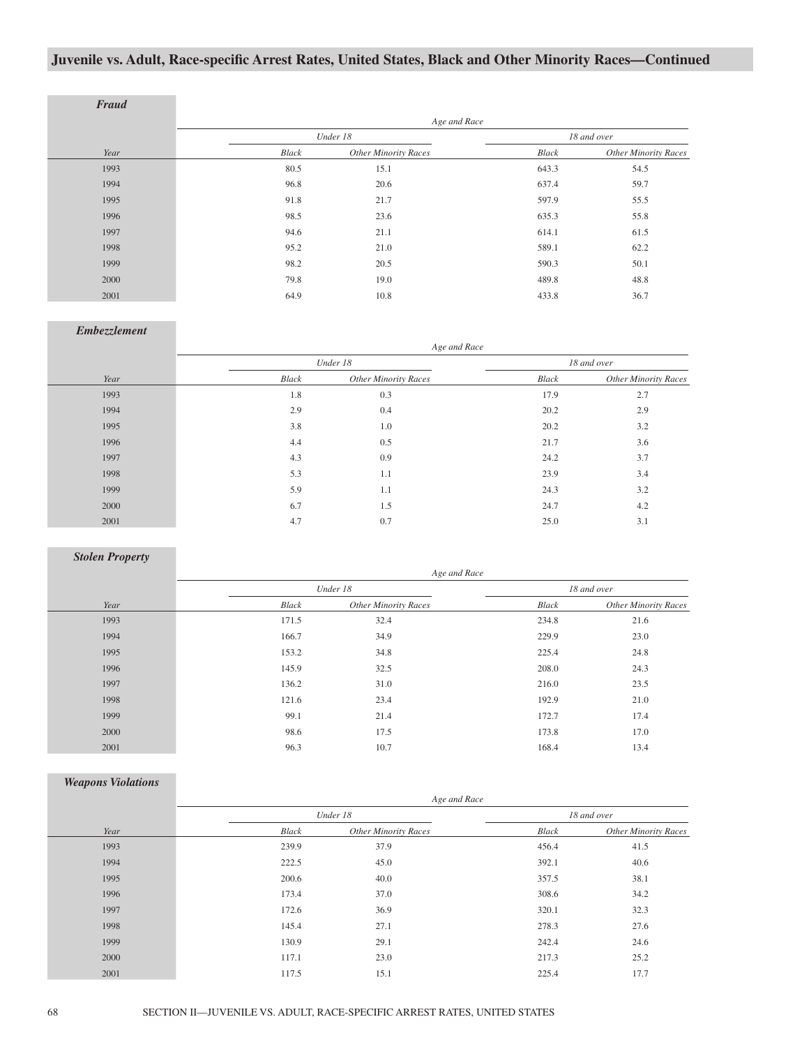## Juvenile vs. Adult, Race-specific Arrest Rates, United States, Black and Other Minority Races—Continued

### *Fraud*

| | *Age and Race* | | | |
|---|---|---|---|---|
| | *Under 18* | | *18 and over* | |
| *Year* | *Black* | *Other Minority Races* | *Black* | *Other Minority Races* |
| 1993 | 80.5 | 15.1 | 643.3 | 54.5 |
| 1994 | 96.8 | 20.6 | 637.4 | 59.7 |
| 1995 | 91.8 | 21.7 | 597.9 | 55.5 |
| 1996 | 98.5 | 23.6 | 635.3 | 55.8 |
| 1997 | 94.6 | 21.1 | 614.1 | 61.5 |
| 1998 | 95.2 | 21.0 | 589.1 | 62.2 |
| 1999 | 98.2 | 20.5 | 590.3 | 50.1 |
| 2000 | 79.8 | 19.0 | 489.8 | 48.8 |
| 2001 | 64.9 | 10.8 | 433.8 | 36.7 |

### *Embezzlement*

| | *Age and Race* | | | |
|---|---|---|---|---|
| | *Under 18* | | *18 and over* | |
| *Year* | *Black* | *Other Minority Races* | *Black* | *Other Minority Races* |
| 1993 | 1.8 | 0.3 | 17.9 | 2.7 |
| 1994 | 2.9 | 0.4 | 20.2 | 2.9 |
| 1995 | 3.8 | 1.0 | 20.2 | 3.2 |
| 1996 | 4.4 | 0.5 | 21.7 | 3.6 |
| 1997 | 4.3 | 0.9 | 24.2 | 3.7 |
| 1998 | 5.3 | 1.1 | 23.9 | 3.4 |
| 1999 | 5.9 | 1.1 | 24.3 | 3.2 |
| 2000 | 6.7 | 1.5 | 24.7 | 4.2 |
| 2001 | 4.7 | 0.7 | 25.0 | 3.1 |

### *Stolen Property*

| | *Age and Race* | | | |
|---|---|---|---|---|
| | *Under 18* | | *18 and over* | |
| *Year* | *Black* | *Other Minority Races* | *Black* | *Other Minority Races* |
| 1993 | 171.5 | 32.4 | 234.8 | 21.6 |
| 1994 | 166.7 | 34.9 | 229.9 | 23.0 |
| 1995 | 153.2 | 34.8 | 225.4 | 24.8 |
| 1996 | 145.9 | 32.5 | 208.0 | 24.3 |
| 1997 | 136.2 | 31.0 | 216.0 | 23.5 |
| 1998 | 121.6 | 23.4 | 192.9 | 21.0 |
| 1999 | 99.1 | 21.4 | 172.7 | 17.4 |
| 2000 | 98.6 | 17.5 | 173.8 | 17.0 |
| 2001 | 96.3 | 10.7 | 168.4 | 13.4 |

### *Weapons Violations*

| | *Age and Race* | | | |
|---|---|---|---|---|
| | *Under 18* | | *18 and over* | |
| *Year* | *Black* | *Other Minority Races* | *Black* | *Other Minority Races* |
| 1993 | 239.9 | 37.9 | 456.4 | 41.5 |
| 1994 | 222.5 | 45.0 | 392.1 | 40.6 |
| 1995 | 200.6 | 40.0 | 357.5 | 38.1 |
| 1996 | 173.4 | 37.0 | 308.6 | 34.2 |
| 1997 | 172.6 | 36.9 | 320.1 | 32.3 |
| 1998 | 145.4 | 27.1 | 278.3 | 27.6 |
| 1999 | 130.9 | 29.1 | 242.4 | 24.6 |
| 2000 | 117.1 | 23.0 | 217.3 | 25.2 |
| 2001 | 117.5 | 15.1 | 225.4 | 17.7 |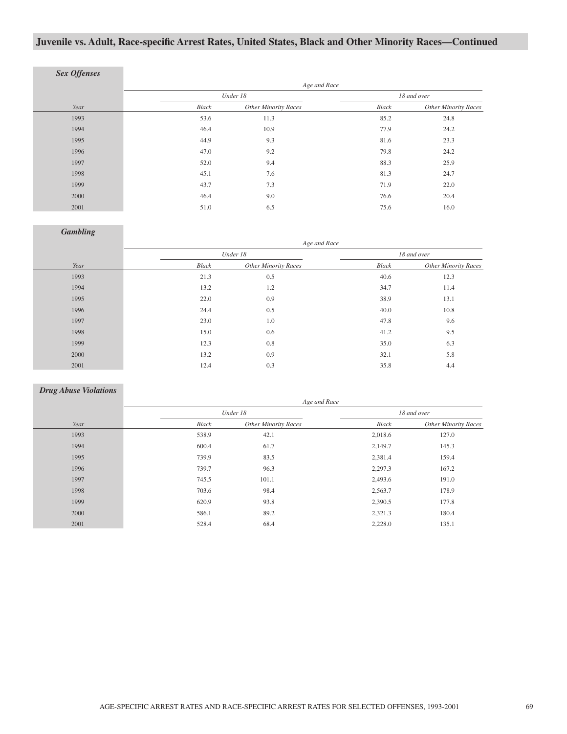## Juvenile vs. Adult, Race-specific Arrest Rates, United States, Black and Other Minority Races—Continued

### *Sex Offenses*

| | *Age and Race* | | | |
|---|---|---|---|---|
| | *Under 18* | | *18 and over* | |
| *Year* | *Black* | *Other Minority Races* | *Black* | *Other Minority Races* |
| 1993 | 53.6 | 11.3 | 85.2 | 24.8 |
| 1994 | 46.4 | 10.9 | 77.9 | 24.2 |
| 1995 | 44.9 | 9.3 | 81.6 | 23.3 |
| 1996 | 47.0 | 9.2 | 79.8 | 24.2 |
| 1997 | 52.0 | 9.4 | 88.3 | 25.9 |
| 1998 | 45.1 | 7.6 | 81.3 | 24.7 |
| 1999 | 43.7 | 7.3 | 71.9 | 22.0 |
| 2000 | 46.4 | 9.0 | 76.6 | 20.4 |
| 2001 | 51.0 | 6.5 | 75.6 | 16.0 |

### *Gambling*

| | *Age and Race* | | | |
|---|---|---|---|---|
| | *Under 18* | | *18 and over* | |
| *Year* | *Black* | *Other Minority Races* | *Black* | *Other Minority Races* |
| 1993 | 21.3 | 0.5 | 40.6 | 12.3 |
| 1994 | 13.2 | 1.2 | 34.7 | 11.4 |
| 1995 | 22.0 | 0.9 | 38.9 | 13.1 |
| 1996 | 24.4 | 0.5 | 40.0 | 10.8 |
| 1997 | 23.0 | 1.0 | 47.8 | 9.6 |
| 1998 | 15.0 | 0.6 | 41.2 | 9.5 |
| 1999 | 12.3 | 0.8 | 35.0 | 6.3 |
| 2000 | 13.2 | 0.9 | 32.1 | 5.8 |
| 2001 | 12.4 | 0.3 | 35.8 | 4.4 |

### *Drug Abuse Violations*

| | *Age and Race* | | | |
|---|---|---|---|---|
| | *Under 18* | | *18 and over* | |
| *Year* | *Black* | *Other Minority Races* | *Black* | *Other Minority Races* |
| 1993 | 538.9 | 42.1 | 2,018.6 | 127.0 |
| 1994 | 600.4 | 61.7 | 2,149.7 | 145.3 |
| 1995 | 739.9 | 83.5 | 2,381.4 | 159.4 |
| 1996 | 739.7 | 96.3 | 2,297.3 | 167.2 |
| 1997 | 745.5 | 101.1 | 2,493.6 | 191.0 |
| 1998 | 703.6 | 98.4 | 2,563.7 | 178.9 |
| 1999 | 620.9 | 93.8 | 2,390.5 | 177.8 |
| 2000 | 586.1 | 89.2 | 2,321.3 | 180.4 |
| 2001 | 528.4 | 68.4 | 2,228.0 | 135.1 |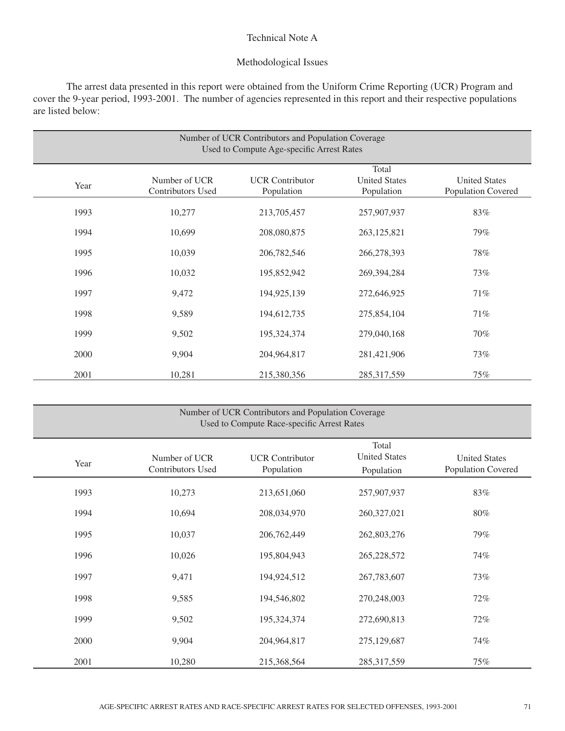# Technical Note A

## Methodological Issues

The arrest data presented in this report were obtained from the Uniform Crime Reporting (UCR) Program and cover the 9-year period, 1993-2001. The number of agencies represented in this report and their respective populations are listed below:

**Number of UCR Contributors and Population Coverage Used to Compute Age-specific Arrest Rates**

| Year | Number of UCR Contributors Used | UCR Contributor Population | Total United States Population | United States Population Covered |
|---|---|---|---|---|
| 1993 | 10,277 | 213,705,457 | 257,907,937 | 83% |
| 1994 | 10,699 | 208,080,875 | 263,125,821 | 79% |
| 1995 | 10,039 | 206,782,546 | 266,278,393 | 78% |
| 1996 | 10,032 | 195,852,942 | 269,394,284 | 73% |
| 1997 | 9,472 | 194,925,139 | 272,646,925 | 71% |
| 1998 | 9,589 | 194,612,735 | 275,854,104 | 71% |
| 1999 | 9,502 | 195,324,374 | 279,040,168 | 70% |
| 2000 | 9,904 | 204,964,817 | 281,421,906 | 73% |
| 2001 | 10,281 | 215,380,356 | 285,317,559 | 75% |

**Number of UCR Contributors and Population Coverage Used to Compute Race-specific Arrest Rates**

| Year | Number of UCR Contributors Used | UCR Contributor Population | Total United States Population | United States Population Covered |
|---|---|---|---|---|
| 1993 | 10,273 | 213,651,060 | 257,907,937 | 83% |
| 1994 | 10,694 | 208,034,970 | 260,327,021 | 80% |
| 1995 | 10,037 | 206,762,449 | 262,803,276 | 79% |
| 1996 | 10,026 | 195,804,943 | 265,228,572 | 74% |
| 1997 | 9,471 | 194,924,512 | 267,783,607 | 73% |
| 1998 | 9,585 | 194,546,802 | 270,248,003 | 72% |
| 1999 | 9,502 | 195,324,374 | 272,690,813 | 72% |
| 2000 | 9,904 | 204,964,817 | 275,129,687 | 74% |
| 2001 | 10,280 | 215,368,564 | 285,317,559 | 75% |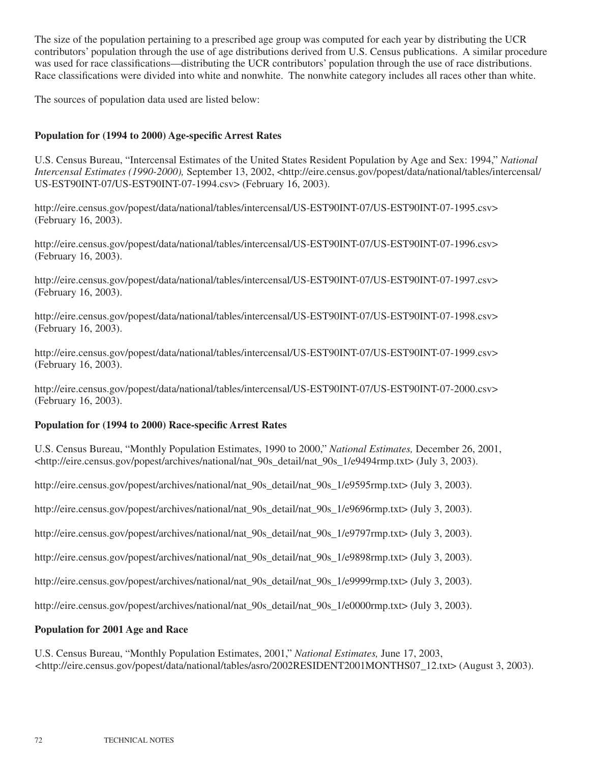The size of the population pertaining to a prescribed age group was computed for each year by distributing the UCR contributors' population through the use of age distributions derived from U.S. Census publications. A similar procedure was used for race classifications—distributing the UCR contributors' population through the use of race distributions. Race classifications were divided into white and nonwhite. The nonwhite category includes all races other than white.

The sources of population data used are listed below:

**Population for (1994 to 2000) Age-specific Arrest Rates**

U.S. Census Bureau, "Intercensal Estimates of the United States Resident Population by Age and Sex: 1994," *National Intercensal Estimates (1990-2000),* September 13, 2002, <http://eire.census.gov/popest/data/national/tables/intercensal/US-EST90INT-07/US-EST90INT-07-1994.csv> (February 16, 2003).

http://eire.census.gov/popest/data/national/tables/intercensal/US-EST90INT-07/US-EST90INT-07-1995.csv> (February 16, 2003).

http://eire.census.gov/popest/data/national/tables/intercensal/US-EST90INT-07/US-EST90INT-07-1996.csv> (February 16, 2003).

http://eire.census.gov/popest/data/national/tables/intercensal/US-EST90INT-07/US-EST90INT-07-1997.csv> (February 16, 2003).

http://eire.census.gov/popest/data/national/tables/intercensal/US-EST90INT-07/US-EST90INT-07-1998.csv> (February 16, 2003).

http://eire.census.gov/popest/data/national/tables/intercensal/US-EST90INT-07/US-EST90INT-07-1999.csv> (February 16, 2003).

http://eire.census.gov/popest/data/national/tables/intercensal/US-EST90INT-07/US-EST90INT-07-2000.csv> (February 16, 2003).

**Population for (1994 to 2000) Race-specific Arrest Rates**

U.S. Census Bureau, "Monthly Population Estimates, 1990 to 2000," *National Estimates,* December 26, 2001, <http://eire.census.gov/popest/archives/national/nat_90s_detail/nat_90s_1/e9494rmp.txt> (July 3, 2003).

http://eire.census.gov/popest/archives/national/nat_90s_detail/nat_90s_1/e9595rmp.txt> (July 3, 2003).

http://eire.census.gov/popest/archives/national/nat_90s_detail/nat_90s_1/e9696rmp.txt> (July 3, 2003).

http://eire.census.gov/popest/archives/national/nat_90s_detail/nat_90s_1/e9797rmp.txt> (July 3, 2003).

http://eire.census.gov/popest/archives/national/nat_90s_detail/nat_90s_1/e9898rmp.txt> (July 3, 2003).

http://eire.census.gov/popest/archives/national/nat_90s_detail/nat_90s_1/e9999rmp.txt> (July 3, 2003).

http://eire.census.gov/popest/archives/national/nat_90s_detail/nat_90s_1/e0000rmp.txt> (July 3, 2003).

**Population for 2001 Age and Race**

U.S. Census Bureau, "Monthly Population Estimates, 2001," *National Estimates,* June 17, 2003, <http://eire.census.gov/popest/data/national/tables/asro/2002RESIDENT2001MONTHS07_12.txt> (August 3, 2003).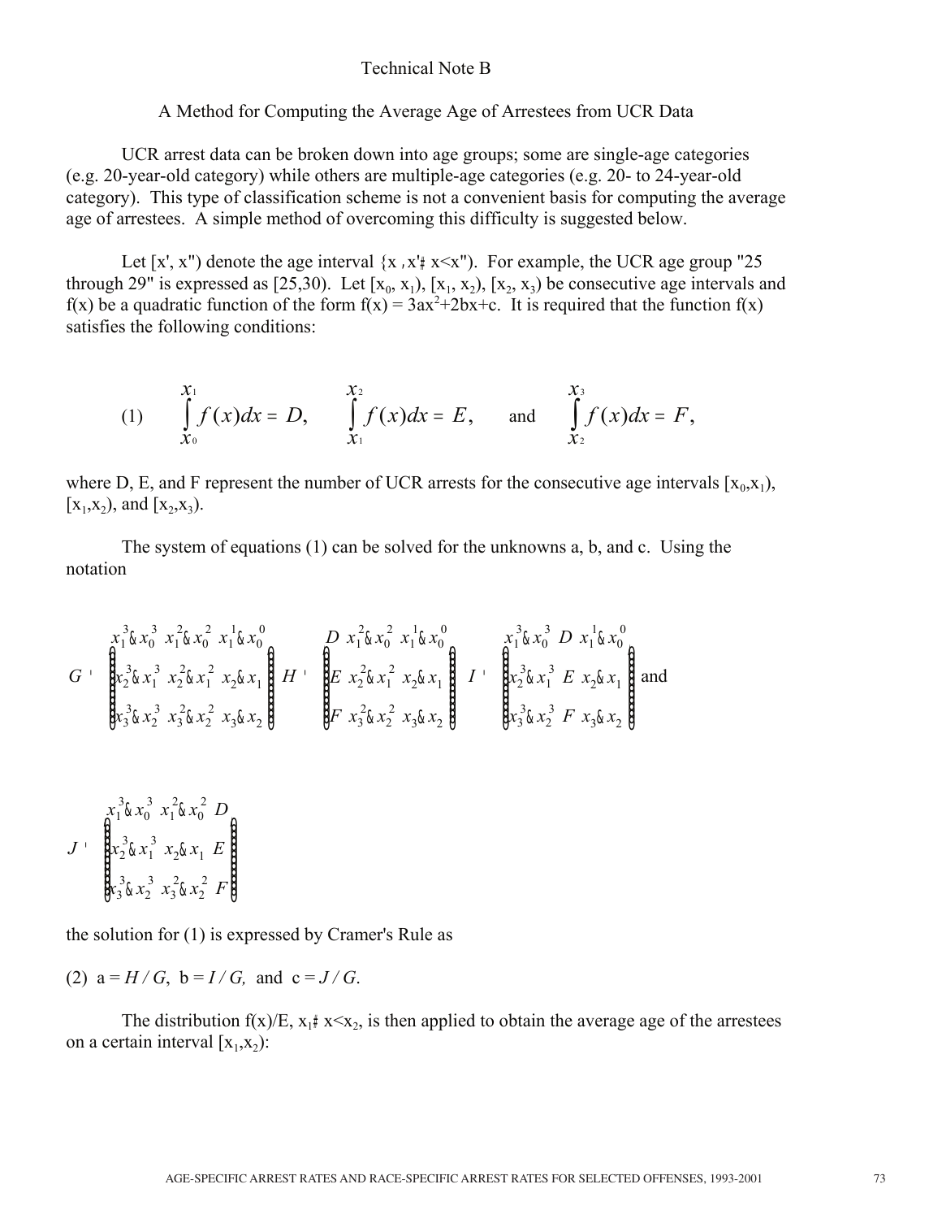# Technical Note B

## A Method for Computing the Average Age of Arrestees from UCR Data

UCR arrest data can be broken down into age groups; some are single-age categories (e.g. 20-year-old category) while others are multiple-age categories (e.g. 20- to 24-year-old category). This type of classification scheme is not a convenient basis for computing the average age of arrestees. A simple method of overcoming this difficulty is suggested below.

Let $[x', x'')$ denote the age interval $\{x \mid x' \le x < x''\}$. For example, the UCR age group "25 through 29" is expressed as $[25,30)$. Let $[x_0, x_1)$, $[x_1, x_2)$, $[x_2, x_3)$ be consecutive age intervals and $f(x)$ be a quadratic function of the form $f(x) = 3ax^2+2bx+c$. It is required that the function $f(x)$ satisfies the following conditions:

$$
(1) \qquad \int_{x_0}^{x_1} f(x)dx = D, \qquad \int_{x_1}^{x_2} f(x)dx = E, \qquad \text{and} \qquad \int_{x_2}^{x_3} f(x)dx = F,
$$

where D, E, and F represent the number of UCR arrests for the consecutive age intervals $[x_0,x_1)$, $[x_1,x_2)$, and $[x_2,x_3)$.

The system of equations (1) can be solved for the unknowns a, b, and c. Using the notation

$$
G = \begin{vmatrix} x_1^3 - x_0^3 & x_1^2 - x_0^2 & x_1^1 - x_0^0 \\ x_2^3 - x_1^3 & x_2^2 - x_1^2 & x_2 - x_1 \\ x_3^3 - x_2^3 & x_3^2 - x_2^2 & x_3 - x_2 \end{vmatrix} \quad
H = \begin{vmatrix} D & x_1^2 - x_0^2 & x_1^1 - x_0^0 \\ E & x_2^2 - x_1^2 & x_2 - x_1 \\ F & x_3^2 - x_2^2 & x_3 - x_2 \end{vmatrix} \quad
I = \begin{vmatrix} x_1^3 - x_0^3 & D & x_1^1 - x_0^0 \\ x_2^3 - x_1^3 & E & x_2 - x_1 \\ x_3^3 - x_2^3 & F & x_3 - x_2 \end{vmatrix} \quad \text{and}
$$

$$
J = \begin{vmatrix} x_1^3 - x_0^3 & x_1^2 - x_0^2 & D \\ x_2^3 - x_1^3 & x_2 - x_1 & E \\ x_3^3 - x_2^3 & x_3^2 - x_2^2 & F \end{vmatrix}
$$

the solution for (1) is expressed by Cramer's Rule as

(2) $a = H / G$, $b = I / G$, and $c = J / G$.

The distribution $f(x)/E$, $x_1 \le x < x_2$, is then applied to obtain the average age of the arrestees on a certain interval $[x_1,x_2)$: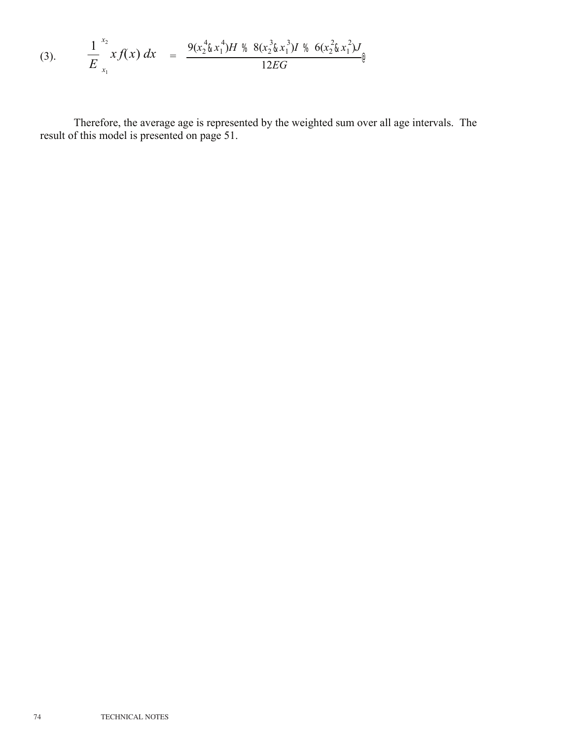$$(3). \qquad \frac{1}{E}\int_{x_1}^{x_2} x\,f(x)\,dx \;=\; \frac{9(x_2^4 - x_1^4)H + 8(x_2^3 - x_1^3)I + 6(x_2^2 - x_1^2)J}{12EG}.$$

Therefore, the average age is represented by the weighted sum over all age intervals. The result of this model is presented on page 51.